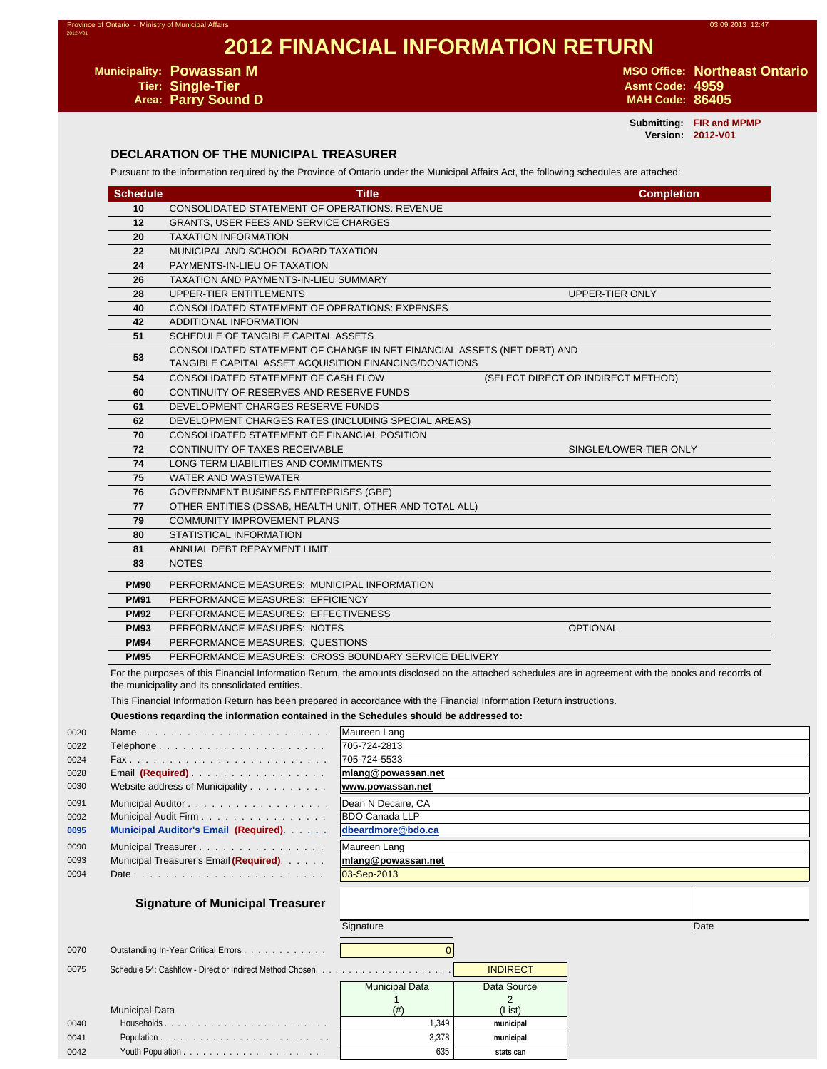Province of Ontario - Ministry of Municipal Affairs

2012-V01

# 2012 FINANCIAL INFORMATION RETURN

**Municipality:** Powassan M
**Tier:** Single-Tier
**Area:** Parry Sound D

**MSO Office:** Northeast Ontario
**Asmt Code:** 4959
**MAH Code:** 86405

**Submitting:** FIR and MPMP
**Version:** 2012-V01

## DECLARATION OF THE MUNICIPAL TREASURER

Pursuant to the information required by the Province of Ontario under the Municipal Affairs Act, the following schedules are attached:

| Schedule | Title | Completion |
|---|---|---|
| 10 | CONSOLIDATED STATEMENT OF OPERATIONS: REVENUE | |
| 12 | GRANTS, USER FEES AND SERVICE CHARGES | |
| 20 | TAXATION INFORMATION | |
| 22 | MUNICIPAL AND SCHOOL BOARD TAXATION | |
| 24 | PAYMENTS-IN-LIEU OF TAXATION | |
| 26 | TAXATION AND PAYMENTS-IN-LIEU SUMMARY | |
| 28 | UPPER-TIER ENTITLEMENTS | UPPER-TIER ONLY |
| 40 | CONSOLIDATED STATEMENT OF OPERATIONS: EXPENSES | |
| 42 | ADDITIONAL INFORMATION | |
| 51 | SCHEDULE OF TANGIBLE CAPITAL ASSETS | |
| 53 | CONSOLIDATED STATEMENT OF CHANGE IN NET FINANCIAL ASSETS (NET DEBT) AND TANGIBLE CAPITAL ASSET ACQUISITION FINANCING/DONATIONS | |
| 54 | CONSOLIDATED STATEMENT OF CASH FLOW (SELECT DIRECT OR INDIRECT METHOD) | |
| 60 | CONTINUITY OF RESERVES AND RESERVE FUNDS | |
| 61 | DEVELOPMENT CHARGES RESERVE FUNDS | |
| 62 | DEVELOPMENT CHARGES RATES (INCLUDING SPECIAL AREAS) | |
| 70 | CONSOLIDATED STATEMENT OF FINANCIAL POSITION | |
| 72 | CONTINUITY OF TAXES RECEIVABLE | SINGLE/LOWER-TIER ONLY |
| 74 | LONG TERM LIABILITIES AND COMMITMENTS | |
| 75 | WATER AND WASTEWATER | |
| 76 | GOVERNMENT BUSINESS ENTERPRISES (GBE) | |
| 77 | OTHER ENTITIES (DSSAB, HEALTH UNIT, OTHER AND TOTAL ALL) | |
| 79 | COMMUNITY IMPROVEMENT PLANS | |
| 80 | STATISTICAL INFORMATION | |
| 81 | ANNUAL DEBT REPAYMENT LIMIT | |
| 83 | NOTES | |
| PM90 | PERFORMANCE MEASURES: MUNICIPAL INFORMATION | |
| PM91 | PERFORMANCE MEASURES: EFFICIENCY | |
| PM92 | PERFORMANCE MEASURES: EFFECTIVENESS | |
| PM93 | PERFORMANCE MEASURES: NOTES | OPTIONAL |
| PM94 | PERFORMANCE MEASURES: QUESTIONS | |
| PM95 | PERFORMANCE MEASURES: CROSS BOUNDARY SERVICE DELIVERY | |

For the purposes of this Financial Information Return, the amounts disclosed on the attached schedules are in agreement with the books and records of the municipality and its consolidated entities.

This Financial Information Return has been prepared in accordance with the Financial Information Return instructions.

**Questions regarding the information contained in the Schedules should be addressed to:**

| Line | Item | Value |
|---|---|---|
| 0020 | Name | Maureen Lang |
| 0022 | Telephone | 705-724-2813 |
| 0024 | Fax | 705-724-5533 |
| 0028 | Email **(Required)** | mlang@powassan.net |
| 0030 | Website address of Municipality | www.powassan.net |
| 0091 | Municipal Auditor | Dean N Decaire, CA |
| 0092 | Municipal Audit Firm | BDO Canada LLP |
| 0095 | **Municipal Auditor's Email (Required)** | dbeardmore@bdo.ca |
| 0090 | Municipal Treasurer | Maureen Lang |
| 0093 | Municipal Treasurer's Email **(Required)** | mlang@powassan.net |
| 0094 | Date | 03-Sep-2013 |

### Signature of Municipal Treasurer

Signature | Date

| Line | Item | Value |
|---|---|---|
| 0070 | Outstanding In-Year Critical Errors | 0 |
| 0075 | Schedule 54: Cashflow - Direct or Indirect Method Chosen. | INDIRECT |

| Line | Municipal Data | Municipal Data 1 (#) | Data Source 2 (List) |
|---|---|---|---|
| 0040 | Households | 1,349 | municipal |
| 0041 | Population | 3,378 | municipal |
| 0042 | Youth Population | 635 | stats can |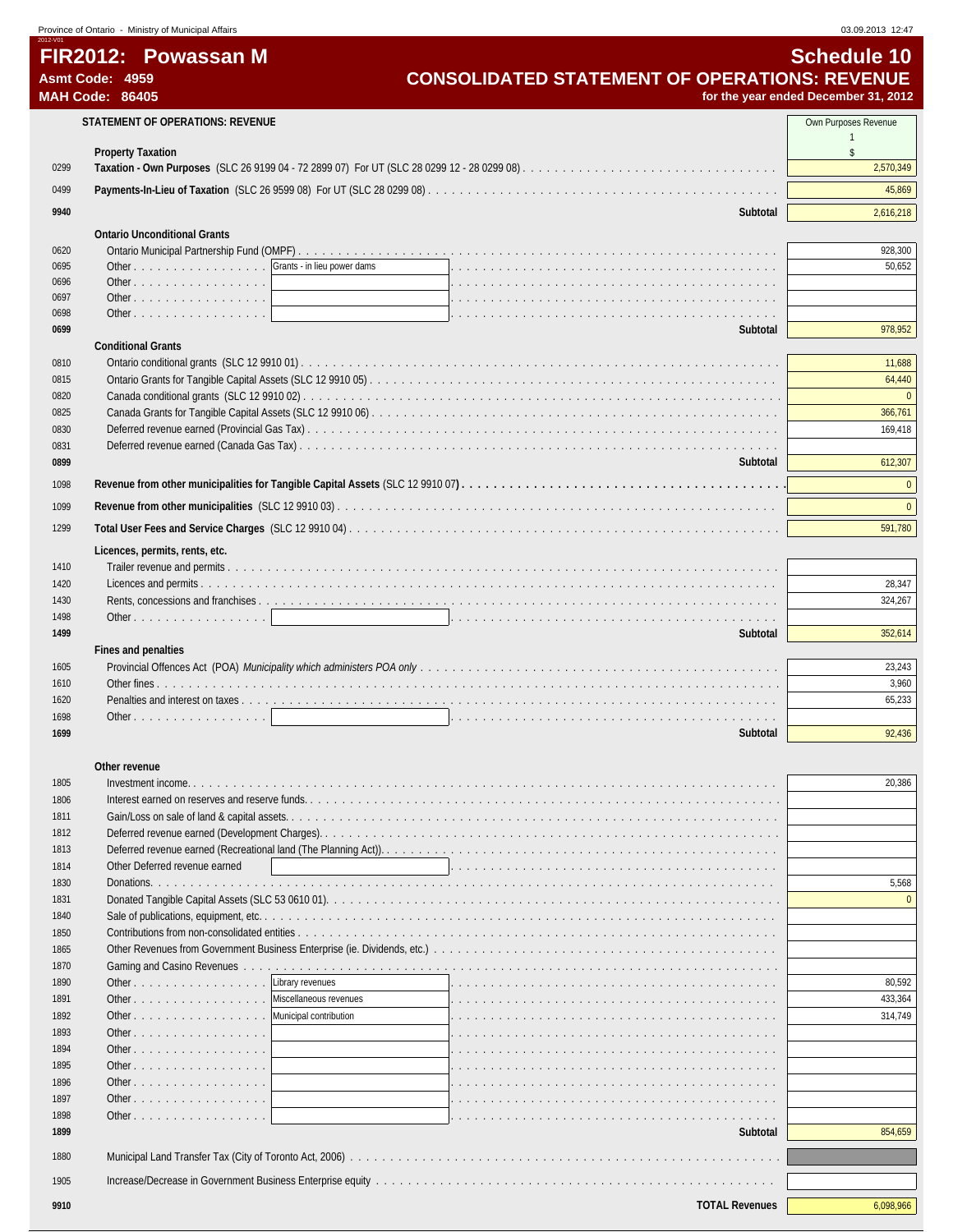Province of Ontario - Ministry of Municipal Affairs

# FIR2012: Powassan M

**Asmt Code: 4959**
**MAH Code: 86405**

## Schedule 10
## CONSOLIDATED STATEMENT OF OPERATIONS: REVENUE
**for the year ended December 31, 2012**

| | STATEMENT OF OPERATIONS: REVENUE | | Own Purposes Revenue<br>1<br>$ |
|---|---|---|---|
| | **Property Taxation** | | |
| 0299 | **Taxation - Own Purposes** (SLC 26 9199 04 - 72 2899 07) For UT (SLC 28 0299 12 - 28 0299 08) | | 2,570,349 |
| 0499 | **Payments-In-Lieu of Taxation** (SLC 26 9599 08) For UT (SLC 28 0299 08) | | 45,869 |
| **9940** | | **Subtotal** | 2,616,218 |
| | **Ontario Unconditional Grants** | | |
| 0620 | Ontario Municipal Partnership Fund (OMPF) | | 928,300 |
| 0695 | Other | Grants - in lieu power dams | 50,652 |
| 0696 | Other | | |
| 0697 | Other | | |
| 0698 | Other | | |
| **0699** | | **Subtotal** | 978,952 |
| | **Conditional Grants** | | |
| 0810 | Ontario conditional grants (SLC 12 9910 01) | | 11,688 |
| 0815 | Ontario Grants for Tangible Capital Assets (SLC 12 9910 05) | | 64,440 |
| 0820 | Canada conditional grants (SLC 12 9910 02) | | 0 |
| 0825 | Canada Grants for Tangible Capital Assets (SLC 12 9910 06) | | 366,761 |
| 0830 | Deferred revenue earned (Provincial Gas Tax) | | 169,418 |
| 0831 | Deferred revenue earned (Canada Gas Tax) | | |
| **0899** | | **Subtotal** | 612,307 |
| 1098 | **Revenue from other municipalities for Tangible Capital Assets** (SLC 12 9910 07) | | 0 |
| 1099 | **Revenue from other municipalities** (SLC 12 9910 03) | | 0 |
| 1299 | **Total User Fees and Service Charges** (SLC 12 9910 04) | | 591,780 |
| | **Licences, permits, rents, etc.** | | |
| 1410 | Trailer revenue and permits | | |
| 1420 | Licences and permits | | 28,347 |
| 1430 | Rents, concessions and franchises | | 324,267 |
| 1498 | Other | | |
| **1499** | | **Subtotal** | 352,614 |
| | **Fines and penalties** | | |
| 1605 | Provincial Offences Act (POA) *Municipality which administers POA only* | | 23,243 |
| 1610 | Other fines | | 3,960 |
| 1620 | Penalties and interest on taxes | | 65,233 |
| 1698 | Other | | |
| **1699** | | **Subtotal** | 92,436 |
| | **Other revenue** | | |
| 1805 | Investment income | | 20,386 |
| 1806 | Interest earned on reserves and reserve funds | | |
| 1811 | Gain/Loss on sale of land & capital assets | | |
| 1812 | Deferred revenue earned (Development Charges) | | |
| 1813 | Deferred revenue earned (Recreational land (The Planning Act)) | | |
| 1814 | Other Deferred revenue earned | | |
| 1830 | Donations | | 5,568 |
| 1831 | Donated Tangible Capital Assets (SLC 53 0610 01) | | 0 |
| 1840 | Sale of publications, equipment, etc. | | |
| 1850 | Contributions from non-consolidated entities | | |
| 1865 | Other Revenues from Government Business Enterprise (ie. Dividends, etc.) | | |
| 1870 | Gaming and Casino Revenues | | |
| 1890 | Other | Library revenues | 80,592 |
| 1891 | Other | Miscellaneous revenues | 433,364 |
| 1892 | Other | Municipal contribution | 314,749 |
| 1893 | Other | | |
| 1894 | Other | | |
| 1895 | Other | | |
| 1896 | Other | | |
| 1897 | Other | | |
| 1898 | Other | | |
| **1899** | | **Subtotal** | 854,659 |
| 1880 | Municipal Land Transfer Tax (City of Toronto Act, 2006) | | |
| 1905 | Increase/Decrease in Government Business Enterprise equity | | |
| **9910** | | **TOTAL Revenues** | 6,098,966 |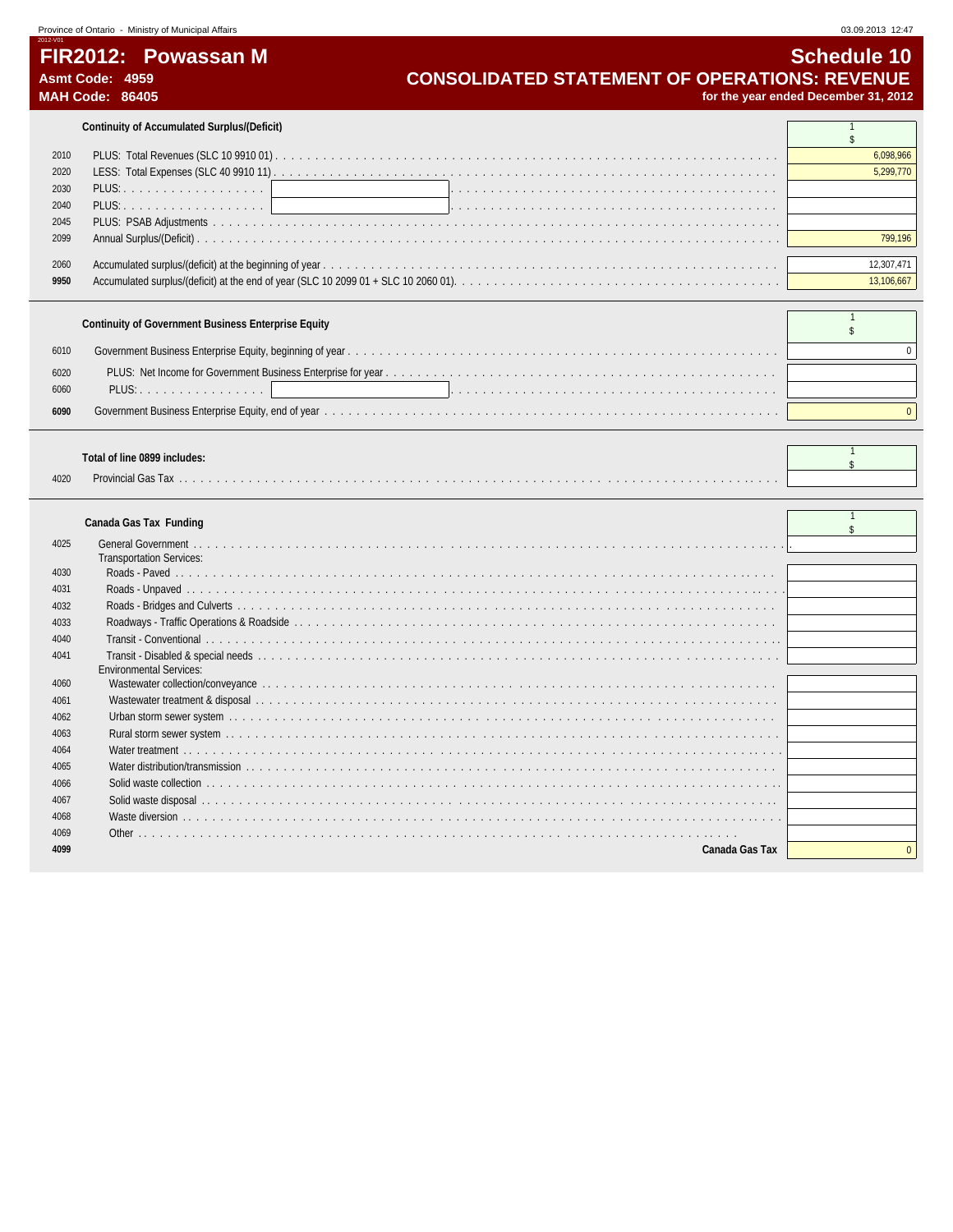# FIR2012: Powassan M

**Asmt Code: 4959**
**MAH Code: 86405**

## Schedule 10
## CONSOLIDATED STATEMENT OF OPERATIONS: REVENUE
**for the year ended December 31, 2012**

### Continuity of Accumulated Surplus/(Deficit)

| Line | Description | 1 $ |
|---|---|---|
| 2010 | PLUS: Total Revenues (SLC 10 9910 01) | 6,098,966 |
| 2020 | LESS: Total Expenses (SLC 40 9910 11) | 5,299,770 |
| 2030 | PLUS: | |
| 2040 | PLUS: | |
| 2045 | PLUS: PSAB Adjustments | |
| 2099 | Annual Surplus/(Deficit) | 799,196 |
| 2060 | Accumulated surplus/(deficit) at the beginning of year | 12,307,471 |
| **9950** | Accumulated surplus/(deficit) at the end of year (SLC 10 2099 01 + SLC 10 2060 01) | 13,106,667 |

### Continuity of Government Business Enterprise Equity

| Line | Description | 1 $ |
|---|---|---|
| 6010 | Government Business Enterprise Equity, beginning of year | 0 |
| 6020 | PLUS: Net Income for Government Business Enterprise for year | |
| 6060 | PLUS: | |
| **6090** | Government Business Enterprise Equity, end of year | 0 |

### Total of line 0899 includes:

| Line | Description | 1 $ |
|---|---|---|
| 4020 | Provincial Gas Tax | |

### Canada Gas Tax Funding

| Line | Description | 1 $ |
|---|---|---|
| 4025 | General Government | |
| | Transportation Services: | |
| 4030 | Roads - Paved | |
| 4031 | Roads - Unpaved | |
| 4032 | Roads - Bridges and Culverts | |
| 4033 | Roadways - Traffic Operations & Roadside | |
| 4040 | Transit - Conventional | |
| 4041 | Transit - Disabled & special needs | |
| | Environmental Services: | |
| 4060 | Wastewater collection/conveyance | |
| 4061 | Wastewater treatment & disposal | |
| 4062 | Urban storm sewer system | |
| 4063 | Rural storm sewer system | |
| 4064 | Water treatment | |
| 4065 | Water distribution/transmission | |
| 4066 | Solid waste collection | |
| 4067 | Solid waste disposal | |
| 4068 | Waste diversion | |
| 4069 | Other | |
| **4099** | **Canada Gas Tax** | 0 |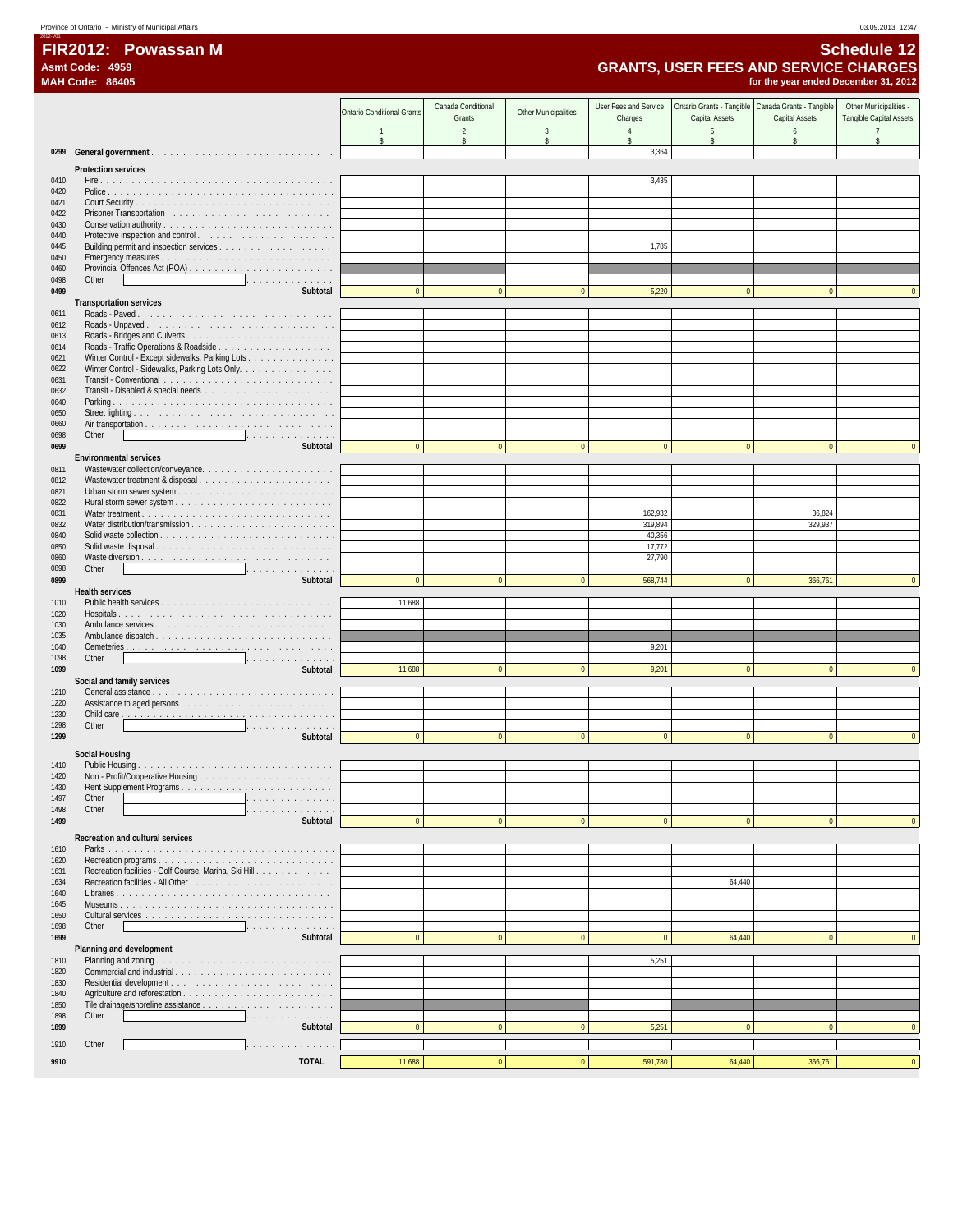Province of Ontario - Ministry of Municipal Affairs

# FIR2012: Powassan M

**Asmt Code: 4959**
**MAH Code: 86405**

## Schedule 12
## GRANTS, USER FEES AND SERVICE CHARGES
**for the year ended December 31, 2012**

| | | Ontario Conditional Grants | Canada Conditional Grants | Other Municipalities | User Fees and Service Charges | Ontario Grants - Tangible Capital Assets | Canada Grants - Tangible Capital Assets | Other Municipalities - Tangible Capital Assets |
|---|---|---|---|---|---|---|---|---|
| | | 1 | 2 | 3 | 4 | 5 | 6 | 7 |
| | | $ | $ | $ | $ | $ | $ | $ |
| 0299 | **General government** | | | | 3,364 | | | |
| | **Protection services** | | | | | | | |
| 0410 | Fire | | | | 3,435 | | | |
| 0420 | Police | | | | | | | |
| 0421 | Court Security | | | | | | | |
| 0422 | Prisoner Transportation | | | | | | | |
| 0430 | Conservation authority | | | | | | | |
| 0440 | Protective inspection and control | | | | | | | |
| 0445 | Building permit and inspection services | | | | 1,785 | | | |
| 0450 | Emergency measures | | | | | | | |
| 0460 | Provincial Offences Act (POA) | | | | | | | |
| 0498 | Other | | | | | | | |
| 0499 | **Subtotal** | 0 | 0 | 0 | 5,220 | 0 | 0 | 0 |
| | **Transportation services** | | | | | | | |
| 0611 | Roads - Paved | | | | | | | |
| 0612 | Roads - Unpaved | | | | | | | |
| 0613 | Roads - Bridges and Culverts | | | | | | | |
| 0614 | Roads - Traffic Operations & Roadside | | | | | | | |
| 0621 | Winter Control - Except sidewalks, Parking Lots | | | | | | | |
| 0622 | Winter Control - Sidewalks, Parking Lots Only | | | | | | | |
| 0631 | Transit - Conventional | | | | | | | |
| 0632 | Transit - Disabled & special needs | | | | | | | |
| 0640 | Parking | | | | | | | |
| 0650 | Street lighting | | | | | | | |
| 0660 | Air transportation | | | | | | | |
| 0698 | Other | | | | | | | |
| 0699 | **Subtotal** | 0 | 0 | 0 | 0 | 0 | 0 | 0 |
| | **Environmental services** | | | | | | | |
| 0811 | Wastewater collection/conveyance | | | | | | | |
| 0812 | Wastewater treatment & disposal | | | | | | | |
| 0821 | Urban storm sewer system | | | | | | | |
| 0822 | Rural storm sewer system | | | | | | | |
| 0831 | Water treatment | | | | 162,932 | | 36,824 | |
| 0832 | Water distribution/transmission | | | | 319,894 | | 329,937 | |
| 0840 | Solid waste collection | | | | 40,356 | | | |
| 0850 | Solid waste disposal | | | | 17,772 | | | |
| 0860 | Waste diversion | | | | 27,790 | | | |
| 0898 | Other | | | | | | | |
| 0899 | **Subtotal** | 0 | 0 | 0 | 568,744 | 0 | 366,761 | 0 |
| | **Health services** | | | | | | | |
| 1010 | Public health services | 11,688 | | | | | | |
| 1020 | Hospitals | | | | | | | |
| 1030 | Ambulance services | | | | | | | |
| 1035 | Ambulance dispatch | | | | | | | |
| 1040 | Cemeteries | | | | 9,201 | | | |
| 1098 | Other | | | | | | | |
| 1099 | **Subtotal** | 11,688 | 0 | 0 | 9,201 | 0 | 0 | 0 |
| | **Social and family services** | | | | | | | |
| 1210 | General assistance | | | | | | | |
| 1220 | Assistance to aged persons | | | | | | | |
| 1230 | Child care | | | | | | | |
| 1298 | Other | | | | | | | |
| 1299 | **Subtotal** | 0 | 0 | 0 | 0 | 0 | 0 | 0 |
| | **Social Housing** | | | | | | | |
| 1410 | Public Housing | | | | | | | |
| 1420 | Non - Profit/Cooperative Housing | | | | | | | |
| 1430 | Rent Supplement Programs | | | | | | | |
| 1497 | Other | | | | | | | |
| 1498 | Other | | | | | | | |
| 1499 | **Subtotal** | 0 | 0 | 0 | 0 | 0 | 0 | 0 |
| | **Recreation and cultural services** | | | | | | | |
| 1610 | Parks | | | | | | | |
| 1620 | Recreation programs | | | | | | | |
| 1631 | Recreation facilities - Golf Course, Marina, Ski Hill | | | | | | | |
| 1634 | Recreation facilities - All Other | | | | | 64,440 | | |
| 1640 | Libraries | | | | | | | |
| 1645 | Museums | | | | | | | |
| 1650 | Cultural services | | | | | | | |
| 1698 | Other | | | | | | | |
| 1699 | **Subtotal** | 0 | 0 | 0 | 0 | 64,440 | 0 | 0 |
| | **Planning and development** | | | | | | | |
| 1810 | Planning and zoning | | | | 5,251 | | | |
| 1820 | Commercial and industrial | | | | | | | |
| 1830 | Residential development | | | | | | | |
| 1840 | Agriculture and reforestation | | | | | | | |
| 1850 | Tile drainage/shoreline assistance | | | | | | | |
| 1898 | Other | | | | | | | |
| 1899 | **Subtotal** | 0 | 0 | 0 | 5,251 | 0 | 0 | 0 |
| 1910 | Other | | | | | | | |
| 9910 | **TOTAL** | 11,688 | 0 | 0 | 591,780 | 64,440 | 366,761 | 0 |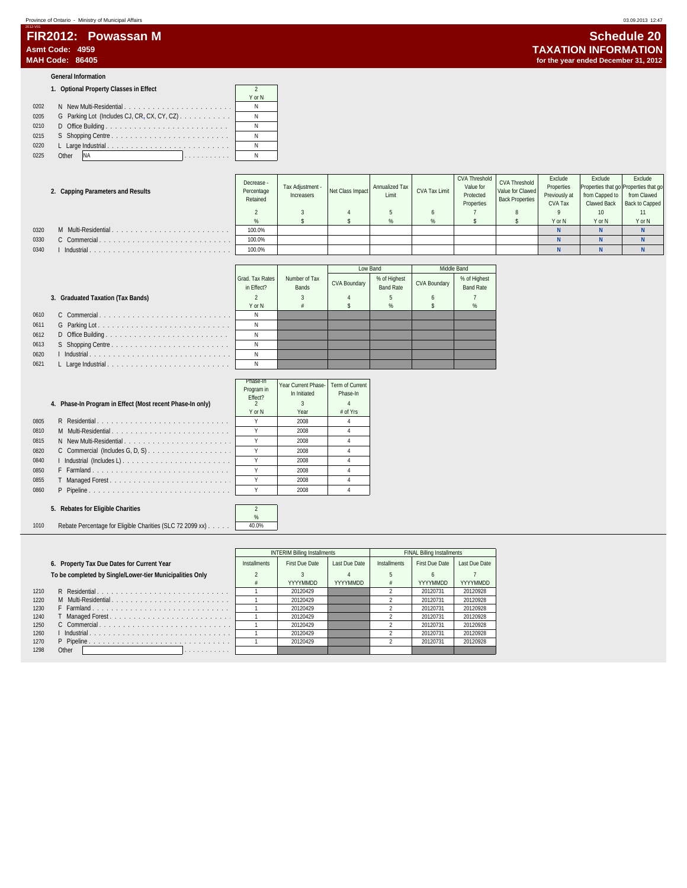Province of Ontario - Ministry of Municipal Affairs 03.09.2013 12:47

# FIR2012: Powassan M

**Asmt Code: 4959**
**MAH Code: 86405**

# Schedule 20
## TAXATION INFORMATION
**for the year ended December 31, 2012**

**General Information**

| | 1. Optional Property Classes in Effect | 2 |
|---|---|---|
| | | Y or N |
| 0202 | N New Multi-Residential | N |
| 0205 | G Parking Lot (Includes CJ, CR, CX, CY, CZ) | N |
| 0210 | D Office Building | N |
| 0215 | S Shopping Centre | N |
| 0220 | L Large Industrial | N |
| 0225 | Other NA | N |

| | 2. Capping Parameters and Results | Decrease - Percentage Retained | Tax Adjustment - Increasers | Net Class Impact | Annualized Tax Limit | CVA Tax Limit | CVA Threshold Value for Protected Properties | CVA Threshold Value for Clawed Back Properties | Exclude Properties Previously at CVA Tax | Exclude Properties that go from Capped to Clawed Back | Exclude Properties that go from Clawed Back to Capped |
|---|---|---|---|---|---|---|---|---|---|---|---|
| | | 2 | 3 | 4 | 5 | 6 | 7 | 8 | 9 | 10 | 11 |
| | | % | $ | $ | % | % | $ | $ | Y or N | Y or N | Y or N |
| 0320 | M Multi-Residential | 100.0% | | | | | | | N | N | N |
| 0330 | C Commercial | 100.0% | | | | | | | N | N | N |
| 0340 | I Industrial | 100.0% | | | | | | | N | N | N |

| | 3. Graduated Taxation (Tax Bands) | Grad. Tax Rates in Effect? | Number of Tax Bands | Low Band | | Middle Band | |
|---|---|---|---|---|---|---|---|
| | | | | CVA Boundary | % of Highest Band Rate | CVA Boundary | % of Highest Band Rate |
| | | 2 | 3 | 4 | 5 | 6 | 7 |
| | | Y or N | # | $ | % | $ | % |
| 0610 | C Commercial | N | | | | | |
| 0611 | G Parking Lot | N | | | | | |
| 0612 | D Office Building | N | | | | | |
| 0613 | S Shopping Centre | N | | | | | |
| 0620 | I Industrial | N | | | | | |
| 0621 | L Large Industrial | N | | | | | |

| | 4. Phase-In Program in Effect (Most recent Phase-In only) | Phase-In Program in Effect? | Year Current Phase-In Initiated | Term of Current Phase-In |
|---|---|---|---|---|
| | | 2 | 3 | 4 |
| | | Y or N | Year | # of Yrs |
| 0805 | R Residential | Y | 2008 | 4 |
| 0810 | M Multi-Residential | Y | 2008 | 4 |
| 0815 | N New Multi-Residential | Y | 2008 | 4 |
| 0820 | C Commercial (Includes G, D, S) | Y | 2008 | 4 |
| 0840 | I Industrial (Includes L) | Y | 2008 | 4 |
| 0850 | F Farmland | Y | 2008 | 4 |
| 0855 | T Managed Forest | Y | 2008 | 4 |
| 0860 | P Pipeline | Y | 2008 | 4 |

| | 5. Rebates for Eligible Charities | 2 |
|---|---|---|
| | | % |
| 1010 | Rebate Percentage for Eligible Charities (SLC 72 2099 xx) | 40.0% |

| | 6. Property Tax Due Dates for Current Year<br>To be completed by Single/Lower-tier Municipalities Only | INTERIM Billing Installments | | | FINAL Billing Installments | | |
|---|---|---|---|---|---|---|---|
| | | Installments | First Due Date | Last Due Date | Installments | First Due Date | Last Due Date |
| | | 2 | 3 | 4 | 5 | 6 | 7 |
| | | # | YYYYMMDD | YYYYMMDD | # | YYYYMMDD | YYYYMMDD |
| 1210 | R Residential | 1 | 20120429 | | 2 | 20120731 | 20120928 |
| 1220 | M Multi-Residential | 1 | 20120429 | | 2 | 20120731 | 20120928 |
| 1230 | F Farmland | 1 | 20120429 | | 2 | 20120731 | 20120928 |
| 1240 | T Managed Forest | 1 | 20120429 | | 2 | 20120731 | 20120928 |
| 1250 | C Commercial | 1 | 20120429 | | 2 | 20120731 | 20120928 |
| 1260 | I Industrial | 1 | 20120429 | | 2 | 20120731 | 20120928 |
| 1270 | P Pipeline | 1 | 20120429 | | 2 | 20120731 | 20120928 |
| 1298 | Other | | | | | | |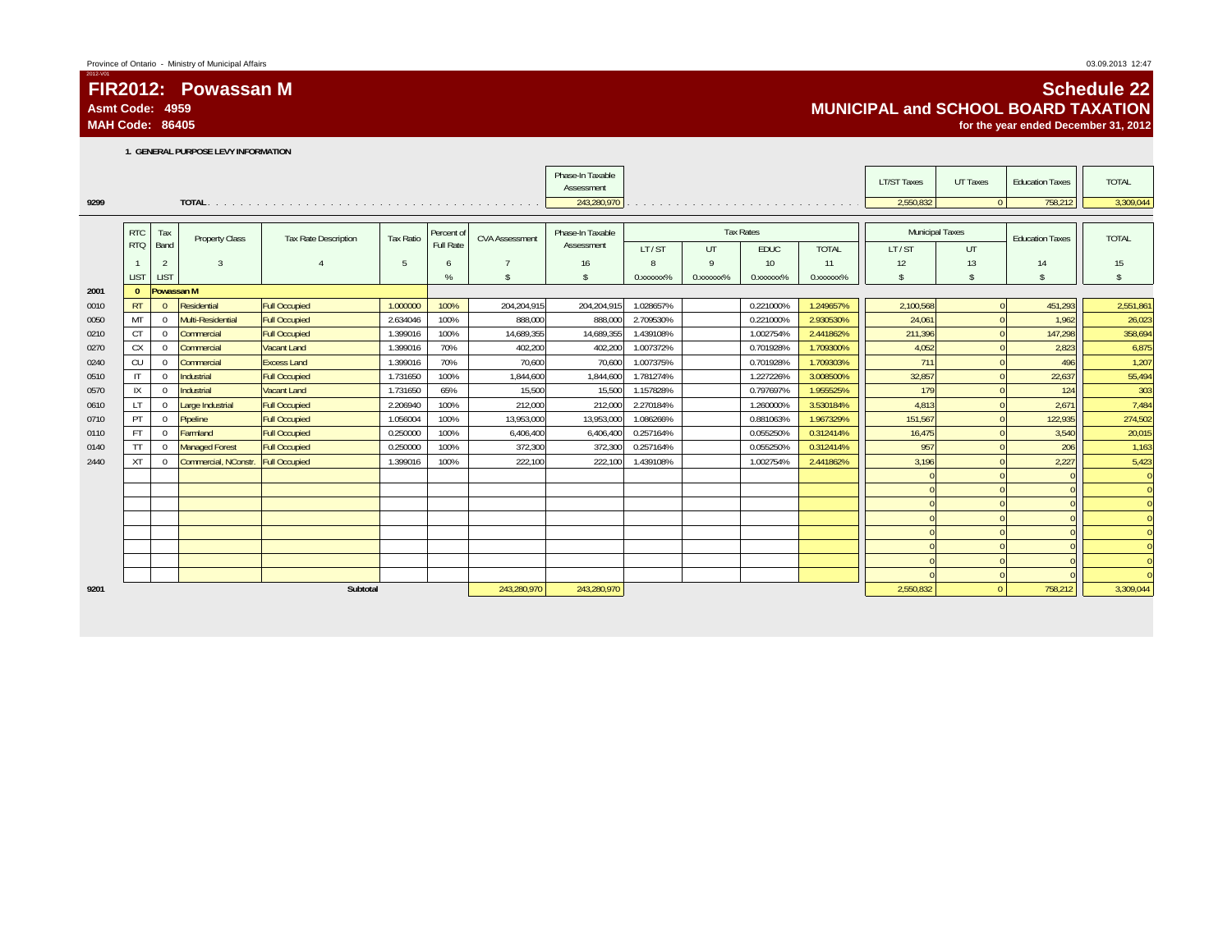# FIR2012: Powassan M

**Asmt Code: 4959**
**MAH Code: 86405**

## Schedule 22
## MUNICIPAL and SCHOOL BOARD TAXATION
**for the year ended December 31, 2012**

### 1. GENERAL PURPOSE LEVY INFORMATION

| | | Phase-In Taxable Assessment | LT/ST Taxes | UT Taxes | Education Taxes | TOTAL |
|---|---|---|---|---|---|---|
| 9299 | TOTAL | 243,280,970 | 2,550,832 | 0 | 758,212 | 3,309,044 |

| | RTC RTQ | Tax Band | Property Class | Tax Rate Description | Tax Ratio | Percent of Full Rate | CVA Assessment | Phase-In Taxable Assessment | Tax Rates LT / ST | UT | EDUC | TOTAL | Municipal Taxes LT / ST | UT | Education Taxes | TOTAL |
|---|---|---|---|---|---|---|---|---|---|---|---|---|---|---|---|---|
| | 1 | 2 | 3 | 4 | 5 | 6 | 7 | 16 | 8 | 9 | 10 | 11 | 12 | 13 | 14 | 15 |
| | LIST | LIST | | | | % | $ | $ | 0.xxxxxx% | 0.xxxxxx% | 0.xxxxxx% | 0.xxxxxx% | $ | $ | $ | $ |
| 2001 | 0 | Powassan M | | | | | | | | | | | | | | |
| 0010 | RT | 0 | Residential | Full Occupied | 1.000000 | 100% | 204,204,915 | 204,204,915 | 1.028657% | | 0.221000% | 1.249657% | 2,100,568 | 0 | 451,293 | 2,551,861 |
| 0050 | MT | 0 | Multi-Residential | Full Occupied | 2.634046 | 100% | 888,000 | 888,000 | 2.709530% | | 0.221000% | 2.930530% | 24,061 | 0 | 1,962 | 26,023 |
| 0210 | CT | 0 | Commercial | Full Occupied | 1.399016 | 100% | 14,689,355 | 14,689,355 | 1.439108% | | 1.002754% | 2.441862% | 211,396 | 0 | 147,298 | 358,694 |
| 0270 | CX | 0 | Commercial | Vacant Land | 1.399016 | 70% | 402,200 | 402,200 | 1.007372% | | 0.701928% | 1.709300% | 4,052 | 0 | 2,823 | 6,875 |
| 0240 | CU | 0 | Commercial | Excess Land | 1.399016 | 70% | 70,600 | 70,600 | 1.007375% | | 0.701928% | 1.709303% | 711 | 0 | 496 | 1,207 |
| 0510 | IT | 0 | Industrial | Full Occupied | 1.731650 | 100% | 1,844,600 | 1,844,600 | 1.781274% | | 1.227226% | 3.008500% | 32,857 | 0 | 22,637 | 55,494 |
| 0570 | IX | 0 | Industrial | Vacant Land | 1.731650 | 65% | 15,500 | 15,500 | 1.157828% | | 0.797697% | 1.955525% | 179 | 0 | 124 | 303 |
| 0610 | LT | 0 | Large Industrial | Full Occupied | 2.206940 | 100% | 212,000 | 212,000 | 2.270184% | | 1.260000% | 3.530184% | 4,813 | 0 | 2,671 | 7,484 |
| 0710 | PT | 0 | Pipeline | Full Occupied | 1.056004 | 100% | 13,953,000 | 13,953,000 | 1.086266% | | 0.881063% | 1.967329% | 151,567 | 0 | 122,935 | 274,502 |
| 0110 | FT | 0 | Farmland | Full Occupied | 0.250000 | 100% | 6,406,400 | 6,406,400 | 0.257164% | | 0.055250% | 0.312414% | 16,475 | 0 | 3,540 | 20,015 |
| 0140 | TT | 0 | Managed Forest | Full Occupied | 0.250000 | 100% | 372,300 | 372,300 | 0.257164% | | 0.055250% | 0.312414% | 957 | 0 | 206 | 1,163 |
| 2440 | XT | 0 | Commercial, NConstr. | Full Occupied | 1.399016 | 100% | 222,100 | 222,100 | 1.439108% | | 1.002754% | 2.441862% | 3,196 | 0 | 2,227 | 5,423 |
| | | | | | | | | | | | | | 0 | 0 | 0 | 0 |
| | | | | | | | | | | | | | 0 | 0 | 0 | 0 |
| | | | | | | | | | | | | | 0 | 0 | 0 | 0 |
| | | | | | | | | | | | | | 0 | 0 | 0 | 0 |
| | | | | | | | | | | | | | 0 | 0 | 0 | 0 |
| | | | | | | | | | | | | | 0 | 0 | 0 | 0 |
| | | | | | | | | | | | | | 0 | 0 | 0 | 0 |
| | | | | | | | | | | | | | 0 | 0 | 0 | 0 |
| 9201 | | | | Subtotal | | | 243,280,970 | 243,280,970 | | | | | 2,550,832 | 0 | 758,212 | 3,309,044 |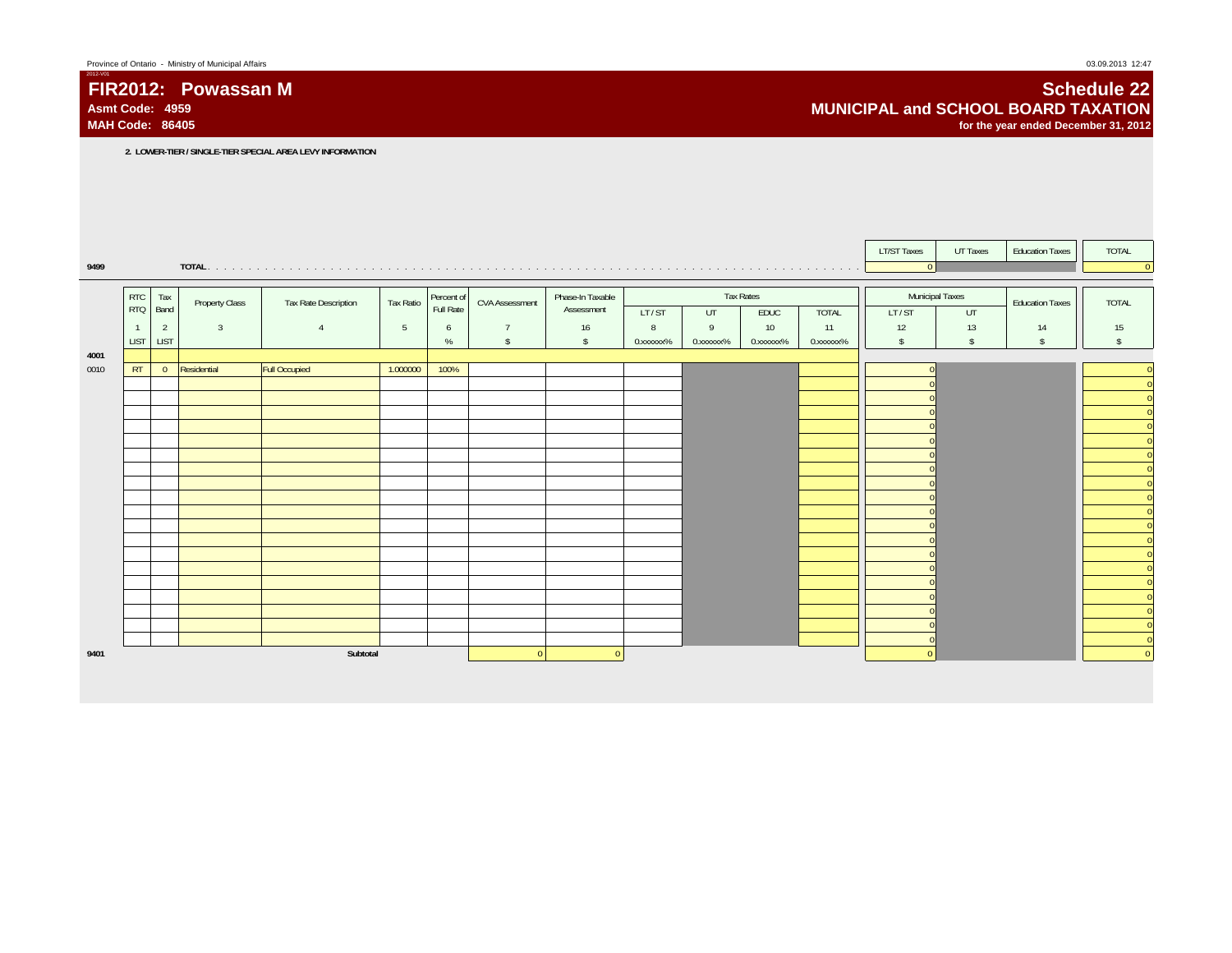# FIR2012: Powassan M

**Asmt Code: 4959**
**MAH Code: 86405**

# Schedule 22
## MUNICIPAL and SCHOOL BOARD TAXATION
**for the year ended December 31, 2012**

**2. LOWER-TIER / SINGLE-TIER SPECIAL AREA LEVY INFORMATION**

| | | LT/ST Taxes | UT Taxes | Education Taxes | TOTAL |
|---|---|---|---|---|---|
| 9499 | TOTAL | 0 | | | 0 |

| | RTC RTQ | Tax Band | Property Class | Tax Rate Description | Tax Ratio | Percent of Full Rate | CVA Assessment | Phase-In Taxable Assessment | Tax Rates | | | | Municipal Taxes | | Education Taxes | TOTAL |
|---|---|---|---|---|---|---|---|---|---|---|---|---|---|---|---|---|
| | | | | | | | | | LT / ST | UT | EDUC | TOTAL | LT / ST | UT | | |
| | 1 | 2 | 3 | 4 | 5 | 6 | 7 | 16 | 8 | 9 | 10 | 11 | 12 | 13 | 14 | 15 |
| | LIST | LIST | | | | % | $ | $ | 0.xxxxxx% | 0.xxxxxx% | 0.xxxxxx% | 0.xxxxxx% | $ | $ | $ | $ |
| 4001 | | | | | | | | | | | | | | | | |
| 0010 | RT | 0 | Residential | Full Occupied | 1.000000 | 100% | | | | | | | 0 | | | 0 |
| | | | | | | | | | | | | | 0 | | | 0 |
| | | | | | | | | | | | | | 0 | | | 0 |
| | | | | | | | | | | | | | 0 | | | 0 |
| | | | | | | | | | | | | | 0 | | | 0 |
| | | | | | | | | | | | | | 0 | | | 0 |
| | | | | | | | | | | | | | 0 | | | 0 |
| | | | | | | | | | | | | | 0 | | | 0 |
| | | | | | | | | | | | | | 0 | | | 0 |
| | | | | | | | | | | | | | 0 | | | 0 |
| | | | | | | | | | | | | | 0 | | | 0 |
| | | | | | | | | | | | | | 0 | | | 0 |
| | | | | | | | | | | | | | 0 | | | 0 |
| | | | | | | | | | | | | | 0 | | | 0 |
| | | | | | | | | | | | | | 0 | | | 0 |
| | | | | | | | | | | | | | 0 | | | 0 |
| | | | | | | | | | | | | | 0 | | | 0 |
| | | | | | | | | | | | | | 0 | | | 0 |
| | | | | | | | | | | | | | 0 | | | 0 |
| | | | | | | | | | | | | | 0 | | | 0 |
| 9401 | | | | Subtotal | | | 0 | 0 | | | | | 0 | | | 0 |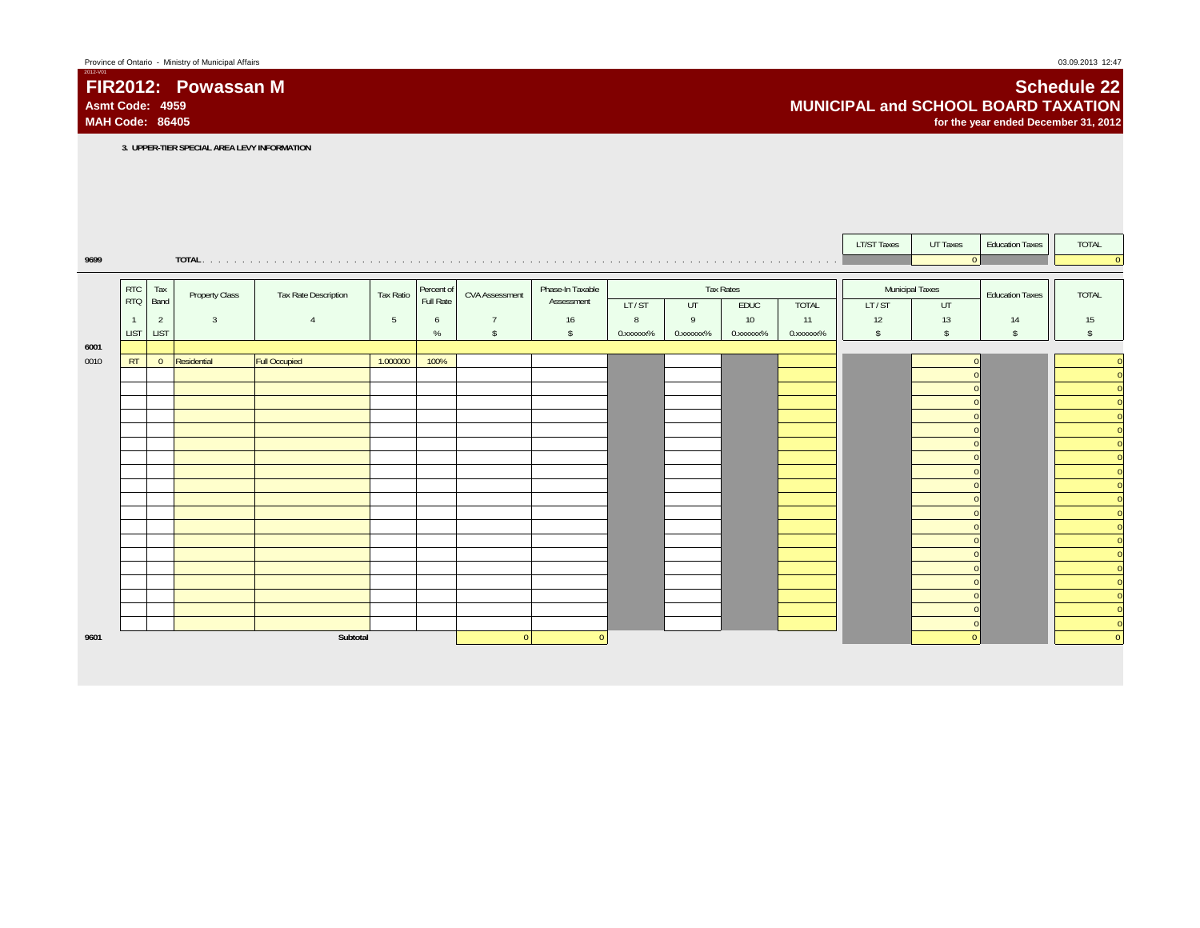Province of Ontario - Ministry of Municipal Affairs

2012-V01

# FIR2012: Powassan M

**Asmt Code: 4959**

**MAH Code: 86405**

# Schedule 22

## MUNICIPAL and SCHOOL BOARD TAXATION

**for the year ended December 31, 2012**

**3. UPPER-TIER SPECIAL AREA LEVY INFORMATION**

| | | LT/ST Taxes | UT Taxes | Education Taxes | TOTAL |
|---|---|---|---|---|---|
| 9699 | TOTAL | | 0 | | 0 |

| | RTC RTQ | Tax Band | Property Class | Tax Rate Description | Tax Ratio | Percent of Full Rate | CVA Assessment | Phase-In Taxable Assessment | Tax Rates LT/ST | Tax Rates UT | Tax Rates EDUC | Tax Rates TOTAL | Municipal Taxes LT/ST | Municipal Taxes UT | Education Taxes | TOTAL |
|---|---|---|---|---|---|---|---|---|---|---|---|---|---|---|---|---|
| | 1 | 2 | 3 | 4 | 5 | 6 | 7 | 16 | 8 | 9 | 10 | 11 | 12 | 13 | 14 | 15 |
| | LIST | LIST | | | | % | $ | $ | 0.xxxxxx% | 0.xxxxxx% | 0.xxxxxx% | 0.xxxxxx% | $ | $ | $ | $ |
| 6001 | | | | | | | | | | | | | | | | |
| 0010 | RT | 0 | Residential | Full Occupied | 1.000000 | 100% | | | | | | | | 0 | | 0 |
| | | | | | | | | | | | | | | 0 | | 0 |
| | | | | | | | | | | | | | | 0 | | 0 |
| | | | | | | | | | | | | | | 0 | | 0 |
| | | | | | | | | | | | | | | 0 | | 0 |
| | | | | | | | | | | | | | | 0 | | 0 |
| | | | | | | | | | | | | | | 0 | | 0 |
| | | | | | | | | | | | | | | 0 | | 0 |
| | | | | | | | | | | | | | | 0 | | 0 |
| | | | | | | | | | | | | | | 0 | | 0 |
| | | | | | | | | | | | | | | 0 | | 0 |
| | | | | | | | | | | | | | | 0 | | 0 |
| | | | | | | | | | | | | | | 0 | | 0 |
| | | | | | | | | | | | | | | 0 | | 0 |
| | | | | | | | | | | | | | | 0 | | 0 |
| | | | | | | | | | | | | | | 0 | | 0 |
| | | | | | | | | | | | | | | 0 | | 0 |
| | | | | | | | | | | | | | | 0 | | 0 |
| | | | | | | | | | | | | | | 0 | | 0 |
| | | | | | | | | | | | | | | 0 | | 0 |
| 9601 | | | | Subtotal | | | 0 | 0 | | | | | | 0 | | 0 |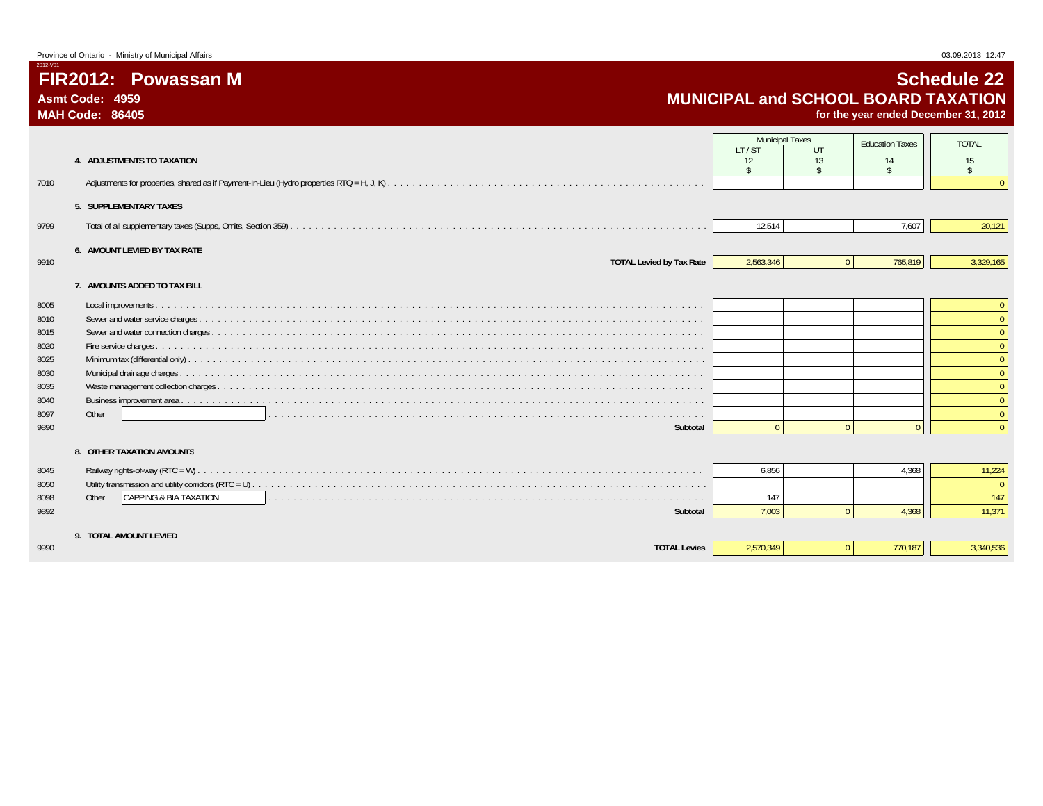Province of Ontario - Ministry of Municipal Affairs

2012-V01

# FIR2012: Powassan M

**Asmt Code: 4959**

**MAH Code: 86405**

## Schedule 22

## MUNICIPAL and SCHOOL BOARD TAXATION

**for the year ended December 31, 2012**

| | | Municipal Taxes | | Education Taxes | TOTAL |
|---|---|---|---|---|---|
| | | LT / ST | UT | | |
| | | 12 | 13 | 14 | 15 |
| | | $ | $ | $ | $ |
| | **4. ADJUSTMENTS TO TAXATION** | | | | |
| 7010 | Adjustments for properties, shared as if Payment-In-Lieu (Hydro properties RTQ = H, J, K) | | | | 0 |
| | **5. SUPPLEMENTARY TAXES** | | | | |
| 9799 | Total of all supplementary taxes (Supps, Omits, Section 359) | 12,514 | | 7,607 | 20,121 |
| | **6. AMOUNT LEVIED BY TAX RATE** | | | | |
| 9910 | **TOTAL Levied by Tax Rate** | 2,563,346 | 0 | 765,819 | 3,329,165 |
| | **7. AMOUNTS ADDED TO TAX BILL** | | | | |
| 8005 | Local improvements | | | | 0 |
| 8010 | Sewer and water service charges | | | | 0 |
| 8015 | Sewer and water connection charges | | | | 0 |
| 8020 | Fire service charges | | | | 0 |
| 8025 | Minimum tax (differential only) | | | | 0 |
| 8030 | Municipal drainage charges | | | | 0 |
| 8035 | Waste management collection charges | | | | 0 |
| 8040 | Business improvement area | | | | 0 |
| 8097 | Other | | | | 0 |
| 9890 | **Subtotal** | 0 | 0 | 0 | 0 |
| | **8. OTHER TAXATION AMOUNTS** | | | | |
| 8045 | Railway rights-of-way (RTC = W) | 6,856 | | 4,368 | 11,224 |
| 8050 | Utility transmission and utility corridors (RTC = U) | | | | 0 |
| 8098 | Other CAPPING & BIA TAXATION | 147 | | | 147 |
| 9892 | **Subtotal** | 7,003 | 0 | 4,368 | 11,371 |
| | **9. TOTAL AMOUNT LEVIED** | | | | |
| 9990 | **TOTAL Levies** | 2,570,349 | 0 | 770,187 | 3,340,536 |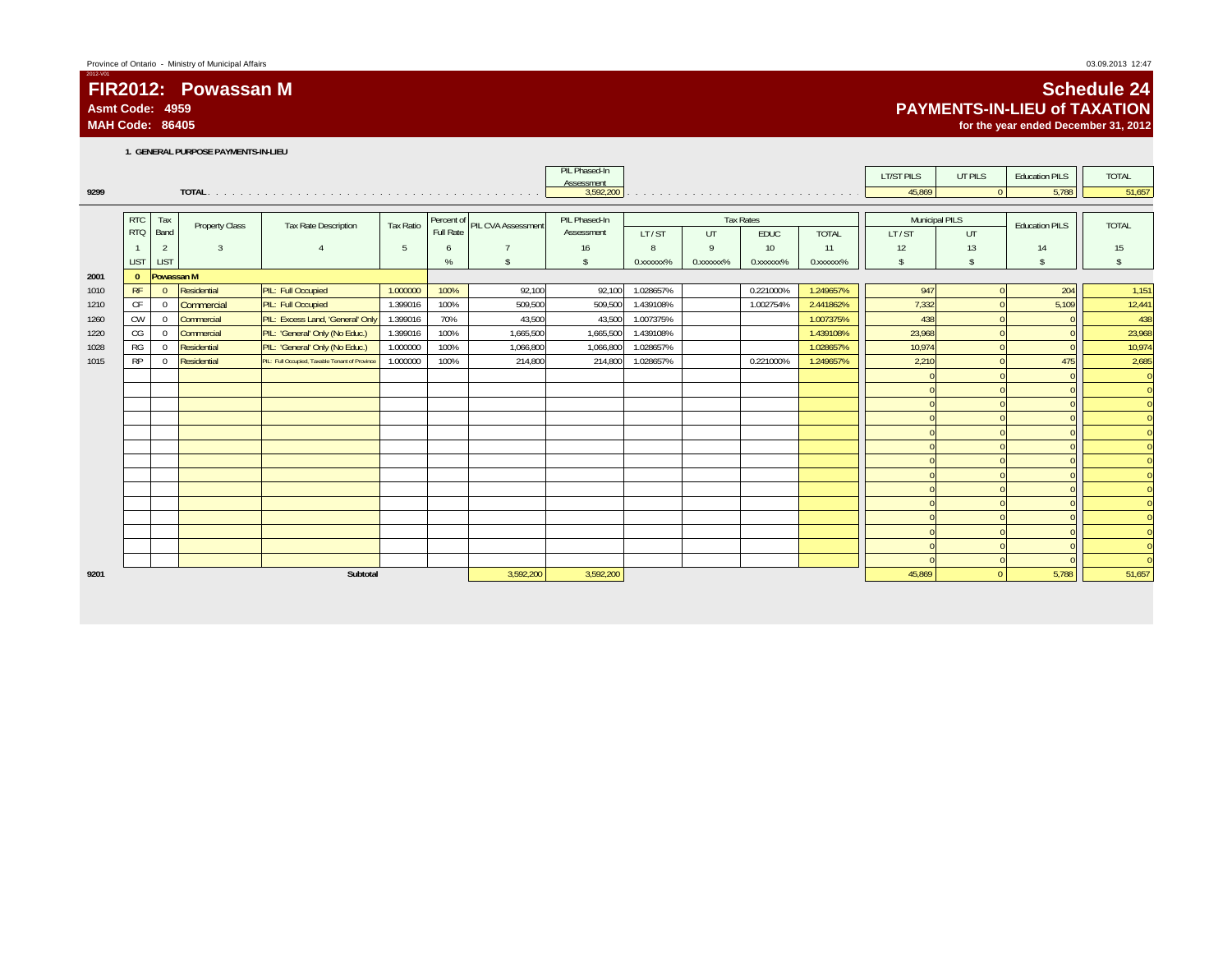Province of Ontario - Ministry of Municipal Affairs

2012-V01

# FIR2012: Powassan M

**Asmt Code: 4959**
**MAH Code: 86405**

## Schedule 24
## PAYMENTS-IN-LIEU of TAXATION
**for the year ended December 31, 2012**

### 1. GENERAL PURPOSE PAYMENTS-IN-LIEU

| | | PIL Phased-In Assessment | LT/ST PILS | UT PILS | Education PILS | TOTAL |
|---|---|---|---|---|---|---|
| 9299 | TOTAL | 3,592,200 | 45,869 | 0 | 5,788 | 51,657 |

| | RTC RTQ | Tax Band | Property Class | Tax Rate Description | Tax Ratio | Percent of Full Rate | PIL CVA Assessment | PIL Phased-In Assessment | Tax Rates LT / ST | Tax Rates UT | Tax Rates EDUC | Tax Rates TOTAL | Municipal PILS LT / ST | Municipal PILS UT | Education PILS | TOTAL |
|---|---|---|---|---|---|---|---|---|---|---|---|---|---|---|---|---|
| | 1 | 2 | 3 | 4 | 5 | 6 | 7 | 16 | 8 | 9 | 10 | 11 | 12 | 13 | 14 | 15 |
| | LIST | LIST | | | | % | $ | $ | 0.xxxxxx% | 0.xxxxxx% | 0.xxxxxx% | 0.xxxxxx% | $ | $ | $ | $ |
| 2001 | 0 | Powassan M | | | | | | | | | | | | | | |
| 1010 | RF | 0 | Residential | PIL: Full Occupied | 1.000000 | 100% | 92,100 | 92,100 | 1.028657% | | 0.221000% | 1.249657% | 947 | 0 | 204 | 1,151 |
| 1210 | CF | 0 | Commercial | PIL: Full Occupied | 1.399016 | 100% | 509,500 | 509,500 | 1.439108% | | 1.002754% | 2.441862% | 7,332 | 0 | 5,109 | 12,441 |
| 1260 | CW | 0 | Commercial | PIL: Excess Land, 'General' Only | 1.399016 | 70% | 43,500 | 43,500 | 1.007375% | | | 1.007375% | 438 | 0 | 0 | 438 |
| 1220 | CG | 0 | Commercial | PIL: 'General' Only (No Educ.) | 1.399016 | 100% | 1,665,500 | 1,665,500 | 1.439108% | | | 1.439108% | 23,968 | 0 | 0 | 23,968 |
| 1028 | RG | 0 | Residential | PIL: 'General' Only (No Educ.) | 1.000000 | 100% | 1,066,800 | 1,066,800 | 1.028657% | | | 1.028657% | 10,974 | 0 | 0 | 10,974 |
| 1015 | RP | 0 | Residential | PIL: Full Occupied, Taxable Tenant of Province | 1.000000 | 100% | 214,800 | 214,800 | 1.028657% | | 0.221000% | 1.249657% | 2,210 | 0 | 475 | 2,685 |
| | | | | | | | | | | | | | 0 | 0 | 0 | 0 |
| | | | | | | | | | | | | | 0 | 0 | 0 | 0 |
| | | | | | | | | | | | | | 0 | 0 | 0 | 0 |
| | | | | | | | | | | | | | 0 | 0 | 0 | 0 |
| | | | | | | | | | | | | | 0 | 0 | 0 | 0 |
| | | | | | | | | | | | | | 0 | 0 | 0 | 0 |
| | | | | | | | | | | | | | 0 | 0 | 0 | 0 |
| | | | | | | | | | | | | | 0 | 0 | 0 | 0 |
| | | | | | | | | | | | | | 0 | 0 | 0 | 0 |
| | | | | | | | | | | | | | 0 | 0 | 0 | 0 |
| | | | | | | | | | | | | | 0 | 0 | 0 | 0 |
| | | | | | | | | | | | | | 0 | 0 | 0 | 0 |
| | | | | | | | | | | | | | 0 | 0 | 0 | 0 |
| | | | | | | | | | | | | | 0 | 0 | 0 | 0 |
| 9201 | | | | Subtotal | | | 3,592,200 | 3,592,200 | | | | | 45,869 | 0 | 5,788 | 51,657 |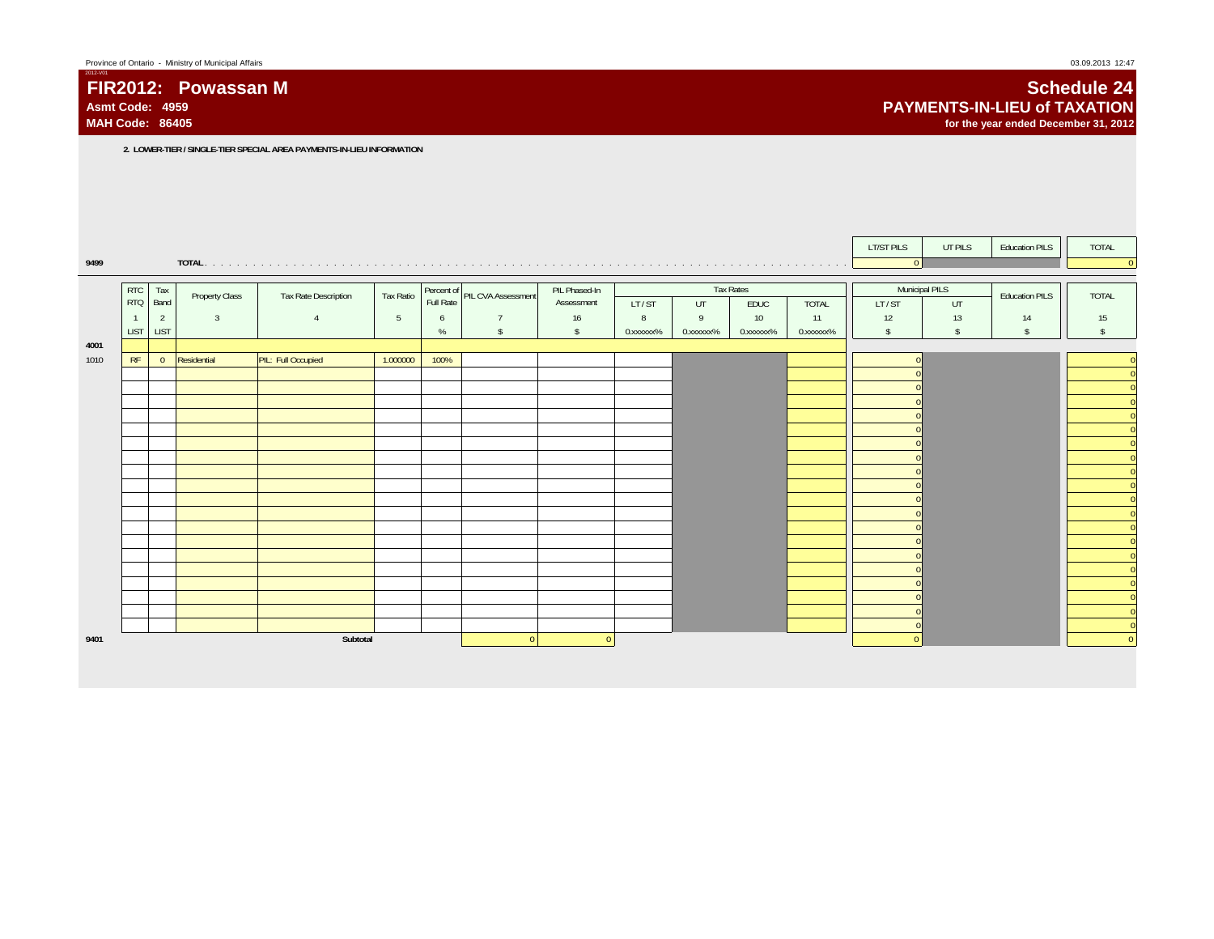Province of Ontario - Ministry of Municipal Affairs

2012-V01

# FIR2012: Powassan M

**Asmt Code: 4959**
**MAH Code: 86405**

# Schedule 24
## PAYMENTS-IN-LIEU of TAXATION
**for the year ended December 31, 2012**

**2. LOWER-TIER / SINGLE-TIER SPECIAL AREA PAYMENTS-IN-LIEU INFORMATION**

| | | LT/ST PILS | UT PILS | Education PILS | TOTAL |
|---|---|---|---|---|---|
| 9499 | TOTAL | 0 | | | 0 |

| | RTC RTQ | Tax Band | Property Class | Tax Rate Description | Tax Ratio | Percent of Full Rate | PIL CVA Assessment | PIL Phased-In Assessment | Tax Rates | | | | Municipal PILS | | Education PILS | TOTAL |
|---|---|---|---|---|---|---|---|---|---|---|---|---|---|---|---|---|
| | | | | | | | | | LT / ST | UT | EDUC | TOTAL | LT / ST | UT | | |
| | 1 | 2 | 3 | 4 | 5 | 6 | 7 | 16 | 8 | 9 | 10 | 11 | 12 | 13 | 14 | 15 |
| | LIST | LIST | | | | % | $ | $ | 0.xxxxxx% | 0.xxxxxx% | 0.xxxxxx% | 0.xxxxxx% | $ | $ | $ | $ |
| 4001 | | | | | | | | | | | | | | | | |
| 1010 | RF | 0 | Residential | PIL: Full Occupied | 1.000000 | 100% | | | | | | | 0 | | | 0 |
| | | | | | | | | | | | | | 0 | | | 0 |
| | | | | | | | | | | | | | 0 | | | 0 |
| | | | | | | | | | | | | | 0 | | | 0 |
| | | | | | | | | | | | | | 0 | | | 0 |
| | | | | | | | | | | | | | 0 | | | 0 |
| | | | | | | | | | | | | | 0 | | | 0 |
| | | | | | | | | | | | | | 0 | | | 0 |
| | | | | | | | | | | | | | 0 | | | 0 |
| | | | | | | | | | | | | | 0 | | | 0 |
| | | | | | | | | | | | | | 0 | | | 0 |
| | | | | | | | | | | | | | 0 | | | 0 |
| | | | | | | | | | | | | | 0 | | | 0 |
| | | | | | | | | | | | | | 0 | | | 0 |
| | | | | | | | | | | | | | 0 | | | 0 |
| | | | | | | | | | | | | | 0 | | | 0 |
| | | | | | | | | | | | | | 0 | | | 0 |
| | | | | | | | | | | | | | 0 | | | 0 |
| | | | | | | | | | | | | | 0 | | | 0 |
| | | | | | | | | | | | | | 0 | | | 0 |
| 9401 | | | | Subtotal | | | 0 | 0 | | | | | 0 | | | 0 |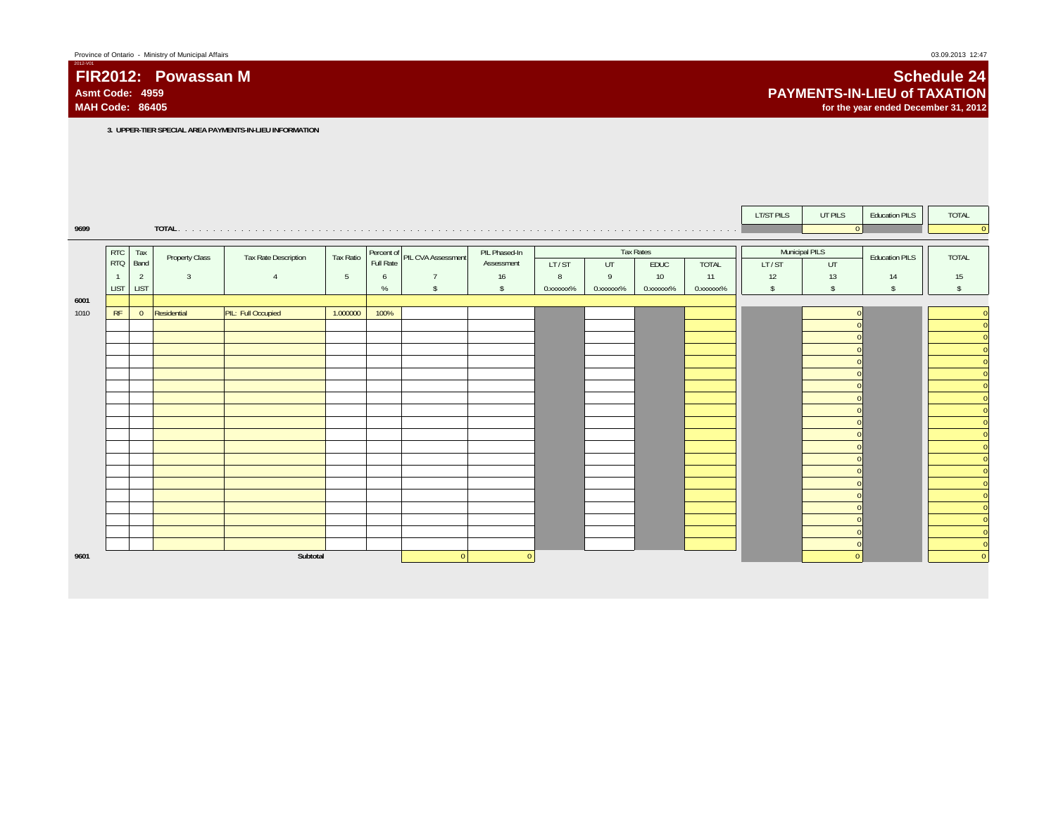# FIR2012: Powassan M

**Asmt Code: 4959**
**MAH Code: 86405**

## Schedule 24
## PAYMENTS-IN-LIEU of TAXATION
**for the year ended December 31, 2012**

**3. UPPER-TIER SPECIAL AREA PAYMENTS-IN-LIEU INFORMATION**

| | | LT/ST PILS | UT PILS | Education PILS | TOTAL |
|---|---|---|---|---|---|
| 9699 | TOTAL | | 0 | | 0 |

| | RTC RTQ | Tax Band | Property Class | Tax Rate Description | Tax Ratio | Percent of Full Rate | PIL CVA Assessment | PIL Phased-In Assessment | Tax Rates LT / ST | UT | EDUC | TOTAL | Municipal PILS LT / ST | UT | Education PILS | TOTAL |
|---|---|---|---|---|---|---|---|---|---|---|---|---|---|---|---|---|
| | 1 | 2 | 3 | 4 | 5 | 6 | 7 | 16 | 8 | 9 | 10 | 11 | 12 | 13 | 14 | 15 |
| | LIST | LIST | | | | % | $ | $ | 0.xxxxxx% | 0.xxxxxx% | 0.xxxxxx% | 0.xxxxxx% | $ | $ | $ | $ |
| 6001 | | | | | | | | | | | | | | | | |
| 1010 | RF | 0 | Residential | PIL: Full Occupied | 1.000000 | 100% | | | | | | | | 0 | | 0 |
| | | | | | | | | | | | | | | 0 | | 0 |
| | | | | | | | | | | | | | | 0 | | 0 |
| | | | | | | | | | | | | | | 0 | | 0 |
| | | | | | | | | | | | | | | 0 | | 0 |
| | | | | | | | | | | | | | | 0 | | 0 |
| | | | | | | | | | | | | | | 0 | | 0 |
| | | | | | | | | | | | | | | 0 | | 0 |
| | | | | | | | | | | | | | | 0 | | 0 |
| | | | | | | | | | | | | | | 0 | | 0 |
| | | | | | | | | | | | | | | 0 | | 0 |
| | | | | | | | | | | | | | | 0 | | 0 |
| | | | | | | | | | | | | | | 0 | | 0 |
| | | | | | | | | | | | | | | 0 | | 0 |
| | | | | | | | | | | | | | | 0 | | 0 |
| | | | | | | | | | | | | | | 0 | | 0 |
| | | | | | | | | | | | | | | 0 | | 0 |
| | | | | | | | | | | | | | | 0 | | 0 |
| | | | | | | | | | | | | | | 0 | | 0 |
| | | | | | | | | | | | | | | 0 | | 0 |
| 9601 | | | | Subtotal | | | 0 | 0 | | | | | | 0 | | 0 |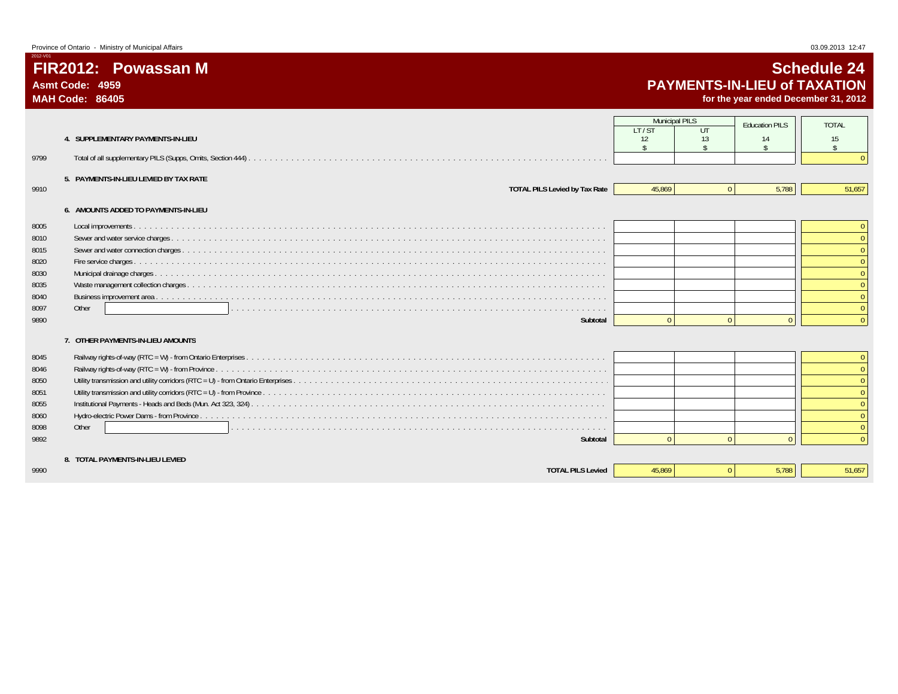# FIR2012: Powassan M

**Asmt Code: 4959**
**MAH Code: 86405**

## Schedule 24
## PAYMENTS-IN-LIEU of TAXATION
**for the year ended December 31, 2012**

| | | Municipal PILS | | Education PILS | TOTAL |
|---|---|---|---|---|---|
| | | LT / ST | UT | | |
| | | 12 | 13 | 14 | 15 |
| | | $ | $ | $ | $ |
| | **4. SUPPLEMENTARY PAYMENTS-IN-LIEU** | | | | |
| 9799 | Total of all supplementary PILS (Supps, Omits, Section 444) | | | | 0 |
| | **5. PAYMENTS-IN-LIEU LEVIED BY TAX RATE** | | | | |
| 9910 | **TOTAL PILS Levied by Tax Rate** | 45,869 | 0 | 5,788 | 51,657 |
| | **6. AMOUNTS ADDED TO PAYMENTS-IN-LIEU** | | | | |
| 8005 | Local improvements | | | | 0 |
| 8010 | Sewer and water service charges | | | | 0 |
| 8015 | Sewer and water connection charges | | | | 0 |
| 8020 | Fire service charges | | | | 0 |
| 8030 | Municipal drainage charges | | | | 0 |
| 8035 | Waste management collection charges | | | | 0 |
| 8040 | Business improvement area | | | | 0 |
| 8097 | Other | | | | 0 |
| 9890 | **Subtotal** | 0 | 0 | 0 | 0 |
| | **7. OTHER PAYMENTS-IN-LIEU AMOUNTS** | | | | |
| 8045 | Railway rights-of-way (RTC = W) - from Ontario Enterprises | | | | 0 |
| 8046 | Railway rights-of-way (RTC = W) - from Province | | | | 0 |
| 8050 | Utility transmission and utility corridors (RTC = U) - from Ontario Enterprises | | | | 0 |
| 8051 | Utility transmission and utility corridors (RTC = U) - from Province | | | | 0 |
| 8055 | Institutional Payments - Heads and Beds (Mun. Act 323, 324) | | | | 0 |
| 8060 | Hydro-electric Power Dams - from Province | | | | 0 |
| 8098 | Other | | | | 0 |
| 9892 | **Subtotal** | 0 | 0 | 0 | 0 |
| | **8. TOTAL PAYMENTS-IN-LIEU LEVIED** | | | | |
| 9990 | **TOTAL PILS Levied** | 45,869 | 0 | 5,788 | 51,657 |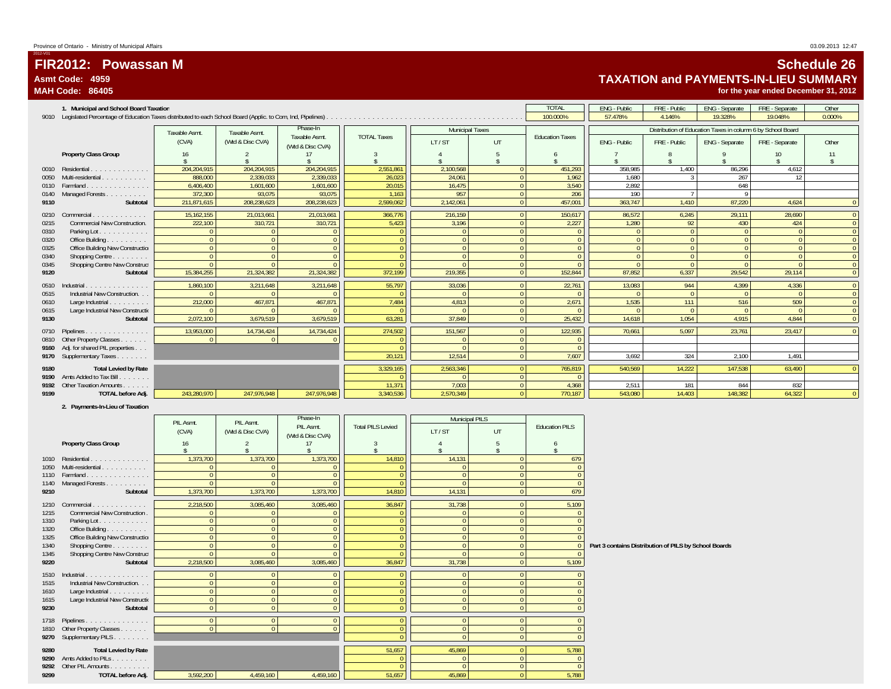# FIR2012: Powassan M

**Asmt Code: 4959**
**MAH Code: 86405**

## Schedule 26
## TAXATION and PAYMENTS-IN-LIEU SUMMARY
**for the year ended December 31, 2012**

### 1. Municipal and School Board Taxation

| | | TOTAL | ENG - Public | FRE - Public | ENG - Separate | FRE - Separate | Other |
|---|---|---|---|---|---|---|---|
| 9010 | Legislated Percentage of Education Taxes distributed to each School Board (Applic. to Com, Ind, Pipelines) | 100.000% | 57.478% | 4.146% | 19.328% | 19.048% | 0.000% |

| | Property Class Group | Taxable Asmt. (CVA) | Taxable Asmt. (Wtd & Disc CVA) | Phase-In Taxable Asmt. (Wtd & Disc CVA) | TOTAL Taxes | Municipal Taxes LT / ST | Municipal Taxes UT | Education Taxes | ENG - Public | FRE - Public | ENG - Separate | FRE - Separate | Other |
|---|---|---|---|---|---|---|---|---|---|---|---|---|---|
| | | 16 | 2 | 17 | 3 | 4 | 5 | 6 | 7 | 8 | 9 | 10 | 11 |
| | | $ | $ | $ | $ | $ | $ | $ | $ | $ | $ | $ | $ |
| 0010 | Residential | 204,204,915 | 204,204,915 | 204,204,915 | 2,551,861 | 2,100,568 | 0 | 451,293 | 358,985 | 1,400 | 86,296 | 4,612 | |
| 0050 | Multi-residential | 888,000 | 2,339,033 | 2,339,033 | 26,023 | 24,061 | 0 | 1,962 | 1,680 | 3 | 267 | 12 | |
| 0110 | Farmland | 6,406,400 | 1,601,600 | 1,601,600 | 20,015 | 16,475 | 0 | 3,540 | 2,892 | | 648 | | |
| 0140 | Managed Forests | 372,300 | 93,075 | 93,075 | 1,163 | 957 | 0 | 206 | 190 | 7 | 9 | | |
| 9110 | **Subtotal** | 211,871,615 | 208,238,623 | 208,238,623 | 2,599,062 | 2,142,061 | 0 | 457,001 | 363,747 | 1,410 | 87,220 | 4,624 | 0 |
| 0210 | Commercial | 15,162,155 | 21,013,661 | 21,013,661 | 366,776 | 216,159 | 0 | 150,617 | 86,572 | 6,245 | 29,111 | 28,690 | 0 |
| 0215 | Commercial New Construction | 222,100 | 310,721 | 310,721 | 5,423 | 3,196 | 0 | 2,227 | 1,280 | 92 | 430 | 424 | 0 |
| 0310 | Parking Lot | 0 | 0 | 0 | 0 | 0 | 0 | 0 | 0 | 0 | 0 | 0 | 0 |
| 0320 | Office Building | 0 | 0 | 0 | 0 | 0 | 0 | 0 | 0 | 0 | 0 | 0 | 0 |
| 0325 | Office Building New Construction | 0 | 0 | 0 | 0 | 0 | 0 | 0 | 0 | 0 | 0 | 0 | 0 |
| 0340 | Shopping Centre | 0 | 0 | 0 | 0 | 0 | 0 | 0 | 0 | 0 | 0 | 0 | 0 |
| 0345 | Shopping Centre New Construction | 0 | 0 | 0 | 0 | 0 | 0 | 0 | 0 | 0 | 0 | 0 | 0 |
| 9120 | **Subtotal** | 15,384,255 | 21,324,382 | 21,324,382 | 372,199 | 219,355 | 0 | 152,844 | 87,852 | 6,337 | 29,542 | 29,114 | 0 |
| 0510 | Industrial | 1,860,100 | 3,211,648 | 3,211,648 | 55,797 | 33,036 | 0 | 22,761 | 13,083 | 944 | 4,399 | 4,336 | 0 |
| 0515 | Industrial New Construction | 0 | 0 | 0 | 0 | 0 | 0 | 0 | 0 | 0 | 0 | 0 | 0 |
| 0610 | Large Industrial | 212,000 | 467,871 | 467,871 | 7,484 | 4,813 | 0 | 2,671 | 1,535 | 111 | 516 | 509 | 0 |
| 0615 | Large Industrial New Construction | 0 | 0 | 0 | 0 | 0 | 0 | 0 | 0 | 0 | 0 | 0 | 0 |
| 9130 | **Subtotal** | 2,072,100 | 3,679,519 | 3,679,519 | 63,281 | 37,849 | 0 | 25,432 | 14,618 | 1,054 | 4,915 | 4,844 | 0 |
| 0710 | Pipelines | 13,953,000 | 14,734,424 | 14,734,424 | 274,502 | 151,567 | 0 | 122,935 | 70,661 | 5,097 | 23,761 | 23,417 | 0 |
| 0810 | Other Property Classes | 0 | 0 | 0 | 0 | 0 | 0 | 0 | | | | | |
| 9160 | Adj. for shared PIL properties | | | | 0 | 0 | 0 | 0 | | | | | |
| 9170 | Supplementary Taxes | | | | 20,121 | 12,514 | 0 | 7,607 | 3,692 | 324 | 2,100 | 1,491 | |
| 9180 | **Total Levied by Rate** | | | | 3,329,165 | 2,563,346 | 0 | 765,819 | 540,569 | 14,222 | 147,538 | 63,490 | 0 |
| 9190 | Amts Added to Tax Bill | | | | 0 | 0 | 0 | 0 | | | | | |
| 9192 | Other Taxation Amounts | | | | 11,371 | 7,003 | 0 | 4,368 | 2,511 | 181 | 844 | 832 | |
| 9199 | **TOTAL before Adj.** | 243,280,970 | 247,976,948 | 247,976,948 | 3,340,536 | 2,570,349 | 0 | 770,187 | 543,080 | 14,403 | 148,382 | 64,322 | 0 |

### 2. Payments-In-Lieu of Taxation

| | Property Class Group | PIL Asmt. (CVA) | PIL Asmt. (Wtd & Disc CVA) | Phase-In PIL Asmt. (Wtd & Disc CVA) | Total PILS Levied | Municipal PILS LT / ST | Municipal PILS UT | Education PILS |
|---|---|---|---|---|---|---|---|---|
| | | 16 | 2 | 17 | 3 | 4 | 5 | 6 |
| | | $ | $ | $ | $ | $ | $ | $ |
| 1010 | Residential | 1,373,700 | 1,373,700 | 1,373,700 | 14,810 | 14,131 | 0 | 679 |
| 1050 | Multi-residential | 0 | 0 | 0 | 0 | 0 | 0 | 0 |
| 1110 | Farmland | 0 | 0 | 0 | 0 | 0 | 0 | 0 |
| 1140 | Managed Forests | 0 | 0 | 0 | 0 | 0 | 0 | 0 |
| 9210 | **Subtotal** | 1,373,700 | 1,373,700 | 1,373,700 | 14,810 | 14,131 | 0 | 679 |
| 1210 | Commercial | 2,218,500 | 3,085,460 | 3,085,460 | 36,847 | 31,738 | 0 | 5,109 |
| 1215 | Commercial New Construction | 0 | 0 | 0 | 0 | 0 | 0 | 0 |
| 1310 | Parking Lot | 0 | 0 | 0 | 0 | 0 | 0 | 0 |
| 1320 | Office Building | 0 | 0 | 0 | 0 | 0 | 0 | 0 |
| 1325 | Office Building New Construction | 0 | 0 | 0 | 0 | 0 | 0 | 0 |
| 1340 | Shopping Centre | 0 | 0 | 0 | 0 | 0 | 0 | 0 |
| 1345 | Shopping Centre New Construction | 0 | 0 | 0 | 0 | 0 | 0 | 0 |
| 9220 | **Subtotal** | 2,218,500 | 3,085,460 | 3,085,460 | 36,847 | 31,738 | 0 | 5,109 |
| 1510 | Industrial | 0 | 0 | 0 | 0 | 0 | 0 | 0 |
| 1515 | Industrial New Construction | 0 | 0 | 0 | 0 | 0 | 0 | 0 |
| 1610 | Large Industrial | 0 | 0 | 0 | 0 | 0 | 0 | 0 |
| 1615 | Large Industrial New Construction | 0 | 0 | 0 | 0 | 0 | 0 | 0 |
| 9230 | **Subtotal** | 0 | 0 | 0 | 0 | 0 | 0 | 0 |
| 1718 | Pipelines | 0 | 0 | 0 | 0 | 0 | 0 | 0 |
| 1810 | Other Property Classes | 0 | 0 | 0 | 0 | 0 | 0 | 0 |
| 9270 | Supplementary PILS | | | | 0 | 0 | 0 | 0 |
| 9280 | **Total Levied by Rate** | | | | 51,657 | 45,869 | 0 | 5,788 |
| 9290 | Amts Added to PILs | | | | 0 | 0 | 0 | 0 |
| 9292 | Other PIL Amounts | | | | 0 | 0 | 0 | 0 |
| 9299 | **TOTAL before Adj.** | 3,592,200 | 4,459,160 | 4,459,160 | 51,657 | 45,869 | 0 | 5,788 |

**Part 3 contains Distribution of PILS by School Boards**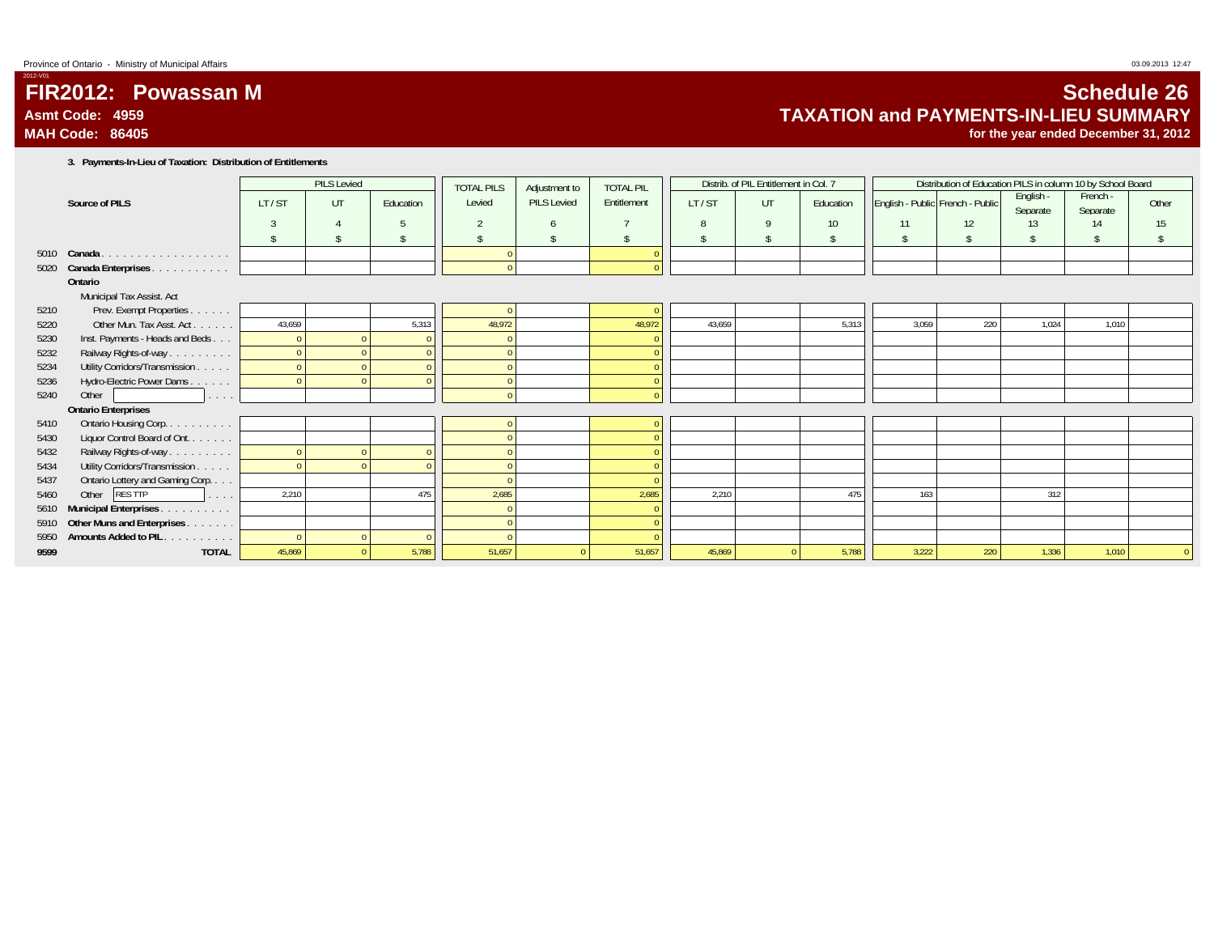Province of Ontario - Ministry of Municipal Affairs

2012-V01

# FIR2012: Powassan M

**Asmt Code: 4959**

**MAH Code: 86405**

# Schedule 26

## TAXATION and PAYMENTS-IN-LIEU SUMMARY

**for the year ended December 31, 2012**

### 3. Payments-In-Lieu of Taxation: Distribution of Entitlements

| | Source of PILS | PILS Levied | | | TOTAL PILS | Adjustment to | TOTAL PIL | Distrib. of PIL Entitlement in Col. 7 | | | Distribution of Education PILS in column 10 by School Board | | | | |
|---|---|---|---|---|---|---|---|---|---|---|---|---|---|---|---|
| | | LT / ST | UT | Education | Levied | PILS Levied | Entitlement | LT / ST | UT | Education | English - Public | French - Public | English - Separate | French - Separate | Other |
| | | 3 | 4 | 5 | 2 | 6 | 7 | 8 | 9 | 10 | 11 | 12 | 13 | 14 | 15 |
| | | $ | $ | $ | $ | $ | $ | $ | $ | $ | $ | $ | $ | $ | $ |
| 5010 | **Canada** | | | | 0 | | 0 | | | | | | | | |
| 5020 | **Canada Enterprises** | | | | 0 | | 0 | | | | | | | | |
| | **Ontario** | | | | | | | | | | | | | | |
| | Municipal Tax Assist. Act | | | | | | | | | | | | | | |
| 5210 | Prev. Exempt Properties | | | | 0 | | 0 | | | | | | | | |
| 5220 | Other Mun. Tax Asst. Act | 43,659 | | 5,313 | 48,972 | | 48,972 | 43,659 | | 5,313 | 3,059 | 220 | 1,024 | 1,010 | |
| 5230 | Inst. Payments - Heads and Beds | 0 | 0 | 0 | 0 | | 0 | | | | | | | | |
| 5232 | Railway Rights-of-way | 0 | 0 | 0 | 0 | | 0 | | | | | | | | |
| 5234 | Utility Corridors/Transmission | 0 | 0 | 0 | 0 | | 0 | | | | | | | | |
| 5236 | Hydro-Electric Power Dams | 0 | 0 | 0 | 0 | | 0 | | | | | | | | |
| 5240 | Other | | | | 0 | | 0 | | | | | | | | |
| | **Ontario Enterprises** | | | | | | | | | | | | | | |
| 5410 | Ontario Housing Corp. | | | | 0 | | 0 | | | | | | | | |
| 5430 | Liquor Control Board of Ont. | | | | 0 | | 0 | | | | | | | | |
| 5432 | Railway Rights-of-way | 0 | 0 | 0 | 0 | | 0 | | | | | | | | |
| 5434 | Utility Corridors/Transmission | 0 | 0 | 0 | 0 | | 0 | | | | | | | | |
| 5437 | Ontario Lottery and Gaming Corp. | | | | 0 | | 0 | | | | | | | | |
| 5460 | Other RES TTP | 2,210 | | 475 | 2,685 | | 2,685 | 2,210 | | 475 | 163 | | 312 | | |
| 5610 | **Municipal Enterprises** | | | | 0 | | 0 | | | | | | | | |
| 5910 | **Other Muns and Enterprises** | | | | 0 | | 0 | | | | | | | | |
| 5950 | **Amounts Added to PIL** | 0 | 0 | 0 | 0 | | 0 | | | | | | | | |
| **9599** | **TOTAL** | 45,869 | 0 | 5,788 | 51,657 | 0 | 51,657 | 45,869 | 0 | 5,788 | 3,222 | 220 | 1,336 | 1,010 | 0 |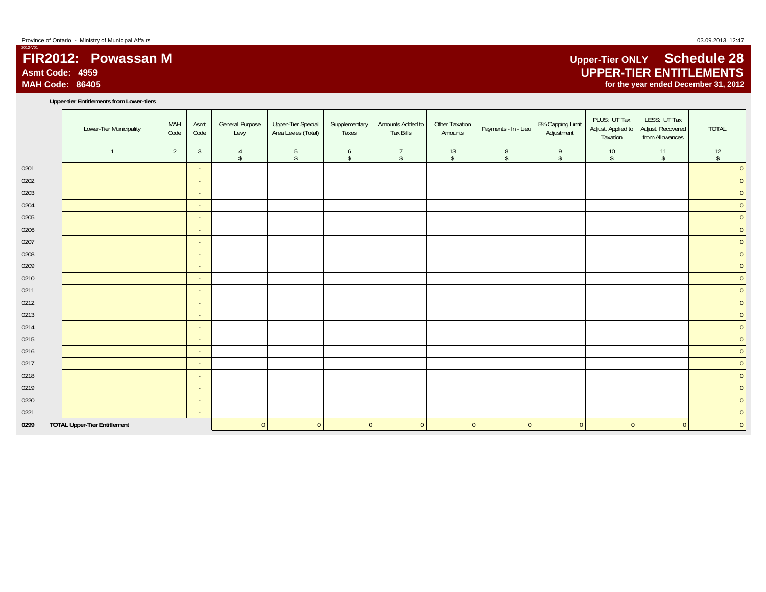Province of Ontario - Ministry of Municipal Affairs

2012-V01

# FIR2012: Powassan M

**Asmt Code: 4959**

**MAH Code: 86405**

## Upper-Tier ONLY Schedule 28
## UPPER-TIER ENTITLEMENTS
**for the year ended December 31, 2012**

**Upper-tier Entitlements from Lower-tiers**

| | Lower-Tier Municipality | MAH Code | Asmt Code | General Purpose Levy | Upper-Tier Special Area Levies (Total) | Supplementary Taxes | Amounts Added to Tax Bills | Other Taxation Amounts | Payments - In - Lieu | 5% Capping Limit Adjustment | PLUS: UT Tax Adjust. Applied to Taxation | LESS: UT Tax Adjust. Recovered from Allowances | TOTAL |
|---|---|---|---|---|---|---|---|---|---|---|---|---|---|
| | 1 | 2 | 3 | 4 $ | 5 $ | 6 $ | 7 $ | 13 $ | 8 $ | 9 $ | 10 $ | 11 $ | 12 $ |
| 0201 | | | - | | | | | | | | | | 0 |
| 0202 | | | - | | | | | | | | | | 0 |
| 0203 | | | - | | | | | | | | | | 0 |
| 0204 | | | - | | | | | | | | | | 0 |
| 0205 | | | - | | | | | | | | | | 0 |
| 0206 | | | - | | | | | | | | | | 0 |
| 0207 | | | - | | | | | | | | | | 0 |
| 0208 | | | - | | | | | | | | | | 0 |
| 0209 | | | - | | | | | | | | | | 0 |
| 0210 | | | - | | | | | | | | | | 0 |
| 0211 | | | - | | | | | | | | | | 0 |
| 0212 | | | - | | | | | | | | | | 0 |
| 0213 | | | - | | | | | | | | | | 0 |
| 0214 | | | - | | | | | | | | | | 0 |
| 0215 | | | - | | | | | | | | | | 0 |
| 0216 | | | - | | | | | | | | | | 0 |
| 0217 | | | - | | | | | | | | | | 0 |
| 0218 | | | - | | | | | | | | | | 0 |
| 0219 | | | - | | | | | | | | | | 0 |
| 0220 | | | - | | | | | | | | | | 0 |
| 0221 | | | - | | | | | | | | | | 0 |
| **0299** | **TOTAL Upper-Tier Entitlement** | | | 0 | 0 | 0 | 0 | 0 | 0 | 0 | 0 | 0 | 0 |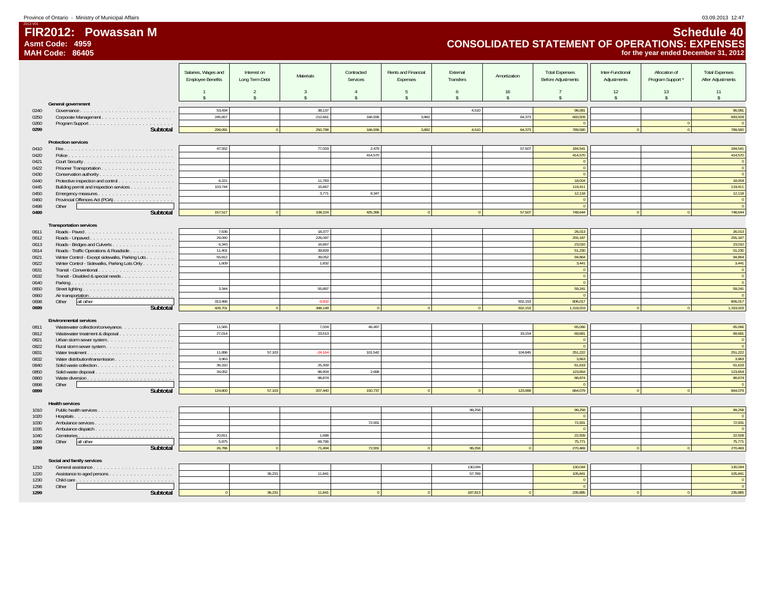Province of Ontario - Ministry of Municipal Affairs

2012-V01

# FIR2012: Powassan M

**Asmt Code: 4959**
**MAH Code: 86405**

# Schedule 40
## CONSOLIDATED STATEMENT OF OPERATIONS: EXPENSES
**for the year ended December 31, 2012**

| | | Salaries, Wages and Employee Benefits | Interest on Long Term Debt | Materials | Contracted Services | Rents and Financial Expenses | External Transfers | Amortization | Total Expenses Before Adjustments | Inter-Functional Adjustments | Allocation of Program Support * | Total Expenses After Adjustments |
|---|---|---|---|---|---|---|---|---|---|---|---|---|
| | | 1 | 2 | 3 | 4 | 5 | 6 | 16 | 7 | 12 | 13 | 11 |
| | | $ | $ | $ | $ | $ | $ | $ | $ | $ | $ | $ |
| | **General government** | | | | | | | | | | | |
| 0240 | Governance | 53,434 | | 38,137 | | | 4,510 | | 96,081 | | | 96,081 |
| 0250 | Corporate Management | 245,657 | | 212,661 | 166,936 | 3,882 | | 64,373 | 693,509 | | | 693,509 |
| 0260 | Program Support | | | | | | | | 0 | | 0 | 0 |
| 0299 | **Subtotal** | 299,091 | 0 | 250,798 | 166,936 | 3,882 | 4,510 | 64,373 | 789,590 | 0 | 0 | 789,590 |
| | **Protection services** | | | | | | | | | | | |
| 0410 | Fire | 47,552 | | 77,003 | 2,479 | | | 57,507 | 184,541 | | | 184,541 |
| 0420 | Police | | | | 414,570 | | | | 414,570 | | | 414,570 |
| 0421 | Court Security | | | | | | | | 0 | | | 0 |
| 0422 | Prisoner Transportation | | | | | | | | 0 | | | 0 |
| 0430 | Conservation authority | | | | | | | | 0 | | | 0 |
| 0440 | Protective inspection and control | 6,221 | | 11,783 | | | | | 18,004 | | | 18,004 |
| 0445 | Building permit and inspection services | 103,744 | | 15,667 | | | | | 119,411 | | | 119,411 |
| 0450 | Emergency measures | | | 3,771 | 8,347 | | | | 12,118 | | | 12,118 |
| 0460 | Provincial Offences Act (POA) | | | | | | | | 0 | | | 0 |
| 0498 | Other | | | | | | | | 0 | | | 0 |
| 0499 | **Subtotal** | 157,517 | 0 | 108,224 | 425,396 | 0 | 0 | 57,507 | 748,644 | 0 | 0 | 748,644 |
| | **Transportation services** | | | | | | | | | | | |
| 0611 | Roads - Paved | 7,636 | | 18,377 | | | | | 26,013 | | | 26,013 |
| 0612 | Roads - Unpaved | 29,090 | | 226,097 | | | | | 255,187 | | | 255,187 |
| 0613 | Roads - Bridges and Culverts | 6,343 | | 16,667 | | | | | 23,010 | | | 23,010 |
| 0614 | Roads - Traffic Operations & Roadside | 11,401 | | 39,829 | | | | | 51,230 | | | 51,230 |
| 0621 | Winter Control - Except sidewalks, Parking Lots | 55,812 | | 39,052 | | | | | 94,864 | | | 94,864 |
| 0622 | Winter Control - Sidewalks, Parking Lots Only | 1,609 | | 1,832 | | | | | 3,441 | | | 3,441 |
| 0631 | Transit - Conventional | | | | | | | | 0 | | | 0 |
| 0632 | Transit - Disabled & special needs | | | | | | | | 0 | | | 0 |
| 0640 | Parking | | | | | | | | 0 | | | 0 |
| 0650 | Street lighting | 3,344 | | 55,897 | | | | | 59,241 | | | 59,241 |
| 0660 | Air transportation | | | | | | | | 0 | | | 0 |
| 0698 | Other all other | 313,466 | | -9,602 | | | | 502,153 | 806,017 | | | 806,017 |
| 0699 | **Subtotal** | 428,701 | 0 | 388,149 | 0 | 0 | 0 | 502,153 | 1,319,003 | 0 | 0 | 1,319,003 |
| | **Environmental services** | | | | | | | | | | | |
| 0811 | Wastewater collection/conveyance | 11,565 | | 7,004 | 46,497 | | | | 65,066 | | | 65,066 |
| 0812 | Wastewater treatment & disposal | 27,014 | | 23,513 | | | | 19,154 | 69,681 | | | 69,681 |
| 0821 | Urban storm sewer system | | | | | | | | 0 | | | 0 |
| 0822 | Rural storm sewer system | | | | | | | | 0 | | | 0 |
| 0831 | Water treatment | 11,896 | 57,103 | -24,164 | 101,542 | | | 104,845 | 251,222 | | | 251,222 |
| 0832 | Water distribution/transmission | 3,963 | | | | | | | 3,963 | | | 3,963 |
| 0840 | Solid waste collection | 36,310 | | 25,309 | | | | | 61,619 | | | 61,619 |
| 0850 | Solid waste disposal | 34,052 | | 86,904 | 2,698 | | | | 123,654 | | | 123,654 |
| 0860 | Waste diversion | | | 88,874 | | | | | 88,874 | | | 88,874 |
| 0898 | Other | | | | | | | | 0 | | | 0 |
| 0899 | **Subtotal** | 124,800 | 57,103 | 207,440 | 150,737 | 0 | 0 | 123,999 | 664,079 | 0 | 0 | 664,079 |
| | **Health services** | | | | | | | | | | | |
| 1010 | Public health services | | | | | | 99,258 | | 99,258 | | | 99,258 |
| 1020 | Hospitals | | | | | | | | 0 | | | 0 |
| 1030 | Ambulance services | | | | 72,931 | | | | 72,931 | | | 72,931 |
| 1035 | Ambulance dispatch | | | | | | | | 0 | | | 0 |
| 1040 | Cemeteries | 20,811 | | 1,698 | | | | | 22,509 | | | 22,509 |
| 1098 | Other all other | 5,975 | | 69,796 | | | | | 75,771 | | | 75,771 |
| 1099 | **Subtotal** | 26,786 | 0 | 71,494 | 72,931 | 0 | 99,258 | 0 | 270,469 | 0 | 0 | 270,469 |
| | **Social and family services** | | | | | | | | | | | |
| 1210 | General assistance | | | | | | 130,044 | | 130,044 | | | 130,044 |
| 1220 | Assistance to aged persons | | 36,231 | 11,841 | | | 57,769 | | 105,841 | | | 105,841 |
| 1230 | Child care | | | | | | | | 0 | | | 0 |
| 1298 | Other | | | | | | | | 0 | | | 0 |
| 1299 | **Subtotal** | 0 | 36,231 | 11,841 | 0 | 0 | 187,813 | 0 | 235,885 | 0 | 0 | 235,885 |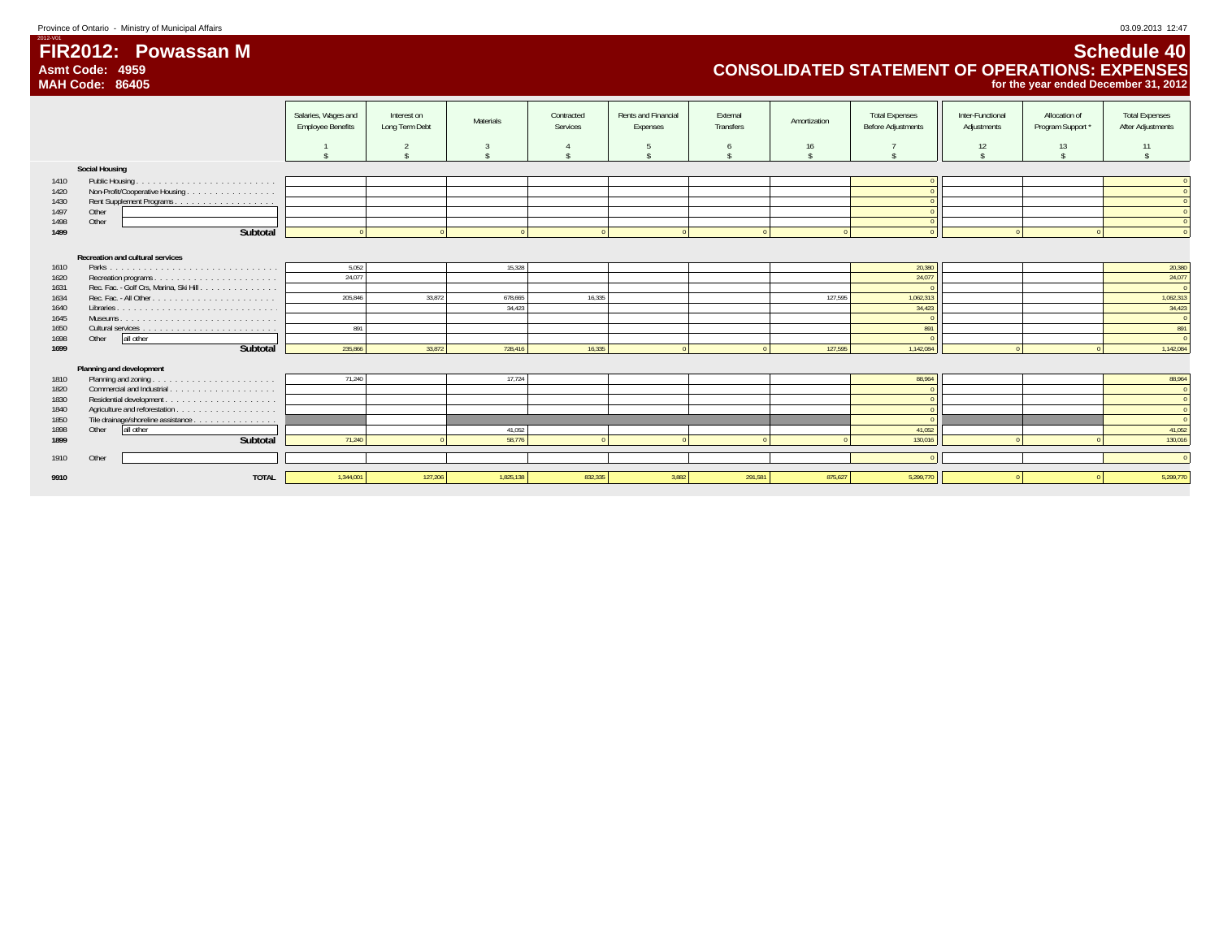Province of Ontario - Ministry of Municipal Affairs

2012-V01

# FIR2012: Powassan M

**Asmt Code: 4959**
**MAH Code: 86405**

## Schedule 40
## CONSOLIDATED STATEMENT OF OPERATIONS: EXPENSES
**for the year ended December 31, 2012**

| | | Salaries, Wages and Employee Benefits | Interest on Long Term Debt | Materials | Contracted Services | Rents and Financial Expenses | External Transfers | Amortization | Total Expenses Before Adjustments | Inter-Functional Adjustments | Allocation of Program Support * | Total Expenses After Adjustments |
|---|---|---|---|---|---|---|---|---|---|---|---|---|
| | | 1 | 2 | 3 | 4 | 5 | 6 | 16 | 7 | 12 | 13 | 11 |
| | | $ | $ | $ | $ | $ | $ | $ | $ | $ | $ | $ |
| | **Social Housing** | | | | | | | | | | | |
| 1410 | Public Housing | | | | | | | | 0 | | | 0 |
| 1420 | Non-Profit/Cooperative Housing | | | | | | | | 0 | | | 0 |
| 1430 | Rent Supplement Programs | | | | | | | | 0 | | | 0 |
| 1497 | Other | | | | | | | | 0 | | | 0 |
| 1498 | Other | | | | | | | | 0 | | | 0 |
| **1499** | **Subtotal** | 0 | 0 | 0 | 0 | 0 | 0 | 0 | 0 | 0 | 0 | 0 |
| | **Recreation and cultural services** | | | | | | | | | | | |
| 1610 | Parks | 5,052 | | 15,328 | | | | | 20,380 | | | 20,380 |
| 1620 | Recreation programs | 24,077 | | | | | | | 24,077 | | | 24,077 |
| 1631 | Rec. Fac. - Golf Crs, Marina, Ski Hill | | | | | | | | 0 | | | 0 |
| 1634 | Rec. Fac. - All Other | 205,846 | 33,872 | 678,665 | 16,335 | | | 127,595 | 1,062,313 | | | 1,062,313 |
| 1640 | Libraries | | | 34,423 | | | | | 34,423 | | | 34,423 |
| 1645 | Museums | | | | | | | | 0 | | | 0 |
| 1650 | Cultural services | 891 | | | | | | | 891 | | | 891 |
| 1698 | Other all other | | | | | | | | 0 | | | 0 |
| **1699** | **Subtotal** | 235,866 | 33,872 | 728,416 | 16,335 | 0 | 0 | 127,595 | 1,142,084 | 0 | 0 | 1,142,084 |
| | **Planning and development** | | | | | | | | | | | |
| 1810 | Planning and zoning | 71,240 | | 17,724 | | | | | 88,964 | | | 88,964 |
| 1820 | Commercial and Industrial | | | | | | | | 0 | | | 0 |
| 1830 | Residential development | | | | | | | | 0 | | | 0 |
| 1840 | Agriculture and reforestation | | | | | | | | 0 | | | 0 |
| 1850 | Tile drainage/shoreline assistance | | | | | | | | 0 | | | 0 |
| 1898 | Other all other | | | 41,052 | | | | | 41,052 | | | 41,052 |
| **1899** | **Subtotal** | 71,240 | 0 | 58,776 | 0 | 0 | 0 | 0 | 130,016 | 0 | 0 | 130,016 |
| 1910 | Other | | | | | | | | 0 | | | 0 |
| **9910** | **TOTAL** | 1,344,001 | 127,206 | 1,825,138 | 832,335 | 3,882 | 291,581 | 875,627 | 5,299,770 | 0 | 0 | 5,299,770 |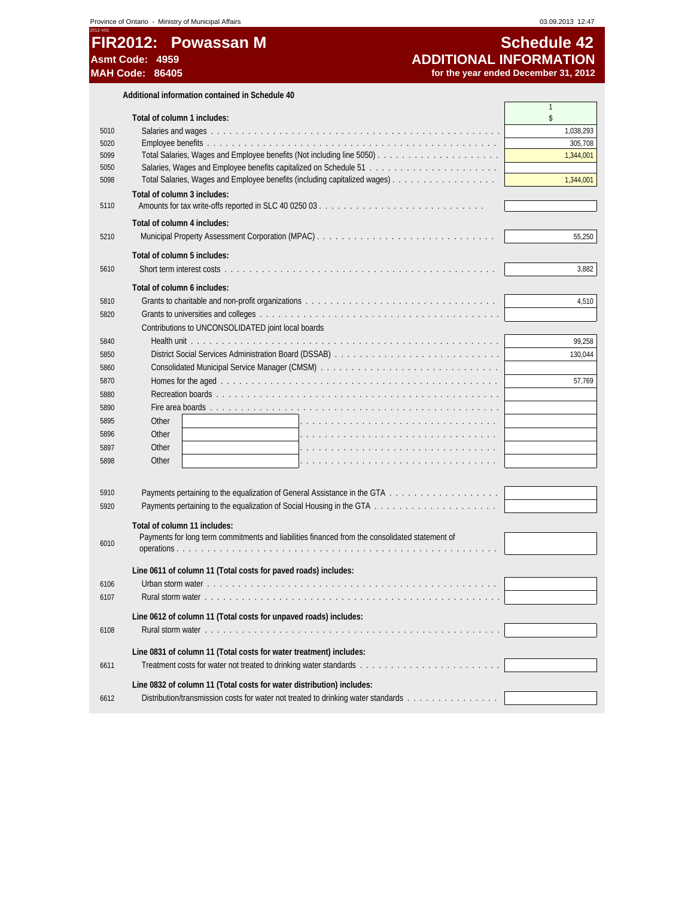# FIR2012: Powassan M

**Asmt Code: 4959**
**MAH Code: 86405**

# Schedule 42
## ADDITIONAL INFORMATION
**for the year ended December 31, 2012**

**Additional information contained in Schedule 40**

| Line | Description | 1 $ |
|---|---|---|
| | **Total of column 1 includes:** | |
| 5010 | Salaries and wages | 1,038,293 |
| 5020 | Employee benefits | 305,708 |
| 5099 | Total Salaries, Wages and Employee benefits (Not including line 5050) | 1,344,001 |
| 5050 | Salaries, Wages and Employee benefits capitalized on Schedule 51 | |
| 5098 | Total Salaries, Wages and Employee benefits (including capitalized wages) | 1,344,001 |
| | **Total of column 3 includes:** | |
| 5110 | Amounts for tax write-offs reported in SLC 40 0250 03 | |
| | **Total of column 4 includes:** | |
| 5210 | Municipal Property Assessment Corporation (MPAC) | 55,250 |
| | **Total of column 5 includes:** | |
| 5610 | Short term interest costs | 3,882 |
| | **Total of column 6 includes:** | |
| 5810 | Grants to charitable and non-profit organizations | 4,510 |
| 5820 | Grants to universities and colleges | |
| | Contributions to UNCONSOLIDATED joint local boards | |
| 5840 | Health unit | 99,258 |
| 5850 | District Social Services Administration Board (DSSAB) | 130,044 |
| 5860 | Consolidated Municipal Service Manager (CMSM) | |
| 5870 | Homes for the aged | 57,769 |
| 5880 | Recreation boards | |
| 5890 | Fire area boards | |
| 5895 | Other | |
| 5896 | Other | |
| 5897 | Other | |
| 5898 | Other | |
| 5910 | Payments pertaining to the equalization of General Assistance in the GTA | |
| 5920 | Payments pertaining to the equalization of Social Housing in the GTA | |
| | **Total of column 11 includes:** | |
| 6010 | Payments for long term commitments and liabilities financed from the consolidated statement of operations | |
| | **Line 0611 of column 11 (Total costs for paved roads) includes:** | |
| 6106 | Urban storm water | |
| 6107 | Rural storm water | |
| | **Line 0612 of column 11 (Total costs for unpaved roads) includes:** | |
| 6108 | Rural storm water | |
| | **Line 0831 of column 11 (Total costs for water treatment) includes:** | |
| 6611 | Treatment costs for water not treated to drinking water standards | |
| | **Line 0832 of column 11 (Total costs for water distribution) includes:** | |
| 6612 | Distribution/transmission costs for water not treated to drinking water standards | |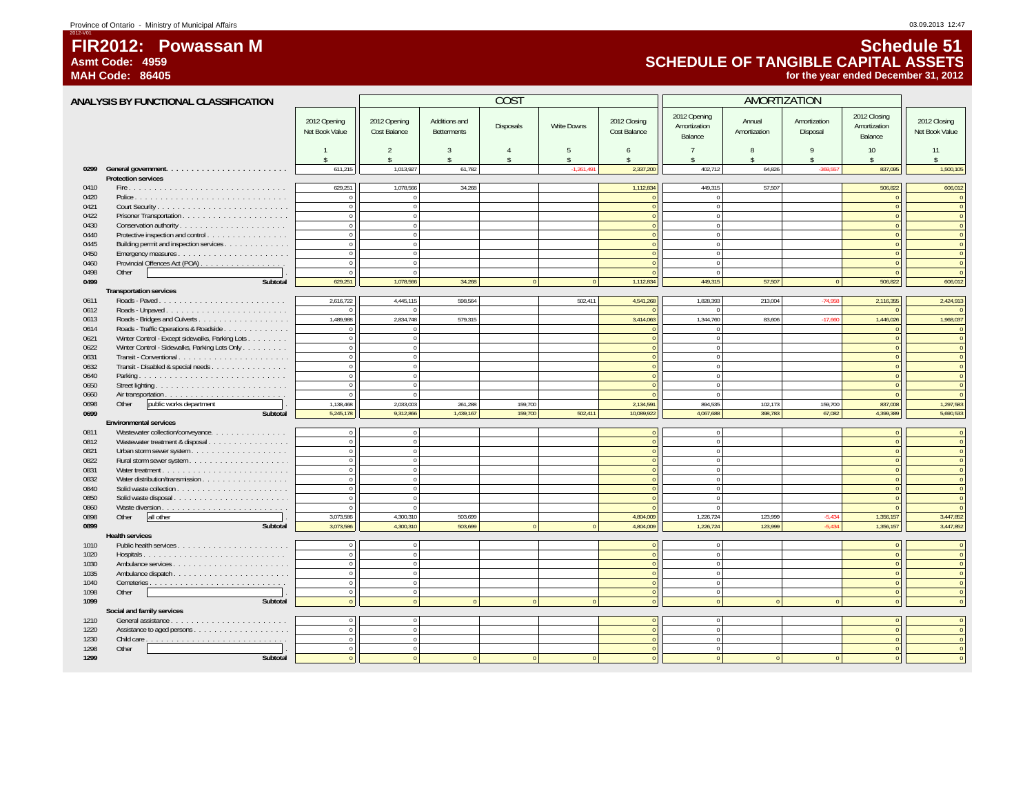# FIR2012: Powassan M

**Asmt Code: 4959**

**MAH Code: 86405**

# Schedule 51

## SCHEDULE OF TANGIBLE CAPITAL ASSETS

**for the year ended December 31, 2012**

### ANALYSIS BY FUNCTIONAL CLASSIFICATION

| | | | COST | | | | | | AMORTIZATION | | | | |
|---|---|---|---|---|---|---|---|---|---|---|---|---|---|
| | | 2012 Opening Net Book Value | 2012 Opening Cost Balance | Additions and Betterments | Disposals | Write Downs | 2012 Closing Cost Balance | 2012 Opening Amortization Balance | Annual Amortization | Amortization Disposal | 2012 Closing Amortization Balance | 2012 Closing Net Book Value |
| | | 1 | 2 | 3 | 4 | 5 | 6 | 7 | 8 | 9 | 10 | 11 |
| | | $ | $ | $ | $ | $ | $ | $ | $ | $ | $ | $ |
| 0299 | **General government** | 611,215 | 1,013,927 | 61,782 | | -1,261,491 | 2,337,200 | 402,712 | 64,826 | -369,557 | 837,095 | 1,500,105 |
| | **Protection services** | | | | | | | | | | | |
| 0410 | Fire | 629,251 | 1,078,566 | 34,268 | | | 1,112,834 | 449,315 | 57,507 | | 506,822 | 606,012 |
| 0420 | Police | 0 | 0 | | | | 0 | 0 | | | 0 | 0 |
| 0421 | Court Security | 0 | 0 | | | | 0 | 0 | | | 0 | 0 |
| 0422 | Prisoner Transportation | 0 | 0 | | | | 0 | 0 | | | 0 | 0 |
| 0430 | Conservation authority | 0 | 0 | | | | 0 | 0 | | | 0 | 0 |
| 0440 | Protective inspection and control | 0 | 0 | | | | 0 | 0 | | | 0 | 0 |
| 0445 | Building permit and inspection services | 0 | 0 | | | | 0 | 0 | | | 0 | 0 |
| 0450 | Emergency measures | 0 | 0 | | | | 0 | 0 | | | 0 | 0 |
| 0460 | Provincial Offences Act (POA) | 0 | 0 | | | | 0 | 0 | | | 0 | 0 |
| 0498 | Other | 0 | 0 | | | | 0 | 0 | | | 0 | 0 |
| 0499 | **Subtotal** | 629,251 | 1,078,566 | 34,268 | 0 | 0 | 1,112,834 | 449,315 | 57,507 | 0 | 506,822 | 606,012 |
| | **Transportation services** | | | | | | | | | | | |
| 0611 | Roads - Paved | 2,616,722 | 4,445,115 | 598,564 | | 502,411 | 4,541,268 | 1,828,393 | 213,004 | -74,958 | 2,116,355 | 2,424,913 |
| 0612 | Roads - Unpaved | 0 | 0 | | | | 0 | 0 | | | 0 | 0 |
| 0613 | Roads - Bridges and Culverts | 1,489,988 | 2,834,748 | 579,315 | | | 3,414,063 | 1,344,760 | 83,606 | -17,660 | 1,446,026 | 1,968,037 |
| 0614 | Roads - Traffic Operations & Roadside | 0 | 0 | | | | 0 | 0 | | | 0 | 0 |
| 0621 | Winter Control - Except sidewalks, Parking Lots | 0 | 0 | | | | 0 | 0 | | | 0 | 0 |
| 0622 | Winter Control - Sidewalks, Parking Lots Only | 0 | 0 | | | | 0 | 0 | | | 0 | 0 |
| 0631 | Transit - Conventional | 0 | 0 | | | | 0 | 0 | | | 0 | 0 |
| 0632 | Transit - Disabled & special needs | 0 | 0 | | | | 0 | 0 | | | 0 | 0 |
| 0640 | Parking | 0 | 0 | | | | 0 | 0 | | | 0 | 0 |
| 0650 | Street lighting | 0 | 0 | | | | 0 | 0 | | | 0 | 0 |
| 0660 | Air transportation | 0 | 0 | | | | 0 | 0 | | | 0 | 0 |
| 0698 | Other: public works department | 1,138,468 | 2,033,003 | 261,288 | 159,700 | | 2,134,591 | 894,535 | 102,173 | 159,700 | 837,008 | 1,297,583 |
| 0699 | **Subtotal** | 5,245,178 | 9,312,866 | 1,439,167 | 159,700 | 502,411 | 10,089,922 | 4,067,688 | 398,783 | 67,082 | 4,399,389 | 5,690,533 |
| | **Environmental services** | | | | | | | | | | | |
| 0811 | Wastewater collection/conveyance | 0 | 0 | | | | 0 | 0 | | | 0 | 0 |
| 0812 | Wastewater treatment & disposal | 0 | 0 | | | | 0 | 0 | | | 0 | 0 |
| 0821 | Urban storm sewer system | 0 | 0 | | | | 0 | 0 | | | 0 | 0 |
| 0822 | Rural storm sewer system | 0 | 0 | | | | 0 | 0 | | | 0 | 0 |
| 0831 | Water treatment | 0 | 0 | | | | 0 | 0 | | | 0 | 0 |
| 0832 | Water distribution/transmission | 0 | 0 | | | | 0 | 0 | | | 0 | 0 |
| 0840 | Solid waste collection | 0 | 0 | | | | 0 | 0 | | | 0 | 0 |
| 0850 | Solid waste disposal | 0 | 0 | | | | 0 | 0 | | | 0 | 0 |
| 0860 | Waste diversion | 0 | 0 | | | | 0 | 0 | | | 0 | 0 |
| 0898 | Other: all other | 3,073,586 | 4,300,310 | 503,699 | | | 4,804,009 | 1,226,724 | 123,999 | -5,434 | 1,356,157 | 3,447,852 |
| 0899 | **Subtotal** | 3,073,586 | 4,300,310 | 503,699 | 0 | 0 | 4,804,009 | 1,226,724 | 123,999 | -5,434 | 1,356,157 | 3,447,852 |
| | **Health services** | | | | | | | | | | | |
| 1010 | Public health services | 0 | 0 | | | | 0 | 0 | | | 0 | 0 |
| 1020 | Hospitals | 0 | 0 | | | | 0 | 0 | | | 0 | 0 |
| 1030 | Ambulance services | 0 | 0 | | | | 0 | 0 | | | 0 | 0 |
| 1035 | Ambulance dispatch | 0 | 0 | | | | 0 | 0 | | | 0 | 0 |
| 1040 | Cemeteries | 0 | 0 | | | | 0 | 0 | | | 0 | 0 |
| 1098 | Other | 0 | 0 | | | | 0 | 0 | | | 0 | 0 |
| 1099 | **Subtotal** | 0 | 0 | 0 | 0 | 0 | 0 | 0 | 0 | 0 | 0 | 0 |
| | **Social and family services** | | | | | | | | | | | |
| 1210 | General assistance | 0 | 0 | | | | 0 | 0 | | | 0 | 0 |
| 1220 | Assistance to aged persons | 0 | 0 | | | | 0 | 0 | | | 0 | 0 |
| 1230 | Child care | 0 | 0 | | | | 0 | 0 | | | 0 | 0 |
| 1298 | Other | 0 | 0 | | | | 0 | 0 | | | 0 | 0 |
| 1299 | **Subtotal** | 0 | 0 | 0 | 0 | 0 | 0 | 0 | 0 | 0 | 0 | 0 |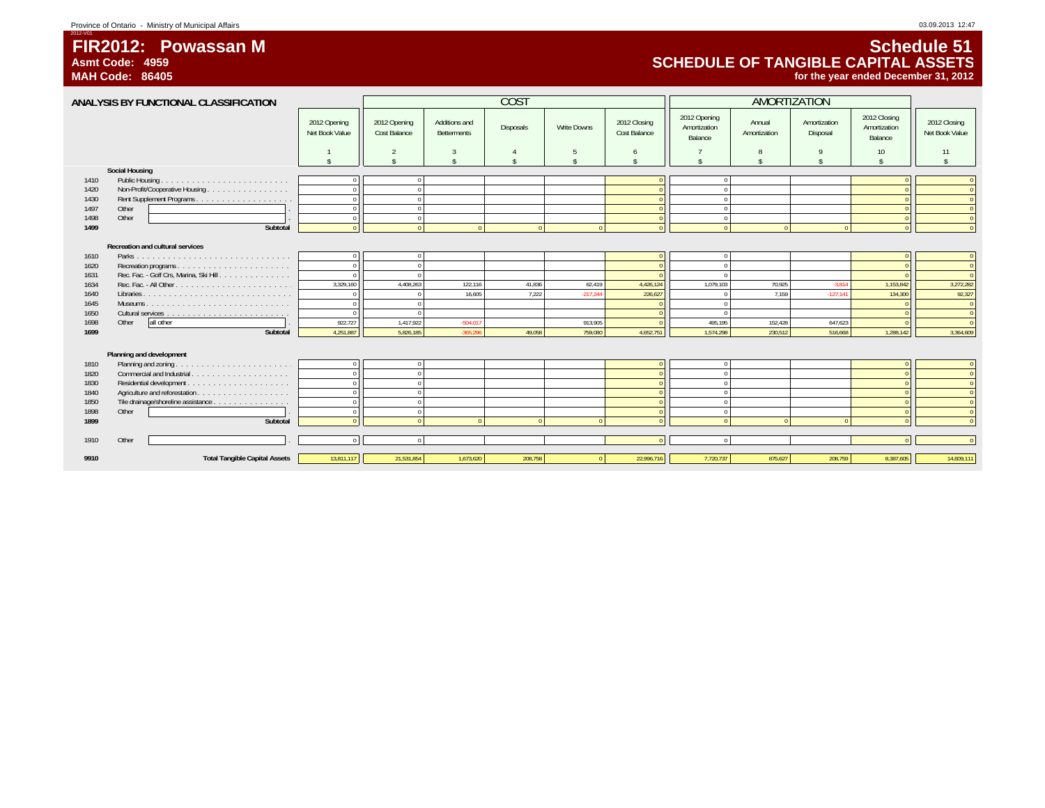Province of Ontario - Ministry of Municipal Affairs

03.09.2013 12:47

2012-V01

# FIR2012: Powassan M

**Asmt Code: 4959**

**MAH Code: 86405**

# Schedule 51

## SCHEDULE OF TANGIBLE CAPITAL ASSETS

**for the year ended December 31, 2012**

### ANALYSIS BY FUNCTIONAL CLASSIFICATION

| | | | COST | | | | | AMORTIZATION | | | | |
|---|---|---|---|---|---|---|---|---|---|---|---|---|
| | | 2012 Opening Net Book Value | 2012 Opening Cost Balance | Additions and Betterments | Disposals | Write Downs | 2012 Closing Cost Balance | 2012 Opening Amortization Balance | Annual Amortization | Amortization Disposal | 2012 Closing Amortization Balance | 2012 Closing Net Book Value |
| | | 1 | 2 | 3 | 4 | 5 | 6 | 7 | 8 | 9 | 10 | 11 |
| | | $ | $ | $ | $ | $ | $ | $ | $ | $ | $ | $ |
| | **Social Housing** | | | | | | | | | | | |
| 1410 | Public Housing | 0 | 0 | | | | 0 | 0 | | | 0 | 0 |
| 1420 | Non-Profit/Cooperative Housing | 0 | 0 | | | | 0 | 0 | | | 0 | 0 |
| 1430 | Rent Supplement Programs | 0 | 0 | | | | 0 | 0 | | | 0 | 0 |
| 1497 | Other | 0 | 0 | | | | 0 | 0 | | | 0 | 0 |
| 1498 | Other | 0 | 0 | | | | 0 | 0 | | | 0 | 0 |
| **1499** | **Subtotal** | 0 | 0 | 0 | 0 | 0 | 0 | 0 | 0 | 0 | 0 | 0 |
| | **Recreation and cultural services** | | | | | | | | | | | |
| 1610 | Parks | 0 | 0 | | | | 0 | 0 | | | 0 | 0 |
| 1620 | Recreation programs | 0 | 0 | | | | 0 | 0 | | | 0 | 0 |
| 1631 | Rec. Fac. - Golf Crs, Marina, Ski Hill | 0 | 0 | | | | 0 | 0 | | | 0 | 0 |
| 1634 | Rec. Fac. - All Other | 3,329,160 | 4,408,263 | 122,116 | 41,836 | 62,419 | 4,426,124 | 1,079,103 | 70,925 | -3,814 | 1,153,842 | 3,272,282 |
| 1640 | Libraries | 0 | 0 | 16,605 | 7,222 | -217,244 | 226,627 | 0 | 7,159 | -127,141 | 134,300 | 92,327 |
| 1645 | Museums | 0 | 0 | | | | 0 | 0 | | | 0 | 0 |
| 1650 | Cultural services | 0 | 0 | | | | 0 | 0 | | | 0 | 0 |
| 1698 | Other all other | 922,727 | 1,417,922 | -504,017 | | 913,905 | 0 | 495,195 | 152,428 | 647,623 | 0 | 0 |
| **1699** | **Subtotal** | 4,251,887 | 5,826,185 | -365,296 | 49,058 | 759,080 | 4,652,751 | 1,574,298 | 230,512 | 516,668 | 1,288,142 | 3,364,609 |
| | **Planning and development** | | | | | | | | | | | |
| 1810 | Planning and zoning | 0 | 0 | | | | 0 | 0 | | | 0 | 0 |
| 1820 | Commercial and Industrial | 0 | 0 | | | | 0 | 0 | | | 0 | 0 |
| 1830 | Residential development | 0 | 0 | | | | 0 | 0 | | | 0 | 0 |
| 1840 | Agriculture and reforestation | 0 | 0 | | | | 0 | 0 | | | 0 | 0 |
| 1850 | Tile drainage/shoreline assistance | 0 | 0 | | | | 0 | 0 | | | 0 | 0 |
| 1898 | Other | 0 | 0 | | | | 0 | 0 | | | 0 | 0 |
| **1899** | **Subtotal** | 0 | 0 | 0 | 0 | 0 | 0 | 0 | 0 | 0 | 0 | 0 |
| 1910 | Other | 0 | 0 | | | | 0 | 0 | | | 0 | 0 |
| **9910** | **Total Tangible Capital Assets** | 13,811,117 | 21,531,854 | 1,673,620 | 208,758 | 0 | 22,996,716 | 7,720,737 | 875,627 | 208,759 | 8,387,605 | 14,609,111 |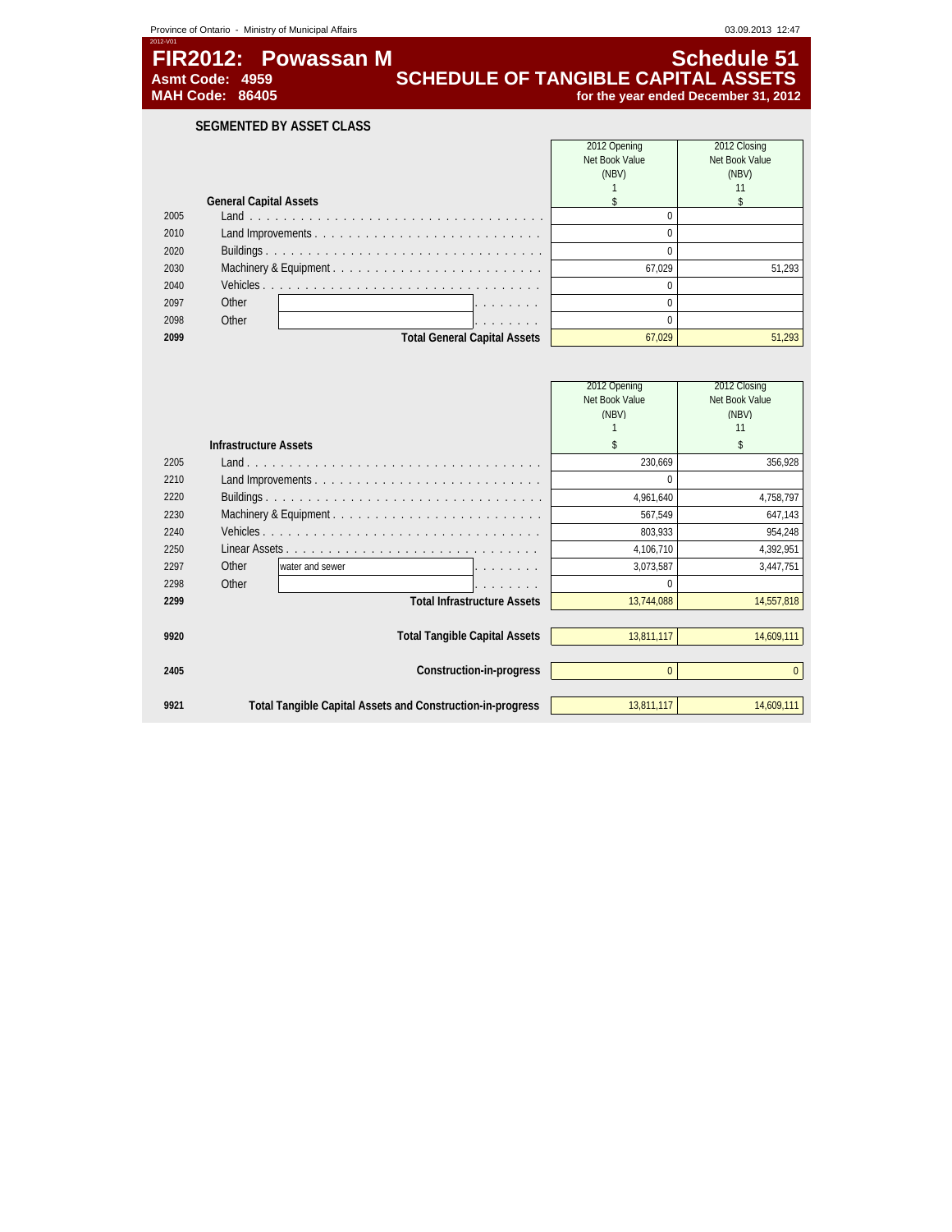# FIR2012: Powassan M

**Asmt Code: 4959**
**MAH Code: 86405**

## Schedule 51
## SCHEDULE OF TANGIBLE CAPITAL ASSETS
**for the year ended December 31, 2012**

### SEGMENTED BY ASSET CLASS

| | General Capital Assets | 2012 Opening Net Book Value (NBV) 1 $ | 2012 Closing Net Book Value (NBV) 11 $ |
|---|---|---|---|
| 2005 | Land | 0 | |
| 2010 | Land Improvements | 0 | |
| 2020 | Buildings | 0 | |
| 2030 | Machinery & Equipment | 67,029 | 51,293 |
| 2040 | Vehicles | 0 | |
| 2097 | Other | 0 | |
| 2098 | Other | 0 | |
| **2099** | **Total General Capital Assets** | 67,029 | 51,293 |

| | Infrastructure Assets | 2012 Opening Net Book Value (NBV) 1 $ | 2012 Closing Net Book Value (NBV) 11 $ |
|---|---|---|---|
| 2205 | Land | 230,669 | 356,928 |
| 2210 | Land Improvements | 0 | |
| 2220 | Buildings | 4,961,640 | 4,758,797 |
| 2230 | Machinery & Equipment | 567,549 | 647,143 |
| 2240 | Vehicles | 803,933 | 954,248 |
| 2250 | Linear Assets | 4,106,710 | 4,392,951 |
| 2297 | Other water and sewer | 3,073,587 | 3,447,751 |
| 2298 | Other | 0 | |
| **2299** | **Total Infrastructure Assets** | 13,744,088 | 14,557,818 |
| **9920** | **Total Tangible Capital Assets** | 13,811,117 | 14,609,111 |
| **2405** | **Construction-in-progress** | 0 | 0 |
| **9921** | **Total Tangible Capital Assets and Construction-in-progress** | 13,811,117 | 14,609,111 |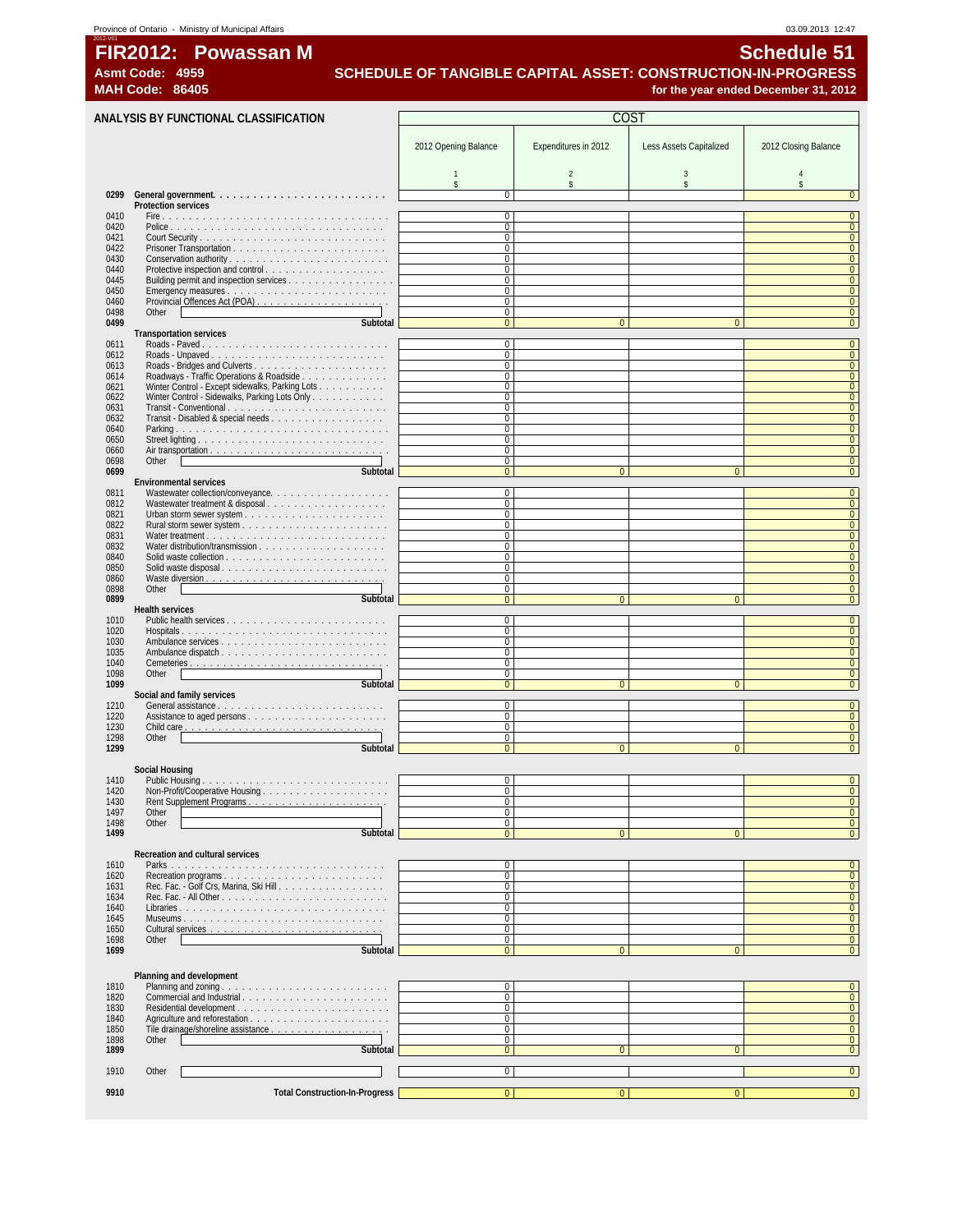Province of Ontario - Ministry of Municipal Affairs 03.09.2013 12:47

2012-V01

# FIR2012: Powassan M

# Schedule 51

**Asmt Code: 4959**

**MAH Code: 86405**

## SCHEDULE OF TANGIBLE CAPITAL ASSET: CONSTRUCTION-IN-PROGRESS

**for the year ended December 31, 2012**

### ANALYSIS BY FUNCTIONAL CLASSIFICATION

| | | COST | | | |
|---|---|---|---|---|---|
| | | 2012 Opening Balance | Expenditures in 2012 | Less Assets Capitalized | 2012 Closing Balance |
| | | 1 | 2 | 3 | 4 |
| | | $ | $ | $ | $ |
| 0299 | **General government** | 0 | | | 0 |
| | **Protection services** | | | | |
| 0410 | Fire | 0 | | | 0 |
| 0420 | Police | 0 | | | 0 |
| 0421 | Court Security | 0 | | | 0 |
| 0422 | Prisoner Transportation | 0 | | | 0 |
| 0430 | Conservation authority | 0 | | | 0 |
| 0440 | Protective inspection and control | 0 | | | 0 |
| 0445 | Building permit and inspection services | 0 | | | 0 |
| 0450 | Emergency measures | 0 | | | 0 |
| 0460 | Provincial Offences Act (POA) | 0 | | | 0 |
| 0498 | Other | 0 | | | 0 |
| **0499** | **Subtotal** | 0 | 0 | 0 | 0 |
| | **Transportation services** | | | | |
| 0611 | Roads - Paved | 0 | | | 0 |
| 0612 | Roads - Unpaved | 0 | | | 0 |
| 0613 | Roads - Bridges and Culverts | 0 | | | 0 |
| 0614 | Roadways - Traffic Operations & Roadside | 0 | | | 0 |
| 0621 | Winter Control - Except sidewalks, Parking Lots | 0 | | | 0 |
| 0622 | Winter Control - Sidewalks, Parking Lots Only | 0 | | | 0 |
| 0631 | Transit - Conventional | 0 | | | 0 |
| 0632 | Transit - Disabled & special needs | 0 | | | 0 |
| 0640 | Parking | 0 | | | 0 |
| 0650 | Street lighting | 0 | | | 0 |
| 0660 | Air transportation | 0 | | | 0 |
| 0698 | Other | 0 | | | 0 |
| **0699** | **Subtotal** | 0 | 0 | 0 | 0 |
| | **Environmental services** | | | | |
| 0811 | Wastewater collection/conveyance | 0 | | | 0 |
| 0812 | Wastewater treatment & disposal | 0 | | | 0 |
| 0821 | Urban storm sewer system | 0 | | | 0 |
| 0822 | Rural storm sewer system | 0 | | | 0 |
| 0831 | Water treatment | 0 | | | 0 |
| 0832 | Water distribution/transmission | 0 | | | 0 |
| 0840 | Solid waste collection | 0 | | | 0 |
| 0850 | Solid waste disposal | 0 | | | 0 |
| 0860 | Waste diversion | 0 | | | 0 |
| 0898 | Other | 0 | | | 0 |
| **0899** | **Subtotal** | 0 | 0 | 0 | 0 |
| | **Health services** | | | | |
| 1010 | Public health services | 0 | | | 0 |
| 1020 | Hospitals | 0 | | | 0 |
| 1030 | Ambulance services | 0 | | | 0 |
| 1035 | Ambulance dispatch | 0 | | | 0 |
| 1040 | Cemeteries | 0 | | | 0 |
| 1098 | Other | 0 | | | 0 |
| **1099** | **Subtotal** | 0 | 0 | 0 | 0 |
| | **Social and family services** | | | | |
| 1210 | General assistance | 0 | | | 0 |
| 1220 | Assistance to aged persons | 0 | | | 0 |
| 1230 | Child care | 0 | | | 0 |
| 1298 | Other | 0 | | | 0 |
| **1299** | **Subtotal** | 0 | 0 | 0 | 0 |
| | **Social Housing** | | | | |
| 1410 | Public Housing | 0 | | | 0 |
| 1420 | Non-Profit/Cooperative Housing | 0 | | | 0 |
| 1430 | Rent Supplement Programs | 0 | | | 0 |
| 1497 | Other | 0 | | | 0 |
| 1498 | Other | 0 | | | 0 |
| **1499** | **Subtotal** | 0 | 0 | 0 | 0 |
| | **Recreation and cultural services** | | | | |
| 1610 | Parks | 0 | | | 0 |
| 1620 | Recreation programs | 0 | | | 0 |
| 1631 | Rec. Fac. - Golf Crs, Marina, Ski Hill | 0 | | | 0 |
| 1634 | Rec. Fac. - All Other | 0 | | | 0 |
| 1640 | Libraries | 0 | | | 0 |
| 1645 | Museums | 0 | | | 0 |
| 1650 | Cultural services | 0 | | | 0 |
| 1698 | Other | 0 | | | 0 |
| **1699** | **Subtotal** | 0 | 0 | 0 | 0 |
| | **Planning and development** | | | | |
| 1810 | Planning and zoning | 0 | | | 0 |
| 1820 | Commercial and Industrial | 0 | | | 0 |
| 1830 | Residential development | 0 | | | 0 |
| 1840 | Agriculture and reforestation | 0 | | | 0 |
| 1850 | Tile drainage/shoreline assistance | 0 | | | 0 |
| 1898 | Other | 0 | | | 0 |
| **1899** | **Subtotal** | 0 | 0 | 0 | 0 |
| 1910 | Other | 0 | | | 0 |
| **9910** | **Total Construction-In-Progress** | 0 | 0 | 0 | 0 |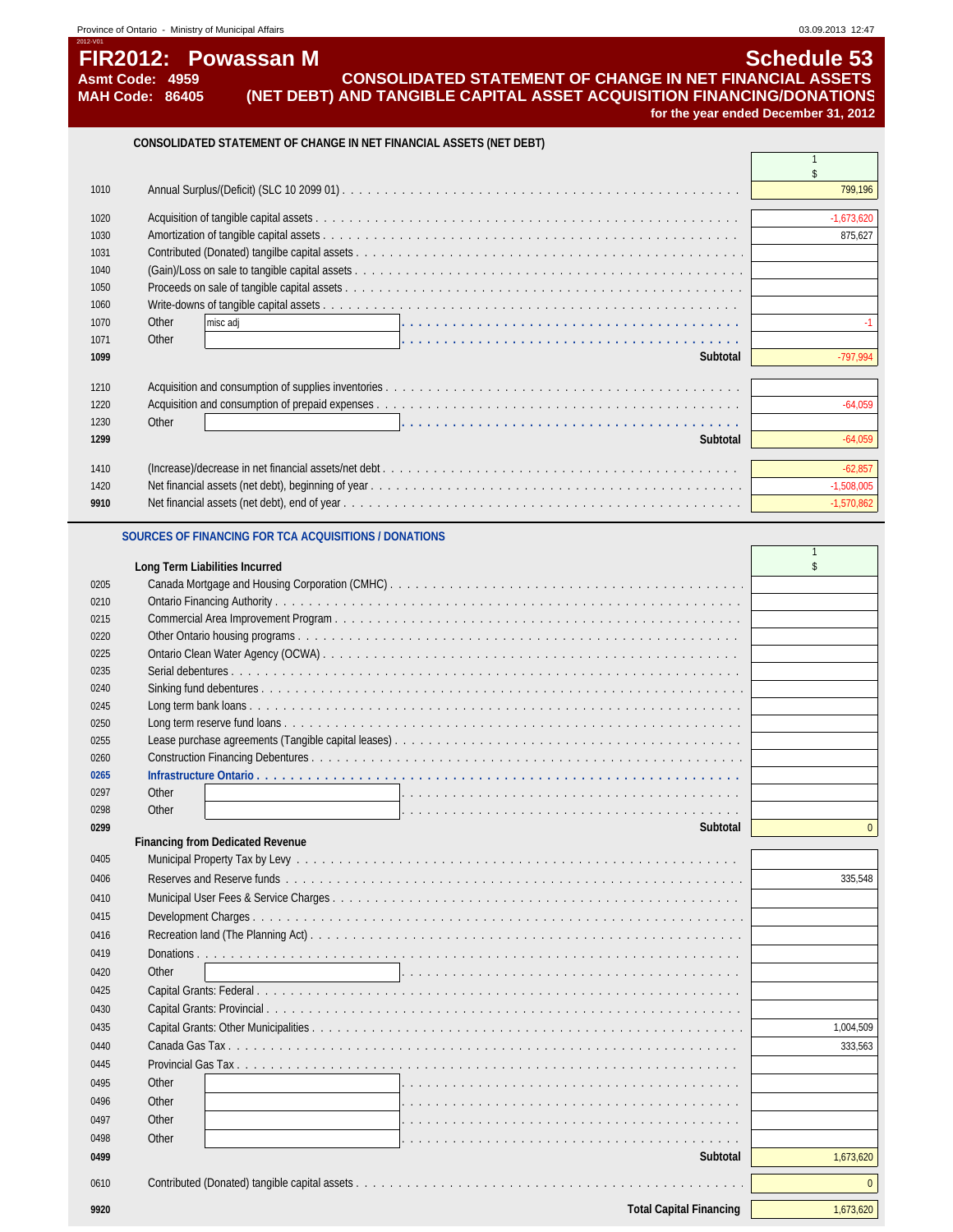# FIR2012: Powassan M

**Asmt Code: 4959**
**MAH Code: 86405**

## Schedule 53

## CONSOLIDATED STATEMENT OF CHANGE IN NET FINANCIAL ASSETS (NET DEBT) AND TANGIBLE CAPITAL ASSET ACQUISITION FINANCING/DONATIONS

**for the year ended December 31, 2012**

### CONSOLIDATED STATEMENT OF CHANGE IN NET FINANCIAL ASSETS (NET DEBT)

| Line | Description | 1 $ |
|---|---|---|
| 1010 | Annual Surplus/(Deficit) (SLC 10 2099 01) | 799,196 |
| 1020 | Acquisition of tangible capital assets | -1,673,620 |
| 1030 | Amortization of tangible capital assets | 875,627 |
| 1031 | Contributed (Donated) tangilbe capital assets | |
| 1040 | (Gain)/Loss on sale to tangible capital assets | |
| 1050 | Proceeds on sale of tangible capital assets | |
| 1060 | Write-downs of tangible capital assets | |
| 1070 | Other: misc adj | -1 |
| 1071 | Other | |
| **1099** | **Subtotal** | -797,994 |
| 1210 | Acquisition and consumption of supplies inventories | |
| 1220 | Acquisition and consumption of prepaid expenses | -64,059 |
| 1230 | Other | |
| **1299** | **Subtotal** | -64,059 |
| 1410 | (Increase)/decrease in net financial assets/net debt | -62,857 |
| 1420 | Net financial assets (net debt), beginning of year | -1,508,005 |
| **9910** | Net financial assets (net debt), end of year | -1,570,862 |

### SOURCES OF FINANCING FOR TCA ACQUISITIONS / DONATIONS

| Line | Description | 1 $ |
|---|---|---|
| | **Long Term Liabilities Incurred** | |
| 0205 | Canada Mortgage and Housing Corporation (CMHC) | |
| 0210 | Ontario Financing Authority | |
| 0215 | Commercial Area Improvement Program | |
| 0220 | Other Ontario housing programs | |
| 0225 | Ontario Clean Water Agency (OCWA) | |
| 0235 | Serial debentures | |
| 0240 | Sinking fund debentures | |
| 0245 | Long term bank loans | |
| 0250 | Long term reserve fund loans | |
| 0255 | Lease purchase agreements (Tangible capital leases) | |
| 0260 | Construction Financing Debentures | |
| 0265 | Infrastructure Ontario | |
| 0297 | Other | |
| 0298 | Other | |
| **0299** | **Subtotal** | 0 |
| | **Financing from Dedicated Revenue** | |
| 0405 | Municipal Property Tax by Levy | |
| 0406 | Reserves and Reserve funds | 335,548 |
| 0410 | Municipal User Fees & Service Charges | |
| 0415 | Development Charges | |
| 0416 | Recreation land (The Planning Act) | |
| 0419 | Donations | |
| 0420 | Other | |
| 0425 | Capital Grants: Federal | |
| 0430 | Capital Grants: Provincial | |
| 0435 | Capital Grants: Other Municipalities | 1,004,509 |
| 0440 | Canada Gas Tax | 333,563 |
| 0445 | Provincial Gas Tax | |
| 0495 | Other | |
| 0496 | Other | |
| 0497 | Other | |
| 0498 | Other | |
| **0499** | **Subtotal** | 1,673,620 |
| 0610 | Contributed (Donated) tangible capital assets | 0 |
| **9920** | **Total Capital Financing** | 1,673,620 |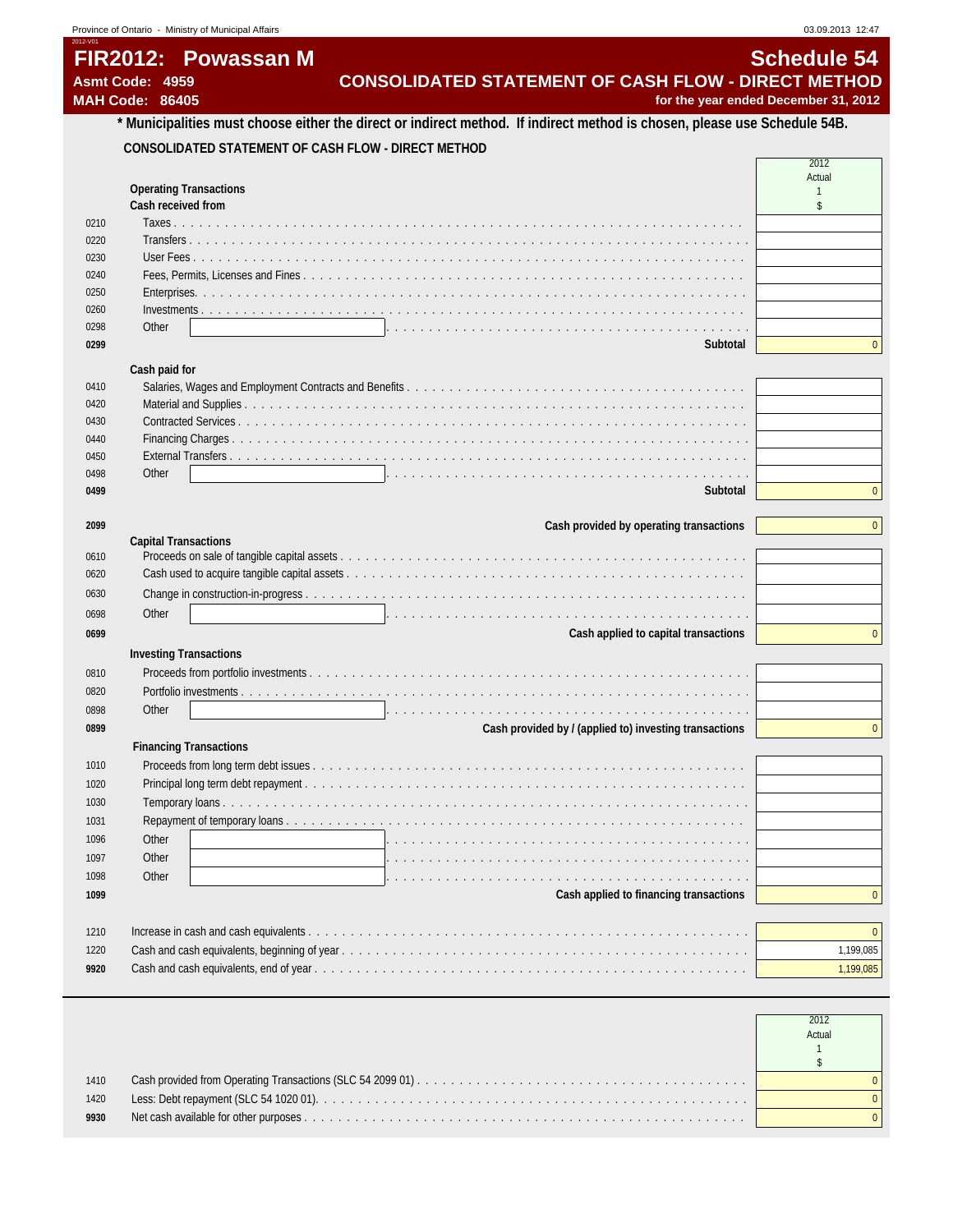# FIR2012: Powassan M

**Asmt Code: 4959**
**MAH Code: 86405**

## Schedule 54
## CONSOLIDATED STATEMENT OF CASH FLOW - DIRECT METHOD
**for the year ended December 31, 2012**

**\* Municipalities must choose either the direct or indirect method. If indirect method is chosen, please use Schedule 54B.**

### CONSOLIDATED STATEMENT OF CASH FLOW - DIRECT METHOD

| Line | Description | 2012 Actual 1 $ |
|---|---|---|
| | **Operating Transactions** | |
| | **Cash received from** | |
| 0210 | Taxes | |
| 0220 | Transfers | |
| 0230 | User Fees | |
| 0240 | Fees, Permits, Licenses and Fines | |
| 0250 | Enterprises | |
| 0260 | Investments | |
| 0298 | Other | |
| **0299** | **Subtotal** | 0 |
| | **Cash paid for** | |
| 0410 | Salaries, Wages and Employment Contracts and Benefits | |
| 0420 | Material and Supplies | |
| 0430 | Contracted Services | |
| 0440 | Financing Charges | |
| 0450 | External Transfers | |
| 0498 | Other | |
| **0499** | **Subtotal** | 0 |
| **2099** | **Cash provided by operating transactions** | 0 |
| | **Capital Transactions** | |
| 0610 | Proceeds on sale of tangible capital assets | |
| 0620 | Cash used to acquire tangible capital assets | |
| 0630 | Change in construction-in-progress | |
| 0698 | Other | |
| **0699** | **Cash applied to capital transactions** | 0 |
| | **Investing Transactions** | |
| 0810 | Proceeds from portfolio investments | |
| 0820 | Portfolio investments | |
| 0898 | Other | |
| **0899** | **Cash provided by / (applied to) investing transactions** | 0 |
| | **Financing Transactions** | |
| 1010 | Proceeds from long term debt issues | |
| 1020 | Principal long term debt repayment | |
| 1030 | Temporary loans | |
| 1031 | Repayment of temporary loans | |
| 1096 | Other | |
| 1097 | Other | |
| 1098 | Other | |
| **1099** | **Cash applied to financing transactions** | 0 |
| 1210 | Increase in cash and cash equivalents | 0 |
| 1220 | Cash and cash equivalents, beginning of year | 1,199,085 |
| **9920** | Cash and cash equivalents, end of year | 1,199,085 |

| Line | Description | 2012 Actual 1 $ |
|---|---|---|
| 1410 | Cash provided from Operating Transactions (SLC 54 2099 01) | 0 |
| 1420 | Less: Debt repayment (SLC 54 1020 01) | 0 |
| **9930** | Net cash available for other purposes | 0 |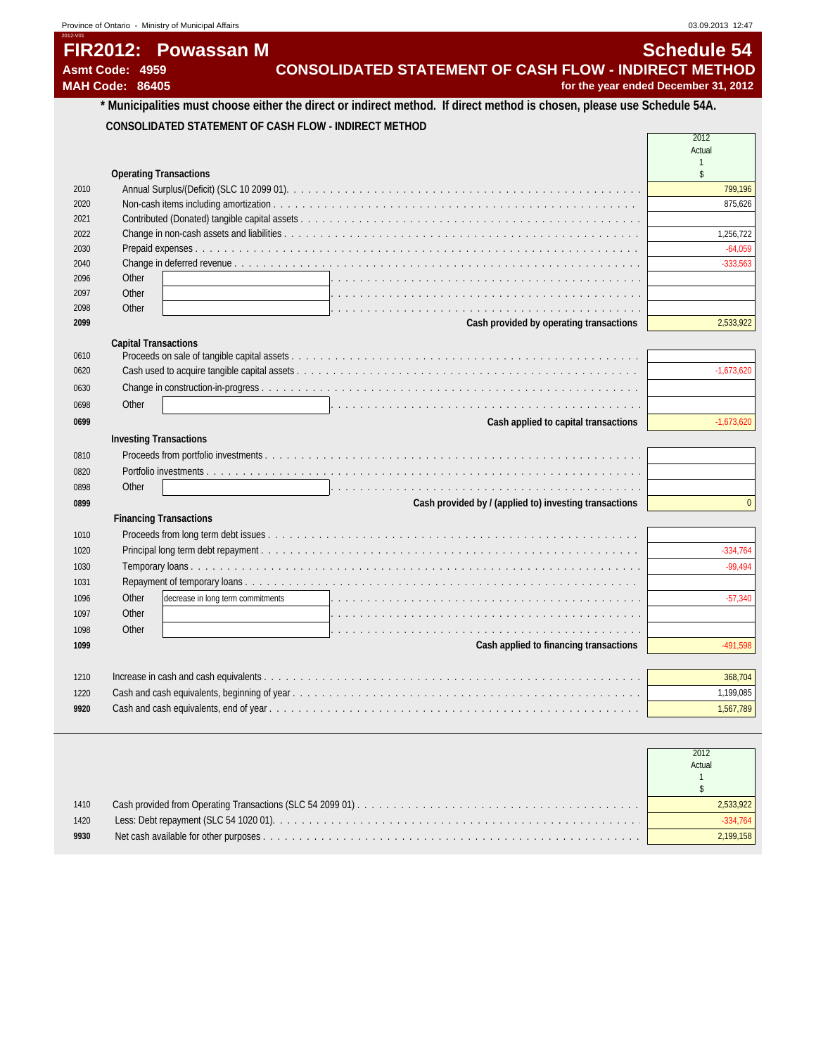Province of Ontario - Ministry of Municipal Affairs

03.09.2013 12:47

# FIR2012: Powassan M

# Schedule 54

**Asmt Code: 4959**

**MAH Code: 86405**

## CONSOLIDATED STATEMENT OF CASH FLOW - INDIRECT METHOD

**for the year ended December 31, 2012**

**\* Municipalities must choose either the direct or indirect method. If direct method is chosen, please use Schedule 54A.**

**CONSOLIDATED STATEMENT OF CASH FLOW - INDIRECT METHOD**

| | | 2012 Actual 1 $ |
|---|---|---|
| | **Operating Transactions** | |
| 2010 | Annual Surplus/(Deficit) (SLC 10 2099 01) | 799,196 |
| 2020 | Non-cash items including amortization | 875,626 |
| 2021 | Contributed (Donated) tangible capital assets | |
| 2022 | Change in non-cash assets and liabilities | 1,256,722 |
| 2030 | Prepaid expenses | -64,059 |
| 2040 | Change in deferred revenue | -333,563 |
| 2096 | Other | |
| 2097 | Other | |
| 2098 | Other | |
| **2099** | **Cash provided by operating transactions** | 2,533,922 |
| | **Capital Transactions** | |
| 0610 | Proceeds on sale of tangible capital assets | |
| 0620 | Cash used to acquire tangible capital assets | -1,673,620 |
| 0630 | Change in construction-in-progress | |
| 0698 | Other | |
| **0699** | **Cash applied to capital transactions** | -1,673,620 |
| | **Investing Transactions** | |
| 0810 | Proceeds from portfolio investments | |
| 0820 | Portfolio investments | |
| 0898 | Other | |
| **0899** | **Cash provided by / (applied to) investing transactions** | 0 |
| | **Financing Transactions** | |
| 1010 | Proceeds from long term debt issues | |
| 1020 | Principal long term debt repayment | -334,764 |
| 1030 | Temporary loans | -99,494 |
| 1031 | Repayment of temporary loans | |
| 1096 | Other: decrease in long term commitments | -57,340 |
| 1097 | Other | |
| 1098 | Other | |
| **1099** | **Cash applied to financing transactions** | -491,598 |
| | | |
| 1210 | Increase in cash and cash equivalents | 368,704 |
| 1220 | Cash and cash equivalents, beginning of year | 1,199,085 |
| **9920** | Cash and cash equivalents, end of year | 1,567,789 |

| | | 2012 Actual 1 $ |
|---|---|---|
| 1410 | Cash provided from Operating Transactions (SLC 54 2099 01) | 2,533,922 |
| 1420 | Less: Debt repayment (SLC 54 1020 01) | -334,764 |
| **9930** | Net cash available for other purposes | 2,199,158 |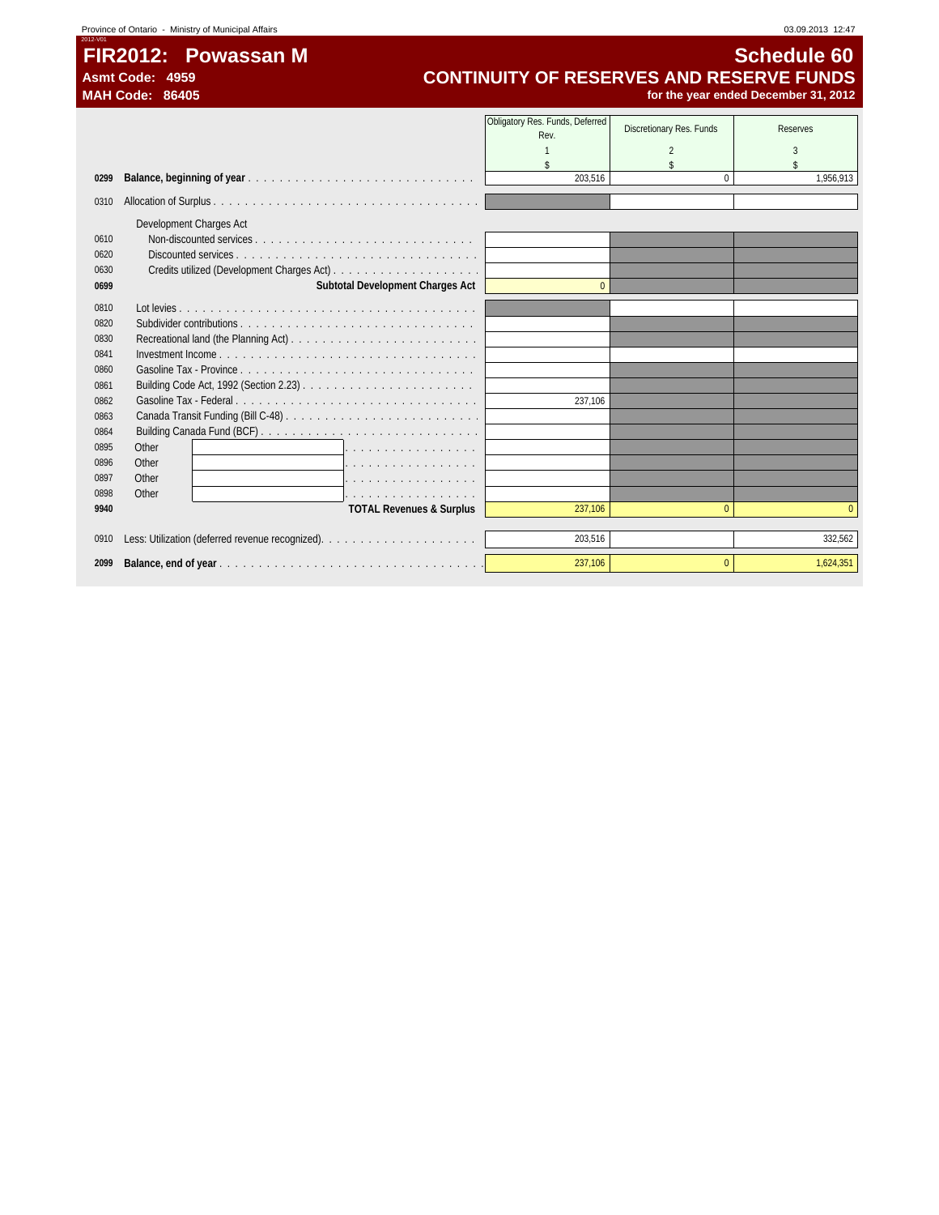Province of Ontario - Ministry of Municipal Affairs

# FIR2012: Powassan M

**Asmt Code: 4959**
**MAH Code: 86405**

# Schedule 60

## CONTINUITY OF RESERVES AND RESERVE FUNDS

**for the year ended December 31, 2012**

| | | Obligatory Res. Funds, Deferred Rev. | Discretionary Res. Funds | Reserves |
|---|---|---|---|---|
| | | 1 | 2 | 3 |
| | | $ | $ | $ |
| **0299** | **Balance, beginning of year** | 203,516 | 0 | 1,956,913 |
| 0310 | Allocation of Surplus | | | |
| | Development Charges Act | | | |
| 0610 | Non-discounted services | | | |
| 0620 | Discounted services | | | |
| 0630 | Credits utilized (Development Charges Act) | | | |
| **0699** | **Subtotal Development Charges Act** | 0 | | |
| 0810 | Lot levies | | | |
| 0820 | Subdivider contributions | | | |
| 0830 | Recreational land (the Planning Act) | | | |
| 0841 | Investment Income | | | |
| 0860 | Gasoline Tax - Province | | | |
| 0861 | Building Code Act, 1992 (Section 2.23) | | | |
| 0862 | Gasoline Tax - Federal | 237,106 | | |
| 0863 | Canada Transit Funding (Bill C-48) | | | |
| 0864 | Building Canada Fund (BCF) | | | |
| 0895 | Other | | | |
| 0896 | Other | | | |
| 0897 | Other | | | |
| 0898 | Other | | | |
| **9940** | **TOTAL Revenues & Surplus** | 237,106 | 0 | 0 |
| 0910 | Less: Utilization (deferred revenue recognized). | 203,516 | | 332,562 |
| **2099** | **Balance, end of year** | 237,106 | 0 | 1,624,351 |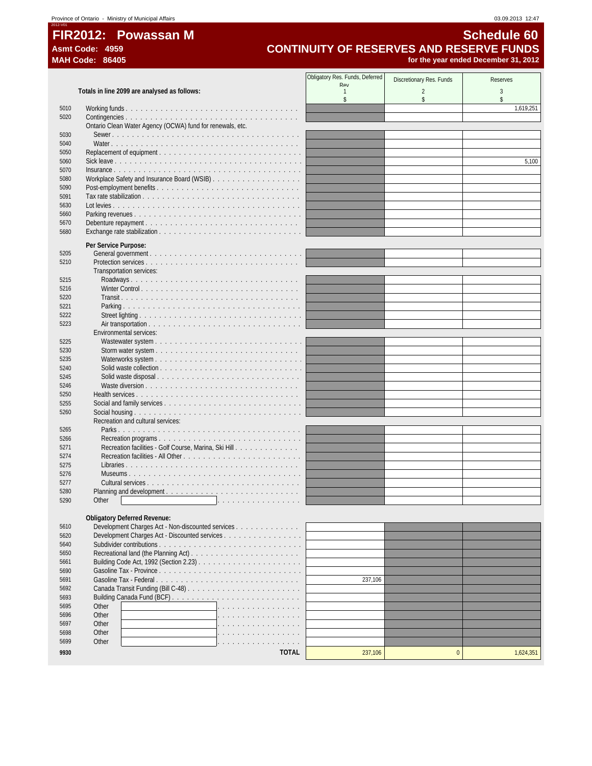# FIR2012: Powassan M

**Asmt Code: 4959**
**MAH Code: 86405**

## Schedule 60
## CONTINUITY OF RESERVES AND RESERVE FUNDS
**for the year ended December 31, 2012**

| | Totals in line 2099 are analysed as follows: | Obligatory Res. Funds, Deferred Rev 1 $ | Discretionary Res. Funds 2 $ | Reserves 3 $ |
|---|---|---|---|---|
| 5010 | Working funds | | | 1,619,251 |
| 5020 | Contingencies | | | |
| | Ontario Clean Water Agency (OCWA) fund for renewals, etc. | | | |
| 5030 | Sewer | | | |
| 5040 | Water | | | |
| 5050 | Replacement of equipment | | | |
| 5060 | Sick leave | | | 5,100 |
| 5070 | Insurance | | | |
| 5080 | Workplace Safety and Insurance Board (WSIB) | | | |
| 5090 | Post-employment benefits | | | |
| 5091 | Tax rate stabilization | | | |
| 5630 | Lot levies | | | |
| 5660 | Parking revenues | | | |
| 5670 | Debenture repayment | | | |
| 5680 | Exchange rate stabilization | | | |
| | **Per Service Purpose:** | | | |
| 5205 | General government | | | |
| 5210 | Protection services | | | |
| | Transportation services: | | | |
| 5215 | Roadways | | | |
| 5216 | Winter Control | | | |
| 5220 | Transit | | | |
| 5221 | Parking | | | |
| 5222 | Street lighting | | | |
| 5223 | Air transportation | | | |
| | Environmental services: | | | |
| 5225 | Wastewater system | | | |
| 5230 | Storm water system | | | |
| 5235 | Waterworks system | | | |
| 5240 | Solid waste collection | | | |
| 5245 | Solid waste disposal | | | |
| 5246 | Waste diversion | | | |
| 5250 | Health services | | | |
| 5255 | Social and family services | | | |
| 5260 | Social housing | | | |
| | Recreation and cultural services: | | | |
| 5265 | Parks | | | |
| 5266 | Recreation programs | | | |
| 5271 | Recreation facilities - Golf Course, Marina, Ski Hill | | | |
| 5274 | Recreation facilities - All Other | | | |
| 5275 | Libraries | | | |
| 5276 | Museums | | | |
| 5277 | Cultural services | | | |
| 5280 | Planning and development | | | |
| 5290 | Other | | | |
| | **Obligatory Deferred Revenue:** | | | |
| 5610 | Development Charges Act - Non-discounted services | | | |
| 5620 | Development Charges Act - Discounted services | | | |
| 5640 | Subdivider contributions | | | |
| 5650 | Recreational land (the Planning Act) | | | |
| 5661 | Building Code Act, 1992 (Section 2.23) | | | |
| 5690 | Gasoline Tax - Province | | | |
| 5691 | Gasoline Tax - Federal | 237,106 | | |
| 5692 | Canada Transit Funding (Bill C-48) | | | |
| 5693 | Building Canada Fund (BCF) | | | |
| 5695 | Other | | | |
| 5696 | Other | | | |
| 5697 | Other | | | |
| 5698 | Other | | | |
| 5699 | Other | | | |
| **9930** | **TOTAL** | 237,106 | 0 | 1,624,351 |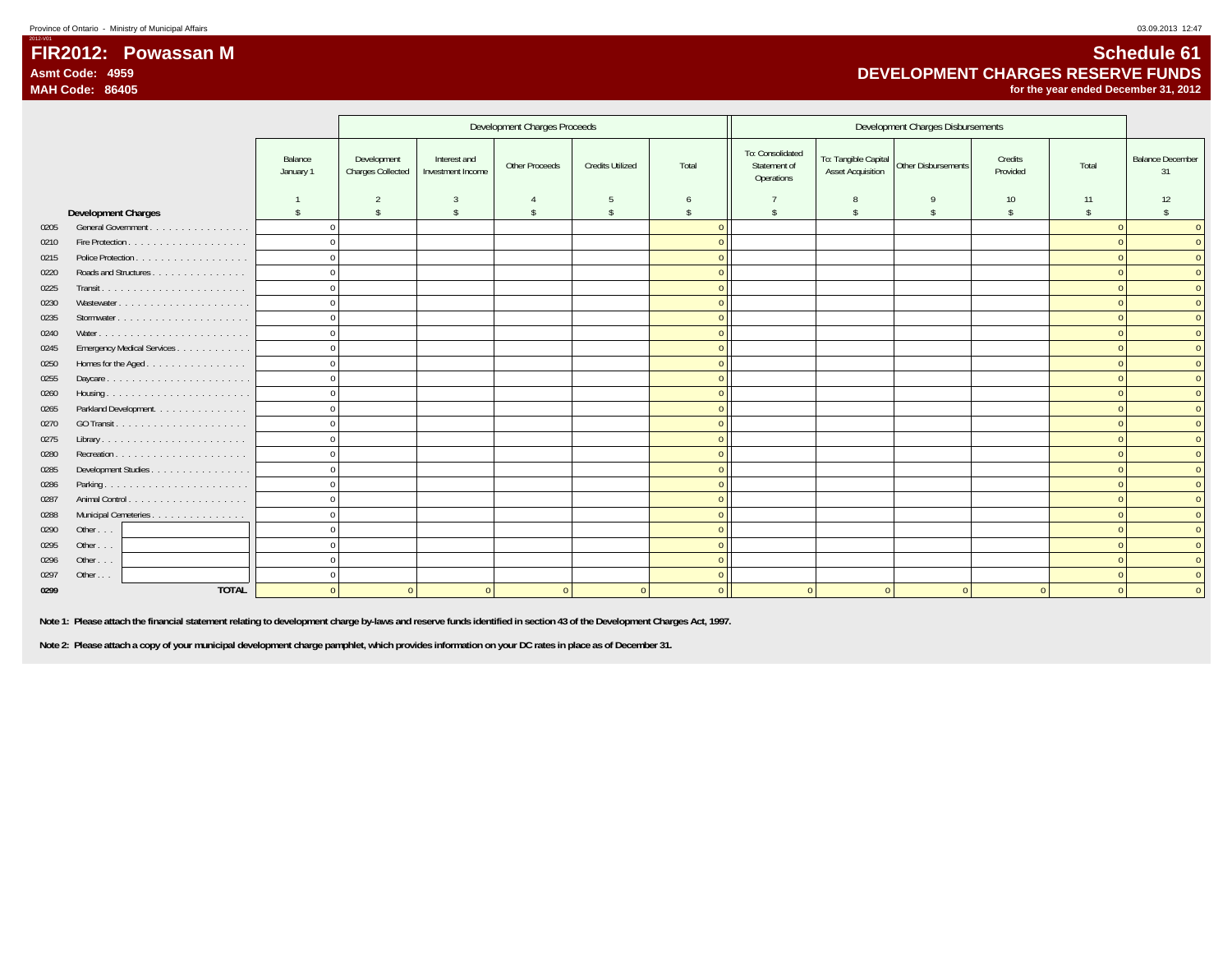# FIR2012: Powassan M

**Asmt Code: 4959**

**MAH Code: 86405**

## Schedule 61

## DEVELOPMENT CHARGES RESERVE FUNDS

**for the year ended December 31, 2012**

| | | | Development Charges Proceeds | | | | | | Development Charges Disbursements | | | | |
|---|---|---|---|---|---|---|---|---|---|---|---|---|---|
| | | Balance January 1 | Development Charges Collected | Interest and Investment Income | Other Proceeds | Credits Utilized | Total | To: Consolidated Statement of Operations | To: Tangible Capital Asset Acquisition | Other Disbursements | Credits Provided | Total | Balance December 31 |
| | | 1 | 2 | 3 | 4 | 5 | 6 | 7 | 8 | 9 | 10 | 11 | 12 |
| | **Development Charges** | $ | $ | $ | $ | $ | $ | $ | $ | $ | $ | $ | $ |
| 0205 | General Government | 0 | | | | | 0 | | | | | 0 | 0 |
| 0210 | Fire Protection | 0 | | | | | 0 | | | | | 0 | 0 |
| 0215 | Police Protection | 0 | | | | | 0 | | | | | 0 | 0 |
| 0220 | Roads and Structures | 0 | | | | | 0 | | | | | 0 | 0 |
| 0225 | Transit | 0 | | | | | 0 | | | | | 0 | 0 |
| 0230 | Wastewater | 0 | | | | | 0 | | | | | 0 | 0 |
| 0235 | Stormwater | 0 | | | | | 0 | | | | | 0 | 0 |
| 0240 | Water | 0 | | | | | 0 | | | | | 0 | 0 |
| 0245 | Emergency Medical Services | 0 | | | | | 0 | | | | | 0 | 0 |
| 0250 | Homes for the Aged | 0 | | | | | 0 | | | | | 0 | 0 |
| 0255 | Daycare | 0 | | | | | 0 | | | | | 0 | 0 |
| 0260 | Housing | 0 | | | | | 0 | | | | | 0 | 0 |
| 0265 | Parkland Development | 0 | | | | | 0 | | | | | 0 | 0 |
| 0270 | GO Transit | 0 | | | | | 0 | | | | | 0 | 0 |
| 0275 | Library | 0 | | | | | 0 | | | | | 0 | 0 |
| 0280 | Recreation | 0 | | | | | 0 | | | | | 0 | 0 |
| 0285 | Development Studies | 0 | | | | | 0 | | | | | 0 | 0 |
| 0286 | Parking | 0 | | | | | 0 | | | | | 0 | 0 |
| 0287 | Animal Control | 0 | | | | | 0 | | | | | 0 | 0 |
| 0288 | Municipal Cemeteries | 0 | | | | | 0 | | | | | 0 | 0 |
| 0290 | Other . . . | 0 | | | | | 0 | | | | | 0 | 0 |
| 0295 | Other . . . | 0 | | | | | 0 | | | | | 0 | 0 |
| 0296 | Other . . . | 0 | | | | | 0 | | | | | 0 | 0 |
| 0297 | Other . . . | 0 | | | | | 0 | | | | | 0 | 0 |
| **0299** | **TOTAL** | 0 | 0 | 0 | 0 | 0 | 0 | 0 | 0 | 0 | 0 | 0 | 0 |

**Note 1: Please attach the financial statement relating to development charge by-laws and reserve funds identified in section 43 of the Development Charges Act, 1997.**

**Note 2: Please attach a copy of your municipal development charge pamphlet, which provides information on your DC rates in place as of December 31.**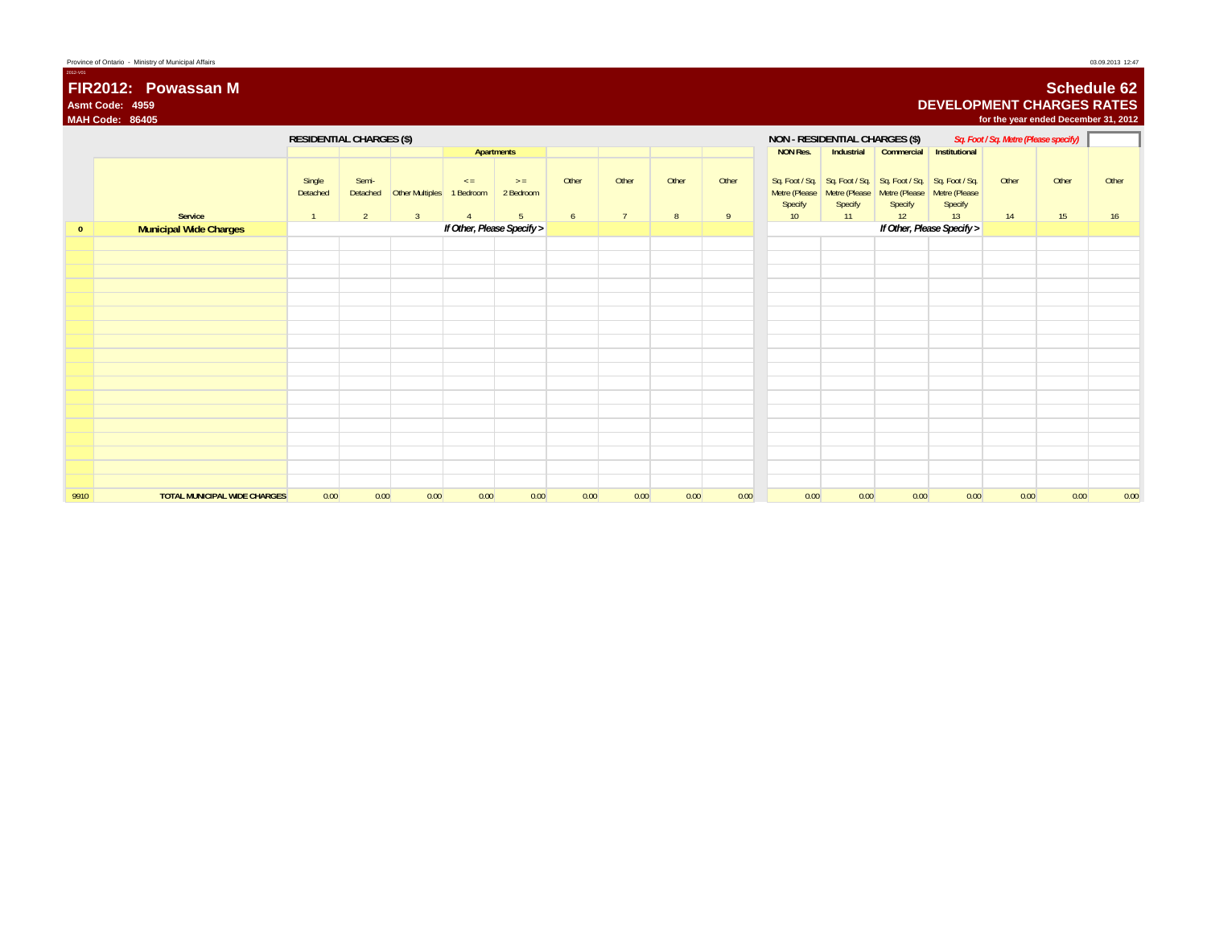Province of Ontario - Ministry of Municipal Affairs

2012-V01

# FIR2012: Powassan M

**Asmt Code: 4959**

**MAH Code: 86405**

## Schedule 62

## DEVELOPMENT CHARGES RATES

**for the year ended December 31, 2012**

**RESIDENTIAL CHARGES ($)**

**NON - RESIDENTIAL CHARGES ($)** *Sq. Foot / Sq. Metre (Please specify)*

| | | | | | Apartments | | | | | | NON Res. | Industrial | Commercial | Institutional | | | |
|---|---|---|---|---|---|---|---|---|---|---|---|---|---|---|---|---|---|
| | Service | Single Detached | Semi-Detached | Other Multiples | <= 1 Bedroom | >= 2 Bedroom | Other | Other | Other | Other | Sq. Foot / Sq. Metre (Please Specify | Sq. Foot / Sq. Metre (Please Specify | Sq. Foot / Sq. Metre (Please Specify | Sq. Foot / Sq. Metre (Please Specify | Other | Other | Other |
| | | 1 | 2 | 3 | 4 | 5 | 6 | 7 | 8 | 9 | 10 | 11 | 12 | 13 | 14 | 15 | 16 |
| 0 | **Municipal Wide Charges** | | | | *If Other, Please Specify >* | | | | | | | | | *If Other, Please Specify >* | | | |
| 9910 | **TOTAL MUNICIPAL WIDE CHARGES** | 0.00 | 0.00 | 0.00 | 0.00 | 0.00 | 0.00 | 0.00 | 0.00 | 0.00 | 0.00 | 0.00 | 0.00 | 0.00 | 0.00 | 0.00 | 0.00 |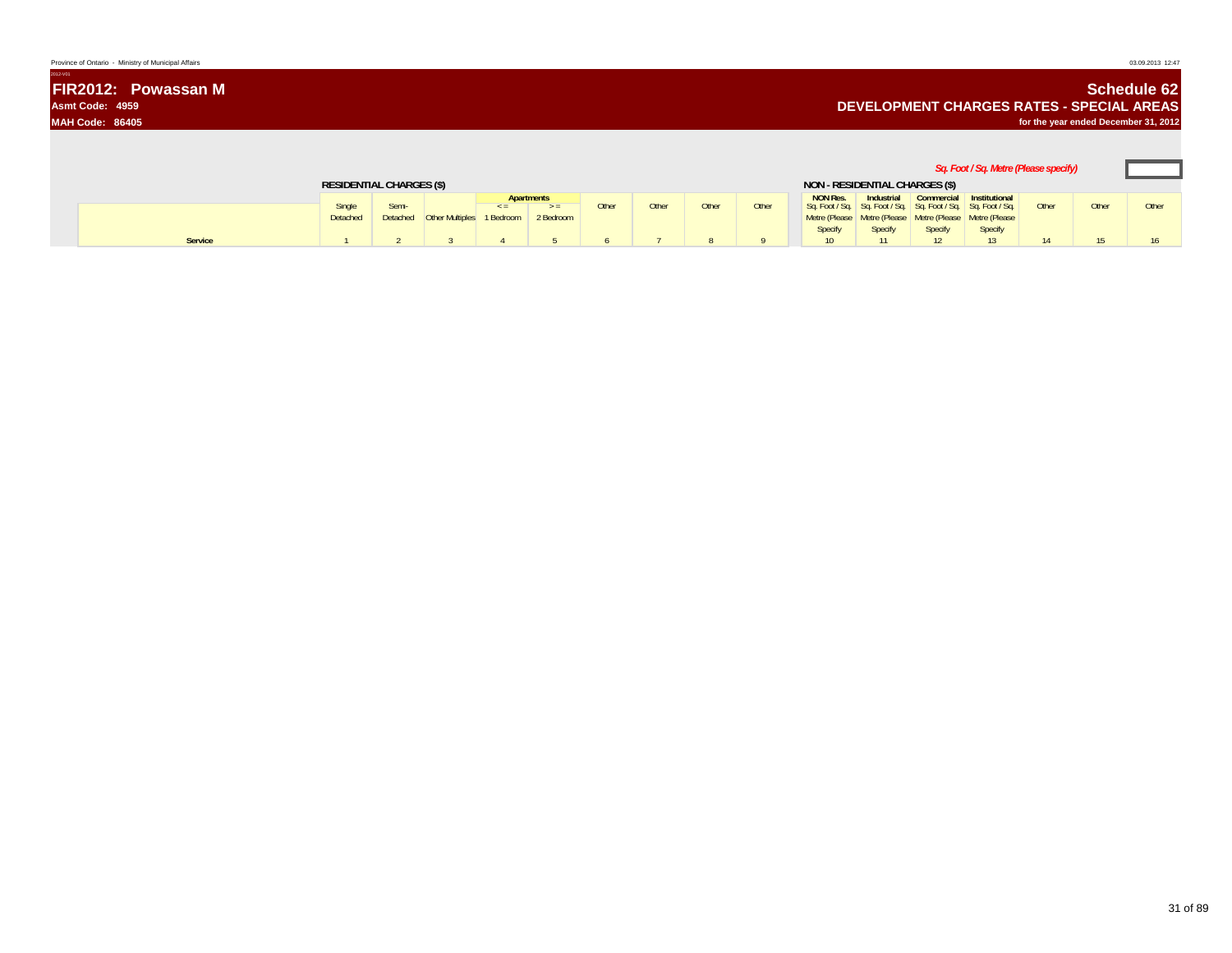Province of Ontario - Ministry of Municipal Affairs

03.09.2013 12:47

# FIR2012: Powassan M

**Asmt Code: 4959**

**MAH Code: 86405**

## Schedule 62

## DEVELOPMENT CHARGES RATES - SPECIAL AREAS

**for the year ended December 31, 2012**

*Sq. Foot / Sq. Metre (Please specify)*

| | RESIDENTIAL CHARGES ($) | | | | | | | | | NON - RESIDENTIAL CHARGES ($) | | | | | | |
|---|---|---|---|---|---|---|---|---|---|---|---|---|---|---|---|---|
| | | | | Apartments | | | | | | NON Res. | Industrial | Commercial | Institutional | | | |
| | Single Detached | Semi-Detached | Other Multiples | <= 1 Bedroom | >= 2 Bedroom | Other | Other | Other | Other | Sq. Foot / Sq. Metre (Please Specify | Sq. Foot / Sq. Metre (Please Specify | Sq. Foot / Sq. Metre (Please Specify | Sq. Foot / Sq. Metre (Please Specify | Other | Other | Other |
| **Service** | 1 | 2 | 3 | 4 | 5 | 6 | 7 | 8 | 9 | 10 | 11 | 12 | 13 | 14 | 15 | 16 |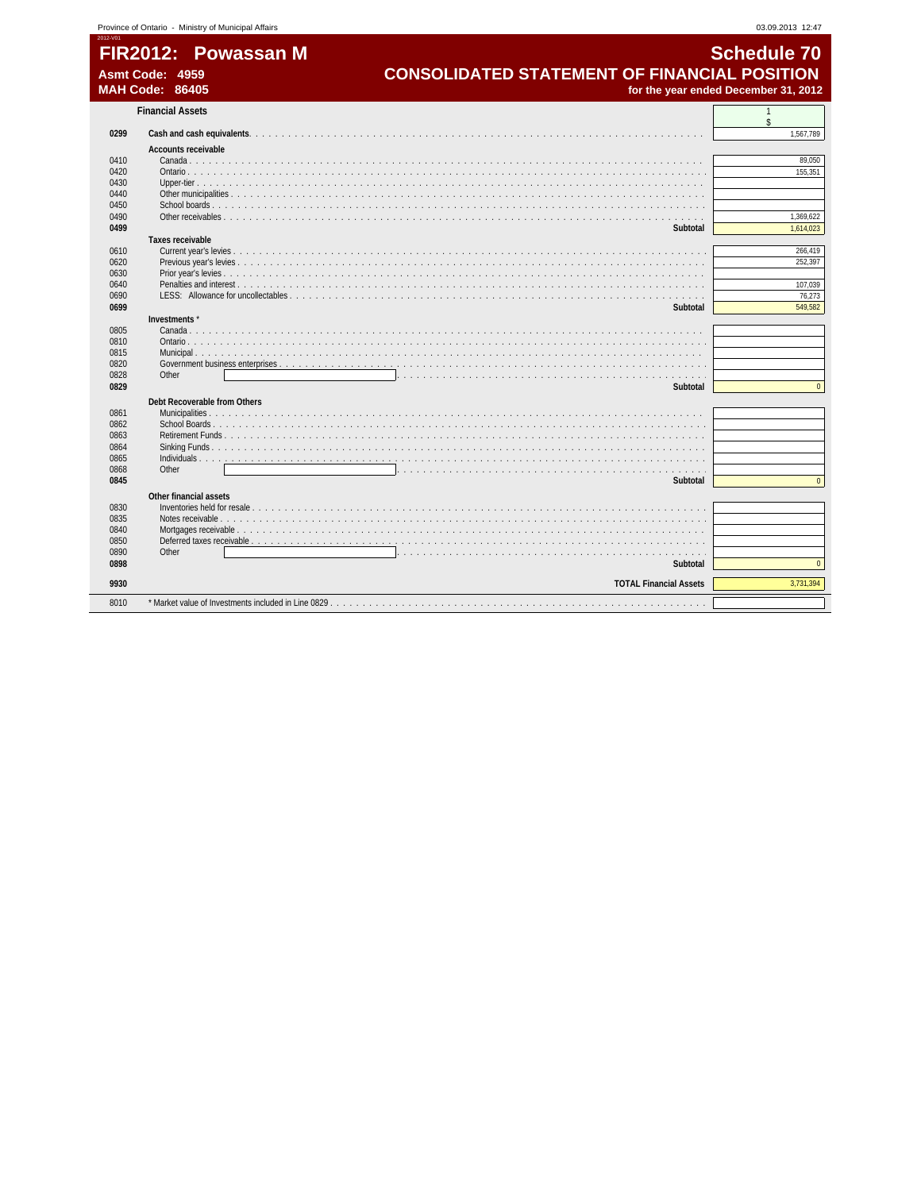Province of Ontario - Ministry of Municipal Affairs 03.09.2013 12:47

2012-V01

# FIR2012: Powassan M

**Asmt Code: 4959**
**MAH Code: 86405**

# Schedule 70

## CONSOLIDATED STATEMENT OF FINANCIAL POSITION

**for the year ended December 31, 2012**

| | **Financial Assets** | 1 $ |
|---|---|---|
| **0299** | **Cash and cash equivalents** | 1,567,789 |
| | **Accounts receivable** | |
| 0410 | Canada | 89,050 |
| 0420 | Ontario | 155,351 |
| 0430 | Upper-tier | |
| 0440 | Other municipalities | |
| 0450 | School boards | |
| 0490 | Other receivables | 1,369,622 |
| **0499** | **Subtotal** | 1,614,023 |
| | **Taxes receivable** | |
| 0610 | Current year's levies | 266,419 |
| 0620 | Previous year's levies | 252,397 |
| 0630 | Prior year's levies | |
| 0640 | Penalties and interest | 107,039 |
| 0690 | LESS: Allowance for uncollectables | 76,273 |
| **0699** | **Subtotal** | 549,582 |
| | **Investments** * | |
| 0805 | Canada | |
| 0810 | Ontario | |
| 0815 | Municipal | |
| 0820 | Government business enterprises | |
| 0828 | Other | |
| **0829** | **Subtotal** | 0 |
| | **Debt Recoverable from Others** | |
| 0861 | Municipalities | |
| 0862 | School Boards | |
| 0863 | Retirement Funds | |
| 0864 | Sinking Funds | |
| 0865 | Individuals | |
| 0868 | Other | |
| **0845** | **Subtotal** | 0 |
| | **Other financial assets** | |
| 0830 | Inventories held for resale | |
| 0835 | Notes receivable | |
| 0840 | Mortgages receivable | |
| 0850 | Deferred taxes receivable | |
| 0890 | Other | |
| **0898** | **Subtotal** | 0 |
| **9930** | **TOTAL Financial Assets** | 3,731,394 |
| 8010 | * Market value of Investments included in Line 0829 | |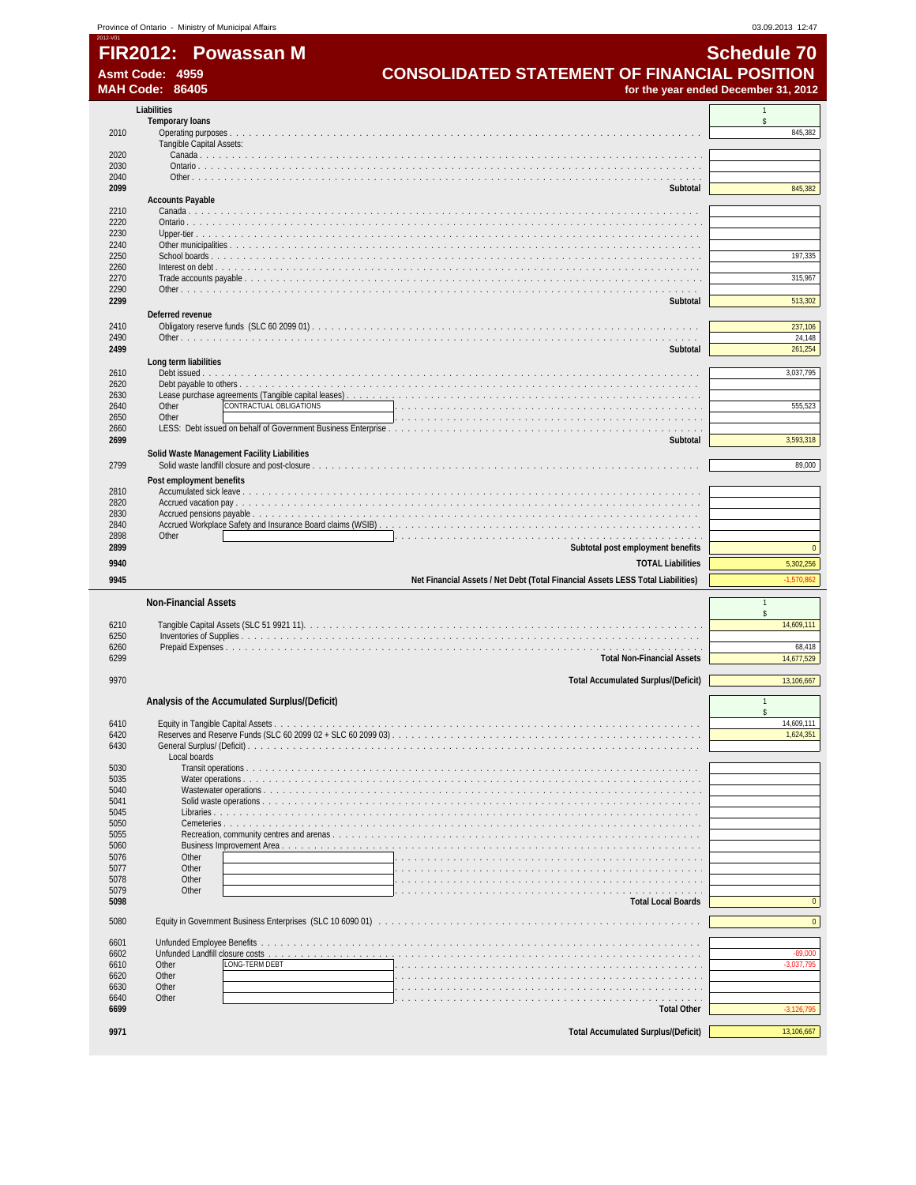Province of Ontario - Ministry of Municipal Affairs 03.09.2013 12:47

2012-V01

# FIR2012: Powassan M

**Asmt Code: 4959**
**MAH Code: 86405**

## Schedule 70
## CONSOLIDATED STATEMENT OF FINANCIAL POSITION
**for the year ended December 31, 2012**

| Line | Description | 1 $ |
|---|---|---|
| | **Liabilities** | |
| | **Temporary loans** | |
| 2010 | Operating purposes | 845,382 |
| | Tangible Capital Assets: | |
| 2020 | Canada | |
| 2030 | Ontario | |
| 2040 | Other | |
| **2099** | **Subtotal** | 845,382 |
| | **Accounts Payable** | |
| 2210 | Canada | |
| 2220 | Ontario | |
| 2230 | Upper-tier | |
| 2240 | Other municipalities | |
| 2250 | School boards | 197,335 |
| 2260 | Interest on debt | |
| 2270 | Trade accounts payable | 315,967 |
| 2290 | Other | |
| **2299** | **Subtotal** | 513,302 |
| | **Deferred revenue** | |
| 2410 | Obligatory reserve funds (SLC 60 2099 01) | 237,106 |
| 2490 | Other | 24,148 |
| **2499** | **Subtotal** | 261,254 |
| | **Long term liabilities** | |
| 2610 | Debt issued | 3,037,795 |
| 2620 | Debt payable to others | |
| 2630 | Lease purchase agreements (Tangible capital leases) | |
| 2640 | Other CONTRACTUAL OBLIGATIONS | 555,523 |
| 2650 | Other | |
| 2660 | LESS: Debt issued on behalf of Government Business Enterprise | |
| **2699** | **Subtotal** | 3,593,318 |
| | **Solid Waste Management Facility Liabilities** | |
| 2799 | Solid waste landfill closure and post-closure | 89,000 |
| | **Post employment benefits** | |
| 2810 | Accumulated sick leave | |
| 2820 | Accrued vacation pay | |
| 2830 | Accrued pensions payable | |
| 2840 | Accrued Workplace Safety and Insurance Board claims (WSIB) | |
| 2898 | Other | |
| **2899** | **Subtotal post employment benefits** | 0 |
| **9940** | **TOTAL Liabilities** | 5,302,256 |
| **9945** | **Net Financial Assets / Net Debt (Total Financial Assets LESS Total Liabilities)** | -1,570,862 |

| Line | Non-Financial Assets | 1 $ |
|---|---|---|
| 6210 | Tangible Capital Assets (SLC 51 9921 11) | 14,609,111 |
| 6250 | Inventories of Supplies | |
| 6260 | Prepaid Expenses | 68,418 |
| 6299 | **Total Non-Financial Assets** | 14,677,529 |
| 9970 | **Total Accumulated Surplus/(Deficit)** | 13,106,667 |

| Line | Analysis of the Accumulated Surplus/(Deficit) | 1 $ |
|---|---|---|
| 6410 | Equity in Tangible Capital Assets | 14,609,111 |
| 6420 | Reserves and Reserve Funds (SLC 60 2099 02 + SLC 60 2099 03) | 1,624,351 |
| 6430 | General Surplus/ (Deficit) | |
| | Local boards | |
| 5030 | Transit operations | |
| 5035 | Water operations | |
| 5040 | Wastewater operations | |
| 5041 | Solid waste operations | |
| 5045 | Libraries | |
| 5050 | Cemeteries | |
| 5055 | Recreation, community centres and arenas | |
| 5060 | Business Improvement Area | |
| 5076 | Other | |
| 5077 | Other | |
| 5078 | Other | |
| 5079 | Other | |
| **5098** | **Total Local Boards** | 0 |
| 5080 | Equity in Government Business Enterprises (SLC 10 6090 01) | 0 |
| 6601 | Unfunded Employee Benefits | |
| 6602 | Unfunded Landfill closure costs | -89,000 |
| 6610 | Other LONG-TERM DEBT | -3,037,795 |
| 6620 | Other | |
| 6630 | Other | |
| 6640 | Other | |
| **6699** | **Total Other** | -3,126,795 |
| **9971** | **Total Accumulated Surplus/(Deficit)** | 13,106,667 |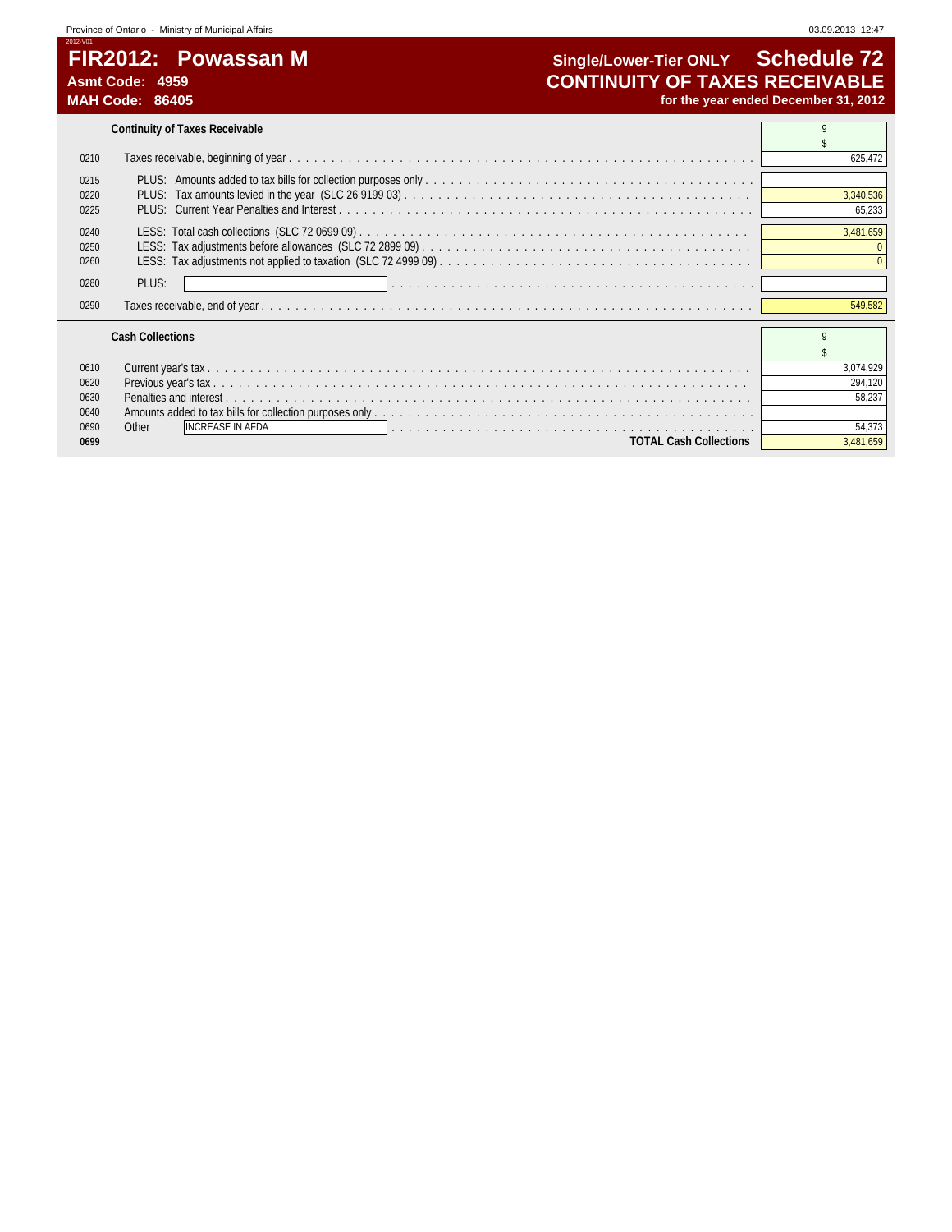# FIR2012: Powassan M

**Asmt Code: 4959**
**MAH Code: 86405**

**Single/Lower-Tier ONLY — Schedule 72**

## CONTINUITY OF TAXES RECEIVABLE

**for the year ended December 31, 2012**

### Continuity of Taxes Receivable

| | | 9 |
|---|---|---|
| | | $ |
| 0210 | Taxes receivable, beginning of year | 625,472 |
| 0215 | PLUS: Amounts added to tax bills for collection purposes only | |
| 0220 | PLUS: Tax amounts levied in the year (SLC 26 9199 03) | 3,340,536 |
| 0225 | PLUS: Current Year Penalties and Interest | 65,233 |
| 0240 | LESS: Total cash collections (SLC 72 0699 09) | 3,481,659 |
| 0250 | LESS: Tax adjustments before allowances (SLC 72 2899 09) | 0 |
| 0260 | LESS: Tax adjustments not applied to taxation (SLC 72 4999 09) | 0 |
| 0280 | PLUS: | |
| 0290 | Taxes receivable, end of year | 549,582 |

### Cash Collections

| | | 9 |
|---|---|---|
| | | $ |
| 0610 | Current year's tax | 3,074,929 |
| 0620 | Previous year's tax | 294,120 |
| 0630 | Penalties and interest | 58,237 |
| 0640 | Amounts added to tax bills for collection purposes only | |
| 0690 | Other INCREASE IN AFDA | 54,373 |
| **0699** | **TOTAL Cash Collections** | 3,481,659 |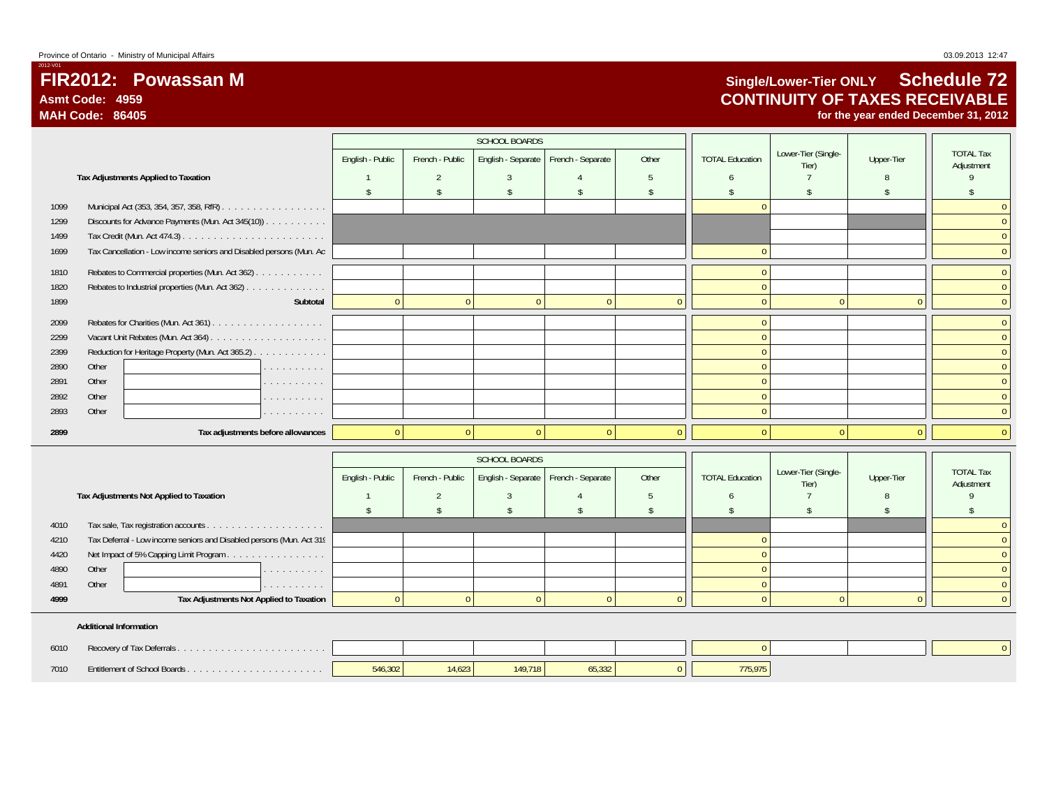Province of Ontario - Ministry of Municipal Affairs

03.09.2013 12:47

2012-V01

# FIR2012: Powassan M

**Asmt Code: 4959**

**MAH Code: 86405**

## Single/Lower-Tier ONLY Schedule 72
## CONTINUITY OF TAXES RECEIVABLE
**for the year ended December 31, 2012**

| | Tax Adjustments Applied to Taxation | SCHOOL BOARDS English - Public | French - Public | English - Separate | French - Separate | Other | TOTAL Education | Lower-Tier (Single-Tier) | Upper-Tier | TOTAL Tax Adjustment |
|---|---|---|---|---|---|---|---|---|---|---|
| | | 1 | 2 | 3 | 4 | 5 | 6 | 7 | 8 | 9 |
| | | $ | $ | $ | $ | $ | $ | $ | $ | $ |
| 1099 | Municipal Act (353, 354, 357, 358, RfR) | | | | | | 0 | | | 0 |
| 1299 | Discounts for Advance Payments (Mun. Act 345(10)) | | | | | | | | | 0 |
| 1499 | Tax Credit (Mun. Act 474.3) | | | | | | | | | 0 |
| 1699 | Tax Cancellation - Low income seniors and Disabled persons (Mun. Ac | | | | | | 0 | | | 0 |
| 1810 | Rebates to Commercial properties (Mun. Act 362) | | | | | | 0 | | | 0 |
| 1820 | Rebates to Industrial properties (Mun. Act 362) | | | | | | 0 | | | 0 |
| 1899 | **Subtotal** | 0 | 0 | 0 | 0 | 0 | 0 | 0 | 0 | 0 |
| 2099 | Rebates for Charities (Mun. Act 361) | | | | | | 0 | | | 0 |
| 2299 | Vacant Unit Rebates (Mun. Act 364) | | | | | | 0 | | | 0 |
| 2399 | Reduction for Heritage Property (Mun. Act 365.2) | | | | | | 0 | | | 0 |
| 2890 | Other | | | | | | 0 | | | 0 |
| 2891 | Other | | | | | | 0 | | | 0 |
| 2892 | Other | | | | | | 0 | | | 0 |
| 2893 | Other | | | | | | 0 | | | 0 |
| **2899** | **Tax adjustments before allowances** | 0 | 0 | 0 | 0 | 0 | 0 | 0 | 0 | 0 |

| | Tax Adjustments Not Applied to Taxation | SCHOOL BOARDS English - Public | French - Public | English - Separate | French - Separate | Other | TOTAL Education | Lower-Tier (Single-Tier) | Upper-Tier | TOTAL Tax Adjustment |
|---|---|---|---|---|---|---|---|---|---|---|
| | | 1 | 2 | 3 | 4 | 5 | 6 | 7 | 8 | 9 |
| | | $ | $ | $ | $ | $ | $ | $ | $ | $ |
| 4010 | Tax sale, Tax registration accounts | | | | | | | | | 0 |
| 4210 | Tax Deferral - Low income seniors and Disabled persons (Mun. Act 319 | | | | | | 0 | | | 0 |
| 4420 | Net Impact of 5% Capping Limit Program | | | | | | 0 | | | 0 |
| 4890 | Other | | | | | | 0 | | | 0 |
| 4891 | Other | | | | | | 0 | | | 0 |
| **4999** | **Tax Adjustments Not Applied to Taxation** | 0 | 0 | 0 | 0 | 0 | 0 | 0 | 0 | 0 |

**Additional Information**

| | | English - Public | French - Public | English - Separate | French - Separate | Other | TOTAL Education | Lower-Tier (Single-Tier) | Upper-Tier | TOTAL Tax Adjustment |
|---|---|---|---|---|---|---|---|---|---|---|
| 6010 | Recovery of Tax Deferrals | | | | | | 0 | | | 0 |
| 7010 | Entitlement of School Boards | 546,302 | 14,623 | 149,718 | 65,332 | 0 | 775,975 | | | |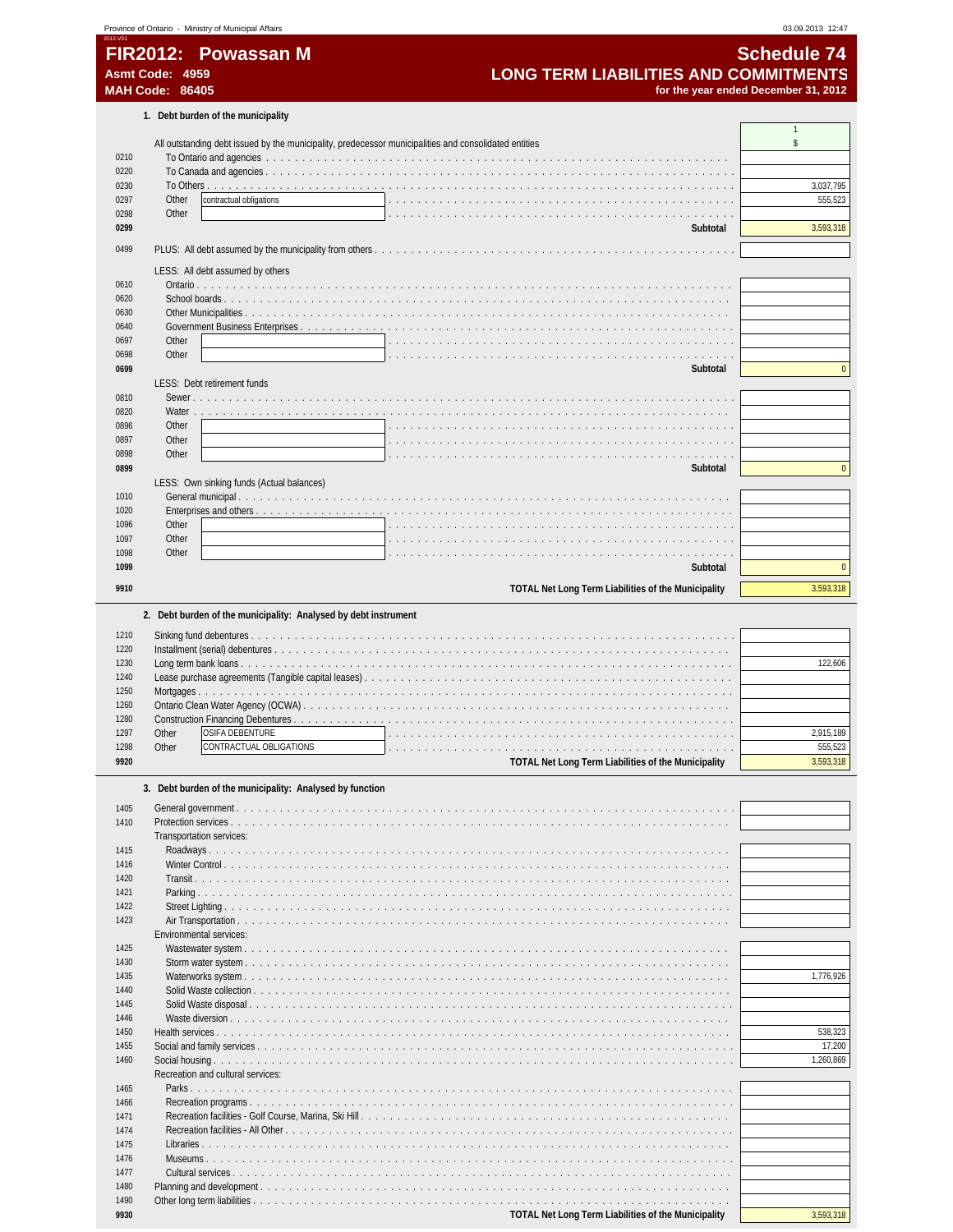# FIR2012: Powassan M

**Asmt Code: 4959**
**MAH Code: 86405**

## Schedule 74

## LONG TERM LIABILITIES AND COMMITMENTS

**for the year ended December 31, 2012**

### 1. Debt burden of the municipality

| Line | Description | 1 $ |
|---|---|---|
| | All outstanding debt issued by the municipality, predecessor municipalities and consolidated entities | |
| 0210 | To Ontario and agencies | |
| 0220 | To Canada and agencies | |
| 0230 | To Others | 3,037,795 |
| 0297 | Other: contractual obligations | 555,523 |
| 0298 | Other | |
| **0299** | **Subtotal** | 3,593,318 |
| 0499 | PLUS: All debt assumed by the municipality from others | |
| | LESS: All debt assumed by others | |
| 0610 | Ontario | |
| 0620 | School boards | |
| 0630 | Other Municipalities | |
| 0640 | Government Business Enterprises | |
| 0697 | Other | |
| 0698 | Other | |
| **0699** | **Subtotal** | 0 |
| | LESS: Debt retirement funds | |
| 0810 | Sewer | |
| 0820 | Water | |
| 0896 | Other | |
| 0897 | Other | |
| 0898 | Other | |
| **0899** | **Subtotal** | 0 |
| | LESS: Own sinking funds (Actual balances) | |
| 1010 | General municipal | |
| 1020 | Enterprises and others | |
| 1096 | Other | |
| 1097 | Other | |
| 1098 | Other | |
| **1099** | **Subtotal** | 0 |
| **9910** | **TOTAL Net Long Term Liabilities of the Municipality** | 3,593,318 |

### 2. Debt burden of the municipality: Analysed by debt instrument

| Line | Description | $ |
|---|---|---|
| 1210 | Sinking fund debentures | |
| 1220 | Installment (serial) debentures | |
| 1230 | Long term bank loans | 122,606 |
| 1240 | Lease purchase agreements (Tangible capital leases) | |
| 1250 | Mortgages | |
| 1260 | Ontario Clean Water Agency (OCWA) | |
| 1280 | Construction Financing Debentures | |
| 1297 | Other: OSIFA DEBENTURE | 2,915,189 |
| 1298 | Other: CONTRACTUAL OBLIGATIONS | 555,523 |
| **9920** | **TOTAL Net Long Term Liabilities of the Municipality** | 3,593,318 |

### 3. Debt burden of the municipality: Analysed by function

| Line | Description | $ |
|---|---|---|
| 1405 | General government | |
| 1410 | Protection services | |
| | Transportation services: | |
| 1415 | Roadways | |
| 1416 | Winter Control | |
| 1420 | Transit | |
| 1421 | Parking | |
| 1422 | Street Lighting | |
| 1423 | Air Transportation | |
| | Environmental services: | |
| 1425 | Wastewater system | |
| 1430 | Storm water system | |
| 1435 | Waterworks system | 1,776,926 |
| 1440 | Solid Waste collection | |
| 1445 | Solid Waste disposal | |
| 1446 | Waste diversion | |
| 1450 | Health services | 538,323 |
| 1455 | Social and family services | 17,200 |
| 1460 | Social housing | 1,260,869 |
| | Recreation and cultural services: | |
| 1465 | Parks | |
| 1466 | Recreation programs | |
| 1471 | Recreation facilities - Golf Course, Marina, Ski Hill | |
| 1474 | Recreation facilities - All Other | |
| 1475 | Libraries | |
| 1476 | Museums | |
| 1477 | Cultural services | |
| 1480 | Planning and development | |
| 1490 | Other long term liabilities | |
| **9930** | **TOTAL Net Long Term Liabilities of the Municipality** | 3,593,318 |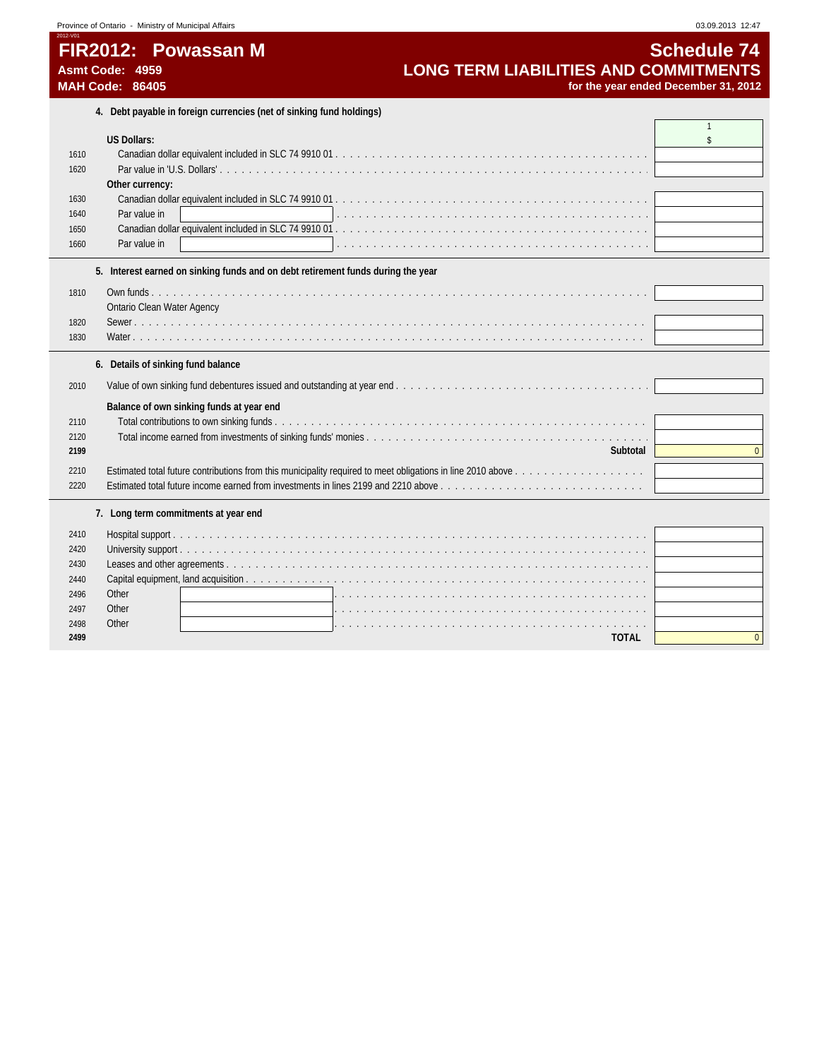# FIR2012: Powassan M

**Asmt Code: 4959**
**MAH Code: 86405**

## Schedule 74
## LONG TERM LIABILITIES AND COMMITMENTS
**for the year ended December 31, 2012**

### 4. Debt payable in foreign currencies (net of sinking fund holdings)

| Line | Description | 1 $ |
|---|---|---|
| | **US Dollars:** | |
| 1610 | Canadian dollar equivalent included in SLC 74 9910 01 | |
| 1620 | Par value in 'U.S. Dollars' | |
| | **Other currency:** | |
| 1630 | Canadian dollar equivalent included in SLC 74 9910 01 | |
| 1640 | Par value in | |
| 1650 | Canadian dollar equivalent included in SLC 74 9910 01 | |
| 1660 | Par value in | |

### 5. Interest earned on sinking funds and on debt retirement funds during the year

| Line | Description | |
|---|---|---|
| 1810 | Own funds | |
| | Ontario Clean Water Agency | |
| 1820 | Sewer | |
| 1830 | Water | |

### 6. Details of sinking fund balance

| Line | Description | |
|---|---|---|
| 2010 | Value of own sinking fund debentures issued and outstanding at year end | |
| | **Balance of own sinking funds at year end** | |
| 2110 | Total contributions to own sinking funds | |
| 2120 | Total income earned from investments of sinking funds' monies | |
| **2199** | **Subtotal** | 0 |
| 2210 | Estimated total future contributions from this municipality required to meet obligations in line 2010 above | |
| 2220 | Estimated total future income earned from investments in lines 2199 and 2210 above | |

### 7. Long term commitments at year end

| Line | Description | |
|---|---|---|
| 2410 | Hospital support | |
| 2420 | University support | |
| 2430 | Leases and other agreements | |
| 2440 | Capital equipment, land acquisition | |
| 2496 | Other | |
| 2497 | Other | |
| 2498 | Other | |
| **2499** | **TOTAL** | 0 |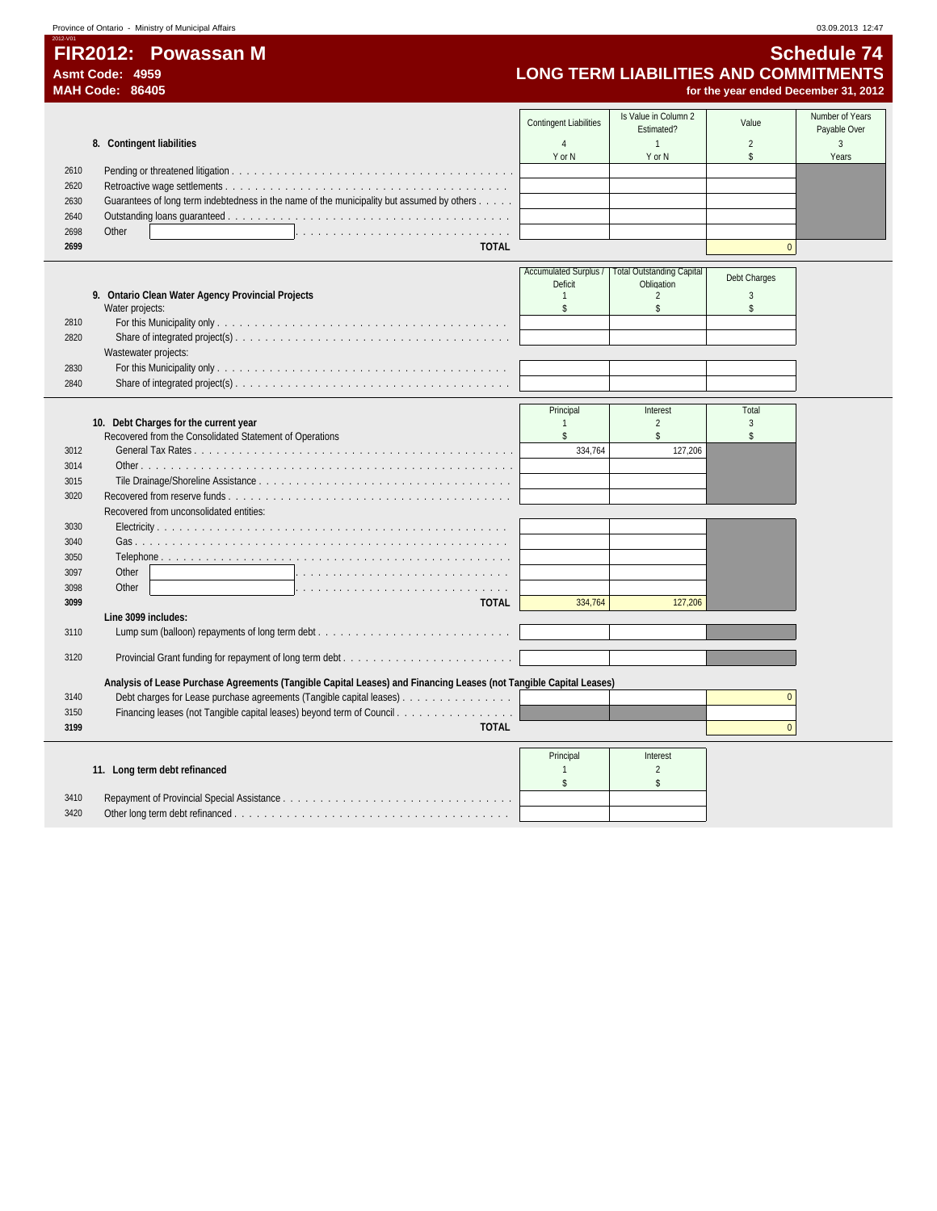Province of Ontario - Ministry of Municipal Affairs

03.09.2013 12:47

2012-V01

# FIR2012: Powassan M

**Asmt Code: 4959**

**MAH Code: 86405**

# Schedule 74

## LONG TERM LIABILITIES AND COMMITMENTS

**for the year ended December 31, 2012**

| | **8. Contingent liabilities** | Contingent Liabilities 4 Y or N | Is Value in Column 2 Estimated? 1 Y or N | Value 2 $ | Number of Years Payable Over 3 Years |
|---|---|---|---|---|---|
| 2610 | Pending or threatened litigation | | | | |
| 2620 | Retroactive wage settlements | | | | |
| 2630 | Guarantees of long term indebtedness in the name of the municipality but assumed by others | | | | |
| 2640 | Outstanding loans guaranteed | | | | |
| 2698 | Other | | | | |
| **2699** | **TOTAL** | | | 0 | |

| | **9. Ontario Clean Water Agency Provincial Projects** | Accumulated Surplus / Deficit 1 $ | Total Outstanding Capital Obligation 2 $ | Debt Charges 3 $ |
|---|---|---|---|---|
| | Water projects: | | | |
| 2810 | For this Municipality only | | | |
| 2820 | Share of integrated project(s) | | | |
| | Wastewater projects: | | | |
| 2830 | For this Municipality only | | | |
| 2840 | Share of integrated project(s) | | | |

| | **10. Debt Charges for the current year** | Principal 1 $ | Interest 2 $ | Total 3 $ |
|---|---|---|---|---|
| | Recovered from the Consolidated Statement of Operations | | | |
| 3012 | General Tax Rates | 334,764 | 127,206 | |
| 3014 | Other | | | |
| 3015 | Tile Drainage/Shoreline Assistance | | | |
| 3020 | Recovered from reserve funds | | | |
| | Recovered from unconsolidated entities: | | | |
| 3030 | Electricity | | | |
| 3040 | Gas | | | |
| 3050 | Telephone | | | |
| 3097 | Other | | | |
| 3098 | Other | | | |
| **3099** | **TOTAL** | 334,764 | 127,206 | |
| | **Line 3099 includes:** | | | |
| 3110 | Lump sum (balloon) repayments of long term debt | | | |
| 3120 | Provincial Grant funding for repayment of long term debt | | | |
| | **Analysis of Lease Purchase Agreements (Tangible Capital Leases) and Financing Leases (not Tangible Capital Leases)** | | | |
| 3140 | Debt charges for Lease purchase agreements (Tangible capital leases) | | | 0 |
| 3150 | Financing leases (not Tangible capital leases) beyond term of Council | | | |
| **3199** | **TOTAL** | | | 0 |

| | **11. Long term debt refinanced** | Principal 1 $ | Interest 2 $ |
|---|---|---|---|
| 3410 | Repayment of Provincial Special Assistance | | |
| 3420 | Other long term debt refinanced | | |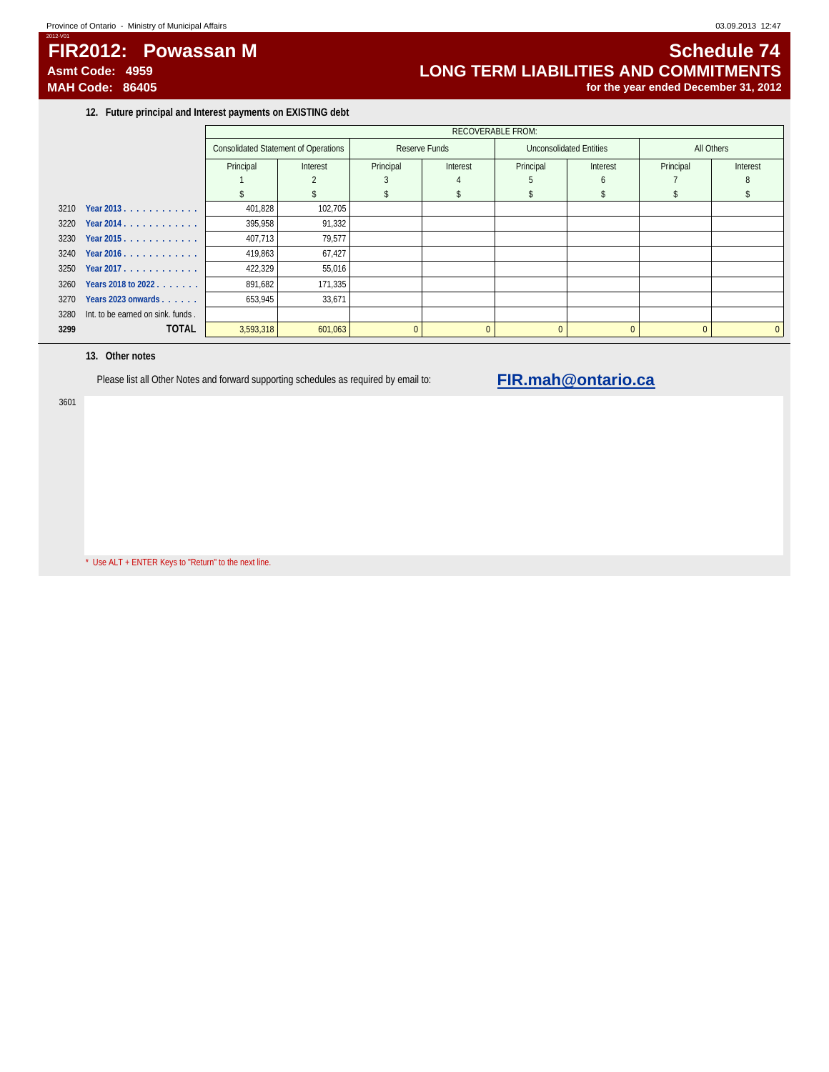2012-V01

# FIR2012: Powassan M

**Asmt Code: 4959**

**MAH Code: 86405**

# Schedule 74

## LONG TERM LIABILITIES AND COMMITMENTS

**for the year ended December 31, 2012**

### 12. Future principal and Interest payments on EXISTING debt

| | | RECOVERABLE FROM: | | | | | | | |
|---|---|---|---|---|---|---|---|---|---|
| | | Consolidated Statement of Operations | | Reserve Funds | | Unconsolidated Entities | | All Others | |
| | | Principal | Interest | Principal | Interest | Principal | Interest | Principal | Interest |
| | | 1 | 2 | 3 | 4 | 5 | 6 | 7 | 8 |
| | | $ | $ | $ | $ | $ | $ | $ | $ |
| 3210 | Year 2013 | 401,828 | 102,705 | | | | | | |
| 3220 | Year 2014 | 395,958 | 91,332 | | | | | | |
| 3230 | Year 2015 | 407,713 | 79,577 | | | | | | |
| 3240 | Year 2016 | 419,863 | 67,427 | | | | | | |
| 3250 | Year 2017 | 422,329 | 55,016 | | | | | | |
| 3260 | Years 2018 to 2022 | 891,682 | 171,335 | | | | | | |
| 3270 | Years 2023 onwards | 653,945 | 33,671 | | | | | | |
| 3280 | Int. to be earned on sink. funds | | | | | | | | |
| **3299** | **TOTAL** | 3,593,318 | 601,063 | 0 | 0 | 0 | 0 | 0 | 0 |

### 13. Other notes

Please list all Other Notes and forward supporting schedules as required by email to: **FIR.mah@ontario.ca**

3601

* Use ALT + ENTER Keys to "Return" to the next line.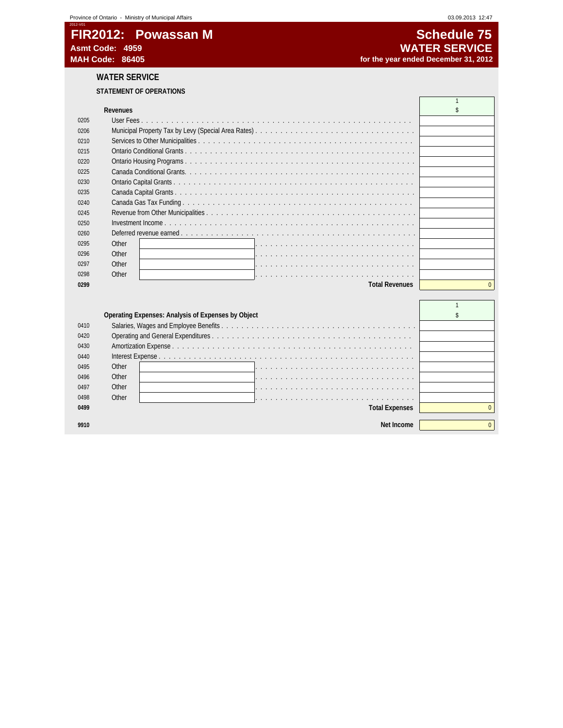# FIR2012: Powassan M

**Asmt Code: 4959**
**MAH Code: 86405**

## Schedule 75
## WATER SERVICE
**for the year ended December 31, 2012**

### WATER SERVICE

**STATEMENT OF OPERATIONS**

| | **Revenues** | 1<br>$ |
|---|---|---|
| 0205 | User Fees | |
| 0206 | Municipal Property Tax by Levy (Special Area Rates) | |
| 0210 | Services to Other Municipalities | |
| 0215 | Ontario Conditional Grants | |
| 0220 | Ontario Housing Programs | |
| 0225 | Canada Conditional Grants. | |
| 0230 | Ontario Capital Grants | |
| 0235 | Canada Capital Grants | |
| 0240 | Canada Gas Tax Funding | |
| 0245 | Revenue from Other Municipalities | |
| 0250 | Investment Income | |
| 0260 | Deferred revenue earned | |
| 0295 | Other | |
| 0296 | Other | |
| 0297 | Other | |
| 0298 | Other | |
| **0299** | **Total Revenues** | 0 |

| | **Operating Expenses: Analysis of Expenses by Object** | 1<br>$ |
|---|---|---|
| 0410 | Salaries, Wages and Employee Benefits | |
| 0420 | Operating and General Expenditures | |
| 0430 | Amortization Expense | |
| 0440 | Interest Expense | |
| 0495 | Other | |
| 0496 | Other | |
| 0497 | Other | |
| 0498 | Other | |
| **0499** | **Total Expenses** | 0 |
| **9910** | **Net Income** | 0 |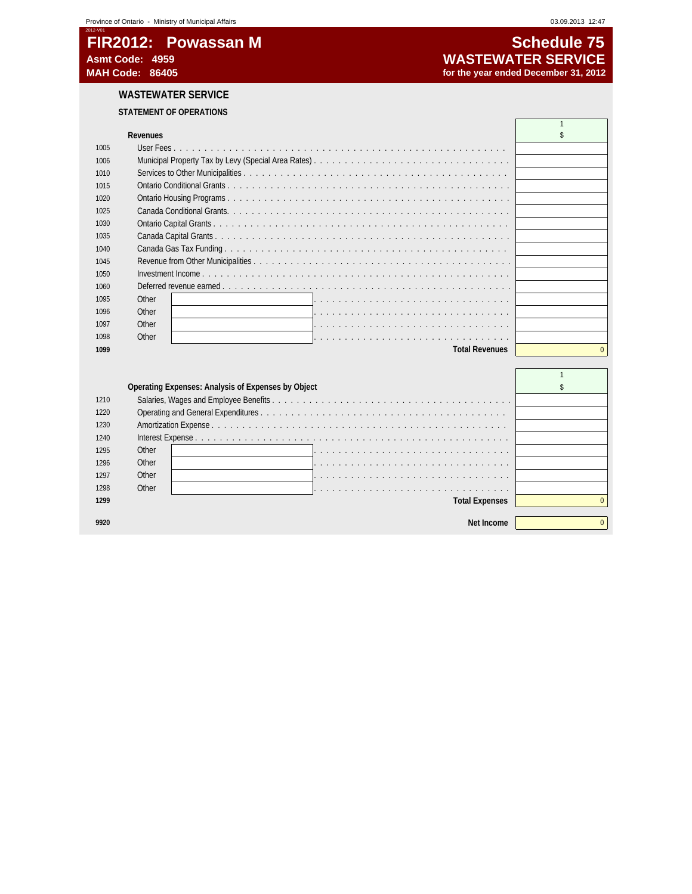# FIR2012: Powassan M

**Asmt Code: 4959**
**MAH Code: 86405**

## Schedule 75
## WASTEWATER SERVICE
**for the year ended December 31, 2012**

### WASTEWATER SERVICE

**STATEMENT OF OPERATIONS**

| | **Revenues** | 1<br>$ |
|---|---|---|
| 1005 | User Fees | |
| 1006 | Municipal Property Tax by Levy (Special Area Rates) | |
| 1010 | Services to Other Municipalities | |
| 1015 | Ontario Conditional Grants | |
| 1020 | Ontario Housing Programs | |
| 1025 | Canada Conditional Grants. | |
| 1030 | Ontario Capital Grants | |
| 1035 | Canada Capital Grants | |
| 1040 | Canada Gas Tax Funding | |
| 1045 | Revenue from Other Municipalities | |
| 1050 | Investment Income | |
| 1060 | Deferred revenue earned | |
| 1095 | Other | |
| 1096 | Other | |
| 1097 | Other | |
| 1098 | Other | |
| **1099** | **Total Revenues** | 0 |

| | **Operating Expenses: Analysis of Expenses by Object** | 1<br>$ |
|---|---|---|
| 1210 | Salaries, Wages and Employee Benefits | |
| 1220 | Operating and General Expenditures | |
| 1230 | Amortization Expense | |
| 1240 | Interest Expense | |
| 1295 | Other | |
| 1296 | Other | |
| 1297 | Other | |
| 1298 | Other | |
| **1299** | **Total Expenses** | 0 |
| | | |
| **9920** | **Net Income** | 0 |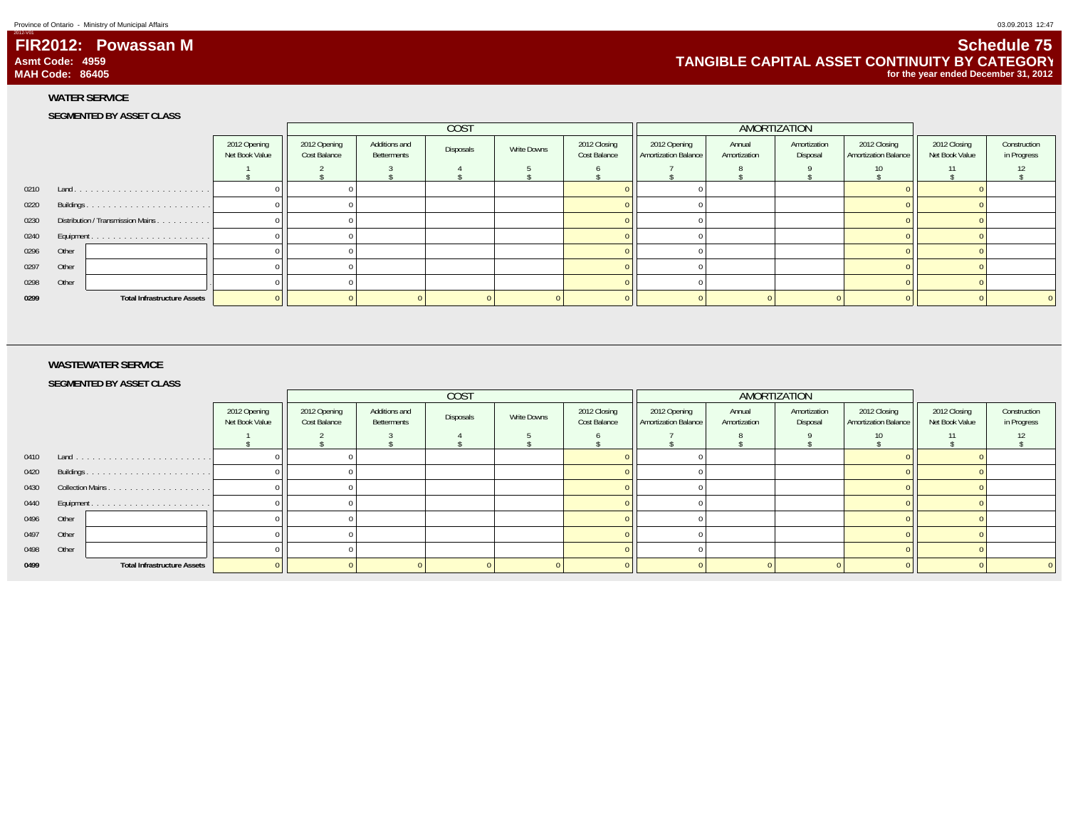Province of Ontario - Ministry of Municipal Affairs

03.09.2013 12:47

2012-V01

# FIR2012: Powassan M

**Asmt Code: 4959**

**MAH Code: 86405**

# Schedule 75

## TANGIBLE CAPITAL ASSET CONTINUITY BY CATEGORY

**for the year ended December 31, 2012**

### WATER SERVICE

**SEGMENTED BY ASSET CLASS**

| | | | COST | | | | | AMORTIZATION | | | | | |
|---|---|---|---|---|---|---|---|---|---|---|---|---|---|
| | | 2012 Opening Net Book Value | 2012 Opening Cost Balance | Additions and Betterments | Disposals | Write Downs | 2012 Closing Cost Balance | 2012 Opening Amortization Balance | Annual Amortization | Amortization Disposal | 2012 Closing Amortization Balance | 2012 Closing Net Book Value | Construction in Progress |
| | | 1 $ | 2 $ | 3 $ | 4 $ | 5 $ | 6 $ | 7 $ | 8 $ | 9 $ | 10 $ | 11 $ | 12 $ |
| 0210 | Land | 0 | 0 | | | | 0 | 0 | | | 0 | 0 | |
| 0220 | Buildings | 0 | 0 | | | | 0 | 0 | | | 0 | 0 | |
| 0230 | Distribution / Transmission Mains | 0 | 0 | | | | 0 | 0 | | | 0 | 0 | |
| 0240 | Equipment | 0 | 0 | | | | 0 | 0 | | | 0 | 0 | |
| 0296 | Other | 0 | 0 | | | | 0 | 0 | | | 0 | 0 | |
| 0297 | Other | 0 | 0 | | | | 0 | 0 | | | 0 | 0 | |
| 0298 | Other | 0 | 0 | | | | 0 | 0 | | | 0 | 0 | |
| **0299** | **Total Infrastructure Assets** | 0 | 0 | 0 | 0 | 0 | 0 | 0 | 0 | 0 | 0 | 0 | 0 |

### WASTEWATER SERVICE

**SEGMENTED BY ASSET CLASS**

| | | | COST | | | | | AMORTIZATION | | | | | |
|---|---|---|---|---|---|---|---|---|---|---|---|---|---|
| | | 2012 Opening Net Book Value | 2012 Opening Cost Balance | Additions and Betterments | Disposals | Write Downs | 2012 Closing Cost Balance | 2012 Opening Amortization Balance | Annual Amortization | Amortization Disposal | 2012 Closing Amortization Balance | 2012 Closing Net Book Value | Construction in Progress |
| | | 1 $ | 2 $ | 3 $ | 4 $ | 5 $ | 6 $ | 7 $ | 8 $ | 9 $ | 10 $ | 11 $ | 12 $ |
| 0410 | Land | 0 | 0 | | | | 0 | 0 | | | 0 | 0 | |
| 0420 | Buildings | 0 | 0 | | | | 0 | 0 | | | 0 | 0 | |
| 0430 | Collection Mains | 0 | 0 | | | | 0 | 0 | | | 0 | 0 | |
| 0440 | Equipment | 0 | 0 | | | | 0 | 0 | | | 0 | 0 | |
| 0496 | Other | 0 | 0 | | | | 0 | 0 | | | 0 | 0 | |
| 0497 | Other | 0 | 0 | | | | 0 | 0 | | | 0 | 0 | |
| 0498 | Other | 0 | 0 | | | | 0 | 0 | | | 0 | 0 | |
| **0499** | **Total Infrastructure Assets** | 0 | 0 | 0 | 0 | 0 | 0 | 0 | 0 | 0 | 0 | 0 | 0 |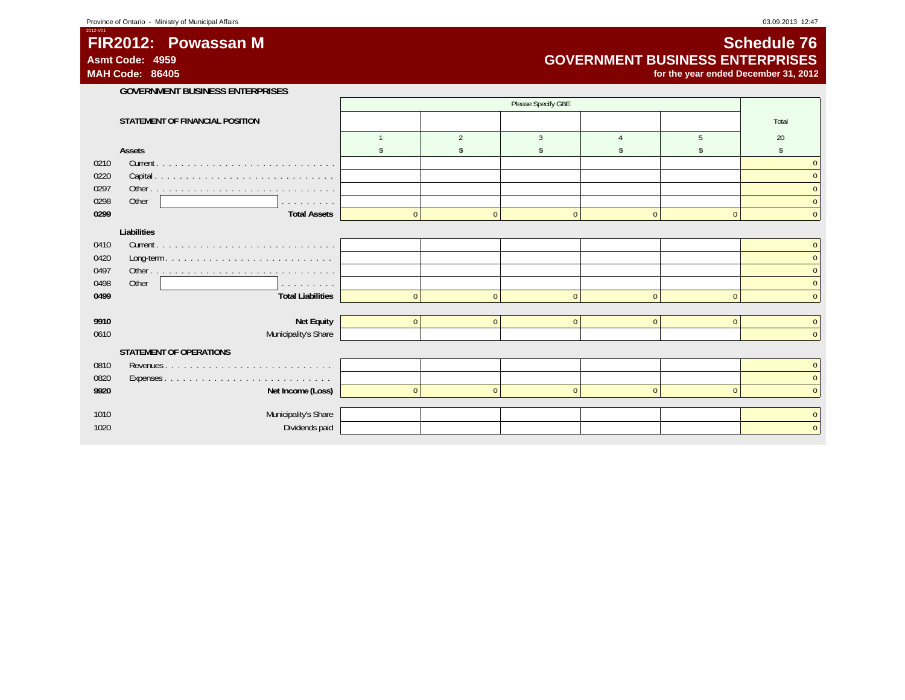Province of Ontario - Ministry of Municipal Affairs

2012-V01

# FIR2012: Powassan M

**Asmt Code: 4959**

**MAH Code: 86405**

# Schedule 76

## GOVERNMENT BUSINESS ENTERPRISES

**for the year ended December 31, 2012**

### GOVERNMENT BUSINESS ENTERPRISES

| | | Please Specify GBE | | | | | Total |
|---|---|---|---|---|---|---|---|
| | **STATEMENT OF FINANCIAL POSITION** | | | | | | |
| | | 1 | 2 | 3 | 4 | 5 | 20 |
| | **Assets** | $ | $ | $ | $ | $ | $ |
| 0210 | Current | | | | | | 0 |
| 0220 | Capital | | | | | | 0 |
| 0297 | Other | | | | | | 0 |
| 0298 | Other | | | | | | 0 |
| **0299** | **Total Assets** | 0 | 0 | 0 | 0 | 0 | 0 |
| | **Liabilities** | | | | | | |
| 0410 | Current | | | | | | 0 |
| 0420 | Long-term | | | | | | 0 |
| 0497 | Other | | | | | | 0 |
| 0498 | Other | | | | | | 0 |
| **0499** | **Total Liabilities** | 0 | 0 | 0 | 0 | 0 | 0 |
| **9910** | **Net Equity** | 0 | 0 | 0 | 0 | 0 | 0 |
| 0610 | Municipality's Share | | | | | | 0 |
| | **STATEMENT OF OPERATIONS** | | | | | | |
| 0810 | Revenues | | | | | | 0 |
| 0820 | Expenses | | | | | | 0 |
| **9920** | **Net Income (Loss)** | 0 | 0 | 0 | 0 | 0 | 0 |
| 1010 | Municipality's Share | | | | | | 0 |
| 1020 | Dividends paid | | | | | | 0 |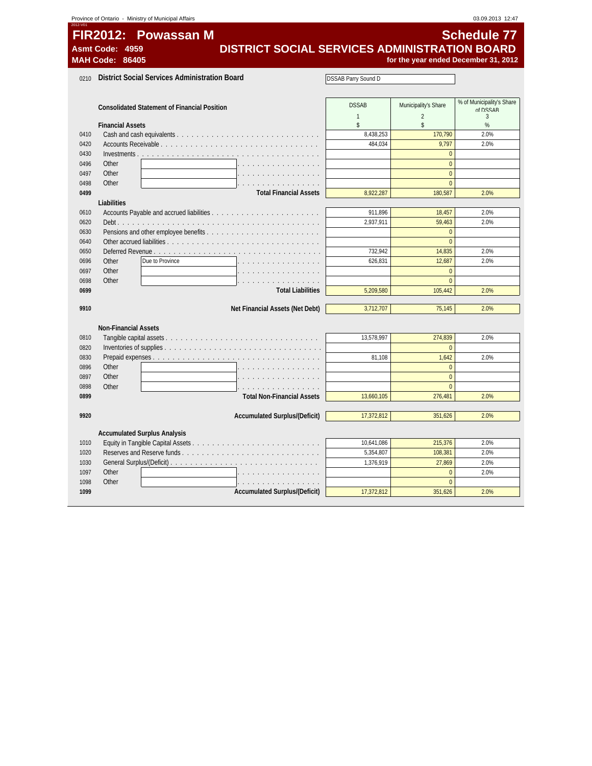# FIR2012: Powassan M

**Asmt Code: 4959**
**MAH Code: 86405**

## Schedule 77
## DISTRICT SOCIAL SERVICES ADMINISTRATION BOARD
**for the year ended December 31, 2012**

0210 **District Social Services Administration Board** — DSSAB Parry Sound D

| | Consolidated Statement of Financial Position | DSSAB | Municipality's Share | % of Municipality's Share of DSSAB |
|---|---|---|---|---|
| | | 1 | 2 | 3 |
| | **Financial Assets** | $ | $ | % |
| 0410 | Cash and cash equivalents | 8,438,253 | 170,790 | 2.0% |
| 0420 | Accounts Receivable | 484,034 | 9,797 | 2.0% |
| 0430 | Investments | | 0 | |
| 0496 | Other | | 0 | |
| 0497 | Other | | 0 | |
| 0498 | Other | | 0 | |
| **0499** | **Total Financial Assets** | 8,922,287 | 180,587 | 2.0% |
| | **Liabilities** | | | |
| 0610 | Accounts Payable and accrued liabilities | 911,896 | 18,457 | 2.0% |
| 0620 | Debt | 2,937,911 | 59,463 | 2.0% |
| 0630 | Pensions and other employee benefits | | 0 | |
| 0640 | Other accrued liabilities | | 0 | |
| 0650 | Deferred Revenue | 732,942 | 14,835 | 2.0% |
| 0696 | Other — Due to Province | 626,831 | 12,687 | 2.0% |
| 0697 | Other | | 0 | |
| 0698 | Other | | 0 | |
| **0699** | **Total Liabilities** | 5,209,580 | 105,442 | 2.0% |
| **9910** | **Net Financial Assets (Net Debt)** | 3,712,707 | 75,145 | 2.0% |
| | **Non-Financial Assets** | | | |
| 0810 | Tangible capital assets | 13,578,997 | 274,839 | 2.0% |
| 0820 | Inventories of supplies | | 0 | |
| 0830 | Prepaid expenses | 81,108 | 1,642 | 2.0% |
| 0896 | Other | | 0 | |
| 0897 | Other | | 0 | |
| 0898 | Other | | 0 | |
| **0899** | **Total Non-Financial Assets** | 13,660,105 | 276,481 | 2.0% |
| **9920** | **Accumulated Surplus/(Deficit)** | 17,372,812 | 351,626 | 2.0% |
| | **Accumulated Surplus Analysis** | | | |
| 1010 | Equity in Tangible Capital Assets | 10,641,086 | 215,376 | 2.0% |
| 1020 | Reserves and Reserve funds | 5,354,807 | 108,381 | 2.0% |
| 1030 | General Surplus/(Deficit) | 1,376,919 | 27,869 | 2.0% |
| 1097 | Other | | 0 | 2.0% |
| 1098 | Other | | 0 | |
| **1099** | **Accumulated Surplus/(Deficit)** | 17,372,812 | 351,626 | 2.0% |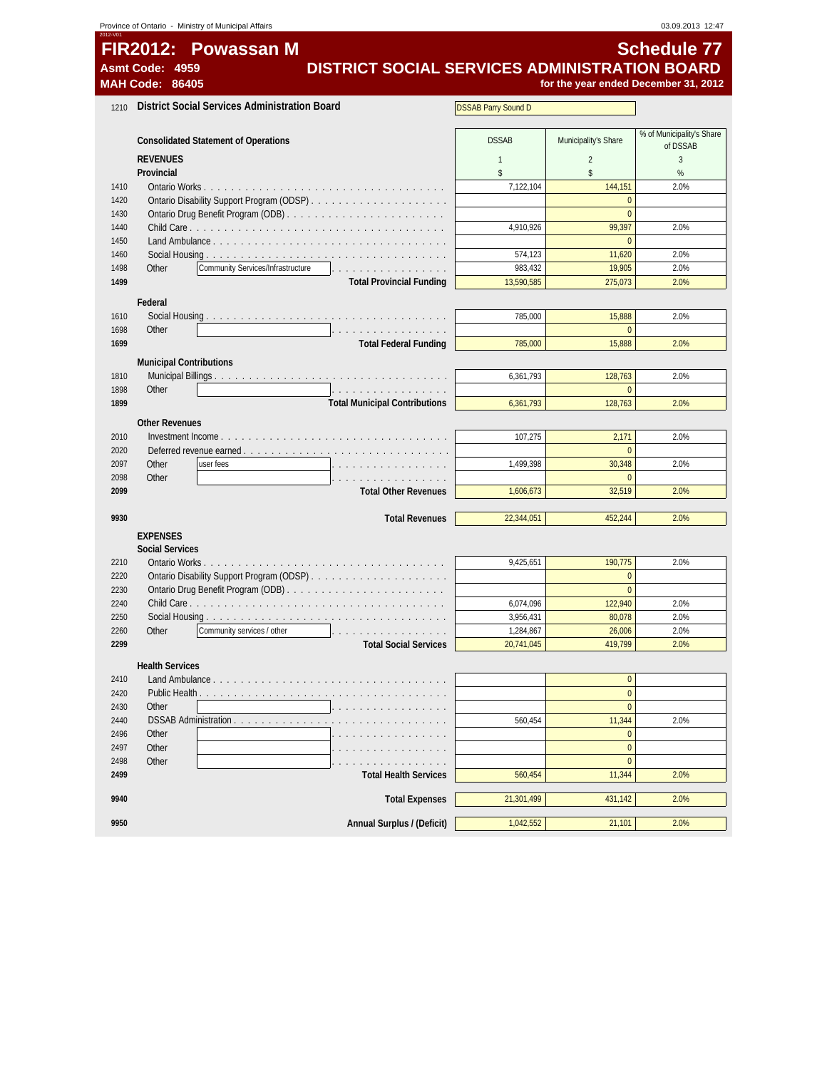Province of Ontario - Ministry of Municipal Affairs

# FIR2012: Powassan M

**Asmt Code: 4959**
**MAH Code: 86405**

## Schedule 77
## DISTRICT SOCIAL SERVICES ADMINISTRATION BOARD
for the year ended December 31, 2012

1210 **District Social Services Administration Board**: DSSAB Parry Sound D

| Line | Consolidated Statement of Operations | DSSAB | Municipality's Share | % of Municipality's Share of DSSAB |
|---|---|---|---|---|
| | **REVENUES** | 1 | 2 | 3 |
| | **Provincial** | $ | $ | % |
| 1410 | Ontario Works | 7,122,104 | 144,151 | 2.0% |
| 1420 | Ontario Disability Support Program (ODSP) | | 0 | |
| 1430 | Ontario Drug Benefit Program (ODB) | | 0 | |
| 1440 | Child Care | 4,910,926 | 99,397 | 2.0% |
| 1450 | Land Ambulance | | 0 | |
| 1460 | Social Housing | 574,123 | 11,620 | 2.0% |
| 1498 | Other: Community Services/Infrastructure | 983,432 | 19,905 | 2.0% |
| **1499** | **Total Provincial Funding** | 13,590,585 | 275,073 | 2.0% |
| | **Federal** | | | |
| 1610 | Social Housing | 785,000 | 15,888 | 2.0% |
| 1698 | Other | | 0 | |
| **1699** | **Total Federal Funding** | 785,000 | 15,888 | 2.0% |
| | **Municipal Contributions** | | | |
| 1810 | Municipal Billings | 6,361,793 | 128,763 | 2.0% |
| 1898 | Other | | 0 | |
| **1899** | **Total Municipal Contributions** | 6,361,793 | 128,763 | 2.0% |
| | **Other Revenues** | | | |
| 2010 | Investment Income | 107,275 | 2,171 | 2.0% |
| 2020 | Deferred revenue earned | | 0 | |
| 2097 | Other: user fees | 1,499,398 | 30,348 | 2.0% |
| 2098 | Other | | 0 | |
| **2099** | **Total Other Revenues** | 1,606,673 | 32,519 | 2.0% |
| **9930** | **Total Revenues** | 22,344,051 | 452,244 | 2.0% |
| | **EXPENSES** | | | |
| | **Social Services** | | | |
| 2210 | Ontario Works | 9,425,651 | 190,775 | 2.0% |
| 2220 | Ontario Disability Support Program (ODSP) | | 0 | |
| 2230 | Ontario Drug Benefit Program (ODB) | | 0 | |
| 2240 | Child Care | 6,074,096 | 122,940 | 2.0% |
| 2250 | Social Housing | 3,956,431 | 80,078 | 2.0% |
| 2260 | Other: Community services / other | 1,284,867 | 26,006 | 2.0% |
| **2299** | **Total Social Services** | 20,741,045 | 419,799 | 2.0% |
| | **Health Services** | | | |
| 2410 | Land Ambulance | | 0 | |
| 2420 | Public Health | | 0 | |
| 2430 | Other | | 0 | |
| 2440 | DSSAB Administration | 560,454 | 11,344 | 2.0% |
| 2496 | Other | | 0 | |
| 2497 | Other | | 0 | |
| 2498 | Other | | 0 | |
| **2499** | **Total Health Services** | 560,454 | 11,344 | 2.0% |
| **9940** | **Total Expenses** | 21,301,499 | 431,142 | 2.0% |
| **9950** | **Annual Surplus / (Deficit)** | 1,042,552 | 21,101 | 2.0% |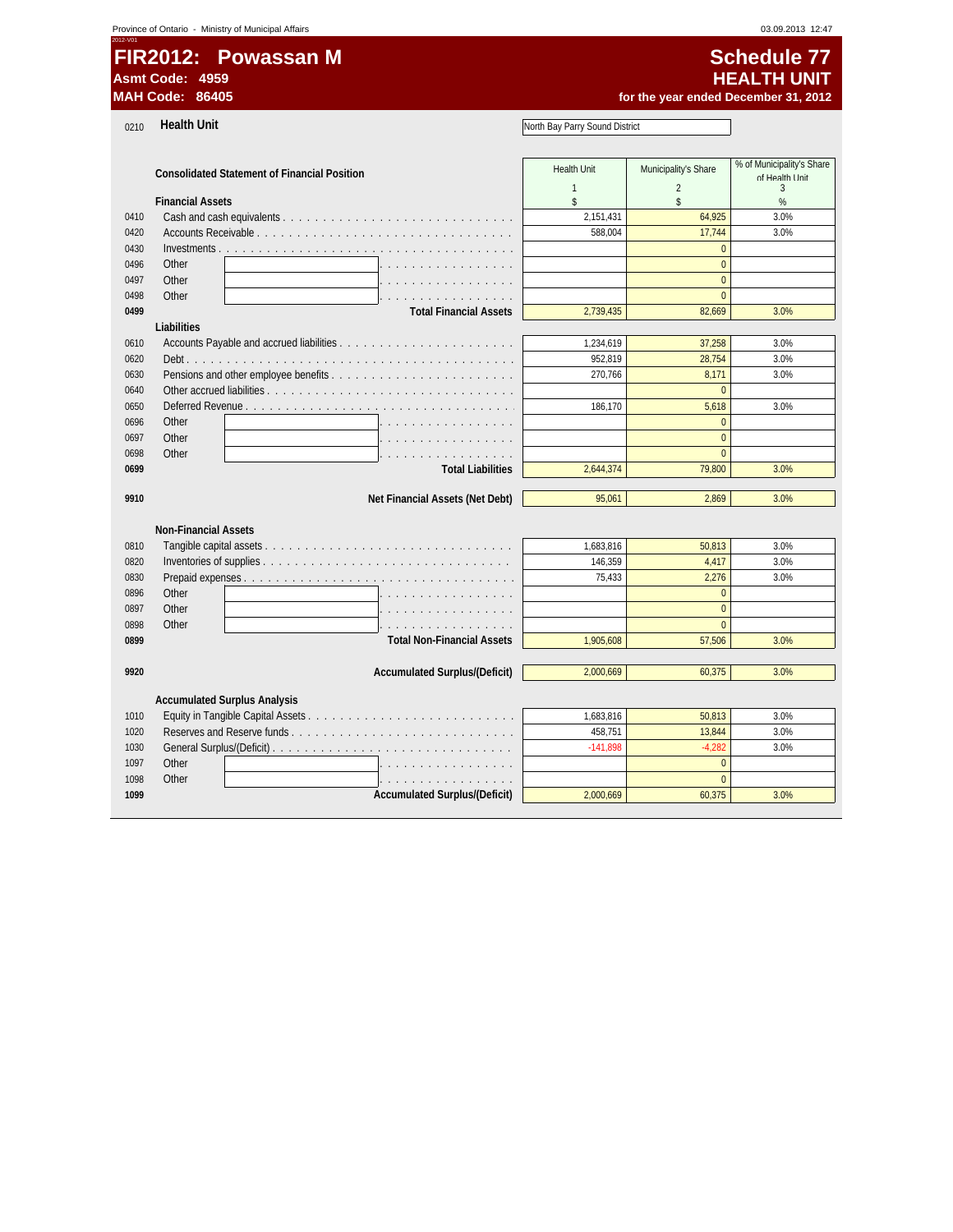Province of Ontario - Ministry of Municipal Affairs

# FIR2012: Powassan M

**Asmt Code: 4959**
**MAH Code: 86405**

## Schedule 77
## HEALTH UNIT
**for the year ended December 31, 2012**

0210 **Health Unit** North Bay Parry Sound District

| | **Consolidated Statement of Financial Position** | Health Unit | Municipality's Share | % of Municipality's Share of Health Unit |
|---|---|---|---|---|
| | | 1 | 2 | 3 |
| | **Financial Assets** | $ | $ | % |
| 0410 | Cash and cash equivalents | 2,151,431 | 64,925 | 3.0% |
| 0420 | Accounts Receivable | 588,004 | 17,744 | 3.0% |
| 0430 | Investments | | 0 | |
| 0496 | Other | | 0 | |
| 0497 | Other | | 0 | |
| 0498 | Other | | 0 | |
| 0499 | **Total Financial Assets** | 2,739,435 | 82,669 | 3.0% |
| | **Liabilities** | | | |
| 0610 | Accounts Payable and accrued liabilities | 1,234,619 | 37,258 | 3.0% |
| 0620 | Debt | 952,819 | 28,754 | 3.0% |
| 0630 | Pensions and other employee benefits | 270,766 | 8,171 | 3.0% |
| 0640 | Other accrued liabilities | | 0 | |
| 0650 | Deferred Revenue | 186,170 | 5,618 | 3.0% |
| 0696 | Other | | 0 | |
| 0697 | Other | | 0 | |
| 0698 | Other | | 0 | |
| 0699 | **Total Liabilities** | 2,644,374 | 79,800 | 3.0% |
| 9910 | **Net Financial Assets (Net Debt)** | 95,061 | 2,869 | 3.0% |
| | **Non-Financial Assets** | | | |
| 0810 | Tangible capital assets | 1,683,816 | 50,813 | 3.0% |
| 0820 | Inventories of supplies | 146,359 | 4,417 | 3.0% |
| 0830 | Prepaid expenses | 75,433 | 2,276 | 3.0% |
| 0896 | Other | | 0 | |
| 0897 | Other | | 0 | |
| 0898 | Other | | 0 | |
| 0899 | **Total Non-Financial Assets** | 1,905,608 | 57,506 | 3.0% |
| 9920 | **Accumulated Surplus/(Deficit)** | 2,000,669 | 60,375 | 3.0% |
| | **Accumulated Surplus Analysis** | | | |
| 1010 | Equity in Tangible Capital Assets | 1,683,816 | 50,813 | 3.0% |
| 1020 | Reserves and Reserve funds | 458,751 | 13,844 | 3.0% |
| 1030 | General Surplus/(Deficit) | -141,898 | -4,282 | 3.0% |
| 1097 | Other | | 0 | |
| 1098 | Other | | 0 | |
| 1099 | **Accumulated Surplus/(Deficit)** | 2,000,669 | 60,375 | 3.0% |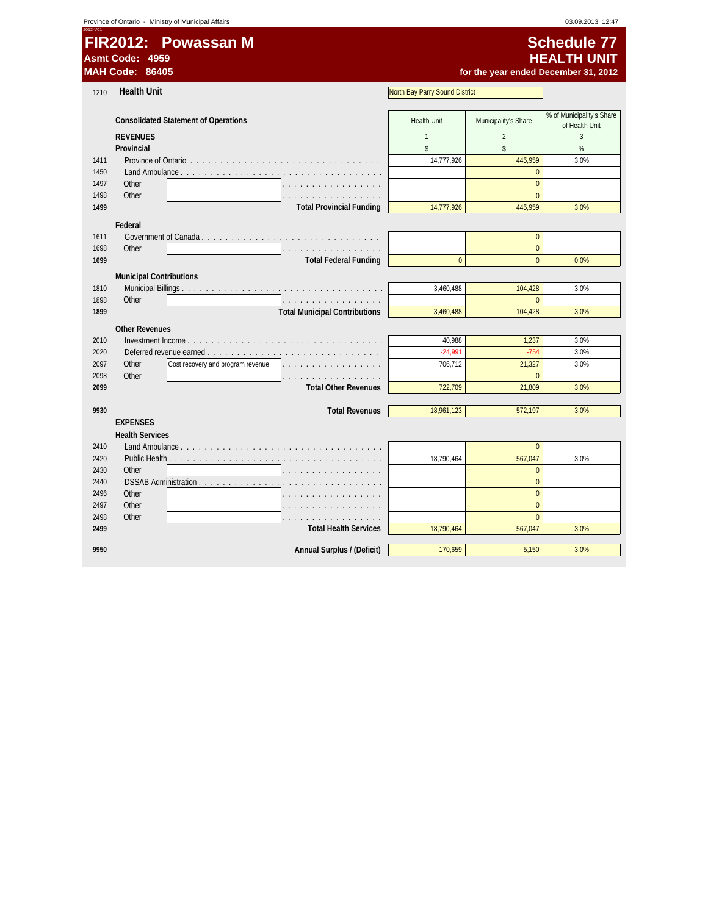Province of Ontario - Ministry of Municipal Affairs

# FIR2012: Powassan M

**Asmt Code: 4959**
**MAH Code: 86405**

## Schedule 77
## HEALTH UNIT
**for the year ended December 31, 2012**

1210 **Health Unit** — North Bay Parry Sound District

| | Consolidated Statement of Operations | Health Unit | Municipality's Share | % of Municipality's Share of Health Unit |
|---|---|---|---|---|
| | **REVENUES** | 1 | 2 | 3 |
| | **Provincial** | $ | $ | % |
| 1411 | Province of Ontario | 14,777,926 | 445,959 | 3.0% |
| 1450 | Land Ambulance | | 0 | |
| 1497 | Other | | 0 | |
| 1498 | Other | | 0 | |
| 1499 | **Total Provincial Funding** | 14,777,926 | 445,959 | 3.0% |
| | **Federal** | | | |
| 1611 | Government of Canada | | 0 | |
| 1698 | Other | | 0 | |
| 1699 | **Total Federal Funding** | 0 | 0 | 0.0% |
| | **Municipal Contributions** | | | |
| 1810 | Municipal Billings | 3,460,488 | 104,428 | 3.0% |
| 1898 | Other | | 0 | |
| 1899 | **Total Municipal Contributions** | 3,460,488 | 104,428 | 3.0% |
| | **Other Revenues** | | | |
| 2010 | Investment Income | 40,988 | 1,237 | 3.0% |
| 2020 | Deferred revenue earned | -24,991 | -754 | 3.0% |
| 2097 | Other: Cost recovery and program revenue | 706,712 | 21,327 | 3.0% |
| 2098 | Other | | 0 | |
| 2099 | **Total Other Revenues** | 722,709 | 21,809 | 3.0% |
| 9930 | **Total Revenues** | 18,961,123 | 572,197 | 3.0% |
| | **EXPENSES** | | | |
| | **Health Services** | | | |
| 2410 | Land Ambulance | | 0 | |
| 2420 | Public Health | 18,790,464 | 567,047 | 3.0% |
| 2430 | Other | | 0 | |
| 2440 | DSSAB Administration | | 0 | |
| 2496 | Other | | 0 | |
| 2497 | Other | | 0 | |
| 2498 | Other | | 0 | |
| 2499 | **Total Health Services** | 18,790,464 | 567,047 | 3.0% |
| 9950 | **Annual Surplus / (Deficit)** | 170,659 | 5,150 | 3.0% |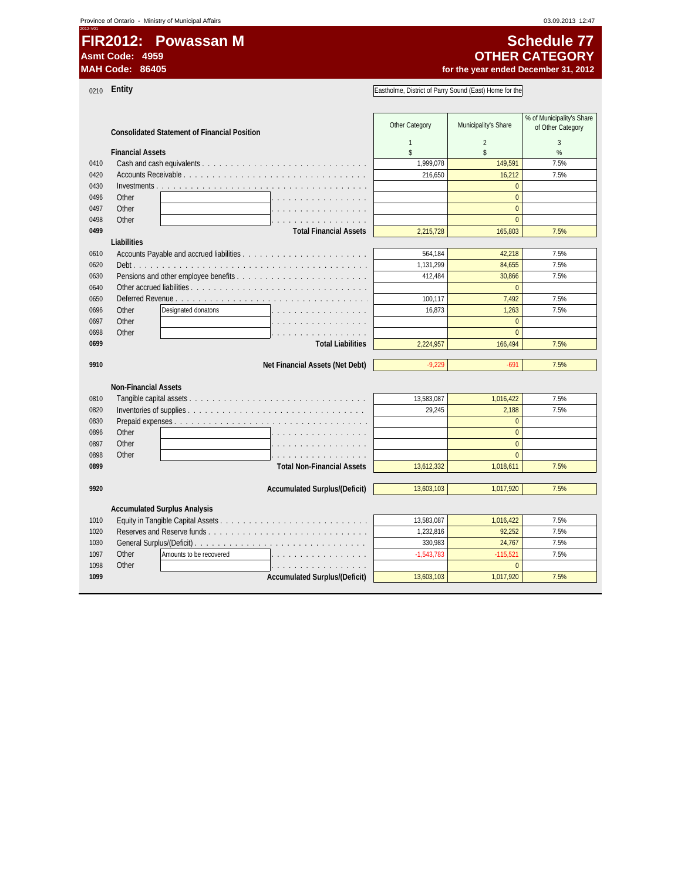# FIR2012: Powassan M

**Asmt Code: 4959**
**MAH Code: 86405**

## Schedule 77
## OTHER CATEGORY
**for the year ended December 31, 2012**

0210 **Entity** Eastholme, District of Parry Sound (East) Home for the

| | **Consolidated Statement of Financial Position** | Other Category | Municipality's Share | % of Municipality's Share of Other Category |
|---|---|---|---|---|
| | | 1 | 2 | 3 |
| | **Financial Assets** | $ | $ | % |
| 0410 | Cash and cash equivalents | 1,999,078 | 149,591 | 7.5% |
| 0420 | Accounts Receivable | 216,650 | 16,212 | 7.5% |
| 0430 | Investments | | 0 | |
| 0496 | Other | | 0 | |
| 0497 | Other | | 0 | |
| 0498 | Other | | 0 | |
| **0499** | **Total Financial Assets** | 2,215,728 | 165,803 | 7.5% |
| | **Liabilities** | | | |
| 0610 | Accounts Payable and accrued liabilities | 564,184 | 42,218 | 7.5% |
| 0620 | Debt | 1,131,299 | 84,655 | 7.5% |
| 0630 | Pensions and other employee benefits | 412,484 | 30,866 | 7.5% |
| 0640 | Other accrued liabilities | | 0 | |
| 0650 | Deferred Revenue | 100,117 | 7,492 | 7.5% |
| 0696 | Other Designated donatons | 16,873 | 1,263 | 7.5% |
| 0697 | Other | | 0 | |
| 0698 | Other | | 0 | |
| **0699** | **Total Liabilities** | 2,224,957 | 166,494 | 7.5% |
| | | | | |
| **9910** | **Net Financial Assets (Net Debt)** | -9,229 | -691 | 7.5% |
| | | | | |
| | **Non-Financial Assets** | | | |
| 0810 | Tangible capital assets | 13,583,087 | 1,016,422 | 7.5% |
| 0820 | Inventories of supplies | 29,245 | 2,188 | 7.5% |
| 0830 | Prepaid expenses | | 0 | |
| 0896 | Other | | 0 | |
| 0897 | Other | | 0 | |
| 0898 | Other | | 0 | |
| **0899** | **Total Non-Financial Assets** | 13,612,332 | 1,018,611 | 7.5% |
| | | | | |
| **9920** | **Accumulated Surplus/(Deficit)** | 13,603,103 | 1,017,920 | 7.5% |
| | | | | |
| | **Accumulated Surplus Analysis** | | | |
| 1010 | Equity in Tangible Capital Assets | 13,583,087 | 1,016,422 | 7.5% |
| 1020 | Reserves and Reserve funds | 1,232,816 | 92,252 | 7.5% |
| 1030 | General Surplus/(Deficit) | 330,983 | 24,767 | 7.5% |
| 1097 | Other Amounts to be recovered | -1,543,783 | -115,521 | 7.5% |
| 1098 | Other | | 0 | |
| **1099** | **Accumulated Surplus/(Deficit)** | 13,603,103 | 1,017,920 | 7.5% |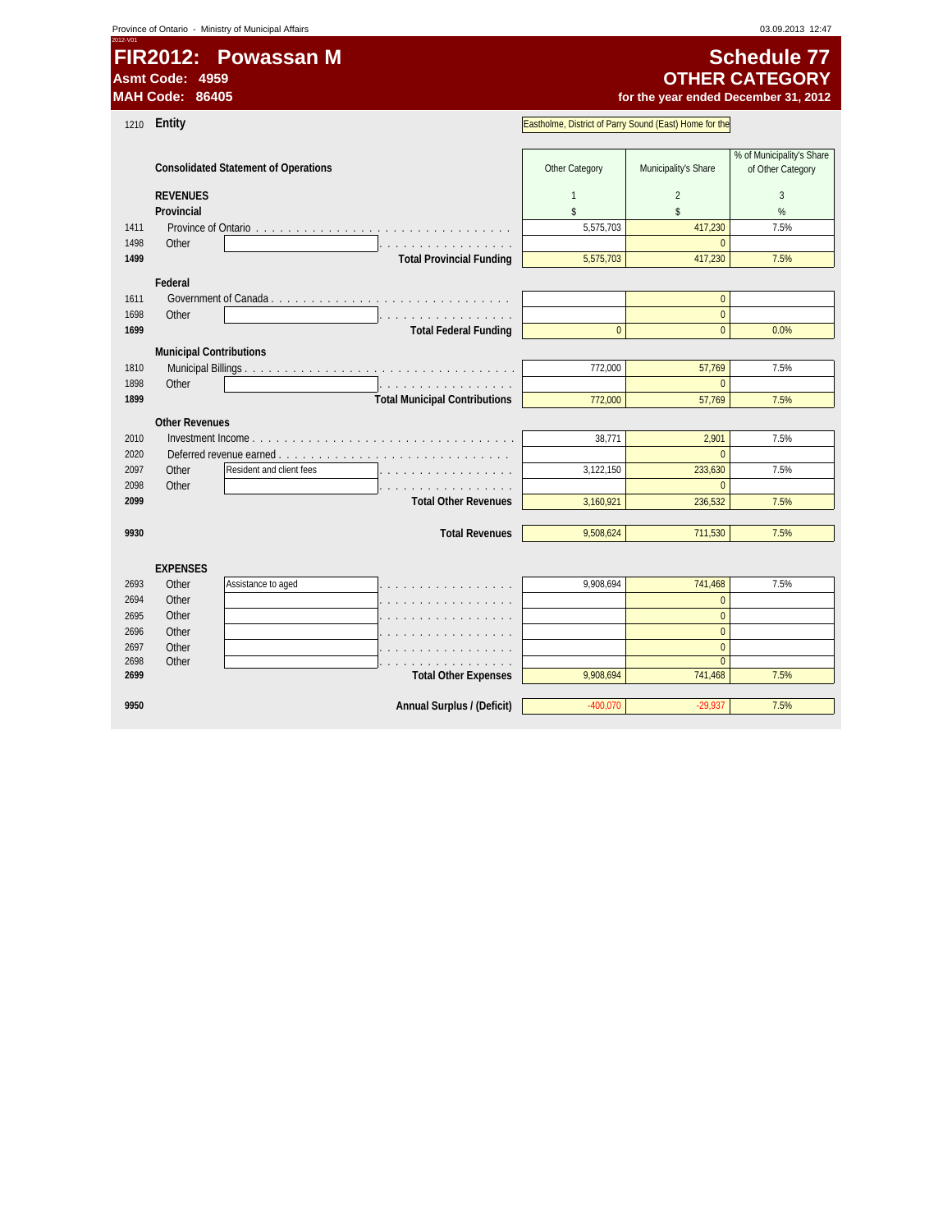# FIR2012: Powassan M

**Asmt Code: 4959**
**MAH Code: 86405**

## Schedule 77
## OTHER CATEGORY
**for the year ended December 31, 2012**

1210 **Entity** Eastholme, District of Parry Sound (East) Home for the

### Consolidated Statement of Operations

| | | Other Category | Municipality's Share | % of Municipality's Share of Other Category |
|---|---|---|---|---|
| | | 1 | 2 | 3 |
| | **REVENUES** | $ | $ | % |
| | **Provincial** | | | |
| 1411 | Province of Ontario | 5,575,703 | 417,230 | 7.5% |
| 1498 | Other | | 0 | |
| **1499** | **Total Provincial Funding** | 5,575,703 | 417,230 | 7.5% |
| | **Federal** | | | |
| 1611 | Government of Canada | | 0 | |
| 1698 | Other | | 0 | |
| **1699** | **Total Federal Funding** | 0 | 0 | 0.0% |
| | **Municipal Contributions** | | | |
| 1810 | Municipal Billings | 772,000 | 57,769 | 7.5% |
| 1898 | Other | | 0 | |
| **1899** | **Total Municipal Contributions** | 772,000 | 57,769 | 7.5% |
| | **Other Revenues** | | | |
| 2010 | Investment Income | 38,771 | 2,901 | 7.5% |
| 2020 | Deferred revenue earned | | 0 | |
| 2097 | Other: Resident and client fees | 3,122,150 | 233,630 | 7.5% |
| 2098 | Other | | 0 | |
| **2099** | **Total Other Revenues** | 3,160,921 | 236,532 | 7.5% |
| **9930** | **Total Revenues** | 9,508,624 | 711,530 | 7.5% |
| | **EXPENSES** | | | |
| 2693 | Other: Assistance to aged | 9,908,694 | 741,468 | 7.5% |
| 2694 | Other | | 0 | |
| 2695 | Other | | 0 | |
| 2696 | Other | | 0 | |
| 2697 | Other | | 0 | |
| 2698 | Other | | 0 | |
| **2699** | **Total Other Expenses** | 9,908,694 | 741,468 | 7.5% |
| **9950** | **Annual Surplus / (Deficit)** | -400,070 | -29,937 | 7.5% |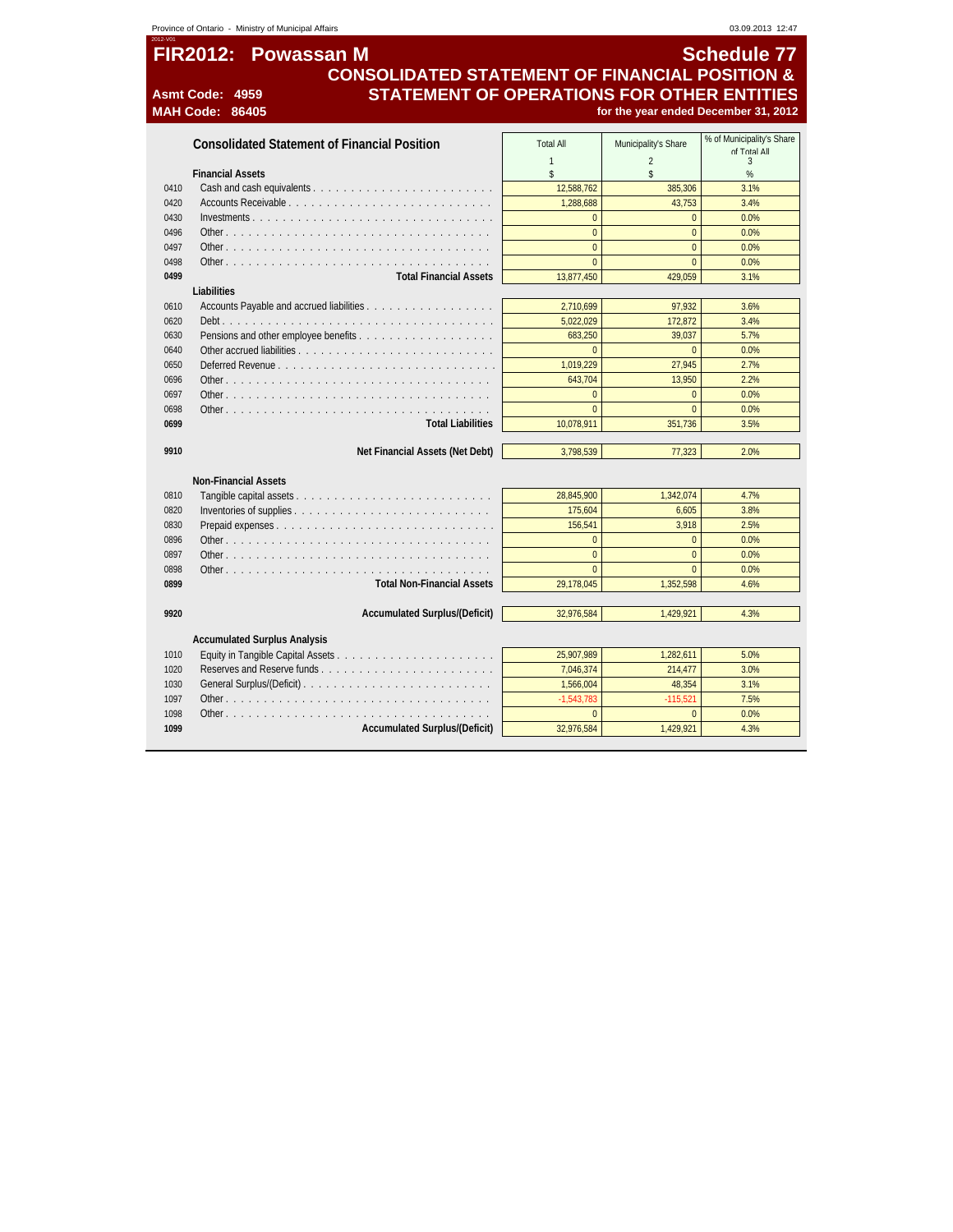# FIR2012: Powassan M

## Schedule 77

## CONSOLIDATED STATEMENT OF FINANCIAL POSITION & STATEMENT OF OPERATIONS FOR OTHER ENTITIES

**Asmt Code: 4959**
**MAH Code: 86405**

**for the year ended December 31, 2012**

| | Consolidated Statement of Financial Position | Total All | Municipality's Share | % of Municipality's Share of Total All |
|---|---|---|---|---|
| | | 1 | 2 | 3 |
| | **Financial Assets** | $ | $ | % |
| 0410 | Cash and cash equivalents | 12,588,762 | 385,306 | 3.1% |
| 0420 | Accounts Receivable | 1,288,688 | 43,753 | 3.4% |
| 0430 | Investments | 0 | 0 | 0.0% |
| 0496 | Other | 0 | 0 | 0.0% |
| 0497 | Other | 0 | 0 | 0.0% |
| 0498 | Other | 0 | 0 | 0.0% |
| **0499** | **Total Financial Assets** | 13,877,450 | 429,059 | 3.1% |
| | **Liabilities** | | | |
| 0610 | Accounts Payable and accrued liabilities | 2,710,699 | 97,932 | 3.6% |
| 0620 | Debt | 5,022,029 | 172,872 | 3.4% |
| 0630 | Pensions and other employee benefits | 683,250 | 39,037 | 5.7% |
| 0640 | Other accrued liabilities | 0 | 0 | 0.0% |
| 0650 | Deferred Revenue | 1,019,229 | 27,945 | 2.7% |
| 0696 | Other | 643,704 | 13,950 | 2.2% |
| 0697 | Other | 0 | 0 | 0.0% |
| 0698 | Other | 0 | 0 | 0.0% |
| **0699** | **Total Liabilities** | 10,078,911 | 351,736 | 3.5% |
| | | | | |
| **9910** | **Net Financial Assets (Net Debt)** | 3,798,539 | 77,323 | 2.0% |
| | | | | |
| | **Non-Financial Assets** | | | |
| 0810 | Tangible capital assets | 28,845,900 | 1,342,074 | 4.7% |
| 0820 | Inventories of supplies | 175,604 | 6,605 | 3.8% |
| 0830 | Prepaid expenses | 156,541 | 3,918 | 2.5% |
| 0896 | Other | 0 | 0 | 0.0% |
| 0897 | Other | 0 | 0 | 0.0% |
| 0898 | Other | 0 | 0 | 0.0% |
| **0899** | **Total Non-Financial Assets** | 29,178,045 | 1,352,598 | 4.6% |
| | | | | |
| **9920** | **Accumulated Surplus/(Deficit)** | 32,976,584 | 1,429,921 | 4.3% |
| | | | | |
| | **Accumulated Surplus Analysis** | | | |
| 1010 | Equity in Tangible Capital Assets | 25,907,989 | 1,282,611 | 5.0% |
| 1020 | Reserves and Reserve funds | 7,046,374 | 214,477 | 3.0% |
| 1030 | General Surplus/(Deficit) | 1,566,004 | 48,354 | 3.1% |
| 1097 | Other | -1,543,783 | -115,521 | 7.5% |
| 1098 | Other | 0 | 0 | 0.0% |
| **1099** | **Accumulated Surplus/(Deficit)** | 32,976,584 | 1,429,921 | 4.3% |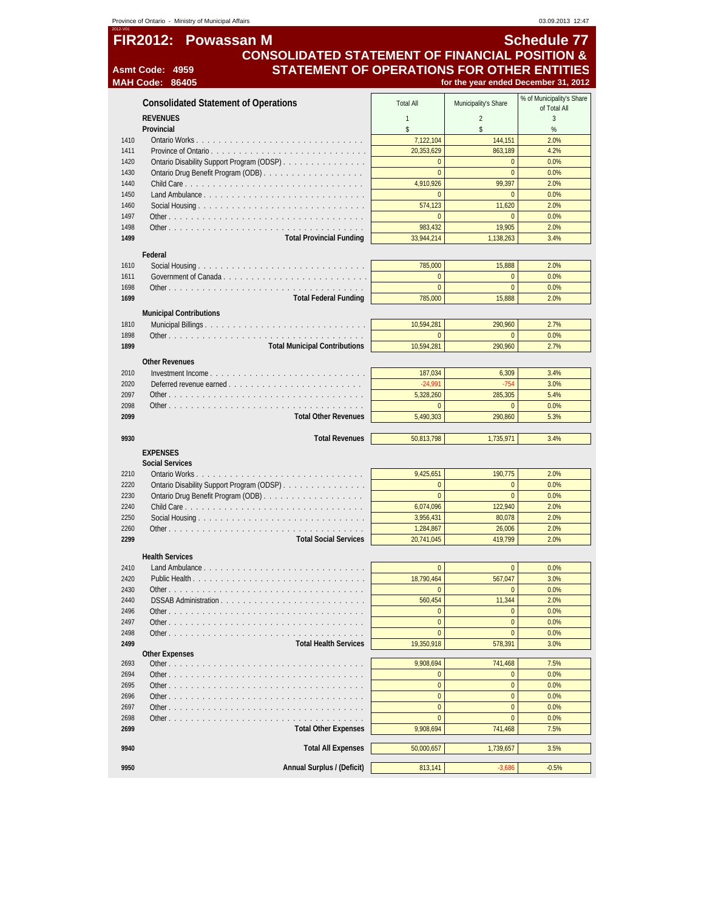FIR2012: Powassan M

Asmt Code: 4959

MAH Code: 86405

# Schedule 77

## CONSOLIDATED STATEMENT OF FINANCIAL POSITION & STATEMENT OF OPERATIONS FOR OTHER ENTITIES

for the year ended December 31, 2012

### Consolidated Statement of Operations

| | | Total All | Municipality's Share | % of Municipality's Share of Total All |
|---|---|---|---|---|
| | **REVENUES** | 1 | 2 | 3 |
| | **Provincial** | $ | $ | % |
| 1410 | Ontario Works | 7,122,104 | 144,151 | 2.0% |
| 1411 | Province of Ontario | 20,353,629 | 863,189 | 4.2% |
| 1420 | Ontario Disability Support Program (ODSP) | 0 | 0 | 0.0% |
| 1430 | Ontario Drug Benefit Program (ODB) | 0 | 0 | 0.0% |
| 1440 | Child Care | 4,910,926 | 99,397 | 2.0% |
| 1450 | Land Ambulance | 0 | 0 | 0.0% |
| 1460 | Social Housing | 574,123 | 11,620 | 2.0% |
| 1497 | Other | 0 | 0 | 0.0% |
| 1498 | Other | 983,432 | 19,905 | 2.0% |
| **1499** | **Total Provincial Funding** | 33,944,214 | 1,138,263 | 3.4% |
| | **Federal** | | | |
| 1610 | Social Housing | 785,000 | 15,888 | 2.0% |
| 1611 | Government of Canada | 0 | 0 | 0.0% |
| 1698 | Other | 0 | 0 | 0.0% |
| **1699** | **Total Federal Funding** | 785,000 | 15,888 | 2.0% |
| | **Municipal Contributions** | | | |
| 1810 | Municipal Billings | 10,594,281 | 290,960 | 2.7% |
| 1898 | Other | 0 | 0 | 0.0% |
| **1899** | **Total Municipal Contributions** | 10,594,281 | 290,960 | 2.7% |
| | **Other Revenues** | | | |
| 2010 | Investment Income | 187,034 | 6,309 | 3.4% |
| 2020 | Deferred revenue earned | -24,991 | -754 | 3.0% |
| 2097 | Other | 5,328,260 | 285,305 | 5.4% |
| 2098 | Other | 0 | 0 | 0.0% |
| **2099** | **Total Other Revenues** | 5,490,303 | 290,860 | 5.3% |
| **9930** | **Total Revenues** | 50,813,798 | 1,735,971 | 3.4% |
| | **EXPENSES** | | | |
| | **Social Services** | | | |
| 2210 | Ontario Works | 9,425,651 | 190,775 | 2.0% |
| 2220 | Ontario Disability Support Program (ODSP) | 0 | 0 | 0.0% |
| 2230 | Ontario Drug Benefit Program (ODB) | 0 | 0 | 0.0% |
| 2240 | Child Care | 6,074,096 | 122,940 | 2.0% |
| 2250 | Social Housing | 3,956,431 | 80,078 | 2.0% |
| 2260 | Other | 1,284,867 | 26,006 | 2.0% |
| **2299** | **Total Social Services** | 20,741,045 | 419,799 | 2.0% |
| | **Health Services** | | | |
| 2410 | Land Ambulance | 0 | 0 | 0.0% |
| 2420 | Public Health | 18,790,464 | 567,047 | 3.0% |
| 2430 | Other | 0 | 0 | 0.0% |
| 2440 | DSSAB Administration | 560,454 | 11,344 | 2.0% |
| 2496 | Other | 0 | 0 | 0.0% |
| 2497 | Other | 0 | 0 | 0.0% |
| 2498 | Other | 0 | 0 | 0.0% |
| **2499** | **Total Health Services** | 19,350,918 | 578,391 | 3.0% |
| | **Other Expenses** | | | |
| 2693 | Other | 9,908,694 | 741,468 | 7.5% |
| 2694 | Other | 0 | 0 | 0.0% |
| 2695 | Other | 0 | 0 | 0.0% |
| 2696 | Other | 0 | 0 | 0.0% |
| 2697 | Other | 0 | 0 | 0.0% |
| 2698 | Other | 0 | 0 | 0.0% |
| **2699** | **Total Other Expenses** | 9,908,694 | 741,468 | 7.5% |
| **9940** | **Total All Expenses** | 50,000,657 | 1,739,657 | 3.5% |
| **9950** | **Annual Surplus / (Deficit)** | 813,141 | -3,686 | -0.5% |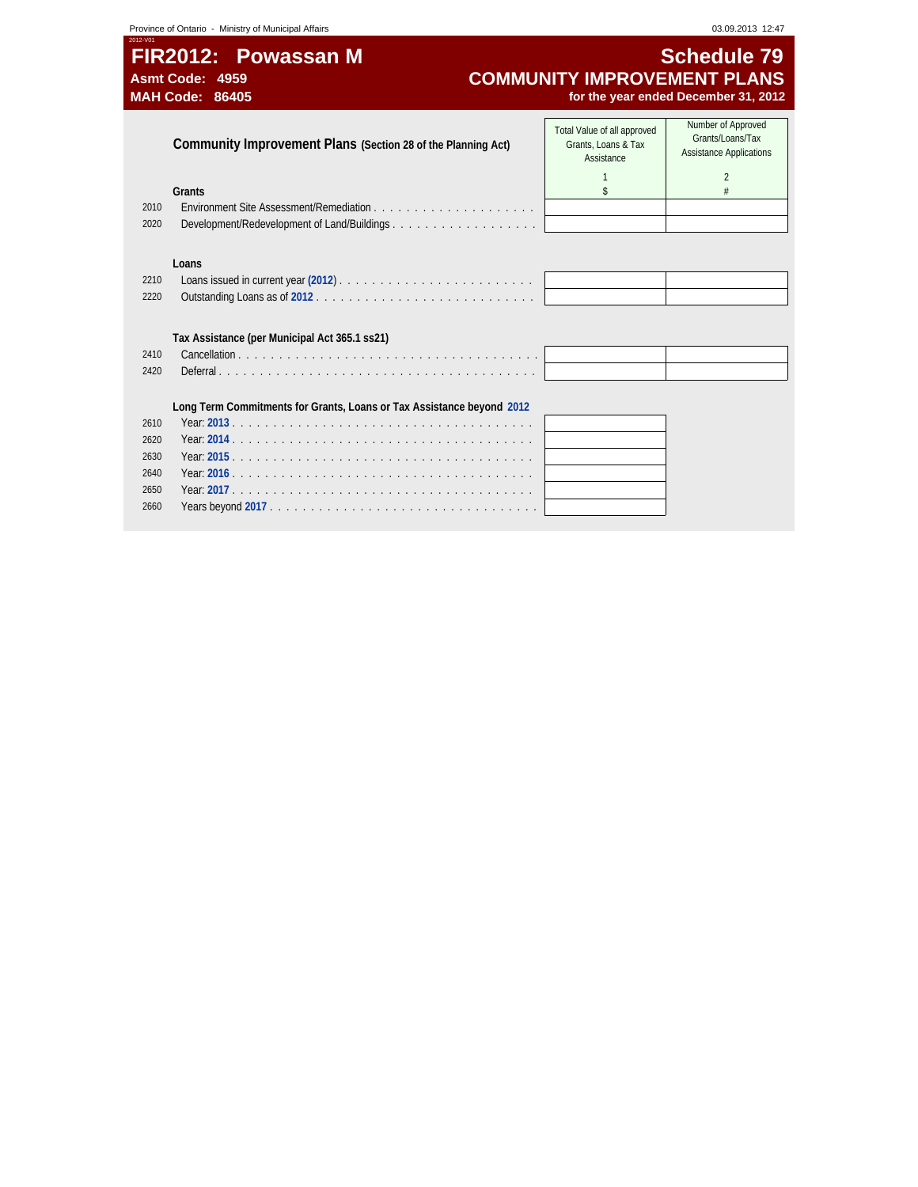# FIR2012: Powassan M

**Asmt Code: 4959**

**MAH Code: 86405**

## Schedule 79

## COMMUNITY IMPROVEMENT PLANS

**for the year ended December 31, 2012**

| | **Community Improvement Plans** (Section 28 of the Planning Act) | Total Value of all approved Grants, Loans & Tax Assistance | Number of Approved Grants/Loans/Tax Assistance Applications |
|---|---|---|---|
| | | 1 | 2 |
| | **Grants** | $ | # |
| 2010 | Environment Site Assessment/Remediation | | |
| 2020 | Development/Redevelopment of Land/Buildings | | |
| | **Loans** | | |
| 2210 | Loans issued in current year (2012) | | |
| 2220 | Outstanding Loans as of 2012 | | |
| | **Tax Assistance (per Municipal Act 365.1 ss21)** | | |
| 2410 | Cancellation | | |
| 2420 | Deferral | | |
| | **Long Term Commitments for Grants, Loans or Tax Assistance beyond 2012** | | |
| 2610 | Year: 2013 | | |
| 2620 | Year: 2014 | | |
| 2630 | Year: 2015 | | |
| 2640 | Year: 2016 | | |
| 2650 | Year: 2017 | | |
| 2660 | Years beyond 2017 | | |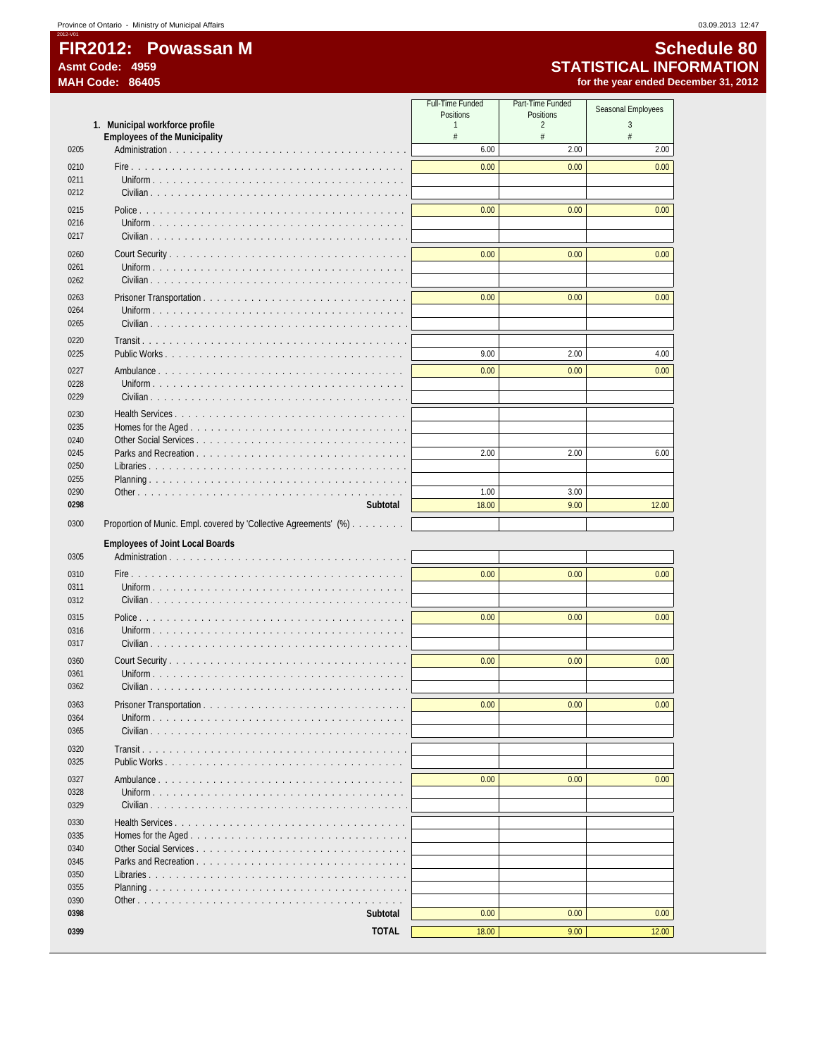# FIR2012: Powassan M

**Asmt Code: 4959**

**MAH Code: 86405**

## Schedule 80
## STATISTICAL INFORMATION
**for the year ended December 31, 2012**

| | **1. Municipal workforce profile** | Full-Time Funded Positions | Part-Time Funded Positions | Seasonal Employees |
|---|---|---|---|---|
| | | 1 | 2 | 3 |
| | **Employees of the Municipality** | # | # | # |
| 0205 | Administration | 6.00 | 2.00 | 2.00 |
| 0210 | Fire | 0.00 | 0.00 | 0.00 |
| 0211 | Uniform | | | |
| 0212 | Civilian | | | |
| 0215 | Police | 0.00 | 0.00 | 0.00 |
| 0216 | Uniform | | | |
| 0217 | Civilian | | | |
| 0260 | Court Security | 0.00 | 0.00 | 0.00 |
| 0261 | Uniform | | | |
| 0262 | Civilian | | | |
| 0263 | Prisoner Transportation | 0.00 | 0.00 | 0.00 |
| 0264 | Uniform | | | |
| 0265 | Civilian | | | |
| 0220 | Transit | | | |
| 0225 | Public Works | 9.00 | 2.00 | 4.00 |
| 0227 | Ambulance | 0.00 | 0.00 | 0.00 |
| 0228 | Uniform | | | |
| 0229 | Civilian | | | |
| 0230 | Health Services | | | |
| 0235 | Homes for the Aged | | | |
| 0240 | Other Social Services | | | |
| 0245 | Parks and Recreation | 2.00 | 2.00 | 6.00 |
| 0250 | Libraries | | | |
| 0255 | Planning | | | |
| 0290 | Other | 1.00 | 3.00 | |
| **0298** | **Subtotal** | 18.00 | 9.00 | 12.00 |
| 0300 | Proportion of Munic. Empl. covered by 'Collective Agreements' (%) | | | |
| | **Employees of Joint Local Boards** | | | |
| 0305 | Administration | | | |
| 0310 | Fire | 0.00 | 0.00 | 0.00 |
| 0311 | Uniform | | | |
| 0312 | Civilian | | | |
| 0315 | Police | 0.00 | 0.00 | 0.00 |
| 0316 | Uniform | | | |
| 0317 | Civilian | | | |
| 0360 | Court Security | 0.00 | 0.00 | 0.00 |
| 0361 | Uniform | | | |
| 0362 | Civilian | | | |
| 0363 | Prisoner Transportation | 0.00 | 0.00 | 0.00 |
| 0364 | Uniform | | | |
| 0365 | Civilian | | | |
| 0320 | Transit | | | |
| 0325 | Public Works | | | |
| 0327 | Ambulance | 0.00 | 0.00 | 0.00 |
| 0328 | Uniform | | | |
| 0329 | Civilian | | | |
| 0330 | Health Services | | | |
| 0335 | Homes for the Aged | | | |
| 0340 | Other Social Services | | | |
| 0345 | Parks and Recreation | | | |
| 0350 | Libraries | | | |
| 0355 | Planning | | | |
| 0390 | Other | | | |
| **0398** | **Subtotal** | 0.00 | 0.00 | 0.00 |
| **0399** | **TOTAL** | 18.00 | 9.00 | 12.00 |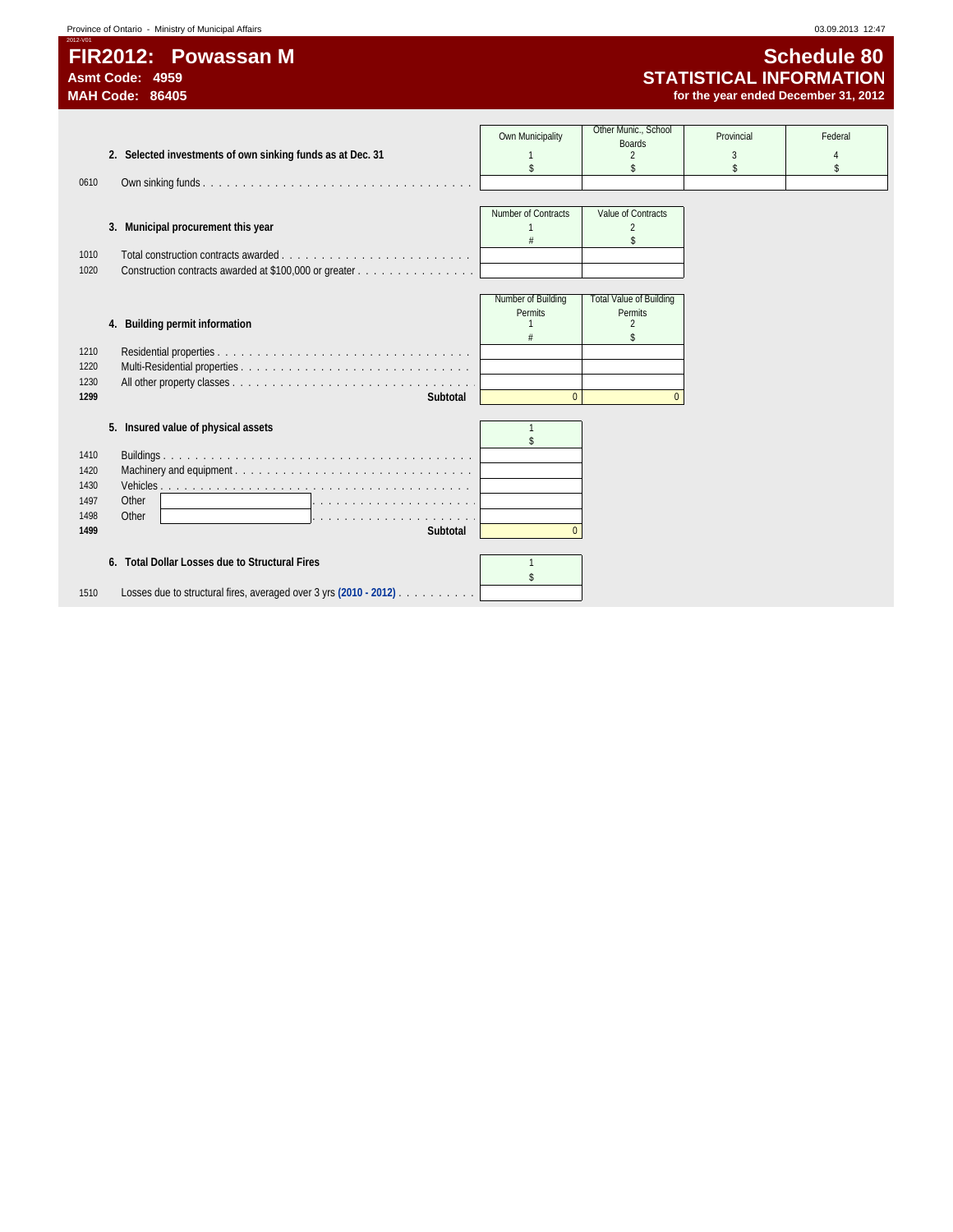# FIR2012: Powassan M
**Asmt Code: 4959**
**MAH Code: 86405**

# Schedule 80
## STATISTICAL INFORMATION
**for the year ended December 31, 2012**

| | **2. Selected investments of own sinking funds as at Dec. 31** | Own Municipality<br>1<br>$ | Other Munic., School Boards<br>2<br>$ | Provincial<br>3<br>$ | Federal<br>4<br>$ |
|---|---|---|---|---|---|
| 0610 | Own sinking funds | | | | |

| | **3. Municipal procurement this year** | Number of Contracts<br>1<br># | Value of Contracts<br>2<br>$ |
|---|---|---|---|
| 1010 | Total construction contracts awarded | | |
| 1020 | Construction contracts awarded at $100,000 or greater | | |

| | **4. Building permit information** | Number of Building Permits<br>1<br># | Total Value of Building Permits<br>2<br>$ |
|---|---|---|---|
| 1210 | Residential properties | | |
| 1220 | Multi-Residential properties | | |
| 1230 | All other property classes | | |
| **1299** | **Subtotal** | 0 | 0 |

| | **5. Insured value of physical assets** | 1<br>$ |
|---|---|---|
| 1410 | Buildings | |
| 1420 | Machinery and equipment | |
| 1430 | Vehicles | |
| 1497 | Other | |
| 1498 | Other | |
| **1499** | **Subtotal** | 0 |

| | **6. Total Dollar Losses due to Structural Fires** | 1<br>$ |
|---|---|---|
| 1510 | Losses due to structural fires, averaged over 3 yrs **(2010 - 2012)** | |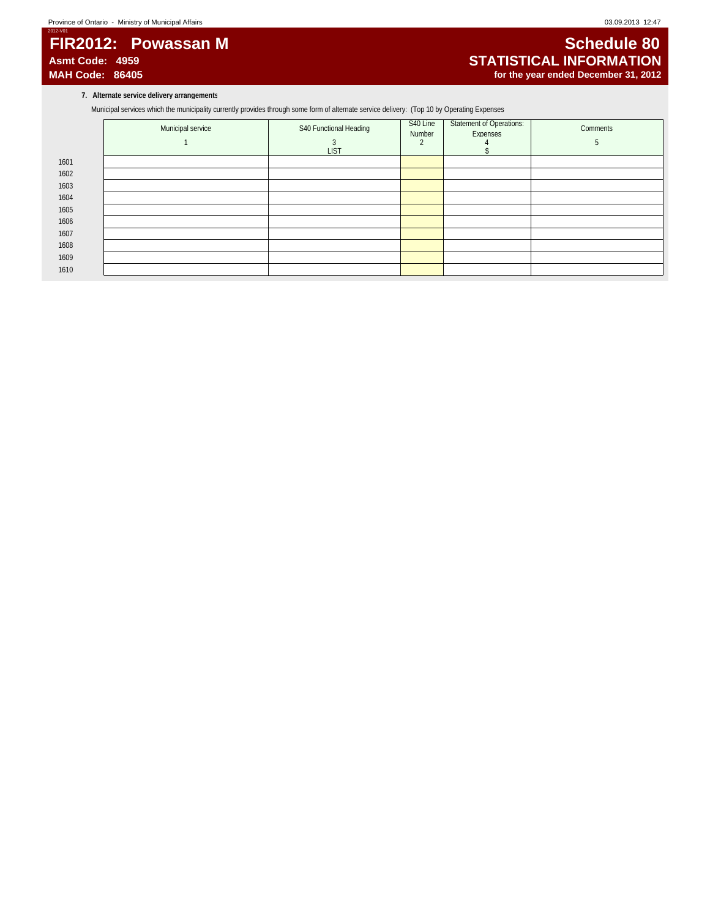# FIR2012: Powassan M

**Asmt Code: 4959**
**MAH Code: 86405**

## Schedule 80
## STATISTICAL INFORMATION
**for the year ended December 31, 2012**

### 7. Alternate service delivery arrangements

Municipal services which the municipality currently provides through some form of alternate service delivery: (Top 10 by Operating Expenses

| | Municipal service | S40 Functional Heading | S40 Line Number | Statement of Operations: Expenses | Comments |
|---|---|---|---|---|---|
| | 1 | 3 LIST | 2 | 4 $ | 5 |
| 1601 | | | | | |
| 1602 | | | | | |
| 1603 | | | | | |
| 1604 | | | | | |
| 1605 | | | | | |
| 1606 | | | | | |
| 1607 | | | | | |
| 1608 | | | | | |
| 1609 | | | | | |
| 1610 | | | | | |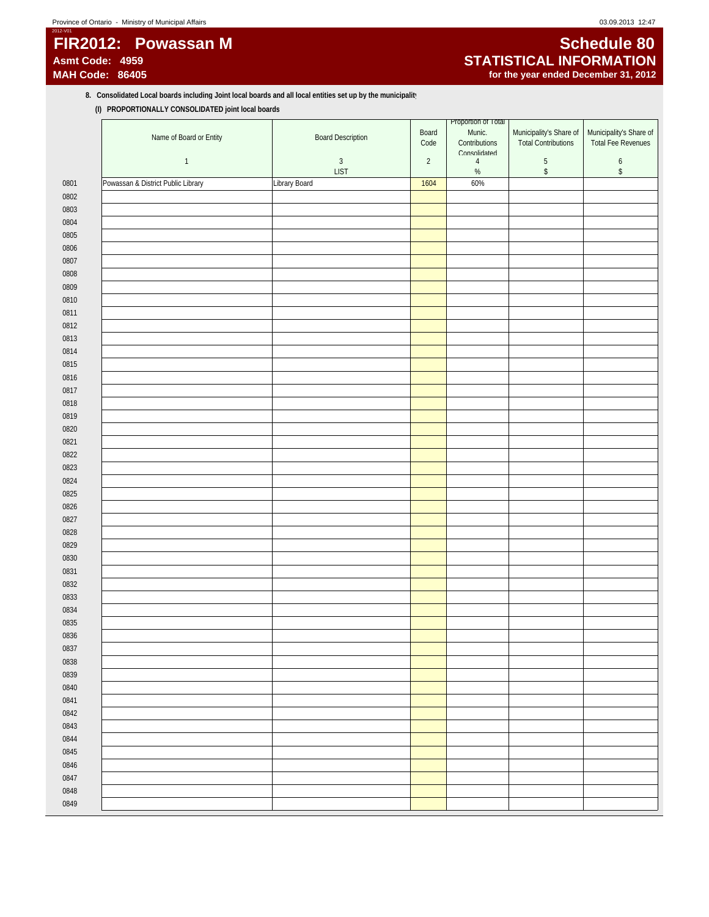# FIR2012: Powassan M

**Asmt Code: 4959**
**MAH Code: 86405**

# Schedule 80
## STATISTICAL INFORMATION
**for the year ended December 31, 2012**

**8. Consolidated Local boards including Joint local boards and all local entities set up by the municipality**

**(I) PROPORTIONALLY CONSOLIDATED joint local boards**

| | Name of Board or Entity | Board Description | Board Code | Proportion of Total Munic. Contributions Consolidated | Municipality's Share of Total Contributions | Municipality's Share of Total Fee Revenues |
|---|---|---|---|---|---|---|
| | 1 | 3 | 2 | 4 | 5 | 6 |
| | | LIST | | % | $ | $ |
| 0801 | Powassan & District Public Library | Library Board | 1604 | 60% | | |
| 0802 | | | | | | |
| 0803 | | | | | | |
| 0804 | | | | | | |
| 0805 | | | | | | |
| 0806 | | | | | | |
| 0807 | | | | | | |
| 0808 | | | | | | |
| 0809 | | | | | | |
| 0810 | | | | | | |
| 0811 | | | | | | |
| 0812 | | | | | | |
| 0813 | | | | | | |
| 0814 | | | | | | |
| 0815 | | | | | | |
| 0816 | | | | | | |
| 0817 | | | | | | |
| 0818 | | | | | | |
| 0819 | | | | | | |
| 0820 | | | | | | |
| 0821 | | | | | | |
| 0822 | | | | | | |
| 0823 | | | | | | |
| 0824 | | | | | | |
| 0825 | | | | | | |
| 0826 | | | | | | |
| 0827 | | | | | | |
| 0828 | | | | | | |
| 0829 | | | | | | |
| 0830 | | | | | | |
| 0831 | | | | | | |
| 0832 | | | | | | |
| 0833 | | | | | | |
| 0834 | | | | | | |
| 0835 | | | | | | |
| 0836 | | | | | | |
| 0837 | | | | | | |
| 0838 | | | | | | |
| 0839 | | | | | | |
| 0840 | | | | | | |
| 0841 | | | | | | |
| 0842 | | | | | | |
| 0843 | | | | | | |
| 0844 | | | | | | |
| 0845 | | | | | | |
| 0846 | | | | | | |
| 0847 | | | | | | |
| 0848 | | | | | | |
| 0849 | | | | | | |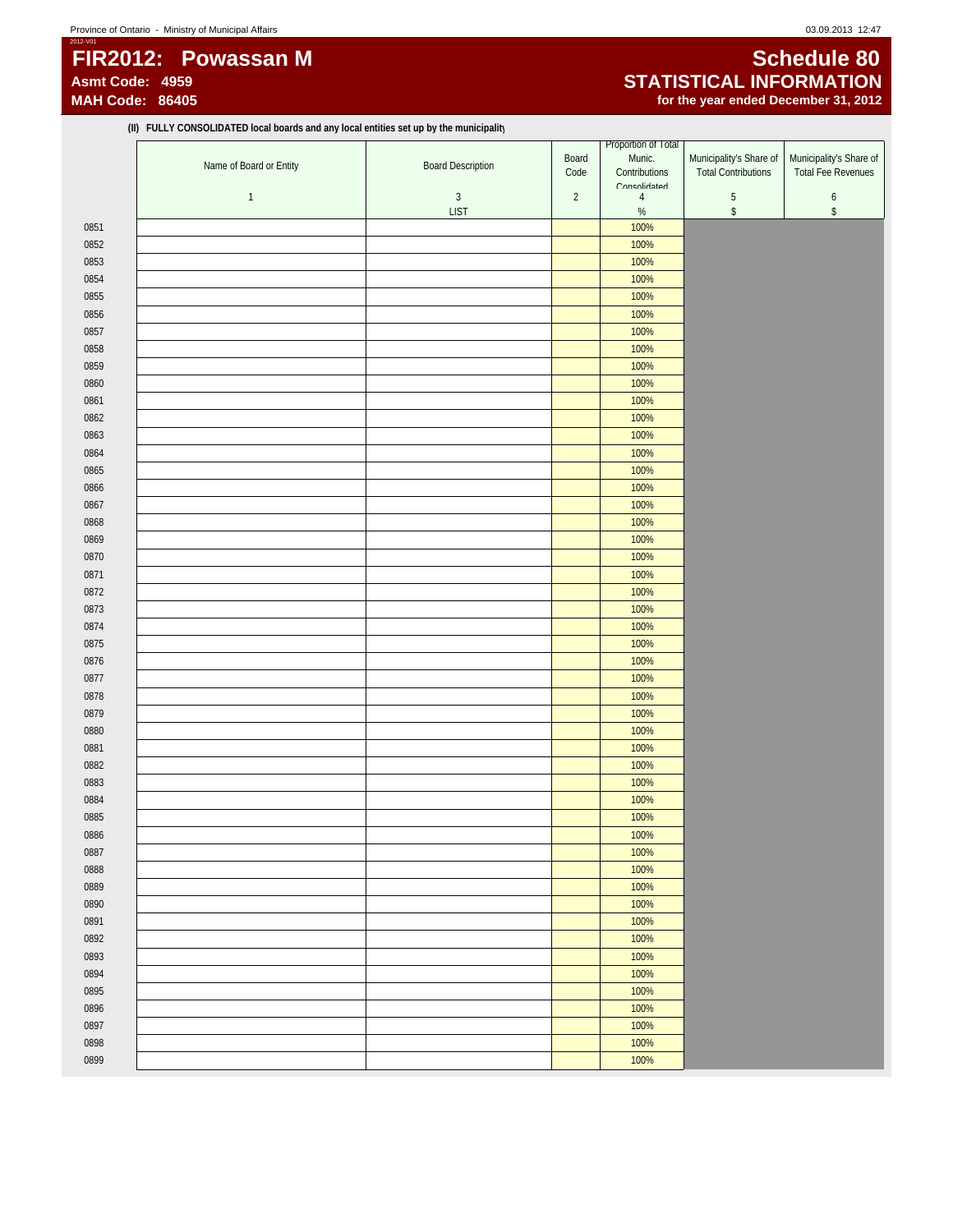# FIR2012: Powassan M

**Asmt Code: 4959**
**MAH Code: 86405**

# Schedule 80

## STATISTICAL INFORMATION

**for the year ended December 31, 2012**

**(II) FULLY CONSOLIDATED local boards and any local entities set up by the municipality**

| | Name of Board or Entity | Board Description | Board Code | Proportion of Total Munic. Contributions Consolidated | Municipality's Share of Total Contributions | Municipality's Share of Total Fee Revenues |
|---|---|---|---|---|---|---|
| | 1 | 3 | 2 | 4 | 5 | 6 |
| | | LIST | | % | $ | $ |
| 0851 | | | | 100% | | |
| 0852 | | | | 100% | | |
| 0853 | | | | 100% | | |
| 0854 | | | | 100% | | |
| 0855 | | | | 100% | | |
| 0856 | | | | 100% | | |
| 0857 | | | | 100% | | |
| 0858 | | | | 100% | | |
| 0859 | | | | 100% | | |
| 0860 | | | | 100% | | |
| 0861 | | | | 100% | | |
| 0862 | | | | 100% | | |
| 0863 | | | | 100% | | |
| 0864 | | | | 100% | | |
| 0865 | | | | 100% | | |
| 0866 | | | | 100% | | |
| 0867 | | | | 100% | | |
| 0868 | | | | 100% | | |
| 0869 | | | | 100% | | |
| 0870 | | | | 100% | | |
| 0871 | | | | 100% | | |
| 0872 | | | | 100% | | |
| 0873 | | | | 100% | | |
| 0874 | | | | 100% | | |
| 0875 | | | | 100% | | |
| 0876 | | | | 100% | | |
| 0877 | | | | 100% | | |
| 0878 | | | | 100% | | |
| 0879 | | | | 100% | | |
| 0880 | | | | 100% | | |
| 0881 | | | | 100% | | |
| 0882 | | | | 100% | | |
| 0883 | | | | 100% | | |
| 0884 | | | | 100% | | |
| 0885 | | | | 100% | | |
| 0886 | | | | 100% | | |
| 0887 | | | | 100% | | |
| 0888 | | | | 100% | | |
| 0889 | | | | 100% | | |
| 0890 | | | | 100% | | |
| 0891 | | | | 100% | | |
| 0892 | | | | 100% | | |
| 0893 | | | | 100% | | |
| 0894 | | | | 100% | | |
| 0895 | | | | 100% | | |
| 0896 | | | | 100% | | |
| 0897 | | | | 100% | | |
| 0898 | | | | 100% | | |
| 0899 | | | | 100% | | |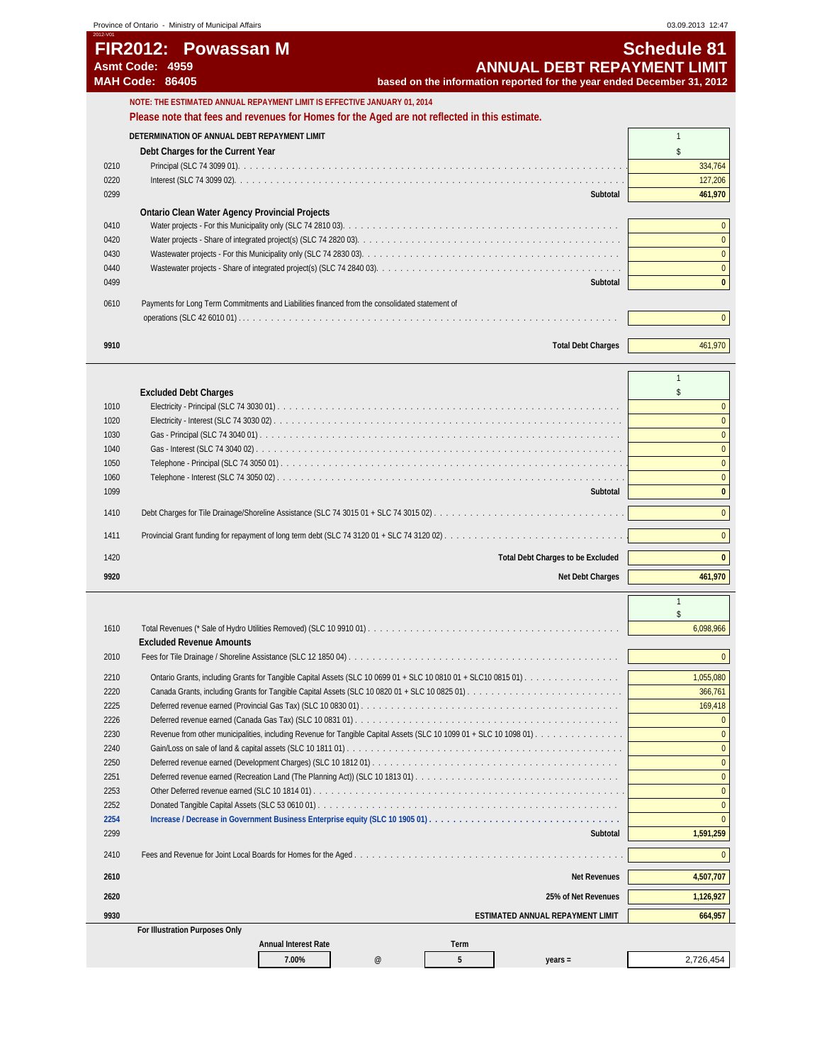Province of Ontario - Ministry of Municipal Affairs 03.09.2013 12:47

# FIR2012: Powassan M

**Asmt Code: 4959**
**MAH Code: 86405**

## Schedule 81
## ANNUAL DEBT REPAYMENT LIMIT

**based on the information reported for the year ended December 31, 2012**

**NOTE: THE ESTIMATED ANNUAL REPAYMENT LIMIT IS EFFECTIVE JANUARY 01, 2014**

**Please note that fees and revenues for Homes for the Aged are not reflected in this estimate.**

**DETERMINATION OF ANNUAL DEBT REPAYMENT LIMIT**

| | | 1 |
|---|---|---|
| | **Debt Charges for the Current Year** | $ |
| 0210 | Principal (SLC 74 3099 01) | 334,764 |
| 0220 | Interest (SLC 74 3099 02) | 127,206 |
| 0299 | **Subtotal** | **461,970** |
| | **Ontario Clean Water Agency Provincial Projects** | |
| 0410 | Water projects - For this Municipality only (SLC 74 2810 03) | 0 |
| 0420 | Water projects - Share of integrated project(s) (SLC 74 2820 03) | 0 |
| 0430 | Wastewater projects - For this Municipality only (SLC 74 2830 03) | 0 |
| 0440 | Wastewater projects - Share of integrated project(s) (SLC 74 2840 03) | 0 |
| 0499 | **Subtotal** | **0** |
| 0610 | Payments for Long Term Commitments and Liabilities financed from the consolidated statement of operations (SLC 42 6010 01) | 0 |
| **9910** | **Total Debt Charges** | 461,970 |

| | | 1 |
|---|---|---|
| | **Excluded Debt Charges** | $ |
| 1010 | Electricity - Principal (SLC 74 3030 01) | 0 |
| 1020 | Electricity - Interest (SLC 74 3030 02) | 0 |
| 1030 | Gas - Principal (SLC 74 3040 01) | 0 |
| 1040 | Gas - Interest (SLC 74 3040 02) | 0 |
| 1050 | Telephone - Principal (SLC 74 3050 01) | 0 |
| 1060 | Telephone - Interest (SLC 74 3050 02) | 0 |
| 1099 | **Subtotal** | **0** |
| 1410 | Debt Charges for Tile Drainage/Shoreline Assistance (SLC 74 3015 01 + SLC 74 3015 02) | 0 |
| 1411 | Provincial Grant funding for repayment of long term debt (SLC 74 3120 01 + SLC 74 3120 02) | 0 |
| 1420 | **Total Debt Charges to be Excluded** | **0** |
| **9920** | **Net Debt Charges** | **461,970** |

| | | 1 |
|---|---|---|
| | | $ |
| 1610 | Total Revenues (* Sale of Hydro Utilities Removed) (SLC 10 9910 01) | 6,098,966 |
| | **Excluded Revenue Amounts** | |
| 2010 | Fees for Tile Drainage / Shoreline Assistance (SLC 12 1850 04) | 0 |
| 2210 | Ontario Grants, including Grants for Tangible Capital Assets (SLC 10 0699 01 + SLC 10 0810 01 + SLC10 0815 01) | 1,055,080 |
| 2220 | Canada Grants, including Grants for Tangible Capital Assets (SLC 10 0820 01 + SLC 10 0825 01) | 366,761 |
| 2225 | Deferred revenue earned (Provincial Gas Tax) (SLC 10 0830 01) | 169,418 |
| 2226 | Deferred revenue earned (Canada Gas Tax) (SLC 10 0831 01) | 0 |
| 2230 | Revenue from other municipalities, including Revenue for Tangible Capital Assets (SLC 10 1099 01 + SLC 10 1098 01) | 0 |
| 2240 | Gain/Loss on sale of land & capital assets (SLC 10 1811 01) | 0 |
| 2250 | Deferred revenue earned (Development Charges) (SLC 10 1812 01) | 0 |
| 2251 | Deferred revenue earned (Recreation Land (The Planning Act)) (SLC 10 1813 01) | 0 |
| 2253 | Other Deferred revenue earned (SLC 10 1814 01) | 0 |
| 2252 | Donated Tangible Capital Assets (SLC 53 0610 01) | 0 |
| **2254** | **Increase / Decrease in Government Business Enterprise equity (SLC 10 1905 01)** | 0 |
| 2299 | **Subtotal** | **1,591,259** |
| 2410 | Fees and Revenue for Joint Local Boards for Homes for the Aged | 0 |
| **2610** | **Net Revenues** | **4,507,707** |
| **2620** | **25% of Net Revenues** | **1,126,927** |
| **9930** | **ESTIMATED ANNUAL REPAYMENT LIMIT** | **664,957** |

**For Illustration Purposes Only**

| Annual Interest Rate | | Term | | |
|---|---|---|---|---|
| 7.00% | @ | 5 | years = | 2,726,454 |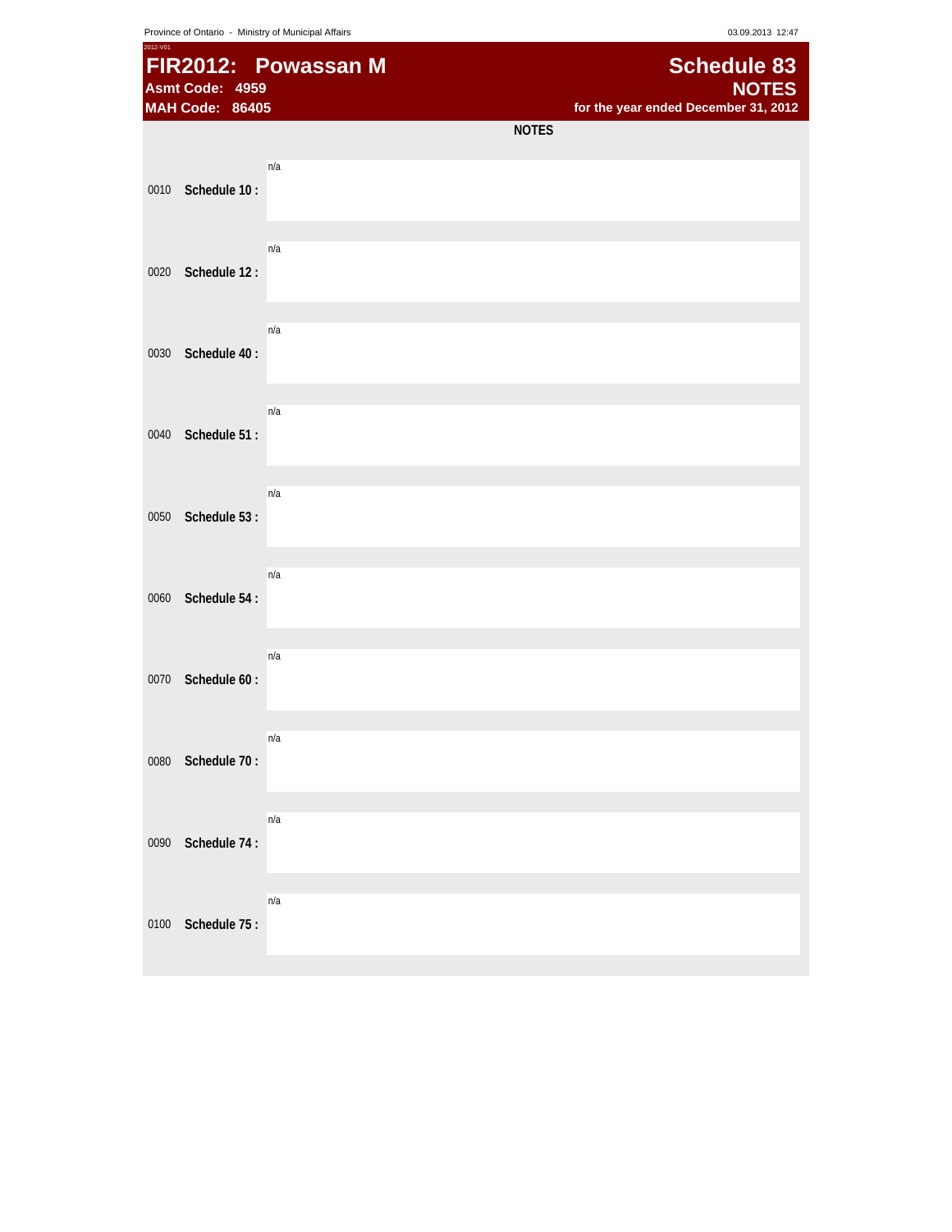Province of Ontario - Ministry of Municipal Affairs

03.09.2013 12:47

2012-V01

# FIR2012: Powassan M

**Asmt Code: 4959**

**MAH Code: 86405**

# Schedule 83

## NOTES

**for the year ended December 31, 2012**

**NOTES**

| | | |
|---|---|---|
| 0010 | **Schedule 10 :** | n/a |
| 0020 | **Schedule 12 :** | n/a |
| 0030 | **Schedule 40 :** | n/a |
| 0040 | **Schedule 51 :** | n/a |
| 0050 | **Schedule 53 :** | n/a |
| 0060 | **Schedule 54 :** | n/a |
| 0070 | **Schedule 60 :** | n/a |
| 0080 | **Schedule 70 :** | n/a |
| 0090 | **Schedule 74 :** | n/a |
| 0100 | **Schedule 75 :** | n/a |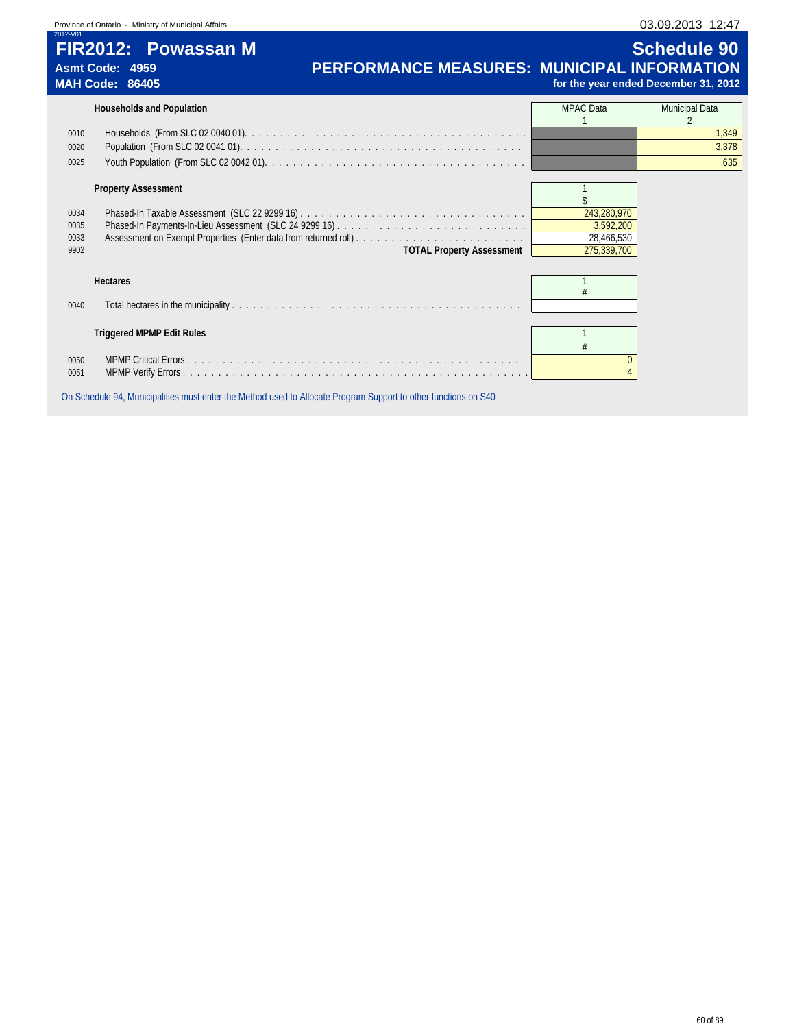Province of Ontario - Ministry of Municipal Affairs

2012-V01

# FIR2012: Powassan M

**Asmt Code: 4959**
**MAH Code: 86405**

## Schedule 90
## PERFORMANCE MEASURES: MUNICIPAL INFORMATION
**for the year ended December 31, 2012**

### Households and Population

| | | MPAC Data 1 | Municipal Data 2 |
|---|---|---|---|
| 0010 | Households (From SLC 02 0040 01) | | 1,349 |
| 0020 | Population (From SLC 02 0041 01) | | 3,378 |
| 0025 | Youth Population (From SLC 02 0042 01) | | 635 |

### Property Assessment

| | | 1 $ |
|---|---|---|
| 0034 | Phased-In Taxable Assessment (SLC 22 9299 16) | 243,280,970 |
| 0035 | Phased-In Payments-In-Lieu Assessment (SLC 24 9299 16) | 3,592,200 |
| 0033 | Assessment on Exempt Properties (Enter data from returned roll) | 28,466,530 |
| 9902 | **TOTAL Property Assessment** | 275,339,700 |

### Hectares

| | | 1 # |
|---|---|---|
| 0040 | Total hectares in the municipality | |

### Triggered MPMP Edit Rules

| | | 1 # |
|---|---|---|
| 0050 | MPMP Critical Errors | 0 |
| 0051 | MPMP Verify Errors | 4 |

On Schedule 94, Municipalities must enter the Method used to Allocate Program Support to other functions on S40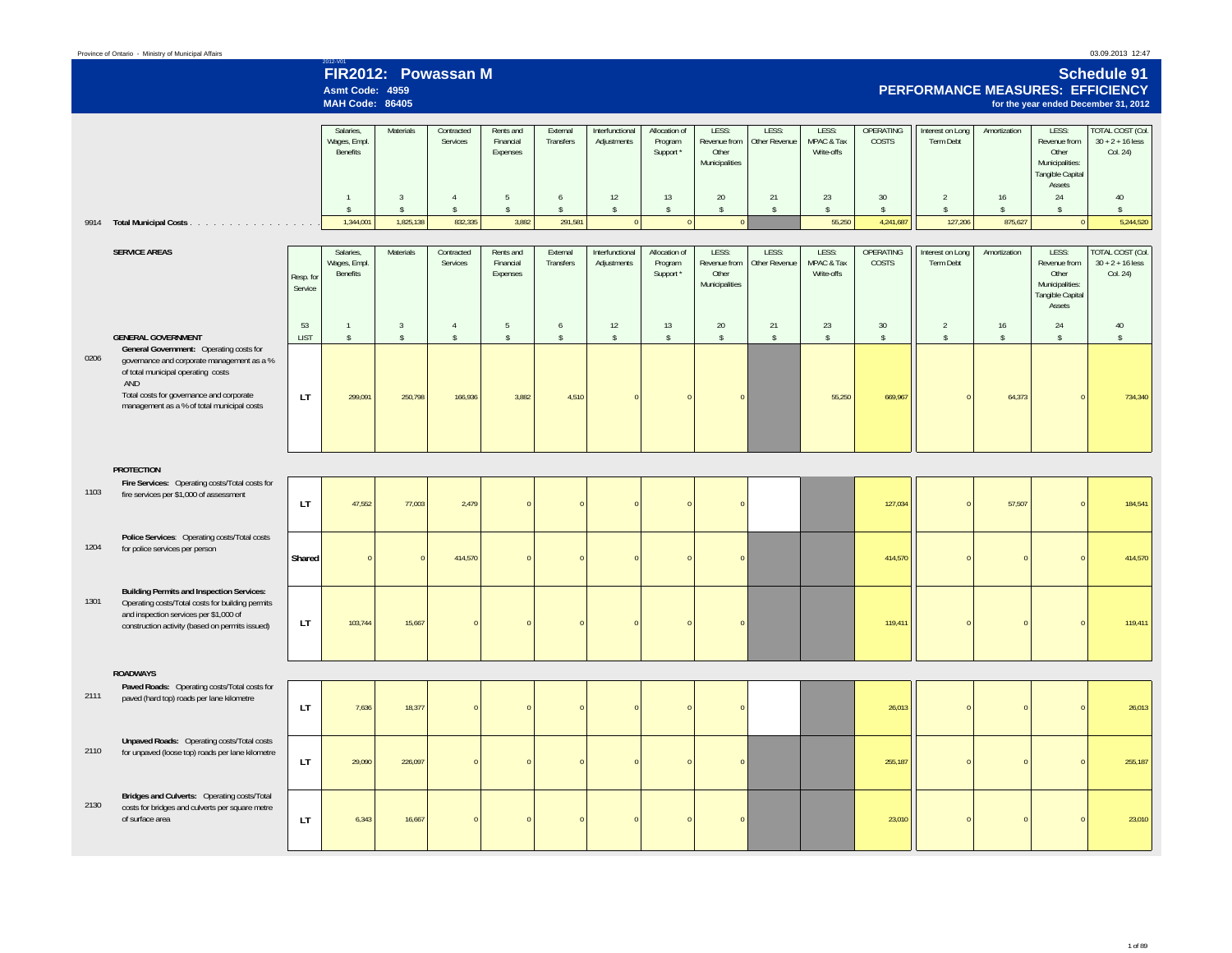Province of Ontario - Ministry of Municipal Affairs

2012-V01

# FIR2012: Powassan M

**Asmt Code: 4959**
**MAH Code: 86405**

## Schedule 91
## PERFORMANCE MEASURES: EFFICIENCY
**for the year ended December 31, 2012**

| | | Salaries, Wages, Empl. Benefits | Materials | Contracted Services | Rents and Financial Expenses | External Transfers | Interfunctional Adjustments | Allocation of Program Support * | LESS: Revenue from Other Municipalities | LESS: Other Revenue | LESS: MPAC & Tax Write-offs | OPERATING COSTS | Interest on Long Term Debt | Amortization | LESS: Revenue from Other Municipalities: Tangible Capital Assets | TOTAL COST (Col. 30 + 2 + 16 less Col. 24) |
|---|---|---|---|---|---|---|---|---|---|---|---|---|---|---|---|---|
| | | 1 | 3 | 4 | 5 | 6 | 12 | 13 | 20 | 21 | 23 | 30 | 2 | 16 | 24 | 40 |
| | | $ | $ | $ | $ | $ | $ | $ | $ | $ | $ | $ | $ | $ | $ | $ |
| 9914 | **Total Municipal Costs** | 1,344,001 | 1,825,138 | 832,335 | 3,882 | 291,581 | 0 | 0 | 0 | | 55,250 | 4,241,687 | 127,206 | 875,627 | 0 | 5,244,520 |

| | SERVICE AREAS | Resp. for Service | Salaries, Wages, Empl. Benefits | Materials | Contracted Services | Rents and Financial Expenses | External Transfers | Interfunctional Adjustments | Allocation of Program Support * | LESS: Revenue from Other Municipalities | LESS: Other Revenue | LESS: MPAC & Tax Write-offs | OPERATING COSTS | Interest on Long Term Debt | Amortization | LESS: Revenue from Other Municipalities: Tangible Capital Assets | TOTAL COST (Col. 30 + 2 + 16 less Col. 24) |
|---|---|---|---|---|---|---|---|---|---|---|---|---|---|---|---|---|---|
| | | 53 | 1 | 3 | 4 | 5 | 6 | 12 | 13 | 20 | 21 | 23 | 30 | 2 | 16 | 24 | 40 |
| | **GENERAL GOVERNMENT** | LIST | $ | $ | $ | $ | $ | $ | $ | $ | $ | $ | $ | $ | $ | $ | $ |
| 0206 | **General Government:** Operating costs for governance and corporate management as a % of total municipal operating costs AND Total costs for governance and corporate management as a % of total municipal costs | LT | 299,091 | 250,798 | 166,936 | 3,882 | 4,510 | 0 | 0 | 0 | | 55,250 | 669,967 | 0 | 64,373 | 0 | 734,340 |
| | **PROTECTION** | | | | | | | | | | | | | | | | |
| 1103 | **Fire Services:** Operating costs/Total costs for fire services per $1,000 of assessment | LT | 47,552 | 77,003 | 2,479 | 0 | 0 | 0 | 0 | 0 | | | 127,034 | 0 | 57,507 | 0 | 184,541 |
| 1204 | **Police Services:** Operating costs/Total costs for police services per person | Shared | 0 | 0 | 414,570 | 0 | 0 | 0 | 0 | 0 | | | 414,570 | 0 | 0 | 0 | 414,570 |
| 1301 | **Building Permits and Inspection Services:** Operating costs/Total costs for building permits and inspection services per $1,000 of construction activity (based on permits issued) | LT | 103,744 | 15,667 | 0 | 0 | 0 | 0 | 0 | 0 | | | 119,411 | 0 | 0 | 0 | 119,411 |
| | **ROADWAYS** | | | | | | | | | | | | | | | | |
| 2111 | **Paved Roads:** Operating costs/Total costs for paved (hard top) roads per lane kilometre | LT | 7,636 | 18,377 | 0 | 0 | 0 | 0 | 0 | 0 | | | 26,013 | 0 | 0 | 0 | 26,013 |
| 2110 | **Unpaved Roads:** Operating costs/Total costs for unpaved (loose top) roads per lane kilometre | LT | 29,090 | 226,097 | 0 | 0 | 0 | 0 | 0 | 0 | | | 255,187 | 0 | 0 | 0 | 255,187 |
| 2130 | **Bridges and Culverts:** Operating costs/Total costs for bridges and culverts per square metre of surface area | LT | 6,343 | 16,667 | 0 | 0 | 0 | 0 | 0 | 0 | | | 23,010 | 0 | 0 | 0 | 23,010 |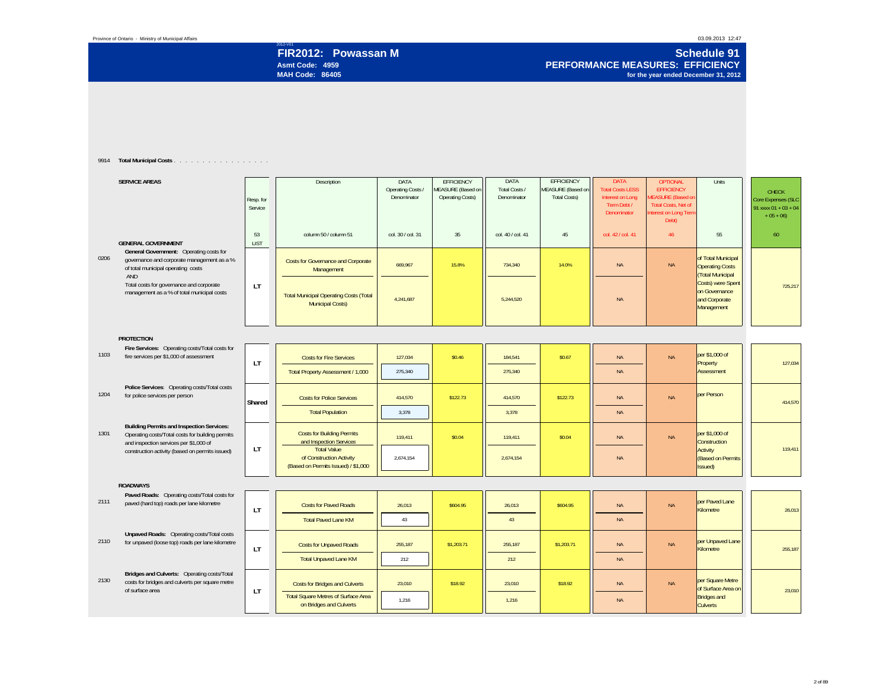Province of Ontario - Ministry of Municipal Affairs

03.09.2013 12:47

2012-V01

# FIR2012: Powassan M

**Asmt Code: 4959**

**MAH Code: 86405**

# Schedule 91

## PERFORMANCE MEASURES: EFFICIENCY

**for the year ended December 31, 2012**

9914 **Total Municipal Costs** . . . . . . . . . . . . . . . . .

| | SERVICE AREAS | Resp. for Service | Description | DATA Operating Costs / Denominator | EFFICIENCY MEASURE (Based on Operating Costs) | DATA Total Costs / Denominator | EFFICIENCY MEASURE (Based on Total Costs) | DATA Total Costs LESS Interest on Long Term Debt / Denominator | OPTIONAL EFFICIENCY MEASURE (Based on Total Costs, Net of Interest on Long Term Debt) | Units | CHECK Core Expenses (SLC 91 xxxx 01 + 03 + 04 + 05 + 06) |
|---|---|---|---|---|---|---|---|---|---|---|---|
| | | 53 | column 50 / column 51 | col. 30 / col. 31 | 35 | col. 40 / col. 41 | 45 | col. 42 / col. 41 | 46 | 55 | 60 |
| | **GENERAL GOVERNMENT** | LIST | | | | | | | | | |
| 0206 | **General Government:** Operating costs for governance and corporate management as a % of total municipal operating costs AND Total costs for governance and corporate management as a % of total municipal costs | LT | Costs for Governance and Corporate Management | 669,967 | 15.8% | 734,340 | 14.0% | NA | NA | of Total Municipal Operating Costs (Total Municipal Costs) were Spent on Governance and Corporate Management | 725,217 |
| | | | Total Municipal Operating Costs (Total Municipal Costs) | 4,241,687 | | 5,244,520 | | NA | | | |
| | **PROTECTION** | | | | | | | | | | |
| 1103 | **Fire Services:** Operating costs/Total costs for fire services per $1,000 of assessment | LT | Costs for Fire Services | 127,034 | $0.46 | 184,541 | $0.67 | NA | NA | per $1,000 of Property Assessment | 127,034 |
| | | | Total Property Assessment / 1,000 | 275,340 | | 275,340 | | NA | | | |
| 1204 | **Police Services:** Operating costs/Total costs for police services per person | Shared | Costs for Police Services | 414,570 | $122.73 | 414,570 | $122.73 | NA | NA | per Person | 414,570 |
| | | | Total Population | 3,378 | | 3,378 | | NA | | | |
| 1301 | **Building Permits and Inspection Services:** Operating costs/Total costs for building permits and inspection services per $1,000 of construction activity (based on permits issued) | LT | Costs for Building Permits and Inspection Services | 119,411 | $0.04 | 119,411 | $0.04 | NA | NA | per $1,000 of Construction Activity (Based on Permits Issued) | 119,411 |
| | | | Total Value of Construction Activity (Based on Permits Issued) / $1,000 | 2,674,154 | | 2,674,154 | | NA | | | |
| | **ROADWAYS** | | | | | | | | | | |
| 2111 | **Paved Roads:** Operating costs/Total costs for paved (hard top) roads per lane kilometre | LT | Costs for Paved Roads | 26,013 | $604.95 | 26,013 | $604.95 | NA | NA | per Paved Lane Kilometre | 26,013 |
| | | | Total Paved Lane KM | 43 | | 43 | | NA | | | |
| 2110 | **Unpaved Roads:** Operating costs/Total costs for unpaved (loose top) roads per lane kilometre | LT | Costs for Unpaved Roads | 255,187 | $1,203.71 | 255,187 | $1,203.71 | NA | NA | per Unpaved Lane Kilometre | 255,187 |
| | | | Total Unpaved Lane KM | 212 | | 212 | | NA | | | |
| 2130 | **Bridges and Culverts:** Operating costs/Total costs for bridges and culverts per square metre of surface area | LT | Costs for Bridges and Culverts | 23,010 | $18.92 | 23,010 | $18.92 | NA | NA | per Square Metre of Surface Area on Bridges and Culverts | 23,010 |
| | | | Total Square Metres of Surface Area on Bridges and Culverts | 1,216 | | 1,216 | | NA | | | |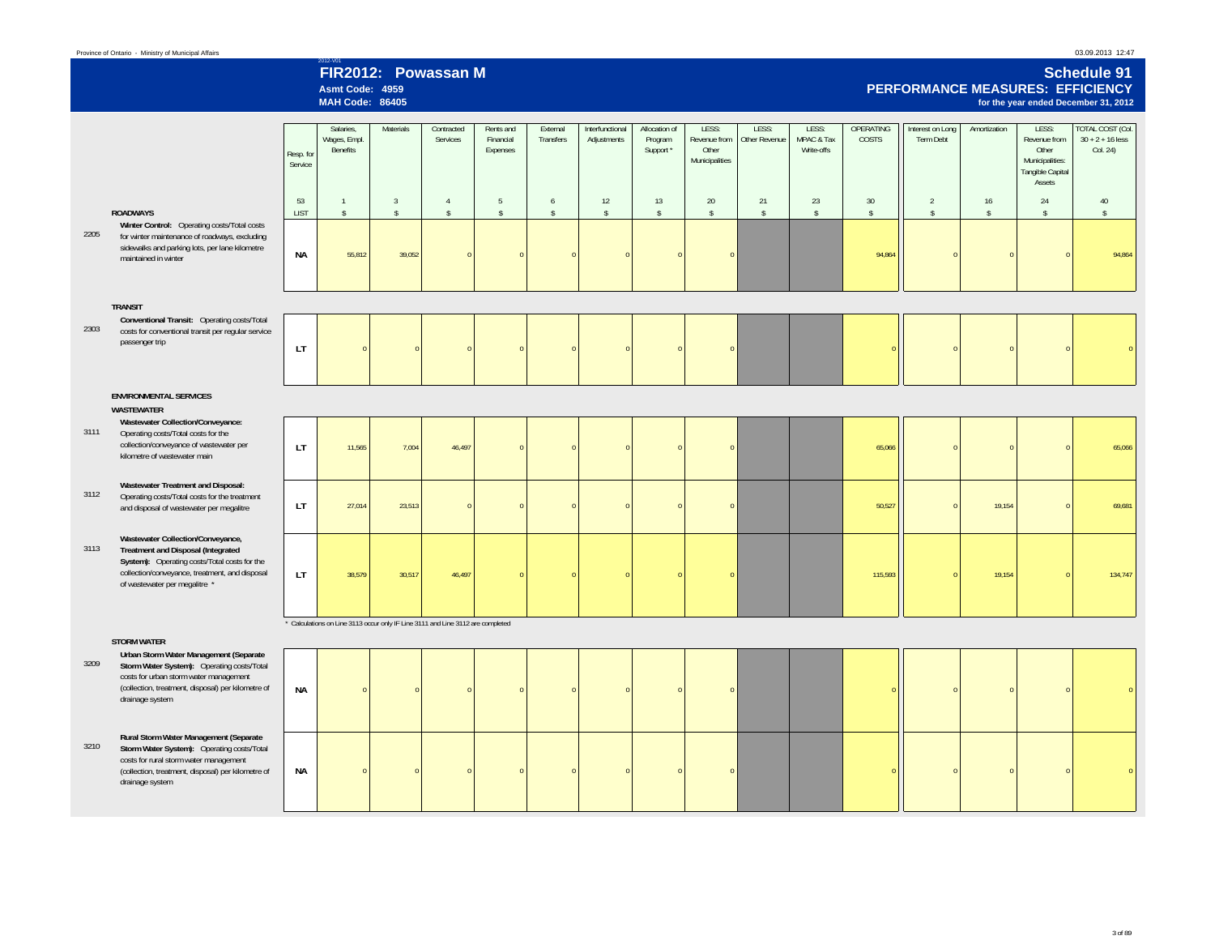# FIR2012: Powassan M

**Asmt Code: 4959**
**MAH Code: 86405**

## Schedule 91
## PERFORMANCE MEASURES: EFFICIENCY
**for the year ended December 31, 2012**

| Line | Description | Resp. for Service | Salaries, Wages, Empl. Benefits | Materials | Contracted Services | Rents and Financial Expenses | External Transfers | Interfunctional Adjustments | Allocation of Program Support * | LESS: Revenue from Other Municipalities | LESS: Other Revenue | LESS: MPAC & Tax Write-offs | OPERATING COSTS | Interest on Long Term Debt | Amortization | LESS: Revenue from Other Municipalities: Tangible Capital Assets | TOTAL COST (Col. 30 + 2 + 16 less Col. 24) |
|---|---|---|---|---|---|---|---|---|---|---|---|---|---|---|---|---|---|
| | | 53 | 1 | 3 | 4 | 5 | 6 | 12 | 13 | 20 | 21 | 23 | 30 | 2 | 16 | 24 | 40 |
| | **ROADWAYS** | LIST | $ | $ | $ | $ | $ | $ | $ | $ | $ | $ | $ | $ | $ | $ | $ |
| 2205 | **Winter Control:** Operating costs/Total costs for winter maintenance of roadways, excluding sidewalks and parking lots, per lane kilometre maintained in winter | NA | 55,812 | 39,052 | 0 | 0 | 0 | 0 | 0 | 0 | | | 94,864 | 0 | 0 | 0 | 94,864 |
| | **TRANSIT** | | | | | | | | | | | | | | | | |
| 2303 | **Conventional Transit:** Operating costs/Total costs for conventional transit per regular service passenger trip | LT | 0 | 0 | 0 | 0 | 0 | 0 | 0 | 0 | | | 0 | 0 | 0 | 0 | 0 |
| | **ENVIRONMENTAL SERVICES** | | | | | | | | | | | | | | | | |
| | **WASTEWATER** | | | | | | | | | | | | | | | | |
| 3111 | **Wastewater Collection/Conveyance:** Operating costs/Total costs for the collection/conveyance of wastewater per kilometre of wastewater main | LT | 11,565 | 7,004 | 46,497 | 0 | 0 | 0 | 0 | 0 | | | 65,066 | 0 | 0 | 0 | 65,066 |
| 3112 | **Wastewater Treatment and Disposal:** Operating costs/Total costs for the treatment and disposal of wastewater per megalitre | LT | 27,014 | 23,513 | 0 | 0 | 0 | 0 | 0 | 0 | | | 50,527 | 0 | 19,154 | 0 | 69,681 |
| 3113 | **Wastewater Collection/Conveyance, Treatment and Disposal (Integrated System):** Operating costs/Total costs for the collection/conveyance, treatment, and disposal of wastewater per megalitre * | LT | 38,579 | 30,517 | 46,497 | 0 | 0 | 0 | 0 | 0 | | | 115,593 | 0 | 19,154 | 0 | 134,747 |
| | **STORM WATER** | | | | | | | | | | | | | | | | |
| 3209 | **Urban Storm Water Management (Separate Storm Water System):** Operating costs/Total costs for urban storm water management (collection, treatment, disposal) per kilometre of drainage system | NA | 0 | 0 | 0 | 0 | 0 | 0 | 0 | 0 | | | 0 | 0 | 0 | 0 | 0 |
| 3210 | **Rural Storm Water Management (Separate Storm Water System):** Operating costs/Total costs for rural storm water management (collection, treatment, disposal) per kilometre of drainage system | NA | 0 | 0 | 0 | 0 | 0 | 0 | 0 | 0 | | | 0 | 0 | 0 | 0 | 0 |

* Calculations on Line 3113 occur only IF Line 3111 and Line 3112 are completed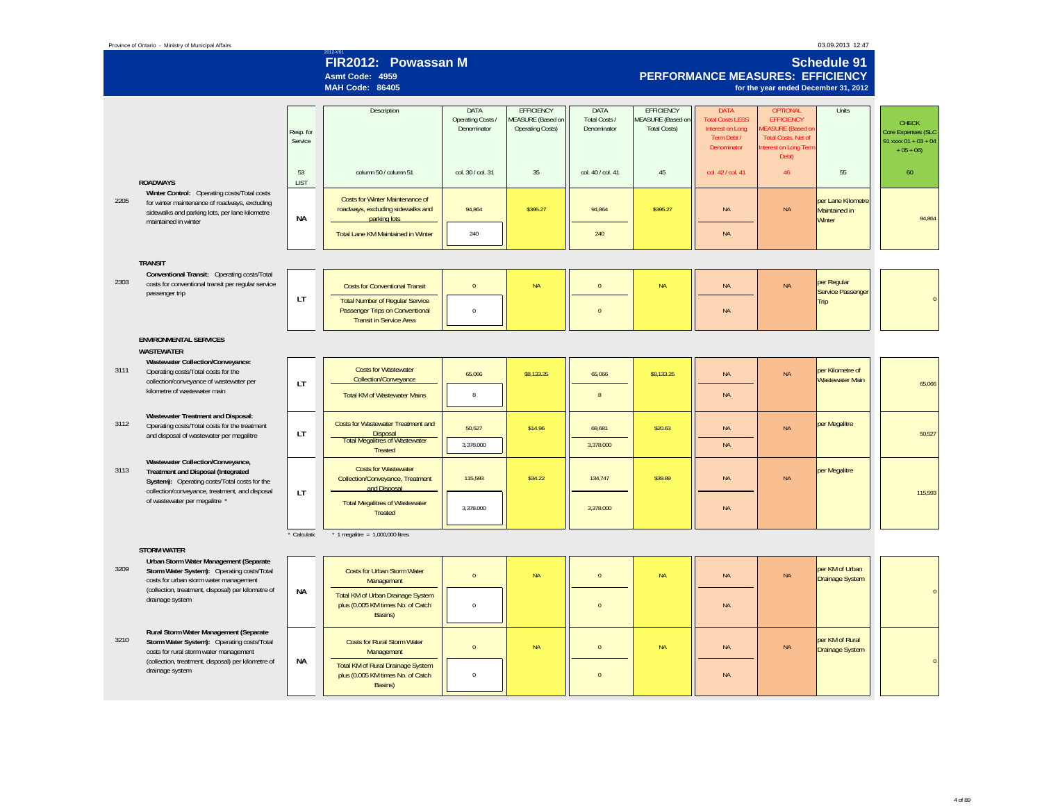Province of Ontario - Ministry of Municipal Affairs

03.09.2013 12:47

2012-V01

# FIR2012: Powassan M

**Asmt Code: 4959**
**MAH Code: 86405**

## Schedule 91
## PERFORMANCE MEASURES: EFFICIENCY
for the year ended December 31, 2012

| | | Resp. for Service | Description | DATA Operating Costs / Denominator | EFFICIENCY MEASURE (Based on Operating Costs) | DATA Total Costs / Denominator | EFFICIENCY MEASURE (Based on Total Costs) | DATA Total Costs LESS Interest on Long Term Debt / Denominator | OPTIONAL EFFICIENCY MEASURE (Based on Total Costs, Net of Interest on Long Term Debt) | Units | CHECK Core Expenses (SLC 91 xxxx 01 + 03 + 04 + 05 + 06) |
|---|---|---|---|---|---|---|---|---|---|---|---|
| | | 53 | column 50 / column 51 | col. 30 / col. 31 | 35 | col. 40 / col. 41 | 45 | col. 42 / col. 41 | 46 | 55 | 60 |
| | **ROADWAYS** | LIST | | | | | | | | | |
| 2205 | **Winter Control:** Operating costs/Total costs for winter maintenance of roadways, excluding sidewalks and parking lots, per lane kilometre maintained in winter | NA | Costs for Winter Maintenance of roadways, excluding sidewalks and parking lots | 94,864 | $395.27 | 94,864 | $395.27 | NA | NA | per Lane Kilometre Maintained in Winter | 94,864 |
| | | | Total Lane KM Maintained in Winter | 240 | | 240 | | NA | | | |
| | **TRANSIT** | | | | | | | | | | |
| 2303 | **Conventional Transit:** Operating costs/Total costs for conventional transit per regular service passenger trip | LT | Costs for Conventional Transit | 0 | NA | 0 | NA | NA | NA | per Regular Service Passenger Trip | 0 |
| | | | Total Number of Regular Service Passenger Trips on Conventional Transit in Service Area | 0 | | 0 | | NA | | | |
| | **ENVIRONMENTAL SERVICES** | | | | | | | | | | |
| | **WASTEWATER** | | | | | | | | | | |
| 3111 | **Wastewater Collection/Conveyance:** Operating costs/Total costs for the collection/conveyance of wastewater per kilometre of wastewater main | LT | Costs for Wastewater Collection/Conveyance | 65,066 | $8,133.25 | 65,066 | $8,133.25 | NA | NA | per Kilometre of Wastewater Main | 65,066 |
| | | | Total KM of Wastewater Mains | 8 | | 8 | | NA | | | |
| 3112 | **Wastewater Treatment and Disposal:** Operating costs/Total costs for the treatment and disposal of wastewater per megalitre | LT | Costs for Wastewater Treatment and Disposal | 50,527 | $14.96 | 69,681 | $20.63 | NA | NA | per Megalitre | 50,527 |
| | | | Total Megalitres of Wastewater Treated | 3,378.000 | | 3,378.000 | | NA | | | |
| 3113 | **Wastewater Collection/Conveyance, Treatment and Disposal (Integrated System):** Operating costs/Total costs for the collection/conveyance, treatment, and disposal of wastewater per megalitre * | LT | Costs for Wastewater Collection/Conveyance, Treatment and Disposal | 115,593 | $34.22 | 134,747 | $39.89 | NA | NA | per Megalitre | 115,593 |
| | | | Total Megalitres of Wastewater Treated | 3,378.000 | | 3,378.000 | | NA | | | |
| | | * Calculatio | * 1 megalitre = 1,000,000 litres | | | | | | | | |
| | **STORM WATER** | | | | | | | | | | |
| 3209 | **Urban Storm Water Management (Separate Storm Water System):** Operating costs/Total costs for urban storm water management (collection, treatment, disposal) per kilometre of drainage system | NA | Costs for Urban Storm Water Management | 0 | NA | 0 | NA | NA | NA | per KM of Urban Drainage System | 0 |
| | | | Total KM of Urban Drainage System plus (0.005 KM times No. of Catch Basins) | 0 | | 0 | | NA | | | |
| 3210 | **Rural Storm Water Management (Separate Storm Water System):** Operating costs/Total costs for rural storm water management (collection, treatment, disposal) per kilometre of drainage system | NA | Costs for Rural Storm Water Management | 0 | NA | 0 | NA | NA | NA | per KM of Rural Drainage System | 0 |
| | | | Total KM of Rural Drainage System plus (0.005 KM times No. of Catch Basins) | 0 | | 0 | | NA | | | |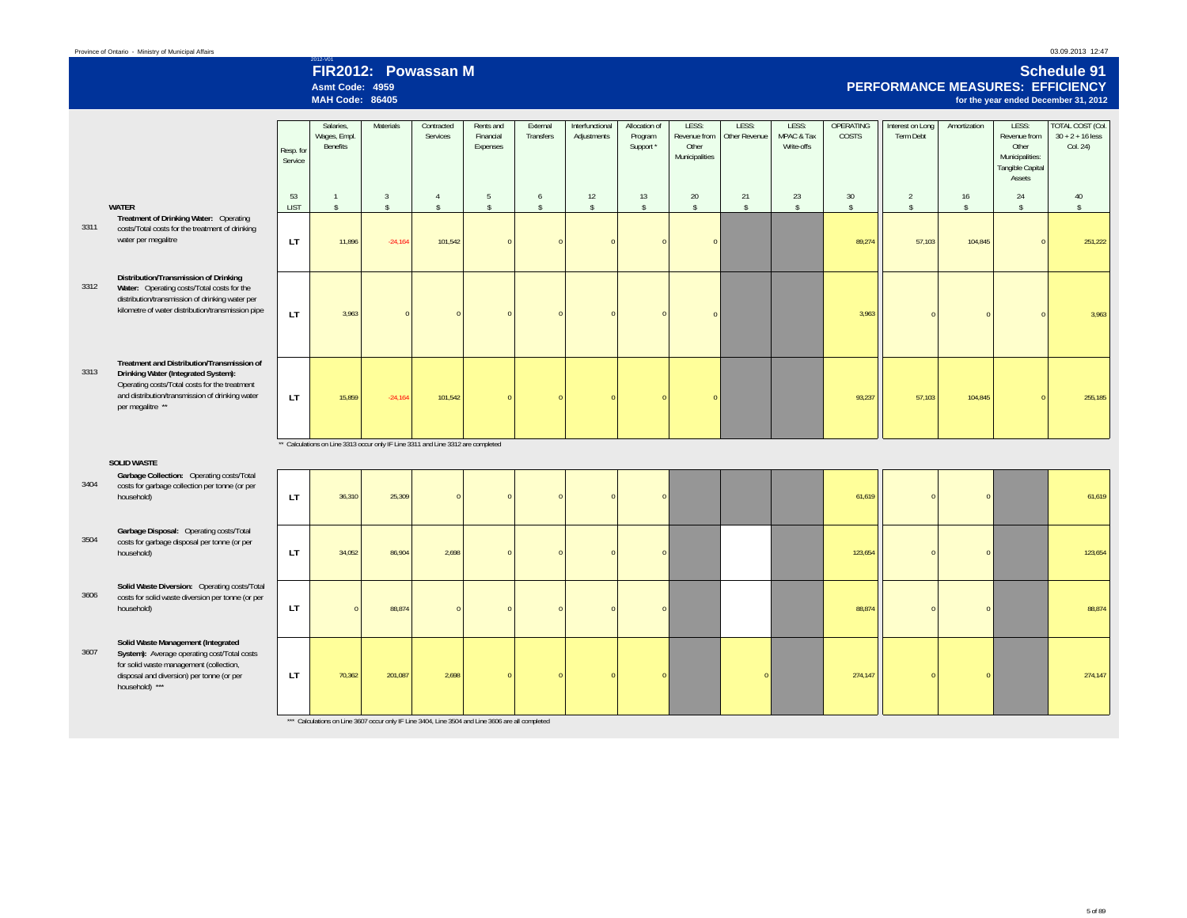2012-V01

# FIR2012: Powassan M

**Asmt Code: 4959**
**MAH Code: 86405**

# Schedule 91
## PERFORMANCE MEASURES: EFFICIENCY
**for the year ended December 31, 2012**

| | | Resp. for Service | Salaries, Wages, Empl. Benefits | Materials | Contracted Services | Rents and Financial Expenses | External Transfers | Interfunctional Adjustments | Allocation of Program Support * | LESS: Revenue from Other Municipalities | LESS: Other Revenue | LESS: MPAC & Tax Write-offs | OPERATING COSTS | Interest on Long Term Debt | Amortization | LESS: Revenue from Other Municipalities: Tangible Capital Assets | TOTAL COST (Col. 30 + 2 + 16 less Col. 24) |
|---|---|---|---|---|---|---|---|---|---|---|---|---|---|---|---|---|---|
| | | 53 | 1 | 3 | 4 | 5 | 6 | 12 | 13 | 20 | 21 | 23 | 30 | 2 | 16 | 24 | 40 |
| | **WATER** | LIST | $ | $ | $ | $ | $ | $ | $ | $ | $ | $ | $ | $ | $ | $ | $ |
| 3311 | **Treatment of Drinking Water:** Operating costs/Total costs for the treatment of drinking water per megalitre | LT | 11,896 | -24,164 | 101,542 | 0 | 0 | 0 | 0 | 0 | | | 89,274 | 57,103 | 104,845 | 0 | 251,222 |
| 3312 | **Distribution/Transmission of Drinking Water:** Operating costs/Total costs for the distribution/transmission of drinking water per kilometre of water distribution/transmission pipe | LT | 3,963 | 0 | 0 | 0 | 0 | 0 | 0 | 0 | | | 3,963 | 0 | 0 | 0 | 3,963 |
| 3313 | **Treatment and Distribution/Transmission of Drinking Water (Integrated System):** Operating costs/Total costs for the treatment and distribution/transmission of drinking water per megalitre ** | LT | 15,859 | -24,164 | 101,542 | 0 | 0 | 0 | 0 | 0 | | | 93,237 | 57,103 | 104,845 | 0 | 255,185 |

** Calculations on Line 3313 occur only IF Line 3311 and Line 3312 are completed

| | | Resp. for Service | Salaries, Wages, Empl. Benefits | Materials | Contracted Services | Rents and Financial Expenses | External Transfers | Interfunctional Adjustments | Allocation of Program Support * | LESS: Revenue from Other Municipalities | LESS: Other Revenue | LESS: MPAC & Tax Write-offs | OPERATING COSTS | Interest on Long Term Debt | Amortization | LESS: Revenue from Other Municipalities: Tangible Capital Assets | TOTAL COST (Col. 30 + 2 + 16 less Col. 24) |
|---|---|---|---|---|---|---|---|---|---|---|---|---|---|---|---|---|---|
| | **SOLID WASTE** | | | | | | | | | | | | | | | | |
| 3404 | **Garbage Collection:** Operating costs/Total costs for garbage collection per tonne (or per household) | LT | 36,310 | 25,309 | 0 | 0 | 0 | 0 | 0 | | | | 61,619 | 0 | 0 | | 61,619 |
| 3504 | **Garbage Disposal:** Operating costs/Total costs for garbage disposal per tonne (or per household) | LT | 34,052 | 86,904 | 2,698 | 0 | 0 | 0 | 0 | | | | 123,654 | 0 | 0 | | 123,654 |
| 3606 | **Solid Waste Diversion:** Operating costs/Total costs for solid waste diversion per tonne (or per household) | LT | 0 | 88,874 | 0 | 0 | 0 | 0 | 0 | | | | 88,874 | 0 | 0 | | 88,874 |
| 3607 | **Solid Waste Management (Integrated System):** Average operating cost/Total costs for solid waste management (collection, disposal and diversion) per tonne (or per household) *** | LT | 70,362 | 201,087 | 2,698 | 0 | 0 | 0 | 0 | | 0 | | 274,147 | 0 | 0 | | 274,147 |

*** Calculations on Line 3607 occur only IF Line 3404, Line 3504 and Line 3606 are all completed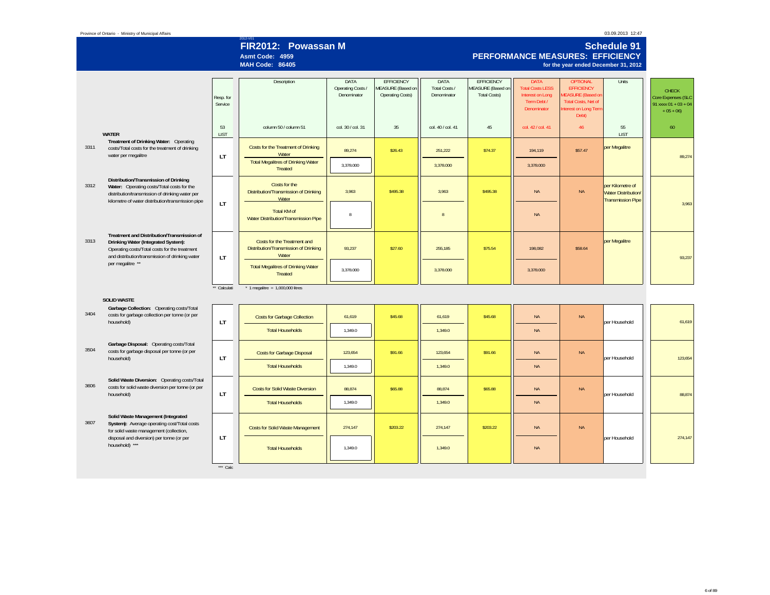Province of Ontario - Ministry of Municipal Affairs

03.09.2013 12:47

2012-V01

# FIR2012: Powassan M

**Asmt Code: 4959**

**MAH Code: 86405**

## Schedule 91

## PERFORMANCE MEASURES: EFFICIENCY

**for the year ended December 31, 2012**

| | | Resp. for Service | Description | DATA Operating Costs / Denominator | EFFICIENCY MEASURE (Based on Operating Costs) | DATA Total Costs / Denominator | EFFICIENCY MEASURE (Based on Total Costs) | DATA Total Costs LESS Interest on Long Term Debt / Denominator | OPTIONAL EFFICIENCY MEASURE (Based on Total Costs, Net of Interest on Long Term Debt) | Units | CHECK Core Expenses (SLC 91 xxxx 01 + 03 + 04 + 05 + 06) |
|---|---|---|---|---|---|---|---|---|---|---|---|
| | **WATER** | 53 LIST | column 50 / column 51 | col. 30 / col. 31 | 35 | col. 40 / col. 41 | 45 | col. 42 / col. 41 | 46 | 55 LIST | 60 |
| 3311 | **Treatment of Drinking Water:** Operating costs/Total costs for the treatment of drinking water per megalitre | LT | Costs for the Treatment of Drinking Water | 89,274 | $26.43 | 251,222 | $74.37 | 194,119 | $57.47 | per Megalitre | 89,274 |
| | | | Total Megalitres of Drinking Water Treated | 3,378.000 | | 3,378.000 | | 3,378.000 | | | |
| 3312 | **Distribution/Transmission of Drinking Water:** Operating costs/Total costs for the distribution/transmission of drinking water per kilometre of water distribution/transmission pipe | LT | Costs for the Distribution/Transmission of Drinking Water | 3,963 | $495.38 | 3,963 | $495.38 | NA | NA | per Kilometre of Water Distribution/ Transmission Pipe | 3,963 |
| | | | Total KM of Water Distribution/Transmission Pipe | 8 | | 8 | | NA | | | |
| 3313 | **Treatment and Distribution/Transmission of Drinking Water (Integrated System):** Operating costs/Total costs for the treatment and distribution/transmission of drinking water per megalitre ** | LT | Costs for the Treatment and Distribution/Transmission of Drinking Water | 93,237 | $27.60 | 255,185 | $75.54 | 198,082 | $58.64 | per Megalitre | 93,237 |
| | | | Total Megalitres of Drinking Water Treated | 3,378.000 | | 3,378.000 | | 3,378.000 | | | |
| | | ** Calculati | * 1 megalitre = 1,000,000 litres | | | | | | | | |
| | **SOLID WASTE** | | | | | | | | | | |
| 3404 | **Garbage Collection:** Operating costs/Total costs for garbage collection per tonne (or per household) | LT | Costs for Garbage Collection | 61,619 | $45.68 | 61,619 | $45.68 | NA | NA | per Household | 61,619 |
| | | | Total Households | 1,349.0 | | 1,349.0 | | NA | | | |
| 3504 | **Garbage Disposal:** Operating costs/Total costs for garbage disposal per tonne (or per household) | LT | Costs for Garbage Disposal | 123,654 | $91.66 | 123,654 | $91.66 | NA | NA | per Household | 123,654 |
| | | | Total Households | 1,349.0 | | 1,349.0 | | NA | | | |
| 3606 | **Solid Waste Diversion:** Operating costs/Total costs for solid waste diversion per tonne (or per household) | LT | Costs for Solid Waste Diversion | 88,874 | $65.88 | 88,874 | $65.88 | NA | NA | per Household | 88,874 |
| | | | Total Households | 1,349.0 | | 1,349.0 | | NA | | | |
| 3607 | **Solid Waste Management (Integrated System):** Average operating cost/Total costs for solid waste management (collection, disposal and diversion) per tonne (or per household) *** | LT | Costs for Solid Waste Management | 274,147 | $203.22 | 274,147 | $203.22 | NA | NA | per Household | 274,147 |
| | | | Total Households | 1,349.0 | | 1,349.0 | | NA | | | |
| | | *** Calc | | | | | | | | | |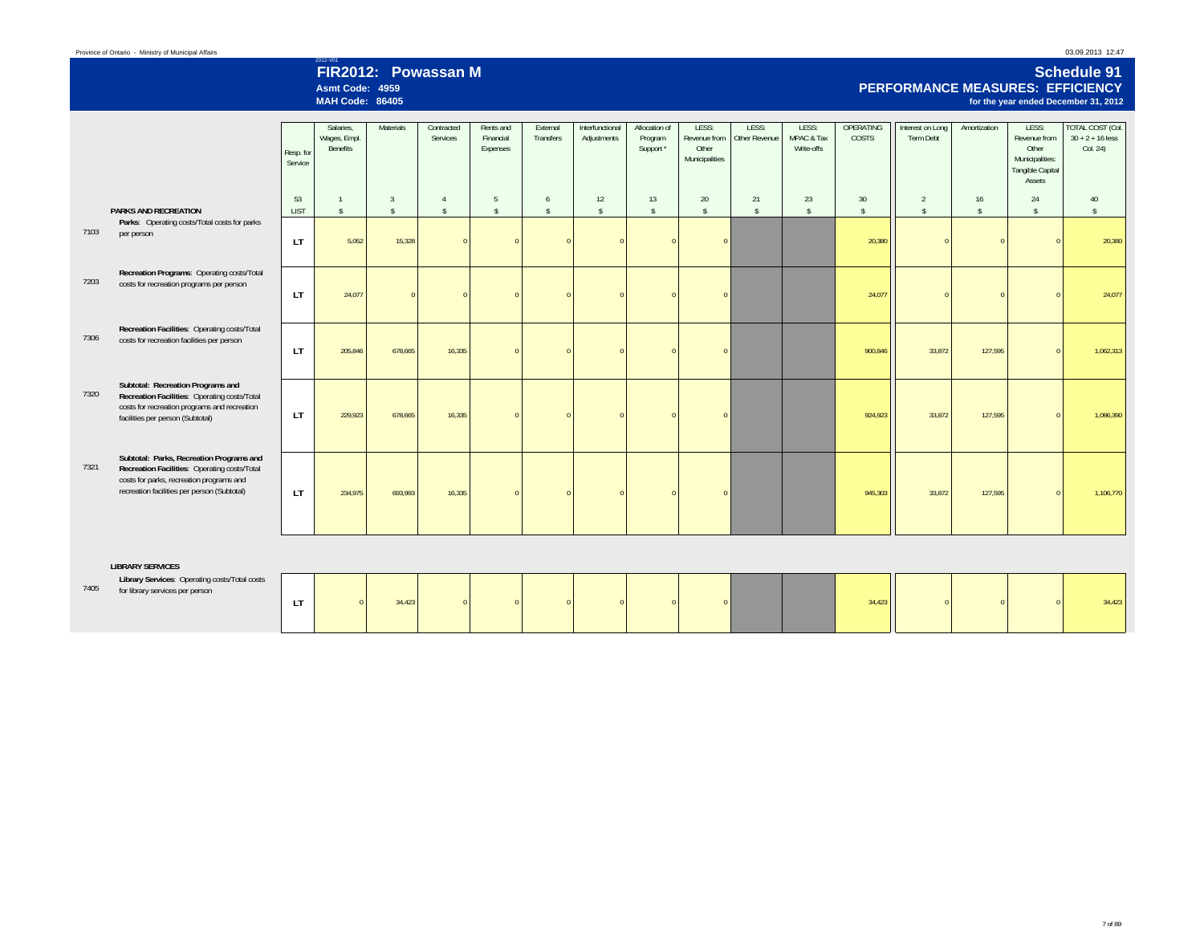Province of Ontario - Ministry of Municipal Affairs

2012-V01

# FIR2012: Powassan M

**Asmt Code: 4959**
**MAH Code: 86405**

# Schedule 91
## PERFORMANCE MEASURES: EFFICIENCY
**for the year ended December 31, 2012**

| | | Resp. for Service | Salaries, Wages, Empl. Benefits | Materials | Contracted Services | Rents and Financial Expenses | External Transfers | Interfunctional Adjustments | Allocation of Program Support * | LESS: Revenue from Other Municipalities | LESS: Other Revenue | LESS: MPAC & Tax Write-offs | OPERATING COSTS | Interest on Long Term Debt | Amortization | LESS: Revenue from Other Municipalities: Tangible Capital Assets | TOTAL COST (Col. 30 + 2 + 16 less Col. 24) |
|---|---|---|---|---|---|---|---|---|---|---|---|---|---|---|---|---|---|
| | | 53 | 1 | 3 | 4 | 5 | 6 | 12 | 13 | 20 | 21 | 23 | 30 | 2 | 16 | 24 | 40 |
| | **PARKS AND RECREATION** | LIST | $ | $ | $ | $ | $ | $ | $ | $ | $ | $ | $ | $ | $ | $ | $ |
| 7103 | **Parks**: Operating costs/Total costs for parks per person | LT | 5,052 | 15,328 | 0 | 0 | 0 | 0 | 0 | 0 | | | 20,380 | 0 | 0 | 0 | 20,380 |
| 7203 | **Recreation Programs**: Operating costs/Total costs for recreation programs per person | LT | 24,077 | 0 | 0 | 0 | 0 | 0 | 0 | 0 | | | 24,077 | 0 | 0 | 0 | 24,077 |
| 7306 | **Recreation Facilities**: Operating costs/Total costs for recreation facilities per person | LT | 205,846 | 678,665 | 16,335 | 0 | 0 | 0 | 0 | 0 | | | 900,846 | 33,872 | 127,595 | 0 | 1,062,313 |
| 7320 | **Subtotal: Recreation Programs and Recreation Facilities**: Operating costs/Total costs for recreation programs and recreation facilities per person (Subtotal) | LT | 229,923 | 678,665 | 16,335 | 0 | 0 | 0 | 0 | 0 | | | 924,923 | 33,872 | 127,595 | 0 | 1,086,390 |
| 7321 | **Subtotal: Parks, Recreation Programs and Recreation Facilities**: Operating costs/Total costs for parks, recreation programs and recreation facilities per person (Subtotal) | LT | 234,975 | 693,993 | 16,335 | 0 | 0 | 0 | 0 | 0 | | | 945,303 | 33,872 | 127,595 | 0 | 1,106,770 |
| | **LIBRARY SERVICES** | | | | | | | | | | | | | | | | |
| 7405 | **Library Services**: Operating costs/Total costs for library services per person | LT | 0 | 34,423 | 0 | 0 | 0 | 0 | 0 | 0 | | | 34,423 | 0 | 0 | 0 | 34,423 |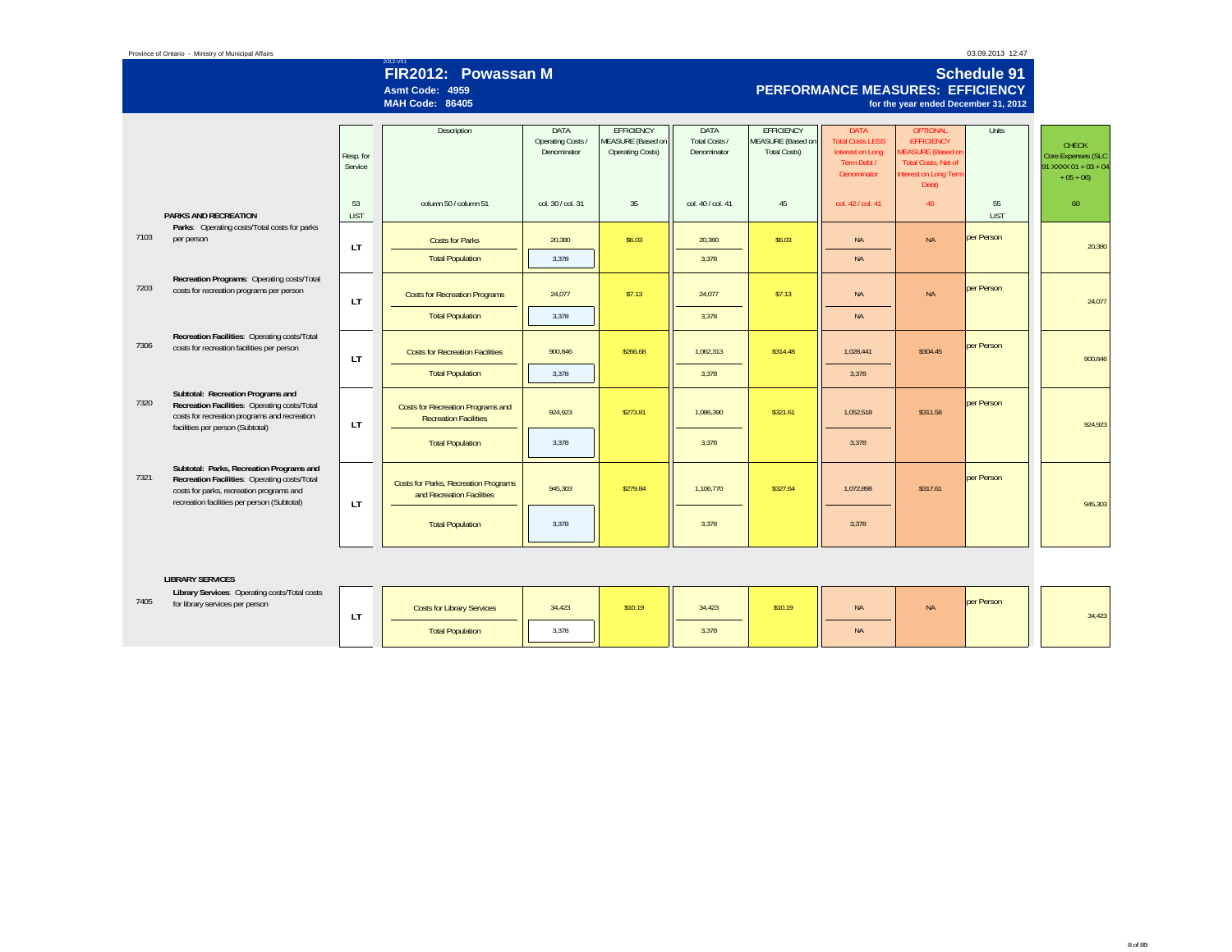Province of Ontario - Ministry of Municipal Affairs

2012-V01

# FIR2012: Powassan M

**Asmt Code: 4959**
**MAH Code: 86405**

## Schedule 91
## PERFORMANCE MEASURES: EFFICIENCY
**for the year ended December 31, 2012**

| | | Resp. for Service | Description | DATA Operating Costs / Denominator | EFFICIENCY MEASURE (Based on Operating Costs) | DATA Total Costs / Denominator | EFFICIENCY MEASURE (Based on Total Costs) | DATA Total Costs LESS Interest on Long Term Debt / Denominator | OPTIONAL EFFICIENCY MEASURE (Based on Total Costs, Net of Interest on Long Term Debt) | Units | CHECK Core Expenses (SLC 91 XXXX 01 + 03 + 04 + 05 + 06) |
|---|---|---|---|---|---|---|---|---|---|---|---|
| | **PARKS AND RECREATION** | 53 LIST | column 50 / column 51 | col. 30 / col. 31 | 35 | col. 40 / col. 41 | 45 | col. 42 / col. 41 | 46 | 55 LIST | 60 |
| 7103 | **Parks**: Operating costs/Total costs for parks per person | LT | Costs for Parks | 20,380 | $6.03 | 20,380 | $6.03 | NA | NA | per Person | 20,380 |
| | | | Total Population | 3,378 | | 3,378 | | NA | | | |
| 7203 | **Recreation Programs**: Operating costs/Total costs for recreation programs per person | LT | Costs for Recreation Programs | 24,077 | $7.13 | 24,077 | $7.13 | NA | NA | per Person | 24,077 |
| | | | Total Population | 3,378 | | 3,378 | | NA | | | |
| 7306 | **Recreation Facilities**: Operating costs/Total costs for recreation facilities per person | LT | Costs for Recreation Facilities | 900,846 | $266.68 | 1,062,313 | $314.48 | 1,028,441 | $304.45 | per Person | 900,846 |
| | | | Total Population | 3,378 | | 3,378 | | 3,378 | | | |
| 7320 | **Subtotal: Recreation Programs and Recreation Facilities**: Operating costs/Total costs for recreation programs and recreation facilities per person (Subtotal) | LT | Costs for Recreation Programs and Recreation Facilities | 924,923 | $273.81 | 1,086,390 | $321.61 | 1,052,518 | $311.58 | per Person | 924,923 |
| | | | Total Population | 3,378 | | 3,378 | | 3,378 | | | |
| 7321 | **Subtotal: Parks, Recreation Programs and Recreation Facilities**: Operating costs/Total costs for parks, recreation programs and recreation facilities per person (Subtotal) | LT | Costs for Parks, Recreation Programs and Recreation Facilities | 945,303 | $279.84 | 1,106,770 | $327.64 | 1,072,898 | $317.61 | per Person | 945,303 |
| | | | Total Population | 3,378 | | 3,378 | | 3,378 | | | |
| | **LIBRARY SERVICES** | | | | | | | | | | |
| 7405 | **Library Services**: Operating costs/Total costs for library services per person | LT | Costs for Library Services | 34,423 | $10.19 | 34,423 | $10.19 | NA | NA | per Person | 34,423 |
| | | | Total Population | 3,378 | | 3,378 | | NA | | | |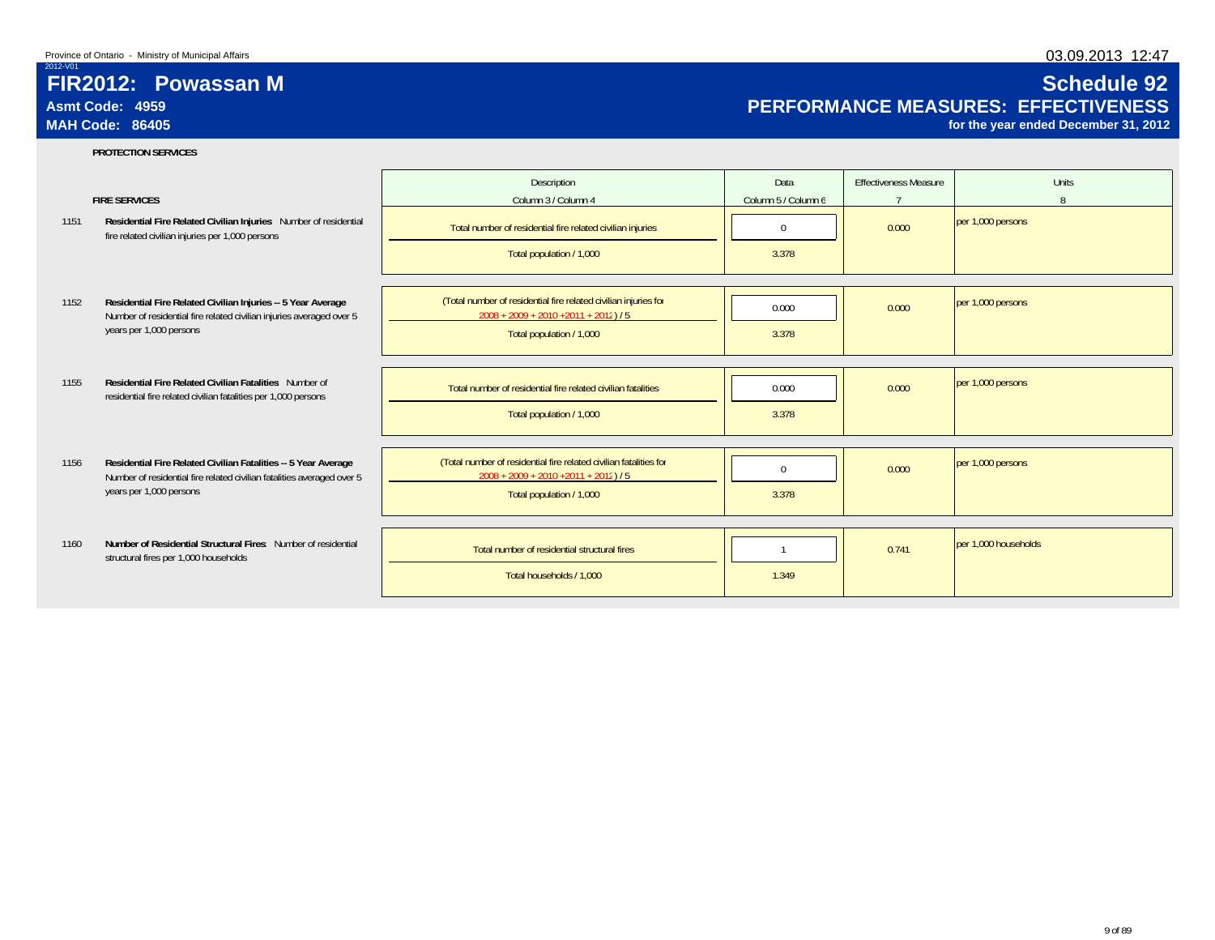Province of Ontario - Ministry of Municipal Affairs

2012-V01

# FIR2012: Powassan M

**Asmt Code: 4959**

**MAH Code: 86405**

# Schedule 92

## PERFORMANCE MEASURES: EFFECTIVENESS

**for the year ended December 31, 2012**

03.09.2013 12:47

**PROTECTION SERVICES**

| | FIRE SERVICES | Description<br>Column 3 / Column 4 | Data<br>Column 5 / Column 6 | Effectiveness Measure<br>7 | Units<br>8 |
|---|---|---|---|---|---|
| 1151 | **Residential Fire Related Civilian Injuries** Number of residential fire related civilian injuries per 1,000 persons | Total number of residential fire related civilian injuries | 0 | 0.000 | per 1,000 persons |
| | | Total population / 1,000 | 3.378 | | |
| 1152 | **Residential Fire Related Civilian Injuries -- 5 Year Average** Number of residential fire related civilian injuries averaged over 5 years per 1,000 persons | (Total number of residential fire related civilian injuries for 2008 + 2009 + 2010 +2011 + 2012 ) / 5 | 0.000 | 0.000 | per 1,000 persons |
| | | Total population / 1,000 | 3.378 | | |
| 1155 | **Residential Fire Related Civilian Fatalities** Number of residential fire related civilian fatalities per 1,000 persons | Total number of residential fire related civilian fatalities | 0.000 | 0.000 | per 1,000 persons |
| | | Total population / 1,000 | 3.378 | | |
| 1156 | **Residential Fire Related Civilian Fatalities -- 5 Year Average** Number of residential fire related civilian fatalities averaged over 5 years per 1,000 persons | (Total number of residential fire related civilian fatalities for 2008 + 2009 + 2010 +2011 + 2012 ) / 5 | 0 | 0.000 | per 1,000 persons |
| | | Total population / 1,000 | 3.378 | | |
| 1160 | **Number of Residential Structural Fires** Number of residential structural fires per 1,000 households | Total number of residential structural fires | 1 | 0.741 | per 1,000 households |
| | | Total households / 1,000 | 1.349 | | |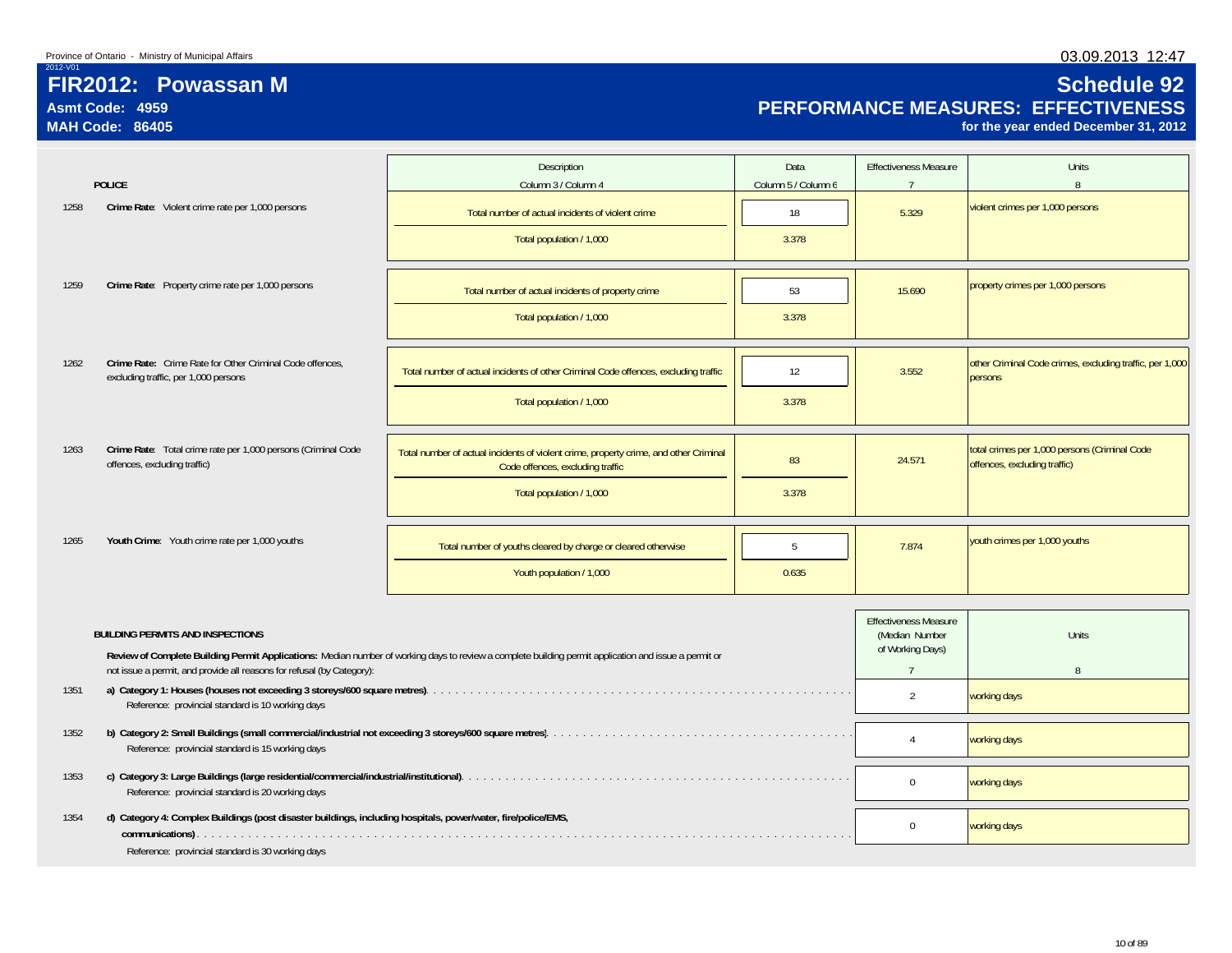Province of Ontario - Ministry of Municipal Affairs

2012-V01

# FIR2012: Powassan M

**Asmt Code: 4959**

**MAH Code: 86405**

# Schedule 92

## PERFORMANCE MEASURES: EFFECTIVENESS

**for the year ended December 31, 2012**

| | POLICE | Description<br>Column 3 / Column 4 | Data<br>Column 5 / Column 6 | Effectiveness Measure<br>7 | Units<br>8 |
|---|---|---|---|---|---|
| 1258 | **Crime Rate**: Violent crime rate per 1,000 persons | Total number of actual incidents of violent crime | 18 | 5.329 | violent crimes per 1,000 persons |
| | | Total population / 1,000 | 3.378 | | |
| 1259 | **Crime Rate**: Property crime rate per 1,000 persons | Total number of actual incidents of property crime | 53 | 15.690 | property crimes per 1,000 persons |
| | | Total population / 1,000 | 3.378 | | |
| 1262 | **Crime Rate:** Crime Rate for Other Criminal Code offences, excluding traffic, per 1,000 persons | Total number of actual incidents of other Criminal Code offences, excluding traffic | 12 | 3.552 | other Criminal Code crimes, excluding traffic, per 1,000 persons |
| | | Total population / 1,000 | 3.378 | | |
| 1263 | **Crime Rate**: Total crime rate per 1,000 persons (Criminal Code offences, excluding traffic) | Total number of actual incidents of violent crime, property crime, and other Criminal Code offences, excluding traffic | 83 | 24.571 | total crimes per 1,000 persons (Criminal Code offences, excluding traffic) |
| | | Total population / 1,000 | 3.378 | | |
| 1265 | **Youth Crime**: Youth crime rate per 1,000 youths | Total number of youths cleared by charge or cleared otherwise | 5 | 7.874 | youth crimes per 1,000 youths |
| | | Youth population / 1,000 | 0.635 | | |

**BUILDING PERMITS AND INSPECTIONS**

**Review of Complete Building Permit Applications:** Median number of working days to review a complete building permit application and issue a permit or not issue a permit, and provide all reasons for refusal (by Category):

| | | Effectiveness Measure (Median Number of Working Days)<br>7 | Units<br>8 |
|---|---|---|---|
| 1351 | **a) Category 1: Houses (houses not exceeding 3 storeys/600 square metres)**<br>Reference: provincial standard is 10 working days | 2 | working days |
| 1352 | **b) Category 2: Small Buildings (small commercial/industrial not exceeding 3 storeys/600 square metres)**<br>Reference: provincial standard is 15 working days | 4 | working days |
| 1353 | **c) Category 3: Large Buildings (large residential/commercial/industrial/institutional)**<br>Reference: provincial standard is 20 working days | 0 | working days |
| 1354 | **d) Category 4: Complex Buildings (post disaster buildings, including hospitals, power/water, fire/police/EMS, communications)**<br>Reference: provincial standard is 30 working days | 0 | working days |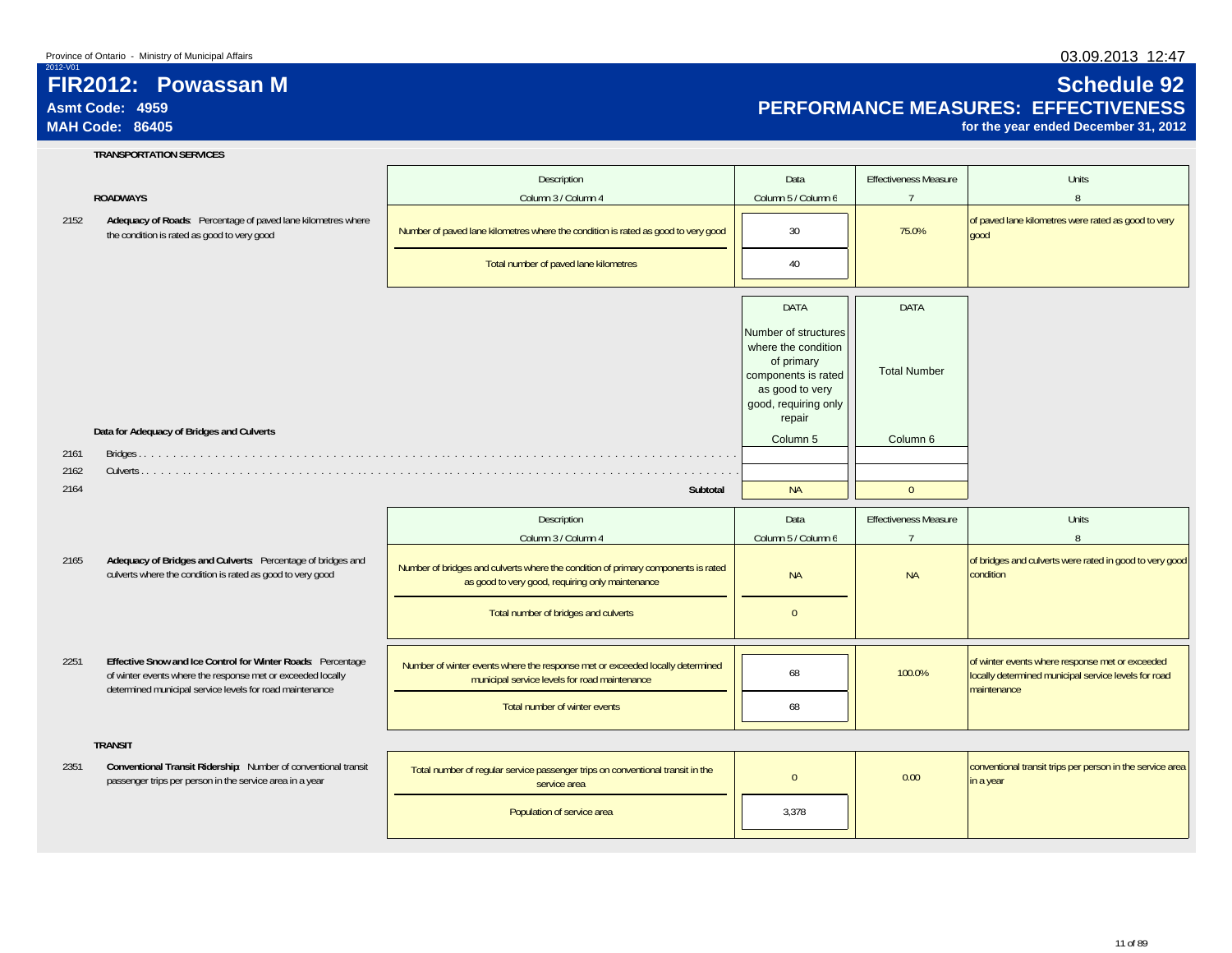Province of Ontario - Ministry of Municipal Affairs

03.09.2013 12:47

2012-V01

# FIR2012: Powassan M

**Asmt Code: 4959**

**MAH Code: 86405**

# Schedule 92

## PERFORMANCE MEASURES: EFFECTIVENESS

**for the year ended December 31, 2012**

**TRANSPORTATION SERVICES**

| | **ROADWAYS** | Description<br>Column 3 / Column 4 | Data<br>Column 5 / Column 6 | Effectiveness Measure<br>7 | Units<br>8 |
|---|---|---|---|---|---|
| 2152 | **Adequacy of Roads**: Percentage of paved lane kilometres where the condition is rated as good to very good | Number of paved lane kilometres where the condition is rated as good to very good | 30 | 75.0% | of paved lane kilometres were rated as good to very good |
| | | Total number of paved lane kilometres | 40 | | |

**Data for Adequacy of Bridges and Culverts**

| | | DATA<br>Number of structures where the condition of primary components is rated as good to very good, requiring only repair<br>Column 5 | DATA<br>Total Number<br>Column 6 |
|---|---|---|---|
| 2161 | Bridges | | |
| 2162 | Culverts | | |
| 2164 | **Subtotal** | NA | 0 |

| | | Description<br>Column 3 / Column 4 | Data<br>Column 5 / Column 6 | Effectiveness Measure<br>7 | Units<br>8 |
|---|---|---|---|---|---|
| 2165 | **Adequacy of Bridges and Culverts**: Percentage of bridges and culverts where the condition is rated as good to very good | Number of bridges and culverts where the condition of primary components is rated as good to very good, requiring only maintenance | NA | NA | of bridges and culverts were rated in good to very good condition |
| | | Total number of bridges and culverts | 0 | | |
| 2251 | **Effective Snow and Ice Control for Winter Roads**: Percentage of winter events where the response met or exceeded locally determined municipal service levels for road maintenance | Number of winter events where the response met or exceeded locally determined municipal service levels for road maintenance | 68 | 100.0% | of winter events where response met or exceeded locally determined municipal service levels for road maintenance |
| | | Total number of winter events | 68 | | |

**TRANSIT**

| | | Description | Data | Effectiveness Measure | Units |
|---|---|---|---|---|---|
| 2351 | **Conventional Transit Ridership**: Number of conventional transit passenger trips per person in the service area in a year | Total number of regular service passenger trips on conventional transit in the service area | 0 | 0.00 | conventional transit trips per person in the service area in a year |
| | | Population of service area | 3,378 | | |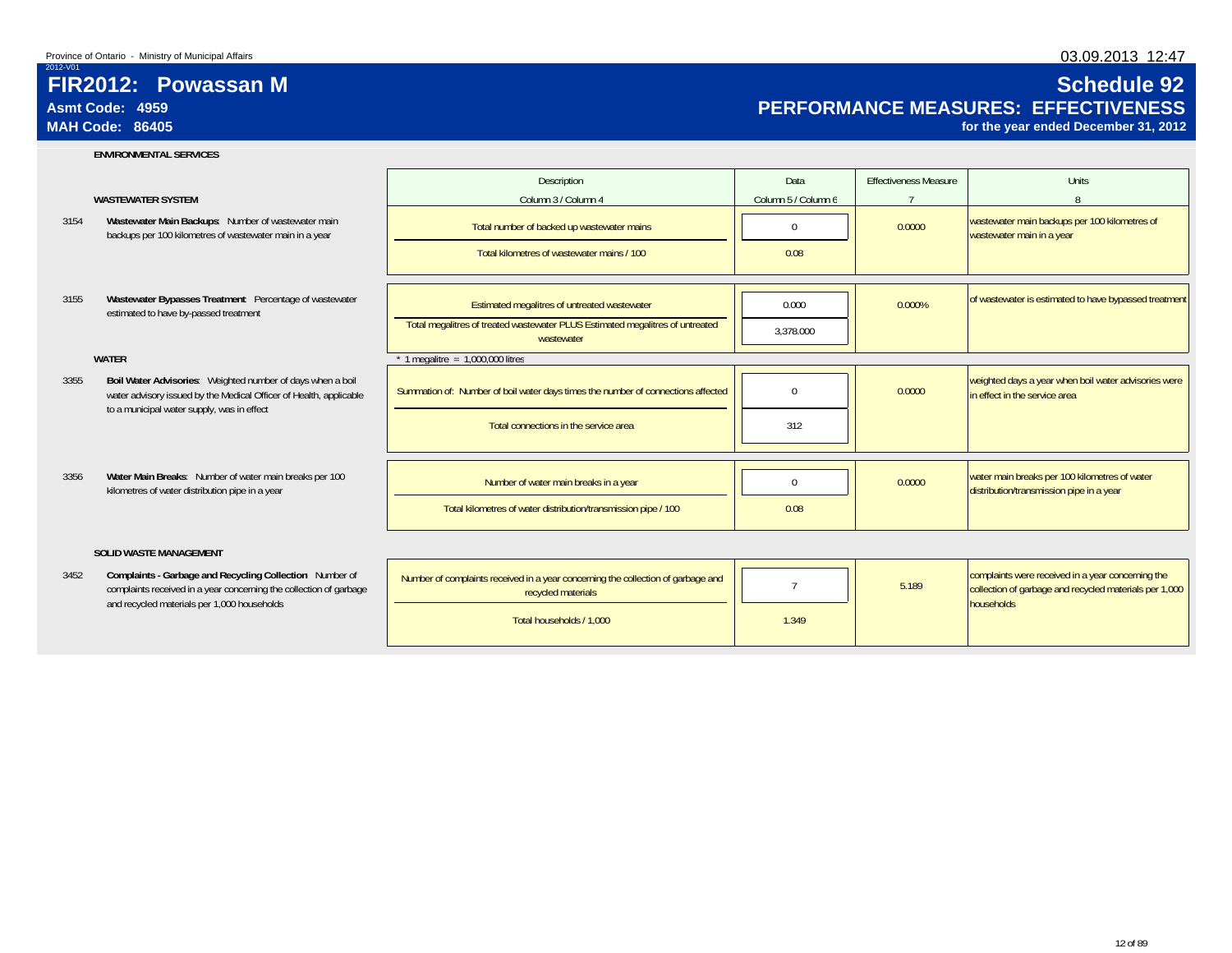Province of Ontario - Ministry of Municipal Affairs

2012-V01

# FIR2012: Powassan M

**Asmt Code: 4959**

**MAH Code: 86405**

# Schedule 92

## PERFORMANCE MEASURES: EFFECTIVENESS

**for the year ended December 31, 2012**

### ENVIRONMENTAL SERVICES

| | | Description<br>Column 3 / Column 4 | Data<br>Column 5 / Column 6 | Effectiveness Measure<br>7 | Units<br>8 |
|---|---|---|---|---|---|
| | **WASTEWATER SYSTEM** | | | | |
| 3154 | **Wastewater Main Backups**: Number of wastewater main backups per 100 kilometres of wastewater main in a year | Total number of backed up wastewater mains | 0 | 0.0000 | wastewater main backups per 100 kilometres of wastewater main in a year |
| | | Total kilometres of wastewater mains / 100 | 0.08 | | |
| 3155 | **Wastewater Bypasses Treatment**: Percentage of wastewater estimated to have by-passed treatment | Estimated megalitres of untreated wastewater | 0.000 | 0.000% | of wastewater is estimated to have bypassed treatment |
| | | Total megalitres of treated wastewater PLUS Estimated megalitres of untreated wastewater | 3,378.000 | | |
| | | * 1 megalitre = 1,000,000 litres | | | |
| | **WATER** | | | | |
| 3355 | **Boil Water Advisories**: Weighted number of days when a boil water advisory issued by the Medical Officer of Health, applicable to a municipal water supply, was in effect | Summation of: Number of boil water days times the number of connections affected | 0 | 0.0000 | weighted days a year when boil water advisories were in effect in the service area |
| | | Total connections in the service area | 312 | | |
| 3356 | **Water Main Breaks**: Number of water main breaks per 100 kilometres of water distribution pipe in a year | Number of water main breaks in a year | 0 | 0.0000 | water main breaks per 100 kilometres of water distribution/transmission pipe in a year |
| | | Total kilometres of water distribution/transmission pipe / 100 | 0.08 | | |
| | **SOLID WASTE MANAGEMENT** | | | | |
| 3452 | **Complaints - Garbage and Recycling Collection**: Number of complaints received in a year concerning the collection of garbage and recycled materials per 1,000 households | Number of complaints received in a year concerning the collection of garbage and recycled materials | 7 | 5.189 | complaints were received in a year concerning the collection of garbage and recycled materials per 1,000 households |
| | | Total households / 1,000 | 1.349 | | |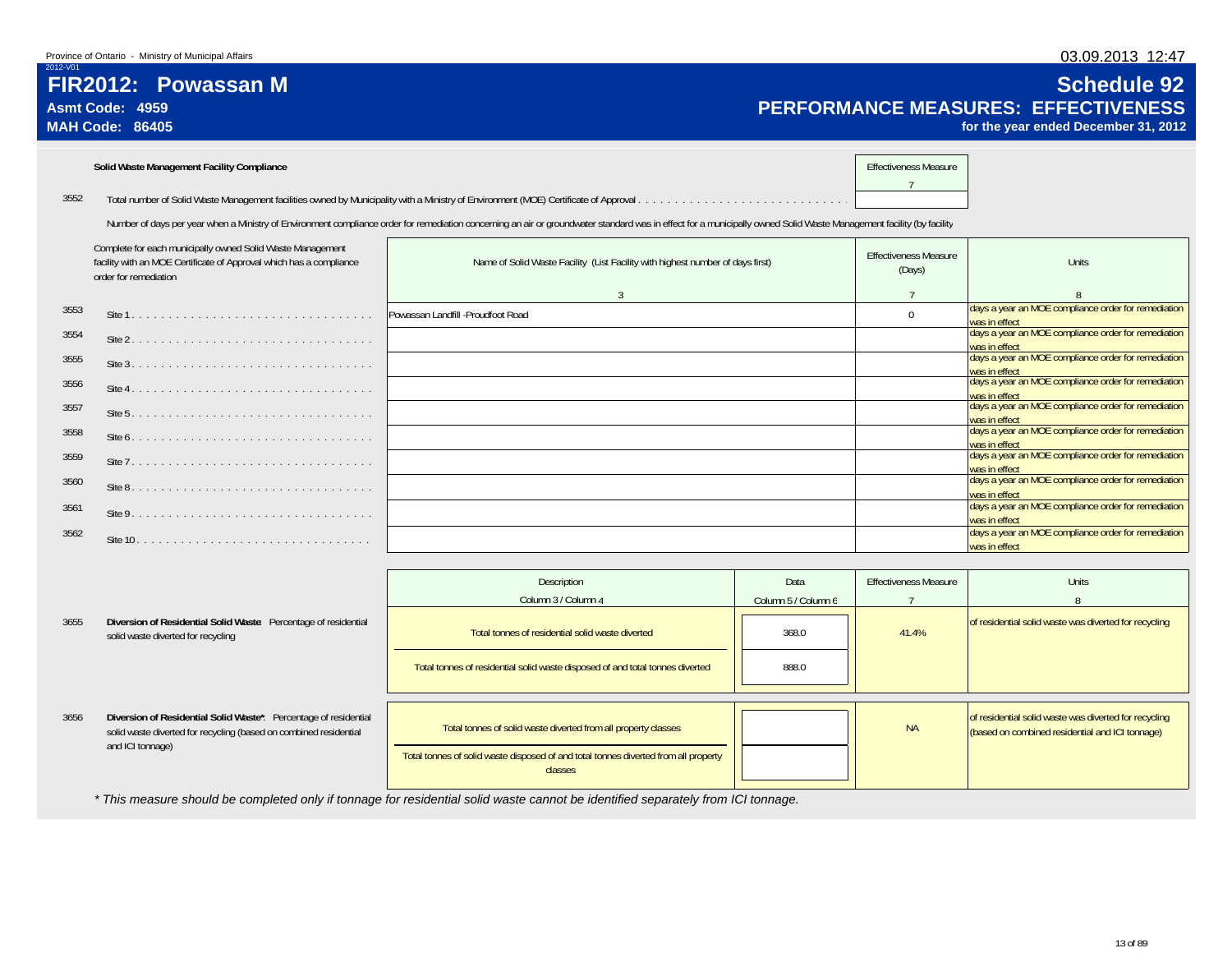Province of Ontario - Ministry of Municipal Affairs

2012-V01

# FIR2012: Powassan M

**Asmt Code: 4959**

**MAH Code: 86405**

# Schedule 92

## PERFORMANCE MEASURES: EFFECTIVENESS

**for the year ended December 31, 2012**

**Solid Waste Management Facility Compliance**

| | | Effectiveness Measure |
|---|---|---|
| | | 7 |
| 3552 | Total number of Solid Waste Management facilities owned by Municipality with a Ministry of Environment (MOE) Certificate of Approval | |

Number of days per year when a Ministry of Environment compliance order for remediation concerning an air or groundwater standard was in effect for a municipally owned Solid Waste Management facility (by facility

| | Complete for each municipally owned Solid Waste Management facility with an MOE Certificate of Approval which has a compliance order for remediation | Name of Solid Waste Facility (List Facility with highest number of days first) | Effectiveness Measure (Days) | Units |
|---|---|---|---|---|
| | | 3 | 7 | 8 |
| 3553 | Site 1 | Powassan Landfill -Proudfoot Road | 0 | days a year an MOE compliance order for remediation was in effect |
| 3554 | Site 2 | | | days a year an MOE compliance order for remediation was in effect |
| 3555 | Site 3 | | | days a year an MOE compliance order for remediation was in effect |
| 3556 | Site 4 | | | days a year an MOE compliance order for remediation was in effect |
| 3557 | Site 5 | | | days a year an MOE compliance order for remediation was in effect |
| 3558 | Site 6 | | | days a year an MOE compliance order for remediation was in effect |
| 3559 | Site 7 | | | days a year an MOE compliance order for remediation was in effect |
| 3560 | Site 8 | | | days a year an MOE compliance order for remediation was in effect |
| 3561 | Site 9 | | | days a year an MOE compliance order for remediation was in effect |
| 3562 | Site 10 | | | days a year an MOE compliance order for remediation was in effect |

| | | Description | Data | Effectiveness Measure | Units |
|---|---|---|---|---|---|
| | | Column 3 / Column 4 | Column 5 / Column 6 | 7 | 8 |
| 3655 | **Diversion of Residential Solid Waste:** Percentage of residential solid waste diverted for recycling | Total tonnes of residential solid waste diverted | 368.0 | 41.4% | of residential solid waste was diverted for recycling |
| | | Total tonnes of residential solid waste disposed of and total tonnes diverted | 888.0 | | |
| 3656 | **Diversion of Residential Solid Waste*:** Percentage of residential solid waste diverted for recycling (based on combined residential and ICI tonnage) | Total tonnes of solid waste diverted from all property classes | | NA | of residential solid waste was diverted for recycling (based on combined residential and ICI tonnage) |
| | | Total tonnes of solid waste disposed of and total tonnes diverted from all property classes | | | |

*\* This measure should be completed only if tonnage for residential solid waste cannot be identified separately from ICI tonnage.*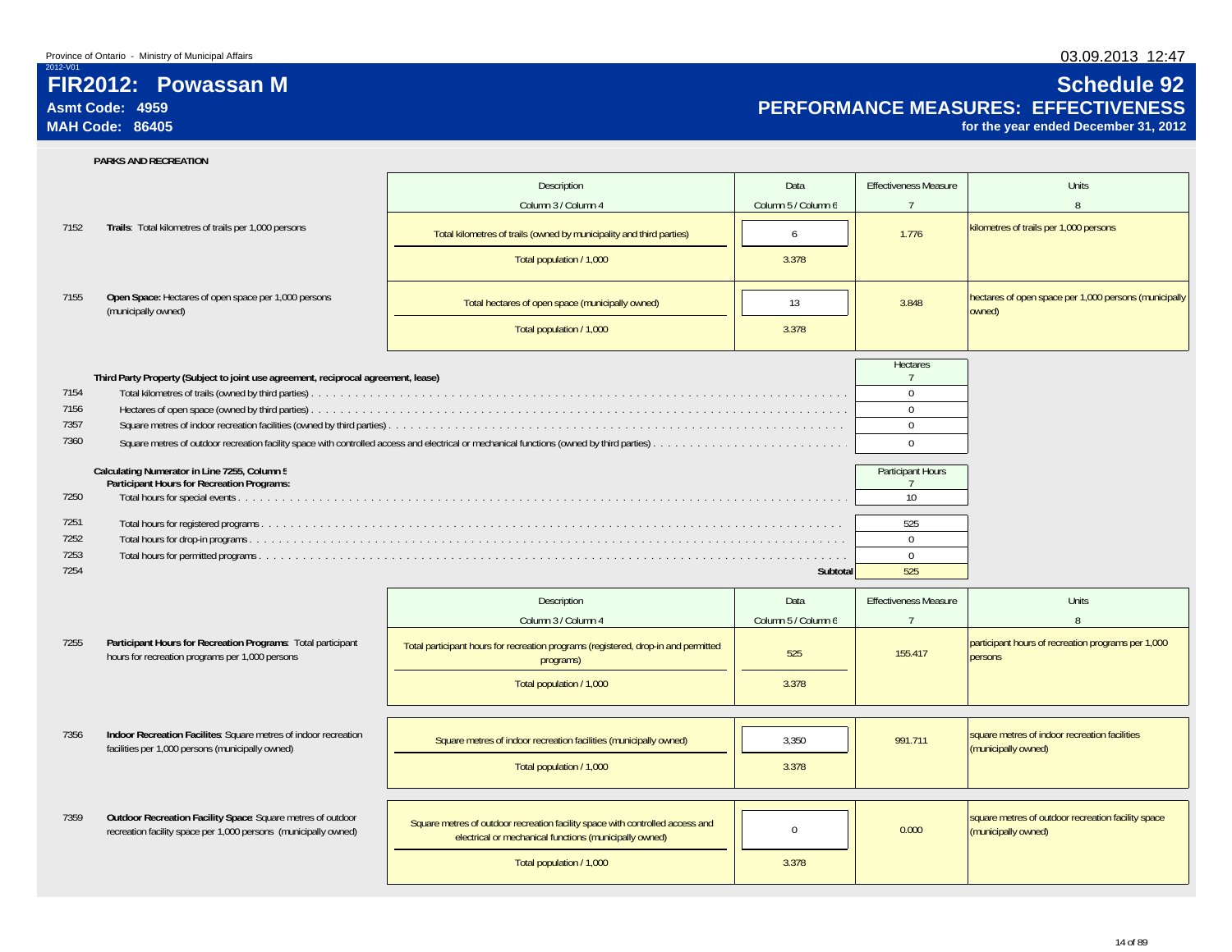Province of Ontario - Ministry of Municipal Affairs

03.09.2013 12:47

2012-V01

# FIR2012: Powassan M

**Asmt Code: 4959**

**MAH Code: 86405**

# Schedule 92

## PERFORMANCE MEASURES: EFFECTIVENESS

**for the year ended December 31, 2012**

**PARKS AND RECREATION**

| | | Description Column 3 / Column 4 | Data Column 5 / Column 6 | Effectiveness Measure 7 | Units 8 |
|---|---|---|---|---|---|
| 7152 | **Trails**: Total kilometres of trails per 1,000 persons | Total kilometres of trails (owned by municipality and third parties) | 6 | 1.776 | kilometres of trails per 1,000 persons |
| | | Total population / 1,000 | 3.378 | | |
| 7155 | **Open Space:** Hectares of open space per 1,000 persons (municipally owned) | Total hectares of open space (municipally owned) | 13 | 3.848 | hectares of open space per 1,000 persons (municipally owned) |
| | | Total population / 1,000 | 3.378 | | |

**Third Party Property (Subject to joint use agreement, reciprocal agreement, lease)**

| | | Hectares 7 |
|---|---|---|
| 7154 | Total kilometres of trails (owned by third parties) | 0 |
| 7156 | Hectares of open space (owned by third parties) | 0 |
| 7357 | Square metres of indoor recreation facilities (owned by third parties) | 0 |
| 7360 | Square metres of outdoor recreation facility space with controlled access and electrical or mechanical functions (owned by third parties) | 0 |

**Calculating Numerator in Line 7255, Column 5**
**Participant Hours for Recreation Programs:**

| | | Participant Hours 7 |
|---|---|---|
| 7250 | Total hours for special events | 10 |
| 7251 | Total hours for registered programs | 525 |
| 7252 | Total hours for drop-in programs | 0 |
| 7253 | Total hours for permitted programs | 0 |
| 7254 | **Subtotal** | 525 |

| | | Description Column 3 / Column 4 | Data Column 5 / Column 6 | Effectiveness Measure 7 | Units 8 |
|---|---|---|---|---|---|
| 7255 | **Participant Hours for Recreation Programs**: Total participant hours for recreation programs per 1,000 persons | Total participant hours for recreation programs (registered, drop-in and permitted programs) | 525 | 155.417 | participant hours of recreation programs per 1,000 persons |
| | | Total population / 1,000 | 3.378 | | |
| 7356 | **Indoor Recreation Facilites**: Square metres of indoor recreation facilities per 1,000 persons (municipally owned) | Square metres of indoor recreation facilities (municipally owned) | 3,350 | 991.711 | square metres of indoor recreation facilities (municipally owned) |
| | | Total population / 1,000 | 3.378 | | |
| 7359 | **Outdoor Recreation Facility Space**: Square metres of outdoor recreation facility space per 1,000 persons (municipally owned) | Square metres of outdoor recreation facility space with controlled access and electrical or mechanical functions (municipally owned) | 0 | 0.000 | square metres of outdoor recreation facility space (municipally owned) |
| | | Total population / 1,000 | 3.378 | | |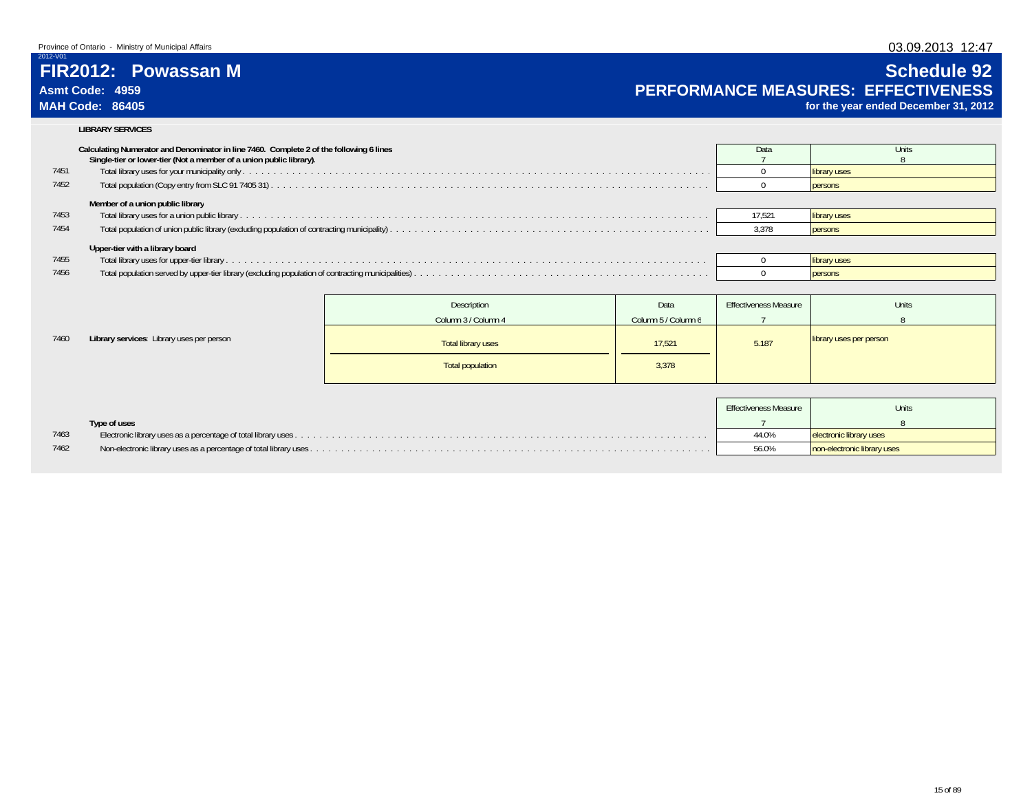Province of Ontario - Ministry of Municipal Affairs

2012-V01

# FIR2012: Powassan M

**Asmt Code: 4959**

**MAH Code: 86405**

# Schedule 92

## PERFORMANCE MEASURES: EFFECTIVENESS

**for the year ended December 31, 2012**

03.09.2013 12:47

### LIBRARY SERVICES

**Calculating Numerator and Denominator in line 7460. Complete 2 of the following 6 lines**

| | | Data | Units |
|---|---|---|---|
| | | 7 | 8 |
| | **Single-tier or lower-tier (Not a member of a union public library).** | | |
| 7451 | Total library uses for your municipality only | 0 | library uses |
| 7452 | Total population (Copy entry from SLC 91 7405 31) | 0 | persons |
| | **Member of a union public library** | | |
| 7453 | Total library uses for a union public library | 17,521 | library uses |
| 7454 | Total population of union public library (excluding population of contracting municipality) | 3,378 | persons |
| | **Upper-tier with a library board** | | |
| 7455 | Total library uses for upper-tier library | 0 | library uses |
| 7456 | Total population served by upper-tier library (excluding population of contracting municipalities) | 0 | persons |

| | | Description | Data | Effectiveness Measure | Units |
|---|---|---|---|---|---|
| | | Column 3 / Column 4 | Column 5 / Column 6 | 7 | 8 |
| 7460 | **Library services**: Library uses per person | Total library uses / Total population | 17,521 / 3,378 | 5.187 | library uses per person |

| | | Effectiveness Measure | Units |
|---|---|---|---|
| | **Type of uses** | 7 | 8 |
| 7463 | Electronic library uses as a percentage of total library uses | 44.0% | electronic library uses |
| 7462 | Non-electronic library uses as a percentage of total library uses | 56.0% | non-electronic library uses |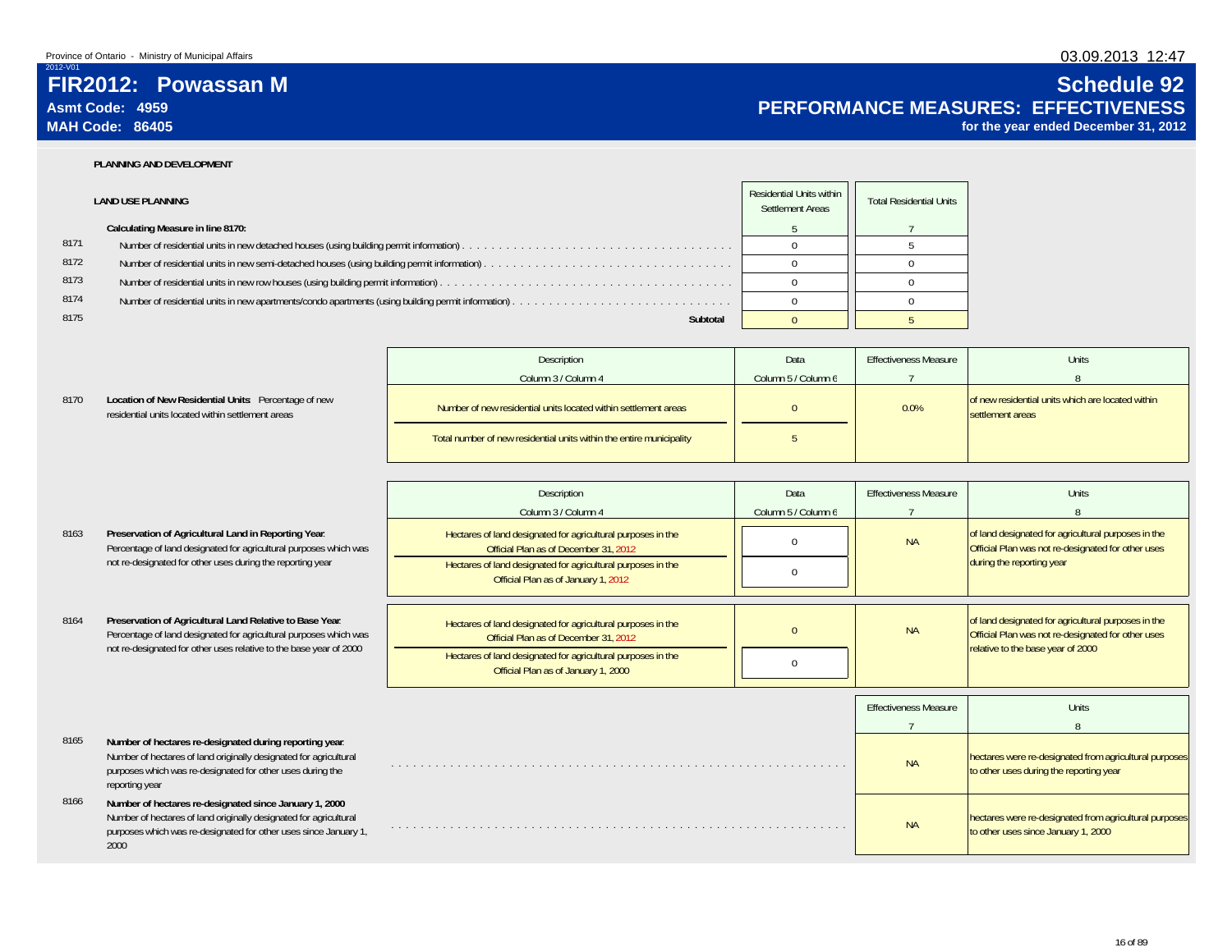Province of Ontario - Ministry of Municipal Affairs

2012-V01

# FIR2012: Powassan M

**Asmt Code: 4959**

**MAH Code: 86405**

# Schedule 92

## PERFORMANCE MEASURES: EFFECTIVENESS

**for the year ended December 31, 2012**

03.09.2013 12:47

### PLANNING AND DEVELOPMENT

#### LAND USE PLANNING

| | | Residential Units within Settlement Areas | Total Residential Units |
|---|---|---|---|
| | **Calculating Measure in line 8170:** | 5 | 7 |
| 8171 | Number of residential units in new detached houses (using building permit information) | 0 | 5 |
| 8172 | Number of residential units in new semi-detached houses (using building permit information) | 0 | 0 |
| 8173 | Number of residential units in new row houses (using building permit information) | 0 | 0 |
| 8174 | Number of residential units in new apartments/condo apartments (using building permit information) | 0 | 0 |
| 8175 | **Subtotal** | 0 | 5 |

| | | Description<br>Column 3 / Column 4 | Data<br>Column 5 / Column 6 | Effectiveness Measure<br>7 | Units<br>8 |
|---|---|---|---|---|---|
| 8170 | **Location of New Residential Units**: Percentage of new residential units located within settlement areas | Number of new residential units located within settlement areas | 0 | 0.0% | of new residential units which are located within settlement areas |
| | | Total number of new residential units within the entire municipality | 5 | | |

| | | Description<br>Column 3 / Column 4 | Data<br>Column 5 / Column 6 | Effectiveness Measure<br>7 | Units<br>8 |
|---|---|---|---|---|---|
| 8163 | **Preservation of Agricultural Land in Reporting Year**: Percentage of land designated for agricultural purposes which was not re-designated for other uses during the reporting year | Hectares of land designated for agricultural purposes in the Official Plan as of December 31, 2012 | 0 | NA | of land designated for agricultural purposes in the Official Plan was not re-designated for other uses during the reporting year |
| | | Hectares of land designated for agricultural purposes in the Official Plan as of January 1, 2012 | 0 | | |
| 8164 | **Preservation of Agricultural Land Relative to Base Year**: Percentage of land designated for agricultural purposes which was not re-designated for other uses relative to the base year of 2000 | Hectares of land designated for agricultural purposes in the Official Plan as of December 31, 2012 | 0 | NA | of land designated for agricultural purposes in the Official Plan was not re-designated for other uses relative to the base year of 2000 |
| | | Hectares of land designated for agricultural purposes in the Official Plan as of January 1, 2000 | 0 | | |

| | | Effectiveness Measure<br>7 | Units<br>8 |
|---|---|---|---|
| 8165 | **Number of hectares re-designated during reporting year**: Number of hectares of land originally designated for agricultural purposes which was re-designated for other uses during the reporting year | NA | hectares were re-designated from agricultural purposes to other uses during the reporting year |
| 8166 | **Number of hectares re-designated since January 1, 2000**: Number of hectares of land originally designated for agricultural purposes which was re-designated for other uses since January 1, 2000 | NA | hectares were re-designated from agricultural purposes to other uses since January 1, 2000 |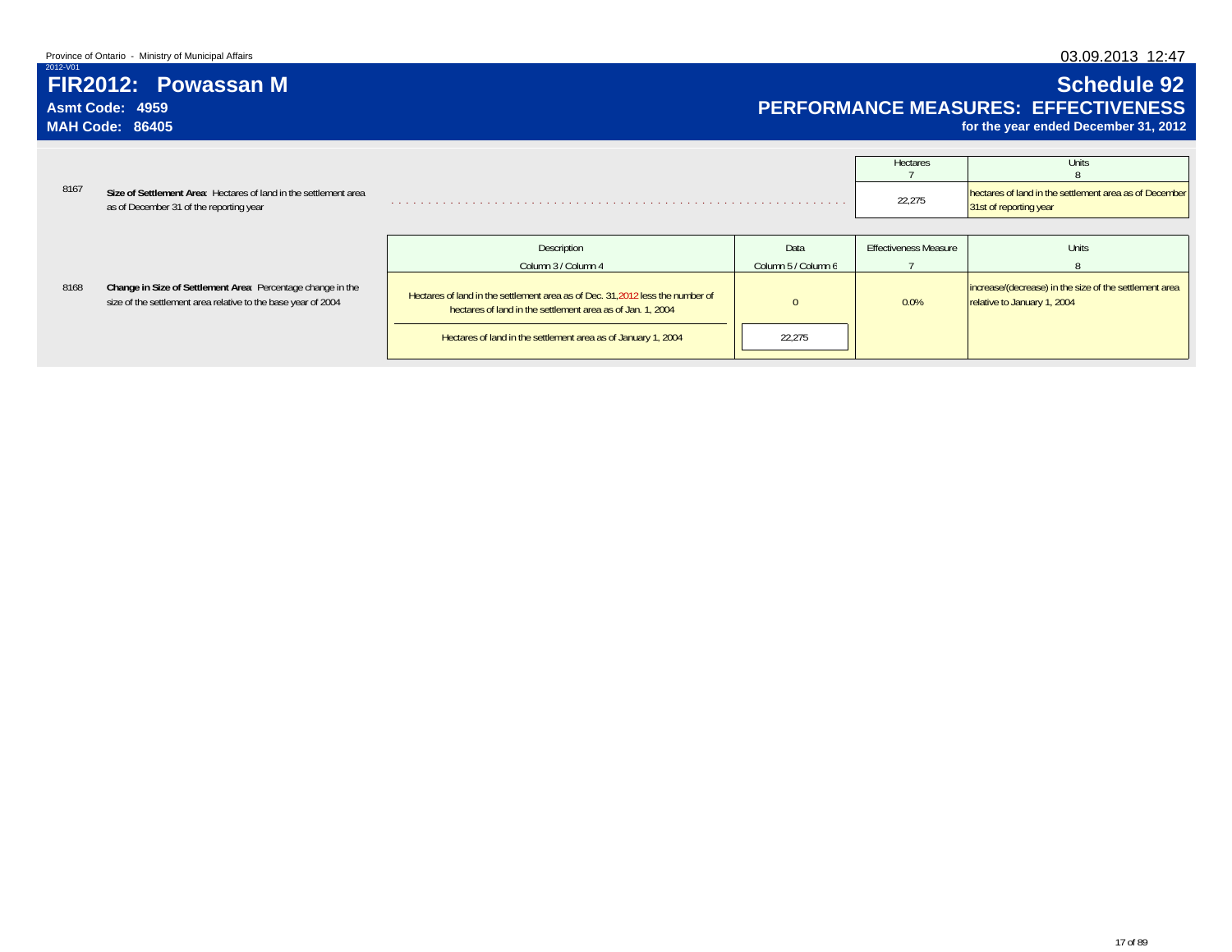Province of Ontario - Ministry of Municipal Affairs

03.09.2013 12:47

2012-V01

# FIR2012: Powassan M

**Asmt Code: 4959**

**MAH Code: 86405**

# Schedule 92

## PERFORMANCE MEASURES: EFFECTIVENESS

**for the year ended December 31, 2012**

| | | Hectares<br>7 | Units<br>8 |
|---|---|---|---|
| 8167 | **Size of Settlement Area**: Hectares of land in the settlement area as of December 31 of the reporting year | 22,275 | hectares of land in the settlement area as of December 31st of reporting year |

| | | Description<br>Column 3 / Column 4 | Data<br>Column 5 / Column 6 | Effectiveness Measure<br>7 | Units<br>8 |
|---|---|---|---|---|---|
| 8168 | **Change in Size of Settlement Area**: Percentage change in the size of the settlement area relative to the base year of 2004 | Hectares of land in the settlement area as of Dec. 31, 2012 less the number of hectares of land in the settlement area as of Jan. 1, 2004 | 0 | 0.0% | increase/(decrease) in the size of the settlement area relative to January 1, 2004 |
| | | Hectares of land in the settlement area as of January 1, 2004 | 22,275 | | |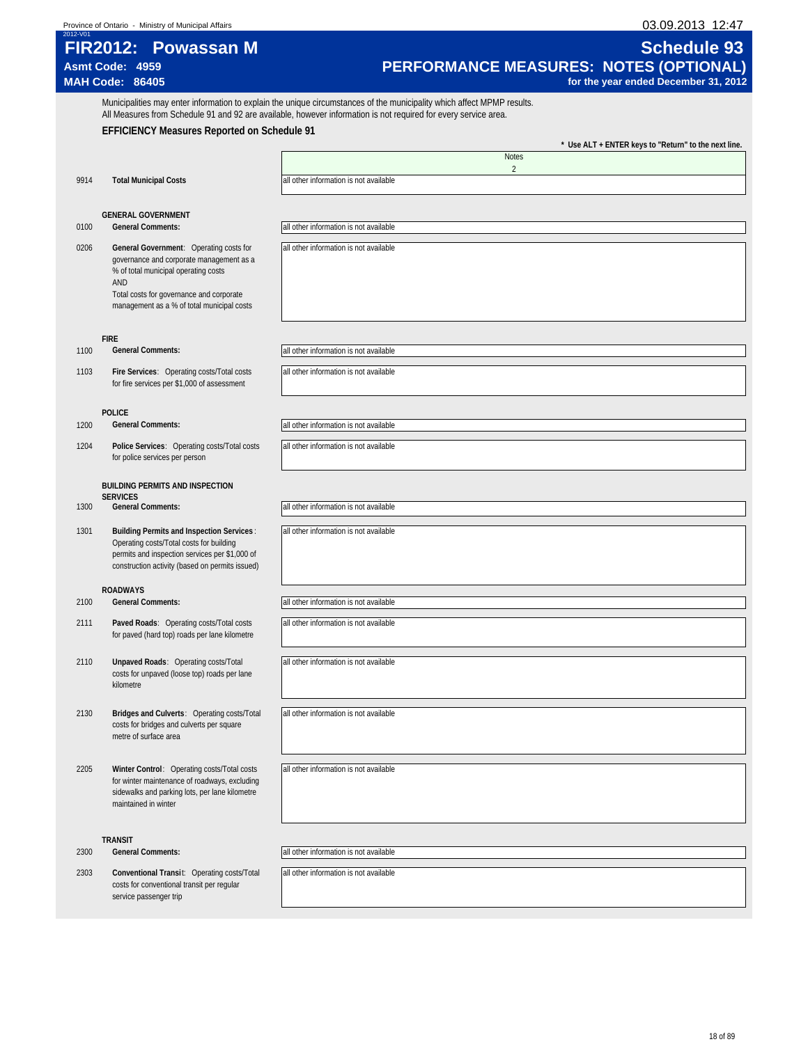Province of Ontario - Ministry of Municipal Affairs

2012-V01

# FIR2012: Powassan M

**Asmt Code: 4959**
**MAH Code: 86405**

# Schedule 93

## PERFORMANCE MEASURES: NOTES (OPTIONAL)

**for the year ended December 31, 2012**

Municipalities may enter information to explain the unique circumstances of the municipality which affect MPMP results.
All Measures from Schedule 91 and 92 are available, however information is not required for every service area.

### EFFICIENCY Measures Reported on Schedule 91

**\* Use ALT + ENTER keys to "Return" to the next line.**

| | | Notes |
|---|---|---|
| | | 2 |
| 9914 | **Total Municipal Costs** | all other information is not available |
| | **GENERAL GOVERNMENT** | |
| 0100 | **General Comments:** | all other information is not available |
| 0206 | **General Government**: Operating costs for governance and corporate management as a % of total municipal operating costs AND Total costs for governance and corporate management as a % of total municipal costs | all other information is not available |
| | **FIRE** | |
| 1100 | **General Comments:** | all other information is not available |
| 1103 | **Fire Services**: Operating costs/Total costs for fire services per $1,000 of assessment | all other information is not available |
| | **POLICE** | |
| 1200 | **General Comments:** | all other information is not available |
| 1204 | **Police Services**: Operating costs/Total costs for police services per person | all other information is not available |
| | **BUILDING PERMITS AND INSPECTION SERVICES** | |
| 1300 | **General Comments:** | all other information is not available |
| 1301 | **Building Permits and Inspection Services**: Operating costs/Total costs for building permits and inspection services per $1,000 of construction activity (based on permits issued) | all other information is not available |
| | **ROADWAYS** | |
| 2100 | **General Comments:** | all other information is not available |
| 2111 | **Paved Roads**: Operating costs/Total costs for paved (hard top) roads per lane kilometre | all other information is not available |
| 2110 | **Unpaved Roads**: Operating costs/Total costs for unpaved (loose top) roads per lane kilometre | all other information is not available |
| 2130 | **Bridges and Culverts**: Operating costs/Total costs for bridges and culverts per square metre of surface area | all other information is not available |
| 2205 | **Winter Control**: Operating costs/Total costs for winter maintenance of roadways, excluding sidewalks and parking lots, per lane kilometre maintained in winter | all other information is not available |
| | **TRANSIT** | |
| 2300 | **General Comments:** | all other information is not available |
| 2303 | **Conventional Transit**: Operating costs/Total costs for conventional transit per regular service passenger trip | all other information is not available |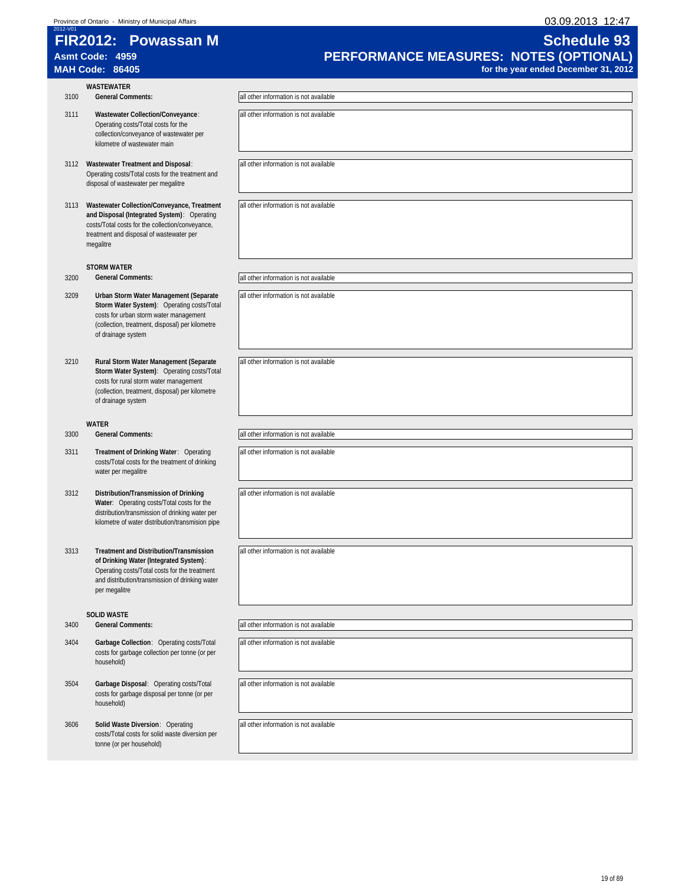Province of Ontario - Ministry of Municipal Affairs

03.09.2013 12:47

2012-V01

# FIR2012: Powassan M

**Asmt Code: 4959**

**MAH Code: 86405**

# Schedule 93

## PERFORMANCE MEASURES: NOTES (OPTIONAL)

**for the year ended December 31, 2012**

### WASTEWATER

| Code | Description | Notes |
|---|---|---|
| 3100 | **General Comments:** | all other information is not available |
| 3111 | **Wastewater Collection/Conveyance**: Operating costs/Total costs for the collection/conveyance of wastewater per kilometre of wastewater main | all other information is not available |
| 3112 | **Wastewater Treatment and Disposal**: Operating costs/Total costs for the treatment and disposal of wastewater per megalitre | all other information is not available |
| 3113 | **Wastewater Collection/Conveyance, Treatment and Disposal (Integrated System)**: Operating costs/Total costs for the collection/conveyance, treatment and disposal of wastewater per megalitre | all other information is not available |

### STORM WATER

| Code | Description | Notes |
|---|---|---|
| 3200 | **General Comments:** | all other information is not available |
| 3209 | **Urban Storm Water Management (Separate Storm Water System)**: Operating costs/Total costs for urban storm water management (collection, treatment, disposal) per kilometre of drainage system | all other information is not available |
| 3210 | **Rural Storm Water Management (Separate Storm Water System)**: Operating costs/Total costs for rural storm water management (collection, treatment, disposal) per kilometre of drainage system | all other information is not available |

### WATER

| Code | Description | Notes |
|---|---|---|
| 3300 | **General Comments:** | all other information is not available |
| 3311 | **Treatment of Drinking Water**: Operating costs/Total costs for the treatment of drinking water per megalitre | all other information is not available |
| 3312 | **Distribution/Transmission of Drinking Water**: Operating costs/Total costs for the distribution/transmission of drinking water per kilometre of water distribution/transmision pipe | all other information is not available |
| 3313 | **Treatment and Distribution/Transmission of Drinking Water (Integrated System)**: Operating costs/Total costs for the treatment and distribution/transmission of drinking water per megalitre | all other information is not available |

### SOLID WASTE

| Code | Description | Notes |
|---|---|---|
| 3400 | **General Comments:** | all other information is not available |
| 3404 | **Garbage Collection**: Operating costs/Total costs for garbage collection per tonne (or per household) | all other information is not available |
| 3504 | **Garbage Disposal**: Operating costs/Total costs for garbage disposal per tonne (or per household) | all other information is not available |
| 3606 | **Solid Waste Diversion**: Operating costs/Total costs for solid waste diversion per tonne (or per household) | all other information is not available |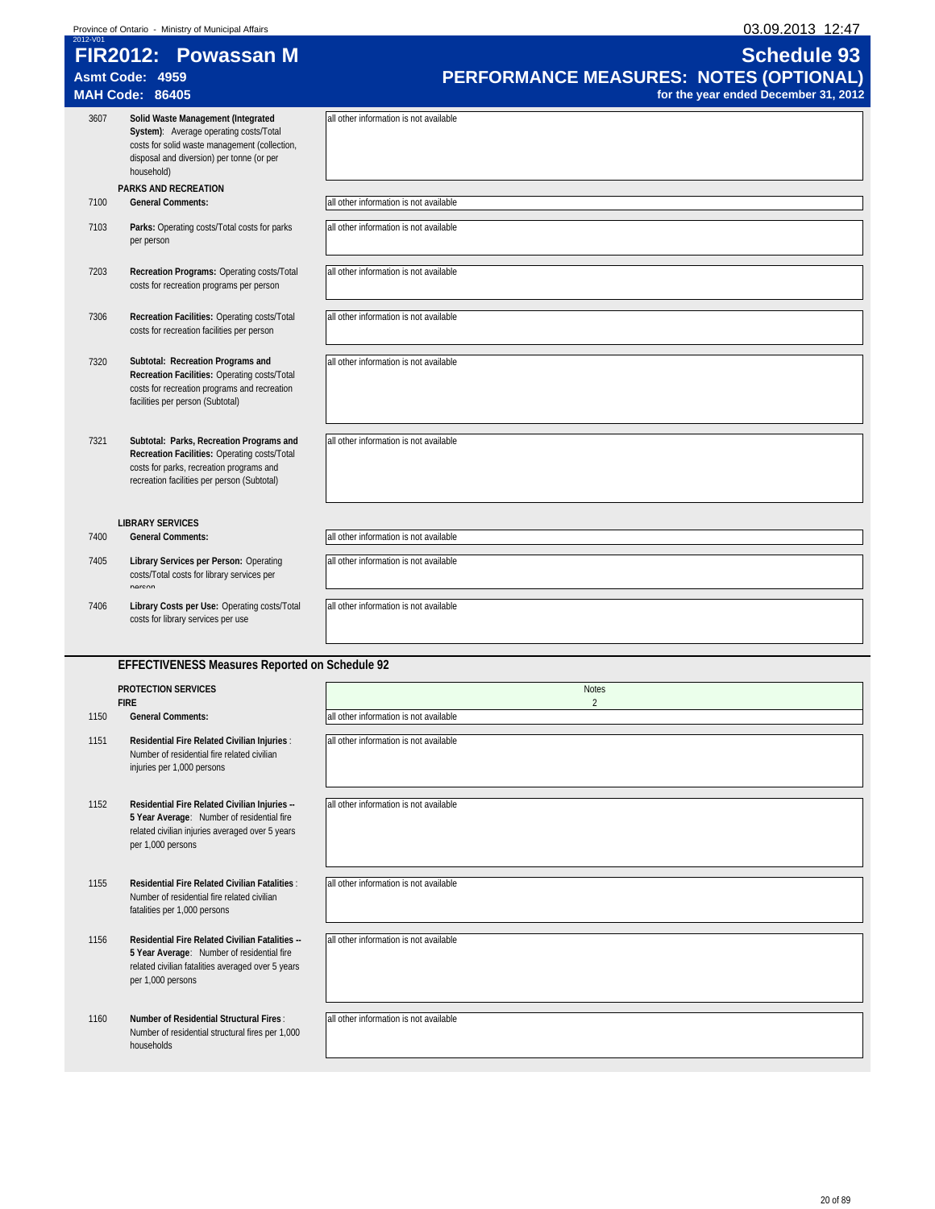# FIR2012: Powassan M

**Asmt Code: 4959**
**MAH Code: 86405**

# Schedule 93

## PERFORMANCE MEASURES: NOTES (OPTIONAL)

**for the year ended December 31, 2012**

| Line | Description | Notes |
|---|---|---|
| 3607 | **Solid Waste Management (Integrated System)**: Average operating costs/Total costs for solid waste management (collection, disposal and diversion) per tonne (or per household) | all other information is not available |
| | **PARKS AND RECREATION** | |
| 7100 | **General Comments:** | all other information is not available |
| 7103 | **Parks:** Operating costs/Total costs for parks per person | all other information is not available |
| 7203 | **Recreation Programs:** Operating costs/Total costs for recreation programs per person | all other information is not available |
| 7306 | **Recreation Facilities:** Operating costs/Total costs for recreation facilities per person | all other information is not available |
| 7320 | **Subtotal: Recreation Programs and Recreation Facilities:** Operating costs/Total costs for recreation programs and recreation facilities per person (Subtotal) | all other information is not available |
| 7321 | **Subtotal: Parks, Recreation Programs and Recreation Facilities:** Operating costs/Total costs for parks, recreation programs and recreation facilities per person (Subtotal) | all other information is not available |
| | **LIBRARY SERVICES** | |
| 7400 | **General Comments:** | all other information is not available |
| 7405 | **Library Services per Person:** Operating costs/Total costs for library services per person | all other information is not available |
| 7406 | **Library Costs per Use:** Operating costs/Total costs for library services per use | all other information is not available |

### EFFECTIVENESS Measures Reported on Schedule 92

| Line | Description | Notes<br>2 |
|---|---|---|
| | **PROTECTION SERVICES** | |
| | **FIRE** | |
| 1150 | **General Comments:** | all other information is not available |
| 1151 | **Residential Fire Related Civilian Injuries**: Number of residential fire related civilian injuries per 1,000 persons | all other information is not available |
| 1152 | **Residential Fire Related Civilian Injuries -- 5 Year Average**: Number of residential fire related civilian injuries averaged over 5 years per 1,000 persons | all other information is not available |
| 1155 | **Residential Fire Related Civilian Fatalities**: Number of residential fire related civilian fatalities per 1,000 persons | all other information is not available |
| 1156 | **Residential Fire Related Civilian Fatalities -- 5 Year Average**: Number of residential fire related civilian fatalities averaged over 5 years per 1,000 persons | all other information is not available |
| 1160 | **Number of Residential Structural Fires**: Number of residential structural fires per 1,000 households | all other information is not available |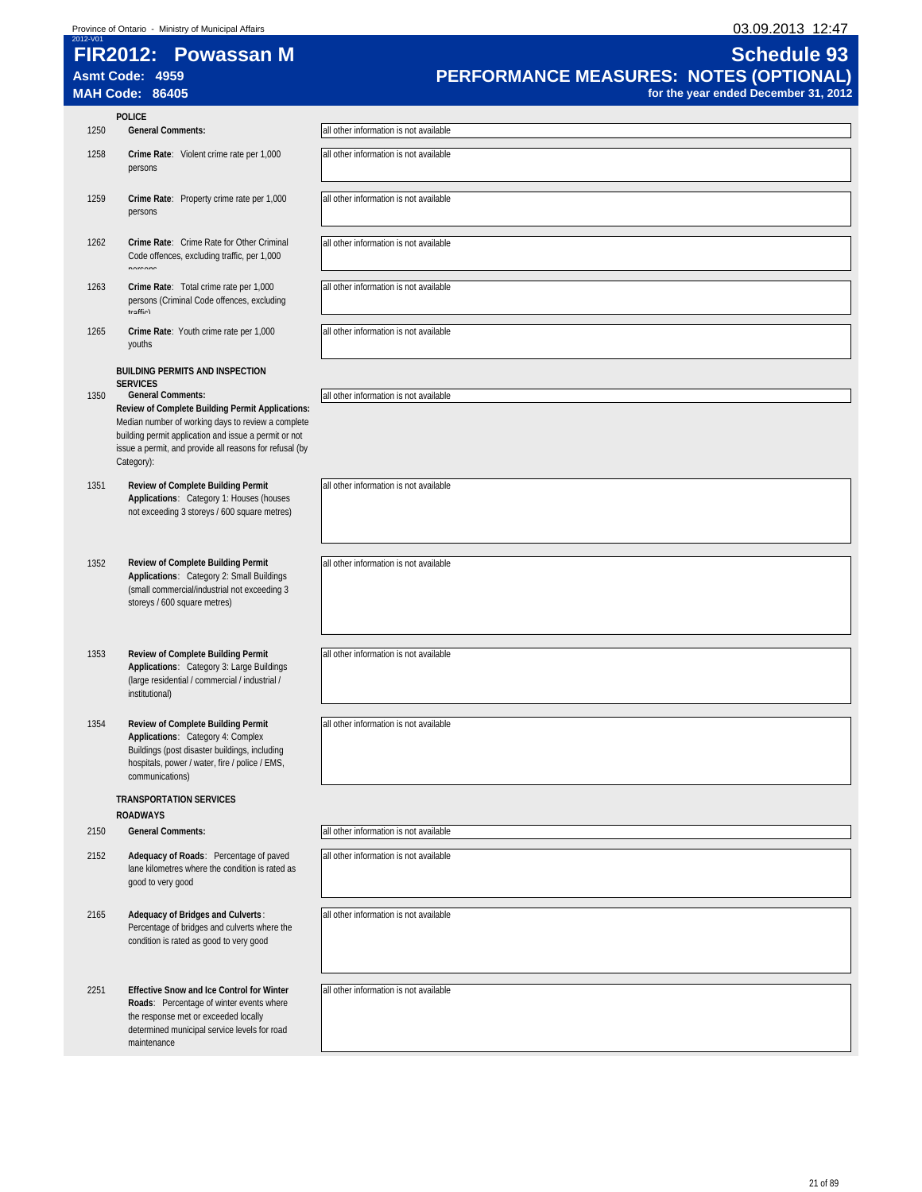Province of Ontario - Ministry of Municipal Affairs

03.09.2013 12:47

2012-V01

# FIR2012: Powassan M

**Asmt Code: 4959**

**MAH Code: 86405**

# Schedule 93

## PERFORMANCE MEASURES: NOTES (OPTIONAL)

**for the year ended December 31, 2012**

### POLICE

| Line | Description | Notes |
|---|---|---|
| 1250 | **General Comments:** | all other information is not available |
| 1258 | **Crime Rate**: Violent crime rate per 1,000 persons | all other information is not available |
| 1259 | **Crime Rate**: Property crime rate per 1,000 persons | all other information is not available |
| 1262 | **Crime Rate**: Crime Rate for Other Criminal Code offences, excluding traffic, per 1,000 persons | all other information is not available |
| 1263 | **Crime Rate**: Total crime rate per 1,000 persons (Criminal Code offences, excluding traffic) | all other information is not available |
| 1265 | **Crime Rate**: Youth crime rate per 1,000 youths | all other information is not available |

### BUILDING PERMITS AND INSPECTION SERVICES

| Line | Description | Notes |
|---|---|---|
| 1350 | **General Comments:** | all other information is not available |
| | **Review of Complete Building Permit Applications:** Median number of working days to review a complete building permit application and issue a permit or not issue a permit, and provide all reasons for refusal (by Category): | |
| 1351 | **Review of Complete Building Permit Applications**: Category 1: Houses (houses not exceeding 3 storeys / 600 square metres) | all other information is not available |
| 1352 | **Review of Complete Building Permit Applications**: Category 2: Small Buildings (small commercial/industrial not exceeding 3 storeys / 600 square metres) | all other information is not available |
| 1353 | **Review of Complete Building Permit Applications**: Category 3: Large Buildings (large residential / commercial / industrial / institutional) | all other information is not available |
| 1354 | **Review of Complete Building Permit Applications**: Category 4: Complex Buildings (post disaster buildings, including hospitals, power / water, fire / police / EMS, communications) | all other information is not available |

### TRANSPORTATION SERVICES

#### ROADWAYS

| Line | Description | Notes |
|---|---|---|
| 2150 | **General Comments:** | all other information is not available |
| 2152 | **Adequacy of Roads**: Percentage of paved lane kilometres where the condition is rated as good to very good | all other information is not available |
| 2165 | **Adequacy of Bridges and Culverts**: Percentage of bridges and culverts where the condition is rated as good to very good | all other information is not available |
| 2251 | **Effective Snow and Ice Control for Winter Roads**: Percentage of winter events where the response met or exceeded locally determined municipal service levels for road maintenance | all other information is not available |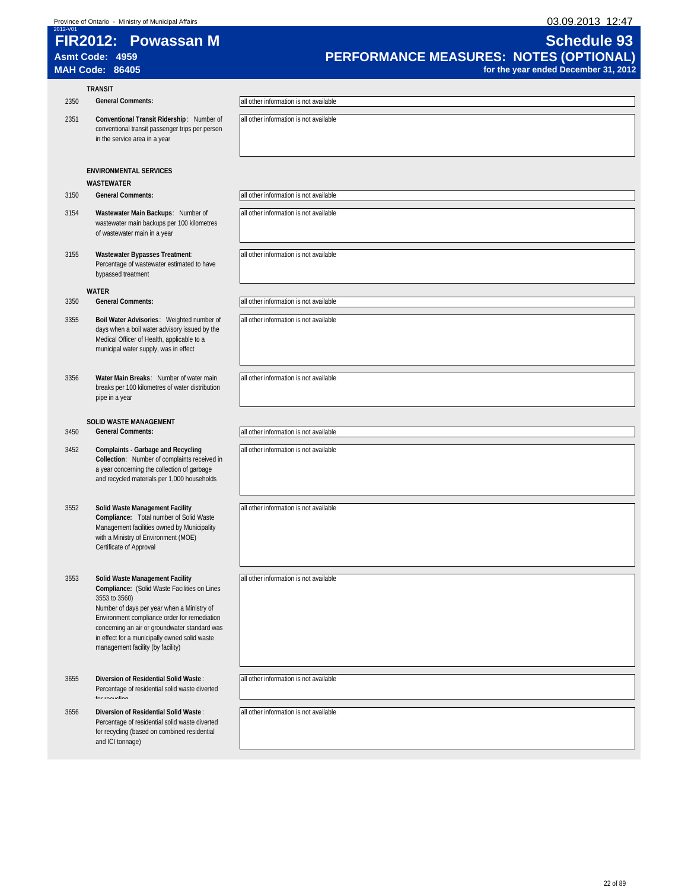Province of Ontario - Ministry of Municipal Affairs

2012-V01

# FIR2012: Powassan M

**Asmt Code: 4959**

**MAH Code: 86405**

# Schedule 93

## PERFORMANCE MEASURES: NOTES (OPTIONAL)

**for the year ended December 31, 2012**

### TRANSIT

| Line | Description | Notes |
|---|---|---|
| 2350 | **General Comments:** | all other information is not available |
| 2351 | **Conventional Transit Ridership**: Number of conventional transit passenger trips per person in the service area in a year | all other information is not available |

### ENVIRONMENTAL SERVICES

#### WASTEWATER

| Line | Description | Notes |
|---|---|---|
| 3150 | **General Comments:** | all other information is not available |
| 3154 | **Wastewater Main Backups**: Number of wastewater main backups per 100 kilometres of wastewater main in a year | all other information is not available |
| 3155 | **Wastewater Bypasses Treatment**: Percentage of wastewater estimated to have bypassed treatment | all other information is not available |

#### WATER

| Line | Description | Notes |
|---|---|---|
| 3350 | **General Comments:** | all other information is not available |
| 3355 | **Boil Water Advisories**: Weighted number of days when a boil water advisory issued by the Medical Officer of Health, applicable to a municipal water supply, was in effect | all other information is not available |
| 3356 | **Water Main Breaks**: Number of water main breaks per 100 kilometres of water distribution pipe in a year | all other information is not available |

#### SOLID WASTE MANAGEMENT

| Line | Description | Notes |
|---|---|---|
| 3450 | **General Comments:** | all other information is not available |
| 3452 | **Complaints - Garbage and Recycling Collection**: Number of complaints received in a year concerning the collection of garbage and recycled materials per 1,000 households | all other information is not available |
| 3552 | **Solid Waste Management Facility Compliance:** Total number of Solid Waste Management facilities owned by Municipality with a Ministry of Environment (MOE) Certificate of Approval | all other information is not available |
| 3553 | **Solid Waste Management Facility Compliance:** (Solid Waste Facilities on Lines 3553 to 3560) Number of days per year when a Ministry of Environment compliance order for remediation concerning an air or groundwater standard was in effect for a municipally owned solid waste management facility (by facility) | all other information is not available |
| 3655 | **Diversion of Residential Solid Waste**: Percentage of residential solid waste diverted for recycling | all other information is not available |
| 3656 | **Diversion of Residential Solid Waste**: Percentage of residential solid waste diverted for recycling (based on combined residential and ICI tonnage) | all other information is not available |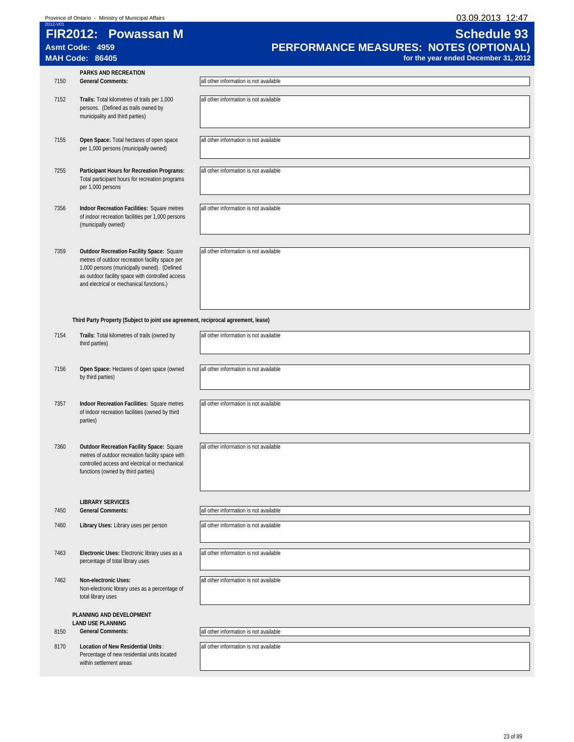Province of Ontario - Ministry of Municipal Affairs

2012-V01

# FIR2012: Powassan M

**Asmt Code: 4959**
**MAH Code: 86405**

## Schedule 93
## PERFORMANCE MEASURES: NOTES (OPTIONAL)
**for the year ended December 31, 2012**

03.09.2013 12:47

### PARKS AND RECREATION

| Line | Description | Notes |
|---|---|---|
| 7150 | **General Comments:** | all other information is not available |
| 7152 | **Trails:** Total kilometres of trails per 1,000 persons. (Defined as trails owned by municipality and third parties) | all other information is not available |
| 7155 | **Open Space:** Total hectares of open space per 1,000 persons (municipally owned) | all other information is not available |
| 7255 | **Participant Hours for Recreation Programs:** Total participant hours for recreation programs per 1,000 persons | all other information is not available |
| 7356 | **Indoor Recreation Facilities:** Square metres of indoor recreation facilities per 1,000 persons (municipally owned) | all other information is not available |
| 7359 | **Outdoor Recreation Facility Space:** Square metres of outdoor recreation facility space per 1,000 persons (municipally owned). (Defined as outdoor facility space with controlled access and electrical or mechanical functions.) | all other information is not available |

**Third Party Property (Subject to joint use agreement, reciprocal agreement, lease)**

| Line | Description | Notes |
|---|---|---|
| 7154 | **Trails:** Total kilometres of trails (owned by third parties) | all other information is not available |
| 7156 | **Open Space:** Hectares of open space (owned by third parties) | all other information is not available |
| 7357 | **Indoor Recreation Facilities:** Square metres of indoor recreation facilities (owned by third parties) | all other information is not available |
| 7360 | **Outdoor Recreation Facility Space:** Square metres of outdoor recreation facility space with controlled access and electrical or mechanical functions (owned by third parties) | all other information is not available |

### LIBRARY SERVICES

| Line | Description | Notes |
|---|---|---|
| 7450 | **General Comments:** | all other information is not available |
| 7460 | **Library Uses:** Library uses per person | all other information is not available |
| 7463 | **Electronic Uses:** Electronic library uses as a percentage of total library uses | all other information is not available |
| 7462 | **Non-electronic Uses:** Non-electronic library uses as a percentage of total library uses | all other information is not available |

### PLANNING AND DEVELOPMENT
### LAND USE PLANNING

| Line | Description | Notes |
|---|---|---|
| 8150 | **General Comments:** | all other information is not available |
| 8170 | **Location of New Residential Units**: Percentage of new residential units located within settlement areas | all other information is not available |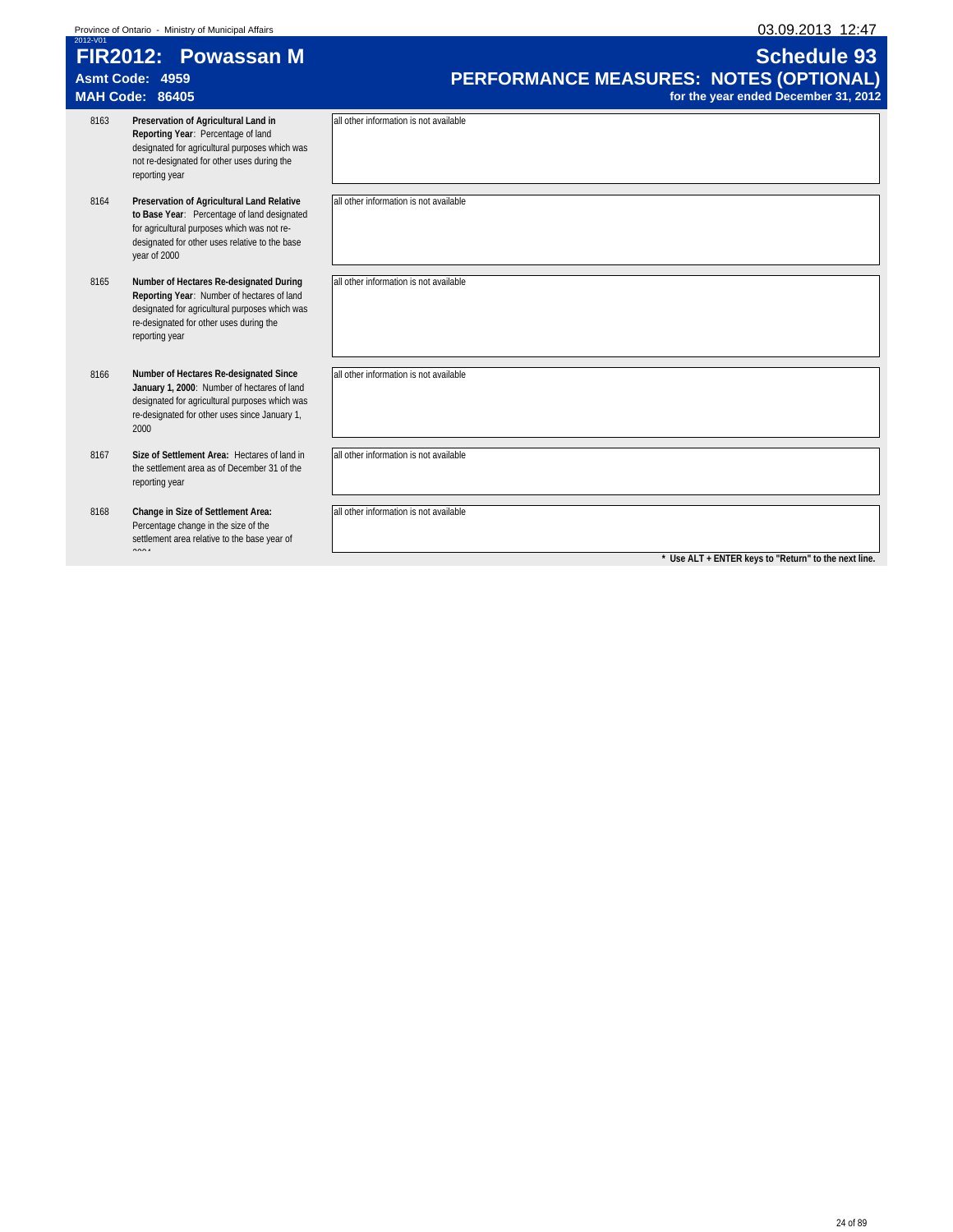Province of Ontario - Ministry of Municipal Affairs

2012-V01

# FIR2012: Powassan M

**Asmt Code: 4959**
**MAH Code: 86405**

# Schedule 93
## PERFORMANCE MEASURES: NOTES (OPTIONAL)
**for the year ended December 31, 2012**

| | | |
|---|---|---|
| 8163 | **Preservation of Agricultural Land in Reporting Year**: Percentage of land designated for agricultural purposes which was not re-designated for other uses during the reporting year | all other information is not available |
| 8164 | **Preservation of Agricultural Land Relative to Base Year**: Percentage of land designated for agricultural purposes which was not re-designated for other uses relative to the base year of 2000 | all other information is not available |
| 8165 | **Number of Hectares Re-designated During Reporting Year**: Number of hectares of land designated for agricultural purposes which was re-designated for other uses during the reporting year | all other information is not available |
| 8166 | **Number of Hectares Re-designated Since January 1, 2000**: Number of hectares of land designated for agricultural purposes which was re-designated for other uses since January 1, 2000 | all other information is not available |
| 8167 | **Size of Settlement Area:** Hectares of land in the settlement area as of December 31 of the reporting year | all other information is not available |
| 8168 | **Change in Size of Settlement Area:** Percentage change in the size of the settlement area relative to the base year of 2004 | all other information is not available |

**\* Use ALT + ENTER keys to "Return" to the next line.**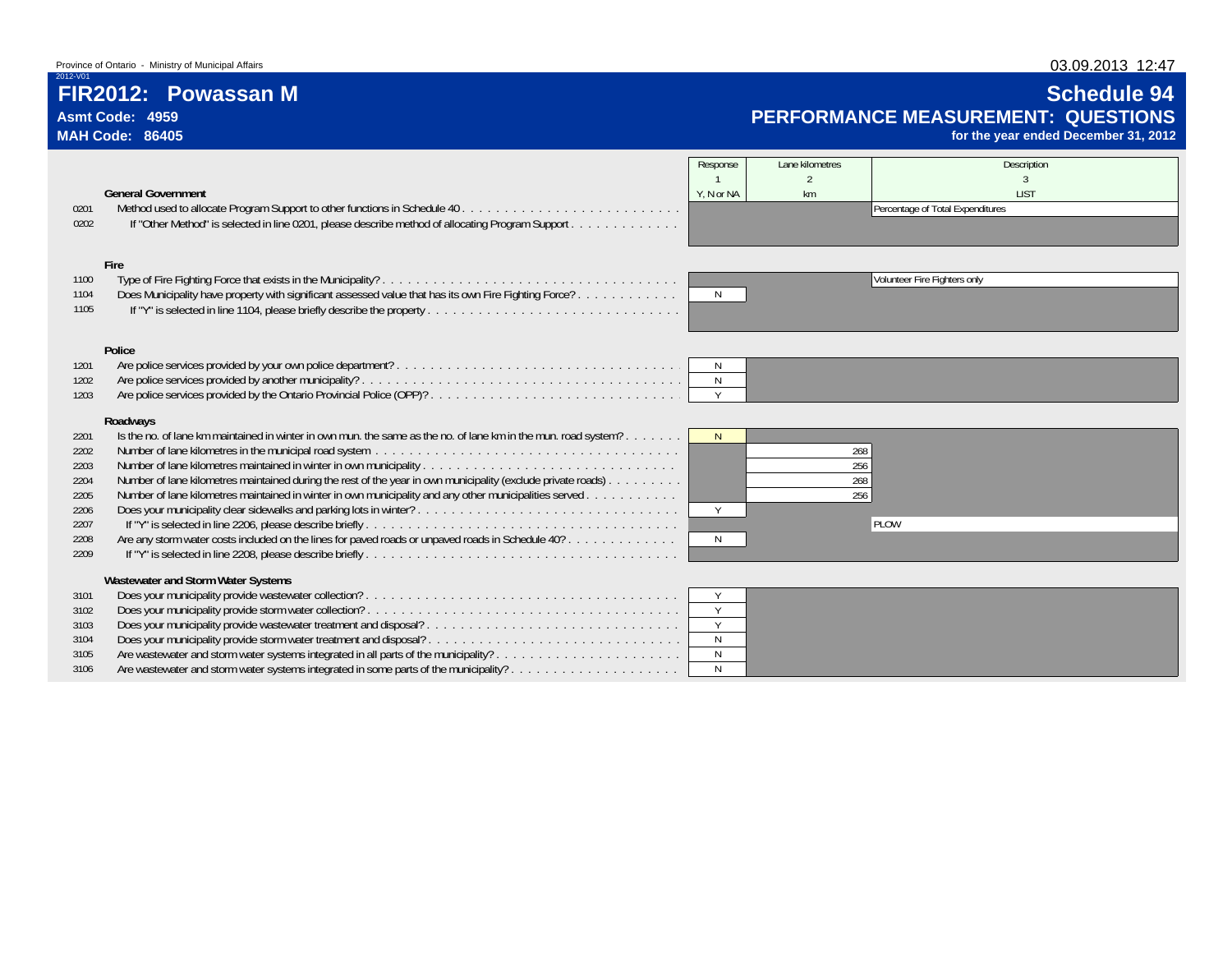Province of Ontario - Ministry of Municipal Affairs

2012-V01

# FIR2012: Powassan M

**Asmt Code: 4959**

**MAH Code: 86405**

## Schedule 94

## PERFORMANCE MEASUREMENT: QUESTIONS

**for the year ended December 31, 2012**

| | | Response | Lane kilometres | Description |
|---|---|---|---|---|
| | | 1 | 2 | 3 |
| | **General Government** | Y, N or NA | km | LIST |
| 0201 | Method used to allocate Program Support to other functions in Schedule 40 | | | Percentage of Total Expenditures |
| 0202 | If "Other Method" is selected in line 0201, please describe method of allocating Program Support | | | |
| | **Fire** | | | |
| 1100 | Type of Fire Fighting Force that exists in the Municipality? | | | Volunteer Fire Fighters only |
| 1104 | Does Municipality have property with significant assessed value that has its own Fire Fighting Force? | N | | |
| 1105 | If "Y" is selected in line 1104, please briefly describe the property | | | |
| | **Police** | | | |
| 1201 | Are police services provided by your own police department? | N | | |
| 1202 | Are police services provided by another municipality? | N | | |
| 1203 | Are police services provided by the Ontario Provincial Police (OPP)? | Y | | |
| | **Roadways** | | | |
| 2201 | Is the no. of lane km maintained in winter in own mun. the same as the no. of lane km in the mun. road system? | N | | |
| 2202 | Number of lane kilometres in the municipal road system | | 268 | |
| 2203 | Number of lane kilometres maintained in winter in own municipality | | 256 | |
| 2204 | Number of lane kilometres maintained during the rest of the year in own municipality (exclude private roads) | | 268 | |
| 2205 | Number of lane kilometres maintained in winter in own municipality and any other municipalities served | | 256 | |
| 2206 | Does your municipality clear sidewalks and parking lots in winter? | Y | | |
| 2207 | If "Y" is selected in line 2206, please describe briefly | | | PLOW |
| 2208 | Are any storm water costs included on the lines for paved roads or unpaved roads in Schedule 40? | N | | |
| 2209 | If "Y" is selected in line 2208, please describe briefly | | | |
| | **Wastewater and Storm Water Systems** | | | |
| 3101 | Does your municipality provide wastewater collection? | Y | | |
| 3102 | Does your municipality provide storm water collection? | Y | | |
| 3103 | Does your municipality provide wastewater treatment and disposal? | Y | | |
| 3104 | Does your municipality provide storm water treatment and disposal? | N | | |
| 3105 | Are wastewater and storm water systems integrated in all parts of the municipality? | N | | |
| 3106 | Are wastewater and storm water systems integrated in some parts of the municipality? | N | | |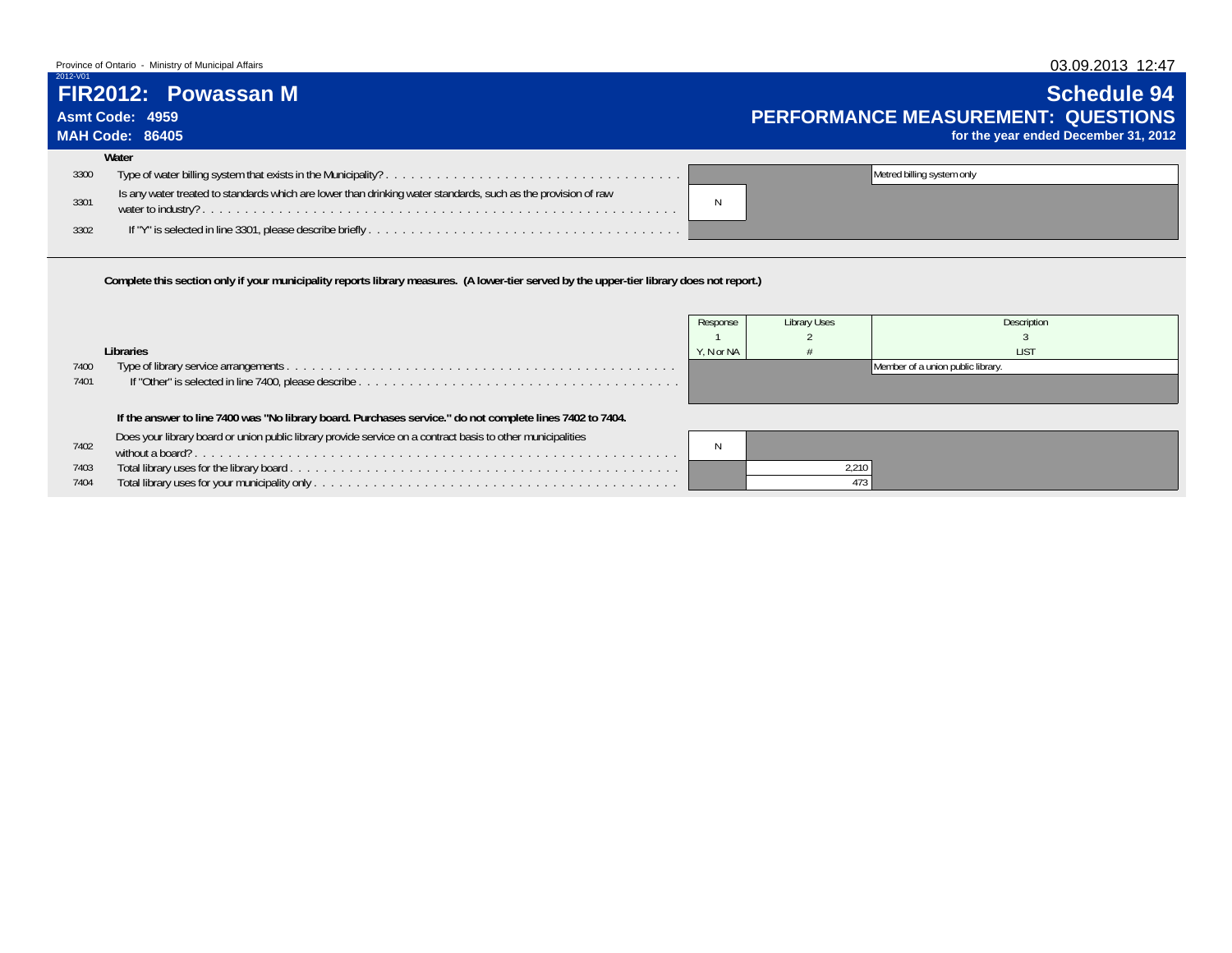Province of Ontario - Ministry of Municipal Affairs

2012-V01

# FIR2012: Powassan M

**Asmt Code: 4959**

**MAH Code: 86405**

## Schedule 94

## PERFORMANCE MEASUREMENT: QUESTIONS

**for the year ended December 31, 2012**

**Water**

| Line | Question | Response | |
|---|---|---|---|
| 3300 | Type of water billing system that exists in the Municipality? | | Metred billing system only |
| 3301 | Is any water treated to standards which are lower than drinking water standards, such as the provision of raw water to industry? | N | |
| 3302 | If "Y" is selected in line 3301, please describe briefly | | |

**Complete this section only if your municipality reports library measures. (A lower-tier served by the upper-tier library does not report.)**

| Line | Libraries | Response<br>1<br>Y, N or NA | Library Uses<br>2<br># | Description<br>3<br>LIST |
|---|---|---|---|---|
| 7400 | Type of library service arrangements | | | Member of a union public library. |
| 7401 | If "Other" is selected in line 7400, please describe | | | |

**If the answer to line 7400 was "No library board. Purchases service." do not complete lines 7402 to 7404.**

| Line | Question | Response | Library Uses | Description |
|---|---|---|---|---|
| 7402 | Does your library board or union public library provide service on a contract basis to other municipalities without a board? | N | | |
| 7403 | Total library uses for the library board | | 2,210 | |
| 7404 | Total library uses for your municipality only | | 473 | |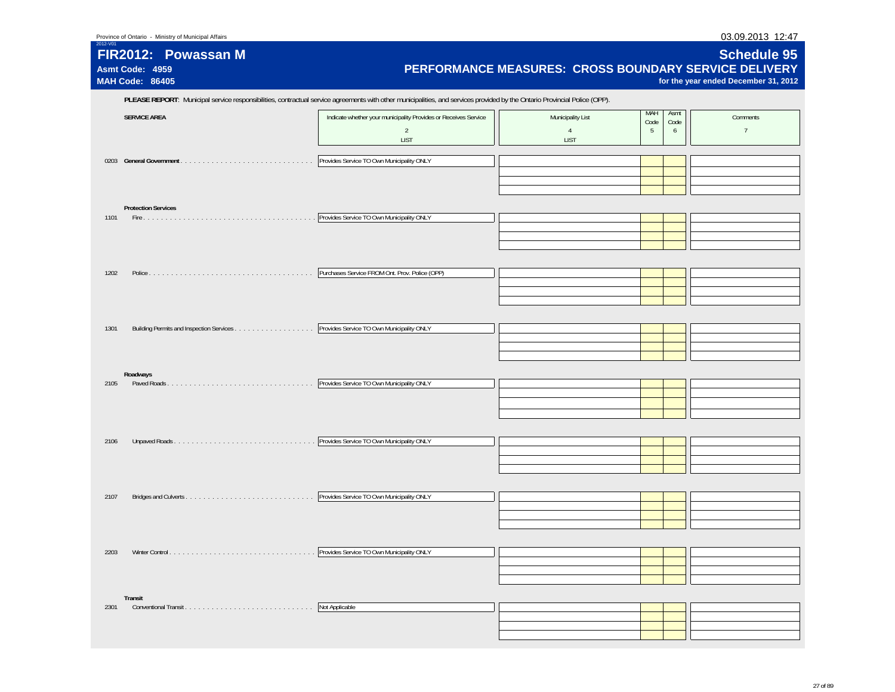Province of Ontario - Ministry of Municipal Affairs

2012-V01

# FIR2012: Powassan M

**Asmt Code: 4959**

**MAH Code: 86405**

# Schedule 95

## PERFORMANCE MEASURES: CROSS BOUNDARY SERVICE DELIVERY

**for the year ended December 31, 2012**

**PLEASE REPORT**: Municipal service responsibilities, contractual service agreements with other municipalities, and services provided by the Ontario Provincial Police (OPP).

| | SERVICE AREA | Indicate whether your municipality Provides or Receives Service 2 LIST | Municipality List 4 LIST | MAH Code 5 | Asmt Code 6 | Comments 7 |
|---|---|---|---|---|---|---|
| 0203 | **General Government** | Provides Service TO Own Municipality ONLY | | | | |
| | **Protection Services** | | | | | |
| 1101 | Fire | Provides Service TO Own Municipality ONLY | | | | |
| 1202 | Police | Purchases Service FROM Ont. Prov. Police (OPP) | | | | |
| 1301 | Building Permits and Inspection Services | Provides Service TO Own Municipality ONLY | | | | |
| | **Roadways** | | | | | |
| 2105 | Paved Roads | Provides Service TO Own Municipality ONLY | | | | |
| 2106 | Unpaved Roads | Provides Service TO Own Municipality ONLY | | | | |
| 2107 | Bridges and Culverts | Provides Service TO Own Municipality ONLY | | | | |
| 2203 | Winter Control | Provides Service TO Own Municipality ONLY | | | | |
| | **Transit** | | | | | |
| 2301 | Conventional Transit | Not Applicable | | | | |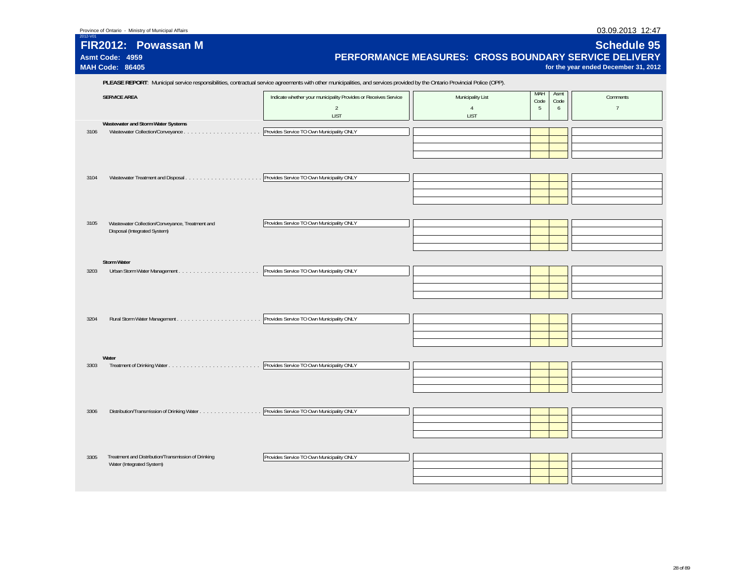Province of Ontario - Ministry of Municipal Affairs

03.09.2013 12:47

2012-V01

# FIR2012: Powassan M

**Asmt Code: 4959**

**MAH Code: 86405**

# Schedule 95

## PERFORMANCE MEASURES: CROSS BOUNDARY SERVICE DELIVERY

**for the year ended December 31, 2012**

**PLEASE REPORT**: Municipal service responsibilities, contractual service agreements with other municipalities, and services provided by the Ontario Provincial Police (OPP).

| | SERVICE AREA | Indicate whether your municipality Provides or Receives Service | Municipality List | MAH Code | Asmt Code | Comments |
|---|---|---|---|---|---|---|
| | | 2 | 4 | 5 | 6 | 7 |
| | | LIST | LIST | | | |
| | **Wastewater and Storm Water Systems** | | | | | |
| 3106 | Wastewater Collection/Conveyance | Provides Service TO Own Municipality ONLY | | | | |
| 3104 | Wastewater Treatment and Disposal | Provides Service TO Own Municipality ONLY | | | | |
| 3105 | Wastewater Collection/Conveyance, Treatment and Disposal (Integrated System) | Provides Service TO Own Municipality ONLY | | | | |
| | **Storm Water** | | | | | |
| 3203 | Urban Storm Water Management | Provides Service TO Own Municipality ONLY | | | | |
| 3204 | Rural Storm Water Management | Provides Service TO Own Municipality ONLY | | | | |
| | **Water** | | | | | |
| 3303 | Treatment of Drinking Water | Provides Service TO Own Municipality ONLY | | | | |
| 3306 | Distribution/Transmission of Drinking Water | Provides Service TO Own Municipality ONLY | | | | |
| 3305 | Treatment and Distribution/Transmission of Drinking Water (Integrated System) | Provides Service TO Own Municipality ONLY | | | | |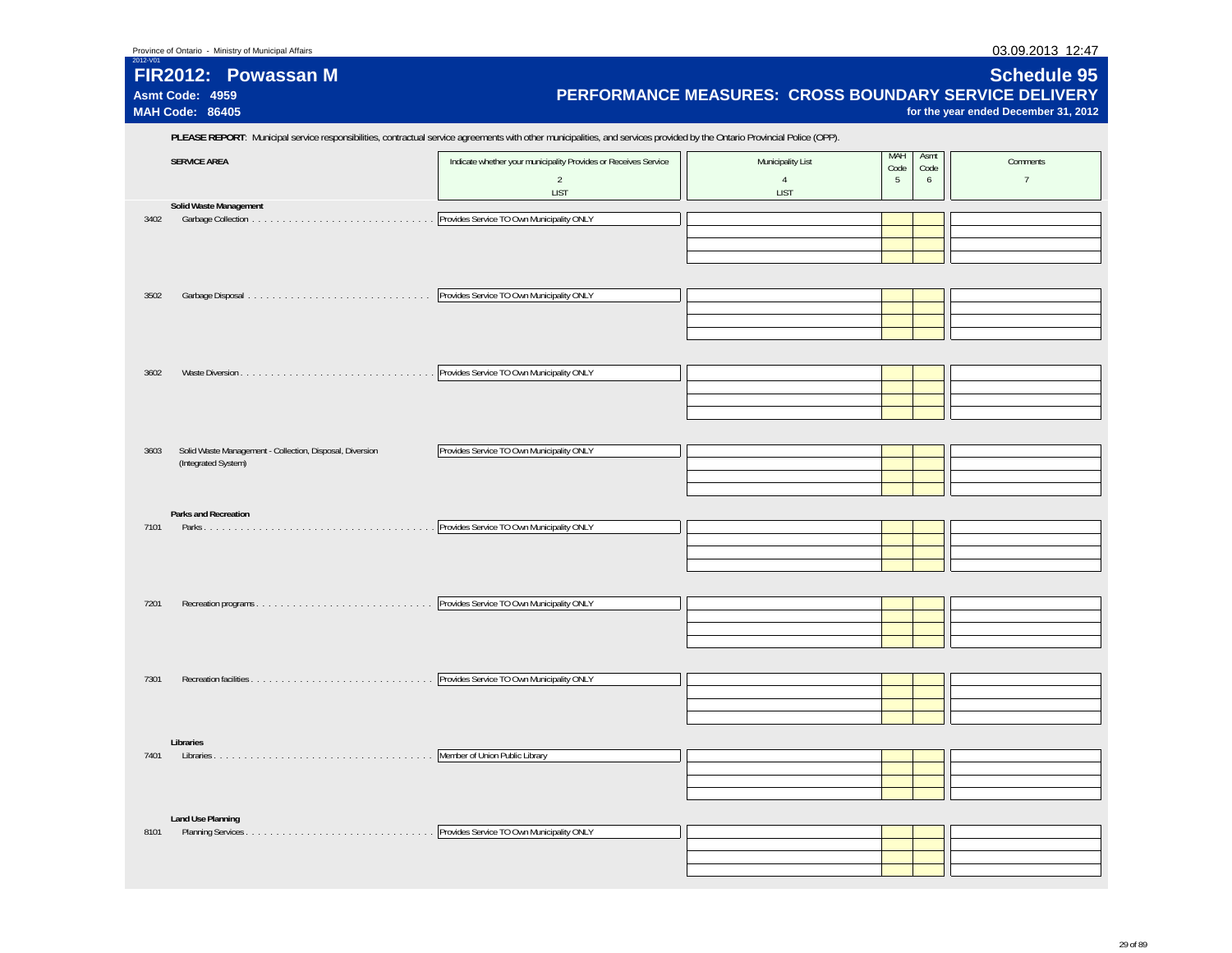Province of Ontario - Ministry of Municipal Affairs

2012-V01

# FIR2012: Powassan M

**Asmt Code: 4959**

**MAH Code: 86405**

# Schedule 95

## PERFORMANCE MEASURES: CROSS BOUNDARY SERVICE DELIVERY

**for the year ended December 31, 2012**

**PLEASE REPORT**: Municipal service responsibilities, contractual service agreements with other municipalities, and services provided by the Ontario Provincial Police (OPP).

| | SERVICE AREA | Indicate whether your municipality Provides or Receives Service | Municipality List | MAH Code | Asmt Code | Comments |
|---|---|---|---|---|---|---|
| | | 2 | 4 | 5 | 6 | 7 |
| | | LIST | LIST | | | |
| | **Solid Waste Management** | | | | | |
| 3402 | Garbage Collection | Provides Service TO Own Municipality ONLY | | | | |
| 3502 | Garbage Disposal | Provides Service TO Own Municipality ONLY | | | | |
| 3602 | Waste Diversion | Provides Service TO Own Municipality ONLY | | | | |
| 3603 | Solid Waste Management - Collection, Disposal, Diversion (Integrated System) | Provides Service TO Own Municipality ONLY | | | | |
| | **Parks and Recreation** | | | | | |
| 7101 | Parks | Provides Service TO Own Municipality ONLY | | | | |
| 7201 | Recreation programs | Provides Service TO Own Municipality ONLY | | | | |
| 7301 | Recreation facilities | Provides Service TO Own Municipality ONLY | | | | |
| | **Libraries** | | | | | |
| 7401 | Libraries | Member of Union Public Library | | | | |
| | **Land Use Planning** | | | | | |
| 8101 | Planning Services | Provides Service TO Own Municipality ONLY | | | | |